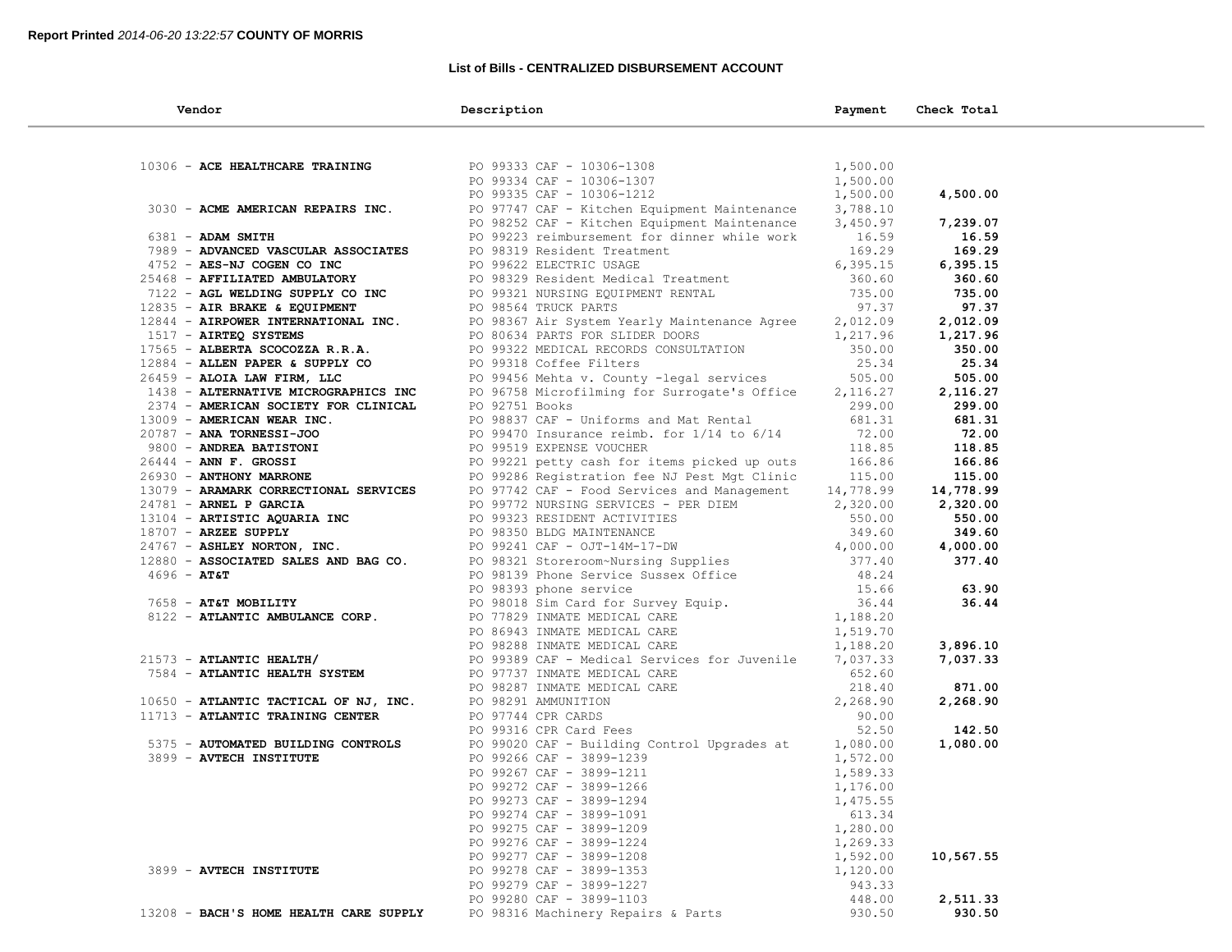**Report Printed** *2014-06-20 13:22:57* **COUNTY OF MORRIS**

### List of Bills - CENTRALIZED DISBURSEMENT ACCOUNT

| Vendor | Description | Payment | Check Total |
|---|---|---|---|
| 10306 - **ACE HEALTHCARE TRAINING** | PO 99333 CAF - 10306-1308 | 1,500.00 | |
| | PO 99334 CAF - 10306-1307 | 1,500.00 | |
| | PO 99335 CAF - 10306-1212 | 1,500.00 | **4,500.00** |
| 3030 - **ACME AMERICAN REPAIRS INC.** | PO 97747 CAF - Kitchen Equipment Maintenance | 3,788.10 | |
| | PO 98252 CAF - Kitchen Equipment Maintenance | 3,450.97 | **7,239.07** |
| 6381 - **ADAM SMITH** | PO 99223 reimbursement for dinner while work | 16.59 | **16.59** |
| 7989 - **ADVANCED VASCULAR ASSOCIATES** | PO 98319 Resident Treatment | 169.29 | **169.29** |
| 4752 - **AES-NJ COGEN CO INC** | PO 99622 ELECTRIC USAGE | 6,395.15 | **6,395.15** |
| 25468 - **AFFILIATED AMBULATORY** | PO 98329 Resident Medical Treatment | 360.60 | **360.60** |
| 7122 - **AGL WELDING SUPPLY CO INC** | PO 99321 NURSING EQUIPMENT RENTAL | 735.00 | **735.00** |
| 12835 - **AIR BRAKE & EQUIPMENT** | PO 98564 TRUCK PARTS | 97.37 | **97.37** |
| 12844 - **AIRPOWER INTERNATIONAL INC.** | PO 98367 Air System Yearly Maintenance Agree | 2,012.09 | **2,012.09** |
| 1517 - **AIRTEQ SYSTEMS** | PO 80634 PARTS FOR SLIDER DOORS | 1,217.96 | **1,217.96** |
| 17565 - **ALBERTA SCOCOZZA R.R.A.** | PO 99322 MEDICAL RECORDS CONSULTATION | 350.00 | **350.00** |
| 12884 - **ALLEN PAPER & SUPPLY CO** | PO 99318 Coffee Filters | 25.34 | **25.34** |
| 26459 - **ALOIA LAW FIRM, LLC** | PO 99456 Mehta v. County -legal services | 505.00 | **505.00** |
| 1438 - **ALTERNATIVE MICROGRAPHICS INC** | PO 96758 Microfilming for Surrogate's Office | 2,116.27 | **2,116.27** |
| 2374 - **AMERICAN SOCIETY FOR CLINICAL** | PO 92751 Books | 299.00 | **299.00** |
| 13009 - **AMERICAN WEAR INC.** | PO 98837 CAF - Uniforms and Mat Rental | 681.31 | **681.31** |
| 20787 - **ANA TORNESSI-JOO** | PO 99470 Insurance reimb. for 1/14 to 6/14 | 72.00 | **72.00** |
| 9800 - **ANDREA BATISTONI** | PO 99519 EXPENSE VOUCHER | 118.85 | **118.85** |
| 26444 - **ANN F. GROSSI** | PO 99221 petty cash for items picked up outs | 166.86 | **166.86** |
| 26930 - **ANTHONY MARRONE** | PO 99286 Registration fee NJ Pest Mgt Clinic | 115.00 | **115.00** |
| 13079 - **ARAMARK CORRECTIONAL SERVICES** | PO 97742 CAF - Food Services and Management | 14,778.99 | **14,778.99** |
| 24781 - **ARNEL P GARCIA** | PO 99772 NURSING SERVICES - PER DIEM | 2,320.00 | **2,320.00** |
| 13104 - **ARTISTIC AQUARIA INC** | PO 99323 RESIDENT ACTIVITIES | 550.00 | **550.00** |
| 18707 - **ARZEE SUPPLY** | PO 98350 BLDG MAINTENANCE | 349.60 | **349.60** |
| 24767 - **ASHLEY NORTON, INC.** | PO 99241 CAF - OJT-14M-17-DW | 4,000.00 | **4,000.00** |
| 12880 - **ASSOCIATED SALES AND BAG CO.** | PO 98321 Storeroom~Nursing Supplies | 377.40 | **377.40** |
| 4696 - **AT&T** | PO 98139 Phone Service Sussex Office | 48.24 | |
| | PO 98393 phone service | 15.66 | **63.90** |
| 7658 - **AT&T MOBILITY** | PO 98018 Sim Card for Survey Equip. | 36.44 | **36.44** |
| 8122 - **ATLANTIC AMBULANCE CORP.** | PO 77829 INMATE MEDICAL CARE | 1,188.20 | |
| | PO 86943 INMATE MEDICAL CARE | 1,519.70 | |
| | PO 98288 INMATE MEDICAL CARE | 1,188.20 | **3,896.10** |
| 21573 - **ATLANTIC HEALTH/** | PO 99389 CAF - Medical Services for Juvenile | 7,037.33 | **7,037.33** |
| 7584 - **ATLANTIC HEALTH SYSTEM** | PO 97737 INMATE MEDICAL CARE | 652.60 | |
| | PO 98287 INMATE MEDICAL CARE | 218.40 | **871.00** |
| 10650 - **ATLANTIC TACTICAL OF NJ, INC.** | PO 98291 AMMUNITION | 2,268.90 | **2,268.90** |
| 11713 - **ATLANTIC TRAINING CENTER** | PO 97744 CPR CARDS | 90.00 | |
| | PO 99316 CPR Card Fees | 52.50 | **142.50** |
| 5375 - **AUTOMATED BUILDING CONTROLS** | PO 99020 CAF - Building Control Upgrades at | 1,080.00 | **1,080.00** |
| 3899 - **AVTECH INSTITUTE** | PO 99266 CAF - 3899-1239 | 1,572.00 | |
| | PO 99267 CAF - 3899-1211 | 1,589.33 | |
| | PO 99272 CAF - 3899-1266 | 1,176.00 | |
| | PO 99273 CAF - 3899-1294 | 1,475.55 | |
| | PO 99274 CAF - 3899-1091 | 613.34 | |
| | PO 99275 CAF - 3899-1209 | 1,280.00 | |
| | PO 99276 CAF - 3899-1224 | 1,269.33 | |
| | PO 99277 CAF - 3899-1208 | 1,592.00 | **10,567.55** |
| 3899 - **AVTECH INSTITUTE** | PO 99278 CAF - 3899-1353 | 1,120.00 | |
| | PO 99279 CAF - 3899-1227 | 943.33 | |
| | PO 99280 CAF - 3899-1103 | 448.00 | **2,511.33** |
| 13208 - **BACH'S HOME HEALTH CARE SUPPLY** | PO 98316 Machinery Repairs & Parts | 930.50 | **930.50** |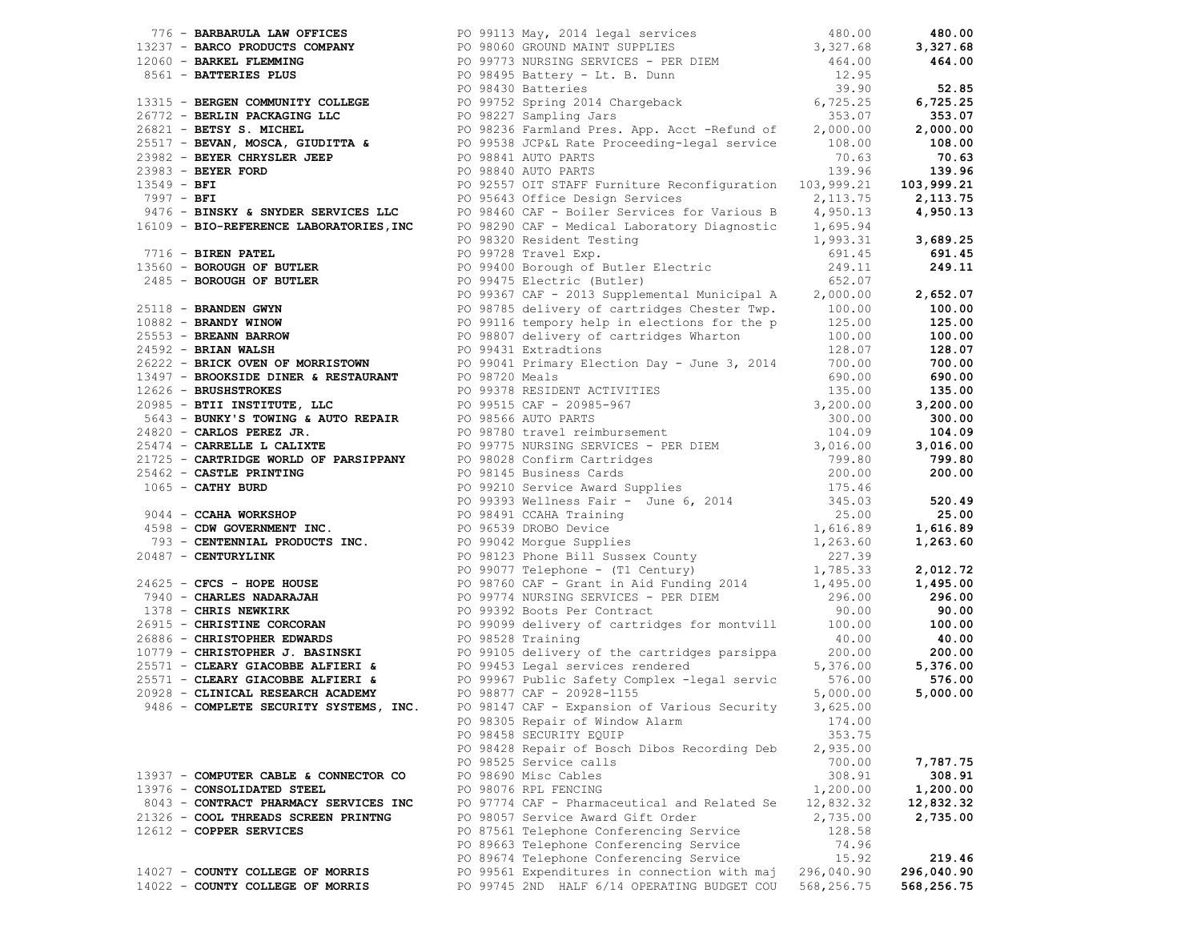| Vendor | PO / Description | Amount | Total |
|---|---|---|---|
| 776 - **BARBARULA LAW OFFICES** | PO 99113 May, 2014 legal services | 480.00 | **480.00** |
| 13237 - **BARCO PRODUCTS COMPANY** | PO 98060 GROUND MAINT SUPPLIES | 3,327.68 | **3,327.68** |
| 12060 - **BARKEL FLEMMING** | PO 99773 NURSING SERVICES - PER DIEM | 464.00 | **464.00** |
| 8561 - **BATTERIES PLUS** | PO 98495 Battery - Lt. B. Dunn | 12.95 | |
| | PO 98430 Batteries | 39.90 | **52.85** |
| 13315 - **BERGEN COMMUNITY COLLEGE** | PO 99752 Spring 2014 Chargeback | 6,725.25 | **6,725.25** |
| 26772 - **BERLIN PACKAGING LLC** | PO 98227 Sampling Jars | 353.07 | **353.07** |
| 26821 - **BETSY S. MICHEL** | PO 98236 Farmland Pres. App. Acct -Refund of | 2,000.00 | **2,000.00** |
| 25517 - **BEVAN, MOSCA, GIUDITTA &** | PO 99538 JCP&L Rate Proceeding-legal service | 108.00 | **108.00** |
| 23982 - **BEYER CHRYSLER JEEP** | PO 98841 AUTO PARTS | 70.63 | **70.63** |
| 23983 - **BEYER FORD** | PO 98840 AUTO PARTS | 139.96 | **139.96** |
| 13549 - **BFI** | PO 92557 OIT STAFF Furniture Reconfiguration | 103,999.21 | **103,999.21** |
| 7997 - **BFI** | PO 95643 Office Design Services | 2,113.75 | **2,113.75** |
| 9476 - **BINSKY & SNYDER SERVICES LLC** | PO 98460 CAF - Boiler Services for Various B | 4,950.13 | **4,950.13** |
| 16109 - **BIO-REFERENCE LABORATORIES,INC** | PO 98290 CAF - Medical Laboratory Diagnostic | 1,695.94 | |
| | PO 98320 Resident Testing | 1,993.31 | **3,689.25** |
| 7716 - **BIREN PATEL** | PO 99728 Travel Exp. | 691.45 | **691.45** |
| 13560 - **BOROUGH OF BUTLER** | PO 99400 Borough of Butler Electric | 249.11 | **249.11** |
| 2485 - **BOROUGH OF BUTLER** | PO 99475 Electric (Butler) | 652.07 | |
| | PO 99367 CAF - 2013 Supplemental Municipal A | 2,000.00 | **2,652.07** |
| 25118 - **BRANDEN GWYN** | PO 98785 delivery of cartridges Chester Twp. | 100.00 | **100.00** |
| 10882 - **BRANDY WINOW** | PO 99116 tempory help in elections for the p | 125.00 | **125.00** |
| 25553 - **BREANN BARROW** | PO 98807 delivery of cartridges Wharton | 100.00 | **100.00** |
| 24592 - **BRIAN WALSH** | PO 99431 Extradtions | 128.07 | **128.07** |
| 26222 - **BRICK OVEN OF MORRISTOWN** | PO 99041 Primary Election Day - June 3, 2014 | 700.00 | **700.00** |
| 13497 - **BROOKSIDE DINER & RESTAURANT** | PO 98720 Meals | 690.00 | **690.00** |
| 12626 - **BRUSHSTROKES** | PO 99378 RESIDENT ACTIVITIES | 135.00 | **135.00** |
| 20985 - **BTII INSTITUTE, LLC** | PO 99515 CAF - 20985-967 | 3,200.00 | **3,200.00** |
| 5643 - **BUNKY'S TOWING & AUTO REPAIR** | PO 98566 AUTO PARTS | 300.00 | **300.00** |
| 24820 - **CARLOS PEREZ JR.** | PO 98780 travel reimbursement | 104.09 | **104.09** |
| 25474 - **CARRELLE L CALIXTE** | PO 99775 NURSING SERVICES - PER DIEM | 3,016.00 | **3,016.00** |
| 21725 - **CARTRIDGE WORLD OF PARSIPPANY** | PO 98028 Confirm Cartridges | 799.80 | **799.80** |
| 25462 - **CASTLE PRINTING** | PO 98145 Business Cards | 200.00 | **200.00** |
| 1065 - **CATHY BURD** | PO 99210 Service Award Supplies | 175.46 | |
| | PO 99393 Wellness Fair - June 6, 2014 | 345.03 | **520.49** |
| 9044 - **CCAHA WORKSHOP** | PO 98491 CCAHA Training | 25.00 | **25.00** |
| 4598 - **CDW GOVERNMENT INC.** | PO 96539 DROBO Device | 1,616.89 | **1,616.89** |
| 793 - **CENTENNIAL PRODUCTS INC.** | PO 99042 Morgue Supplies | 1,263.60 | **1,263.60** |
| 20487 - **CENTURYLINK** | PO 98123 Phone Bill Sussex County | 227.39 | |
| | PO 99077 Telephone - (T1 Century) | 1,785.33 | **2,012.72** |
| 24625 - **CFCS - HOPE HOUSE** | PO 98760 CAF - Grant in Aid Funding 2014 | 1,495.00 | **1,495.00** |
| 7940 - **CHARLES NADARAJAH** | PO 99774 NURSING SERVICES - PER DIEM | 296.00 | **296.00** |
| 1378 - **CHRIS NEWKIRK** | PO 99392 Boots Per Contract | 90.00 | **90.00** |
| 26915 - **CHRISTINE CORCORAN** | PO 99099 delivery of cartridges for montvill | 100.00 | **100.00** |
| 26886 - **CHRISTOPHER EDWARDS** | PO 98528 Training | 40.00 | **40.00** |
| 10779 - **CHRISTOPHER J. BASINSKI** | PO 99105 delivery of the cartridges parsippa | 200.00 | **200.00** |
| 25571 - **CLEARY GIACOBBE ALFIERI &** | PO 99453 Legal services rendered | 5,376.00 | **5,376.00** |
| 25571 - **CLEARY GIACOBBE ALFIERI &** | PO 99967 Public Safety Complex -legal servic | 576.00 | **576.00** |
| 20928 - **CLINICAL RESEARCH ACADEMY** | PO 98877 CAF - 20928-1155 | 5,000.00 | **5,000.00** |
| 9486 - **COMPLETE SECURITY SYSTEMS, INC.** | PO 98147 CAF - Expansion of Various Security | 3,625.00 | |
| | PO 98305 Repair of Window Alarm | 174.00 | |
| | PO 98458 SECURITY EQUIP | 353.75 | |
| | PO 98428 Repair of Bosch Dibos Recording Deb | 2,935.00 | |
| | PO 98525 Service calls | 700.00 | **7,787.75** |
| 13937 - **COMPUTER CABLE & CONNECTOR CO** | PO 98690 Misc Cables | 308.91 | **308.91** |
| 13976 - **CONSOLIDATED STEEL** | PO 98076 RPL FENCING | 1,200.00 | **1,200.00** |
| 8043 - **CONTRACT PHARMACY SERVICES INC** | PO 97774 CAF - Pharmaceutical and Related Se | 12,832.32 | **12,832.32** |
| 21326 - **COOL THREADS SCREEN PRINTNG** | PO 98057 Service Award Gift Order | 2,735.00 | **2,735.00** |
| 12612 - **COPPER SERVICES** | PO 87561 Telephone Conferencing Service | 128.58 | |
| | PO 89663 Telephone Conferencing Service | 74.96 | |
| | PO 89674 Telephone Conferencing Service | 15.92 | **219.46** |
| 14027 - **COUNTY COLLEGE OF MORRIS** | PO 99561 Expenditures in connection with maj | 296,040.90 | **296,040.90** |
| 14022 - **COUNTY COLLEGE OF MORRIS** | PO 99745 2ND HALF 6/14 OPERATING BUDGET COU | 568,256.75 | **568,256.75** |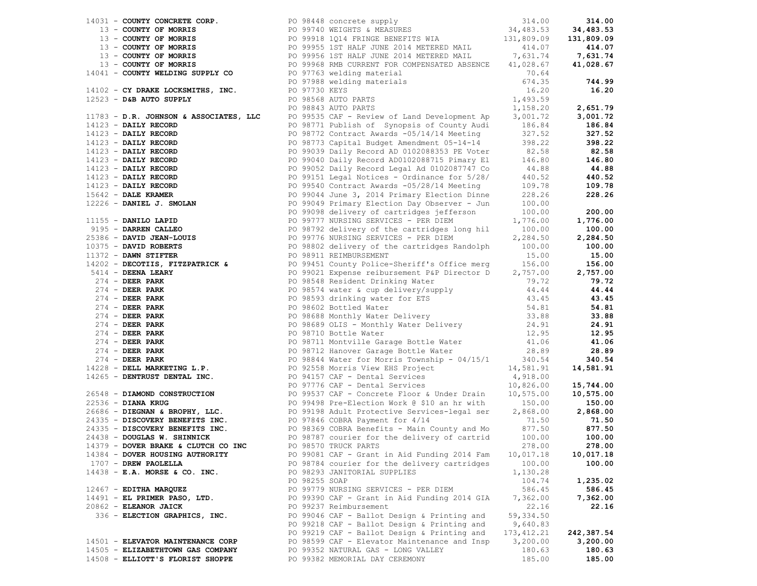| Vendor | PO / Description | Amount | Total |
|---|---|---|---|
| 14031 - **COUNTY CONCRETE CORP.** | PO 98448 concrete supply | 314.00 | **314.00** |
| 13 - **COUNTY OF MORRIS** | PO 99740 WEIGHTS & MEASURES | 34,483.53 | **34,483.53** |
| 13 - **COUNTY OF MORRIS** | PO 99918 1Q14 FRINGE BENEFITS WIA | 131,809.09 | **131,809.09** |
| 13 - **COUNTY OF MORRIS** | PO 99955 1ST HALF JUNE 2014 METERED MAIL | 414.07 | **414.07** |
| 13 - **COUNTY OF MORRIS** | PO 99956 1ST HALF JUNE 2014 METERED MAIL | 7,631.74 | **7,631.74** |
| 13 - **COUNTY OF MORRIS** | PO 99968 RMB CURRENT FOR COMPENSATED ABSENCE | 41,028.67 | **41,028.67** |
| 14041 - **COUNTY WELDING SUPPLY CO** | PO 97763 welding material | 70.64 | |
| | PO 97988 welding materials | 674.35 | **744.99** |
| 14102 - **CY DRAKE LOCKSMITHS, INC.** | PO 97730 KEYS | 16.20 | **16.20** |
| 12523 - **D&B AUTO SUPPLY** | PO 98568 AUTO PARTS | 1,493.59 | |
| | PO 98843 AUTO PARTS | 1,158.20 | **2,651.79** |
| 11783 - **D.R. JOHNSON & ASSOCIATES, LLC** | PO 99535 CAF - Review of Land Development Ap | 3,001.72 | **3,001.72** |
| 14123 - **DAILY RECORD** | PO 98771 Publish of Synopsis of County Audi | 186.84 | **186.84** |
| 14123 - **DAILY RECORD** | PO 98772 Contract Awards -05/14/14 Meeting | 327.52 | **327.52** |
| 14123 - **DAILY RECORD** | PO 98773 Capital Budget Amendment 05-14-14 | 398.22 | **398.22** |
| 14123 - **DAILY RECORD** | PO 99039 Daily Record AD 0102088353 PE Voter | 82.58 | **82.58** |
| 14123 - **DAILY RECORD** | PO 99040 Daily Record AD0102088715 Pimary El | 146.80 | **146.80** |
| 14123 - **DAILY RECORD** | PO 99052 Daily Record Legal Ad 0102087747 Co | 44.88 | **44.88** |
| 14123 - **DAILY RECORD** | PO 99151 Legal Notices - Ordinance for 5/28/ | 440.52 | **440.52** |
| 14123 - **DAILY RECORD** | PO 99540 Contract Awards -05/28/14 Meeting | 109.78 | **109.78** |
| 15642 - **DALE KRAMER** | PO 99044 June 3, 2014 Primary Election Dinne | 228.26 | **228.26** |
| 12226 - **DANIEL J. SMOLAN** | PO 99049 Primary Election Day Observer - Jun | 100.00 | |
| | PO 99098 delivery of cartridges jefferson | 100.00 | **200.00** |
| 11155 - **DANILO LAPID** | PO 99777 NURSING SERVICES - PER DIEM | 1,776.00 | **1,776.00** |
| 9195 - **DARREN CALLEO** | PO 98792 delivery of the cartridges long hil | 100.00 | **100.00** |
| 25386 - **DAVID JEAN-LOUIS** | PO 99776 NURSING SERVICES - PER DIEM | 2,284.50 | **2,284.50** |
| 10375 - **DAVID ROBERTS** | PO 98802 delivery of the cartridges Randolph | 100.00 | **100.00** |
| 11372 - **DAWN STIFTER** | PO 98911 REIMBURSEMENT | 15.00 | **15.00** |
| 14202 - **DECOTIIS, FITZPATRICK &** | PO 99451 County Police-Sheriff's Office merg | 156.00 | **156.00** |
| 5414 - **DEENA LEARY** | PO 99021 Expense reibursement P&P Director D | 2,757.00 | **2,757.00** |
| 274 - **DEER PARK** | PO 98548 Resident Drinking Water | 79.72 | **79.72** |
| 274 - **DEER PARK** | PO 98574 water & cup delivery/supply | 44.44 | **44.44** |
| 274 - **DEER PARK** | PO 98593 drinking water for ETS | 43.45 | **43.45** |
| 274 - **DEER PARK** | PO 98602 Bottled Water | 54.81 | **54.81** |
| 274 - **DEER PARK** | PO 98688 Monthly Water Delivery | 33.88 | **33.88** |
| 274 - **DEER PARK** | PO 98689 OLIS - Monthly Water Delivery | 24.91 | **24.91** |
| 274 - **DEER PARK** | PO 98710 Bottle Water | 12.95 | **12.95** |
| 274 - **DEER PARK** | PO 98711 Montville Garage Bottle Water | 41.06 | **41.06** |
| 274 - **DEER PARK** | PO 98712 Hanover Garage Bottle Water | 28.89 | **28.89** |
| 274 - **DEER PARK** | PO 98844 Water for Morris Township - 04/15/1 | 340.54 | **340.54** |
| 14228 - **DELL MARKETING L.P.** | PO 92558 Morris View EHS Project | 14,581.91 | **14,581.91** |
| 14265 - **DENTRUST DENTAL INC.** | PO 94157 CAF - Dental Services | 4,918.00 | |
| | PO 97776 CAF - Dental Services | 10,826.00 | **15,744.00** |
| 26548 - **DIAMOND CONSTRUCTION** | PO 99537 CAF - Concrete Floor & Under Drain | 10,575.00 | **10,575.00** |
| 22536 - **DIANA KRUG** | PO 99498 Pre-Election Work @ $10 an hr with | 150.00 | **150.00** |
| 26686 - **DIEGNAN & BROPHY, LLC.** | PO 99198 Adult Protective Services-legal ser | 2,868.00 | **2,868.00** |
| 24335 - **DISCOVERY BENEFITS INC.** | PO 97846 COBRA Payment for 4/14 | 71.50 | **71.50** |
| 24335 - **DISCOVERY BENEFITS INC.** | PO 98369 COBRA Benefits - Main County and Mo | 877.50 | **877.50** |
| 24438 - **DOUGLAS W. SHINNICK** | PO 98787 courier for the delivery of cartrid | 100.00 | **100.00** |
| 14379 - **DOVER BRAKE & CLUTCH CO INC** | PO 98570 TRUCK PARTS | 278.00 | **278.00** |
| 14384 - **DOVER HOUSING AUTHORITY** | PO 99081 CAF - Grant in Aid Funding 2014 Fam | 10,017.18 | **10,017.18** |
| 1707 - **DREW PAOLELLA** | PO 98784 courier for the delivery cartridges | 100.00 | **100.00** |
| 14438 - **E.A. MORSE & CO. INC.** | PO 98293 JANITORIAL SUPPLIES | 1,130.28 | |
| | PO 98255 SOAP | 104.74 | **1,235.02** |
| 12467 - **EDITHA MARQUEZ** | PO 99779 NURSING SERVICES - PER DIEM | 586.45 | **586.45** |
| 14491 - **EL PRIMER PASO, LTD.** | PO 99390 CAF - Grant in Aid Funding 2014 GIA | 7,362.00 | **7,362.00** |
| 20862 - **ELEANOR JAICK** | PO 99237 Reimbursement | 22.16 | **22.16** |
| 336 - **ELECTION GRAPHICS, INC.** | PO 99046 CAF - Ballot Design & Printing and | 59,334.50 | |
| | PO 99218 CAF - Ballot Design & Printing and | 9,640.83 | |
| | PO 99219 CAF - Ballot Design & Printing and | 173,412.21 | **242,387.54** |
| 14501 - **ELEVATOR MAINTENANCE CORP** | PO 98599 CAF - Elevator Maintenance and Insp | 3,200.00 | **3,200.00** |
| 14505 - **ELIZABETHTOWN GAS COMPANY** | PO 99352 NATURAL GAS - LONG VALLEY | 180.63 | **180.63** |
| 14508 - **ELLIOTT'S FLORIST SHOPPE** | PO 99382 MEMORIAL DAY CEREMONY | 185.00 | **185.00** |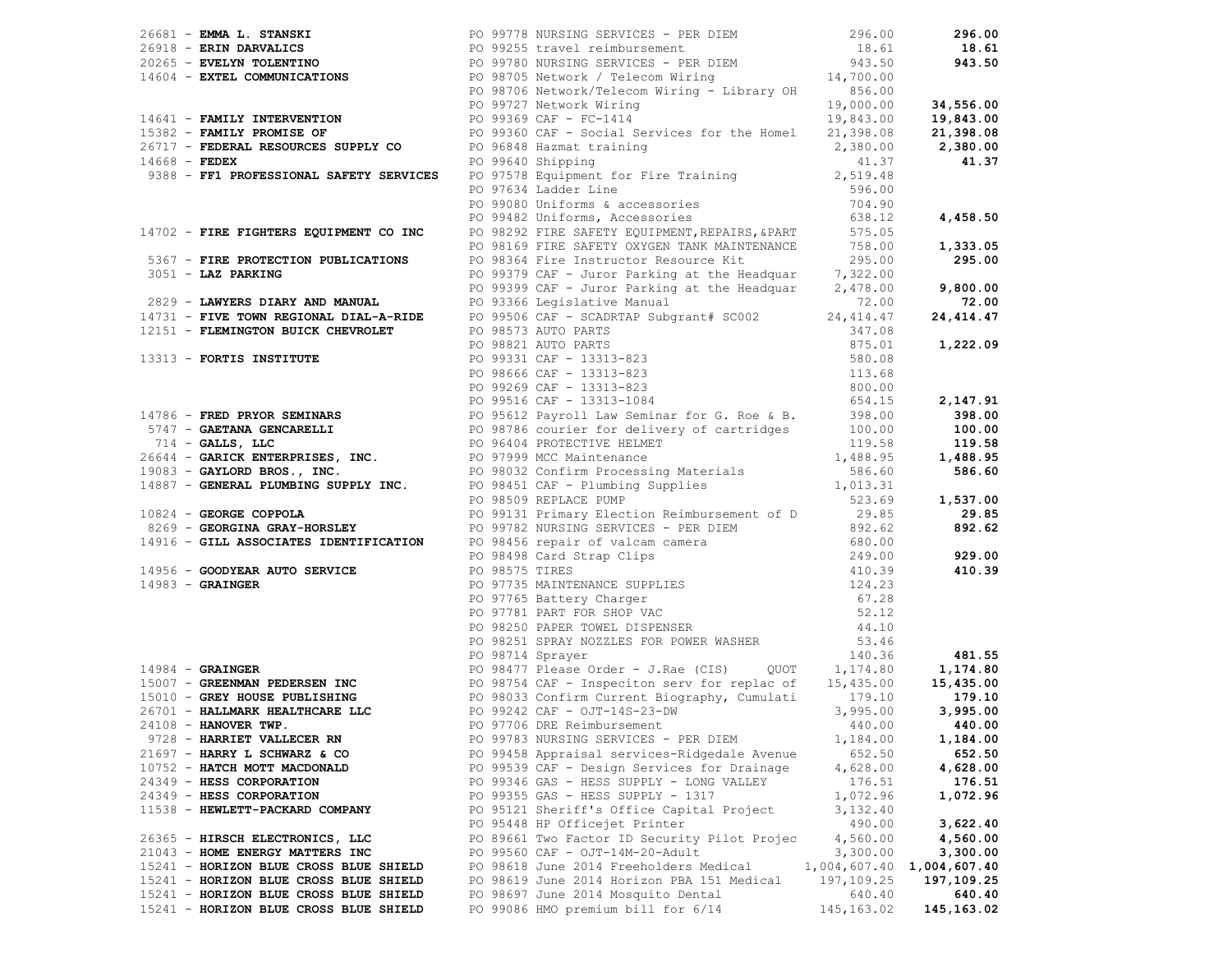| Vendor | PO / Description | Amount | Total |
|---|---|---|---|
| 26681 - **EMMA L. STANSKI** | PO 99778 NURSING SERVICES - PER DIEM | 296.00 | **296.00** |
| 26918 - **ERIN DARVALICS** | PO 99255 travel reimbursement | 18.61 | **18.61** |
| 20265 - **EVELYN TOLENTINO** | PO 99780 NURSING SERVICES - PER DIEM | 943.50 | **943.50** |
| 14604 - **EXTEL COMMUNICATIONS** | PO 98705 Network / Telecom Wiring | 14,700.00 | |
| | PO 98706 Network/Telecom Wiring - Library OH | 856.00 | |
| | PO 99727 Network Wiring | 19,000.00 | **34,556.00** |
| 14641 - **FAMILY INTERVENTION** | PO 99369 CAF - FC-1414 | 19,843.00 | **19,843.00** |
| 15382 - **FAMILY PROMISE OF** | PO 99360 CAF - Social Services for the Homel | 21,398.08 | **21,398.08** |
| 26717 - **FEDERAL RESOURCES SUPPLY CO** | PO 96848 Hazmat training | 2,380.00 | **2,380.00** |
| 14668 - **FEDEX** | PO 99640 Shipping | 41.37 | **41.37** |
| 9388 - **FF1 PROFESSIONAL SAFETY SERVICES** | PO 97578 Equipment for Fire Training | 2,519.48 | |
| | PO 97634 Ladder Line | 596.00 | |
| | PO 99080 Uniforms & accessories | 704.90 | |
| | PO 99482 Uniforms, Accessories | 638.12 | **4,458.50** |
| 14702 - **FIRE FIGHTERS EQUIPMENT CO INC** | PO 98292 FIRE SAFETY EQUIPMENT,REPAIRS,&PART | 575.05 | |
| | PO 98169 FIRE SAFETY OXYGEN TANK MAINTENANCE | 758.00 | **1,333.05** |
| 5367 - **FIRE PROTECTION PUBLICATIONS** | PO 98364 Fire Instructor Resource Kit | 295.00 | **295.00** |
| 3051 - **LAZ PARKING** | PO 99379 CAF - Juror Parking at the Headquar | 7,322.00 | |
| | PO 99399 CAF - Juror Parking at the Headquar | 2,478.00 | **9,800.00** |
| 2829 - **LAWYERS DIARY AND MANUAL** | PO 93366 Legislative Manual | 72.00 | **72.00** |
| 14731 - **FIVE TOWN REGIONAL DIAL-A-RIDE** | PO 99506 CAF - SCADRTAP Subgrant# SC002 | 24,414.47 | **24,414.47** |
| 12151 - **FLEMINGTON BUICK CHEVROLET** | PO 98573 AUTO PARTS | 347.08 | |
| | PO 98821 AUTO PARTS | 875.01 | **1,222.09** |
| 13313 - **FORTIS INSTITUTE** | PO 99331 CAF - 13313-823 | 580.08 | |
| | PO 98666 CAF - 13313-823 | 113.68 | |
| | PO 99269 CAF - 13313-823 | 800.00 | |
| | PO 99516 CAF - 13313-1084 | 654.15 | **2,147.91** |
| 14786 - **FRED PRYOR SEMINARS** | PO 95612 Payroll Law Seminar for G. Roe & B. | 398.00 | **398.00** |
| 5747 - **GAETANA GENCARELLI** | PO 98786 courier for delivery of cartridges | 100.00 | **100.00** |
| 714 - **GALLS, LLC** | PO 96404 PROTECTIVE HELMET | 119.58 | **119.58** |
| 26644 - **GARICK ENTERPRISES, INC.** | PO 97999 MCC Maintenance | 1,488.95 | **1,488.95** |
| 19083 - **GAYLORD BROS., INC.** | PO 98032 Confirm Processing Materials | 586.60 | **586.60** |
| 14887 - **GENERAL PLUMBING SUPPLY INC.** | PO 98451 CAF - Plumbing Supplies | 1,013.31 | |
| | PO 98509 REPLACE PUMP | 523.69 | **1,537.00** |
| 10824 - **GEORGE COPPOLA** | PO 99131 Primary Election Reimbursement of D | 29.85 | **29.85** |
| 8269 - **GEORGINA GRAY-HORSLEY** | PO 99782 NURSING SERVICES - PER DIEM | 892.62 | **892.62** |
| 14916 - **GILL ASSOCIATES IDENTIFICATION** | PO 98456 repair of valcam camera | 680.00 | |
| | PO 98498 Card Strap Clips | 249.00 | **929.00** |
| 14956 - **GOODYEAR AUTO SERVICE** | PO 98575 TIRES | 410.39 | **410.39** |
| 14983 - **GRAINGER** | PO 97735 MAINTENANCE SUPPLIES | 124.23 | |
| | PO 97765 Battery Charger | 67.28 | |
| | PO 97781 PART FOR SHOP VAC | 52.12 | |
| | PO 98250 PAPER TOWEL DISPENSER | 44.10 | |
| | PO 98251 SPRAY NOZZLES FOR POWER WASHER | 53.46 | |
| | PO 98714 Sprayer | 140.36 | **481.55** |
| 14984 - **GRAINGER** | PO 98477 Please Order - J.Rae (CIS) QUOT | 1,174.80 | **1,174.80** |
| 15007 - **GREENMAN PEDERSEN INC** | PO 98754 CAF - Inspeciton serv for replac of | 15,435.00 | **15,435.00** |
| 15010 - **GREY HOUSE PUBLISHING** | PO 98033 Confirm Current Biography, Cumulati | 179.10 | **179.10** |
| 26701 - **HALLMARK HEALTHCARE LLC** | PO 99242 CAF - OJT-14S-23-DW | 3,995.00 | **3,995.00** |
| 24108 - **HANOVER TWP.** | PO 97706 DRE Reimbursement | 440.00 | **440.00** |
| 9728 - **HARRIET VALLECER RN** | PO 99783 NURSING SERVICES - PER DIEM | 1,184.00 | **1,184.00** |
| 21697 - **HARRY L SCHWARZ & CO** | PO 99458 Appraisal services-Ridgedale Avenue | 652.50 | **652.50** |
| 10752 - **HATCH MOTT MACDONALD** | PO 99539 CAF - Design Services for Drainage | 4,628.00 | **4,628.00** |
| 24349 - **HESS CORPORATION** | PO 99346 GAS - HESS SUPPLY - LONG VALLEY | 176.51 | **176.51** |
| 24349 - **HESS CORPORATION** | PO 99355 GAS - HESS SUPPLY - 1317 | 1,072.96 | **1,072.96** |
| 11538 - **HEWLETT-PACKARD COMPANY** | PO 95121 Sheriff's Office Capital Project | 3,132.40 | |
| | PO 95448 HP Officejet Printer | 490.00 | **3,622.40** |
| 26365 - **HIRSCH ELECTRONICS, LLC** | PO 89661 Two Factor ID Security Pilot Projec | 4,560.00 | **4,560.00** |
| 21043 - **HOME ENERGY MATTERS INC** | PO 99560 CAF - OJT-14M-20-Adult | 3,300.00 | **3,300.00** |
| 15241 - **HORIZON BLUE CROSS BLUE SHIELD** | PO 98618 June 2014 Freeholders Medical | 1,004,607.40 | **1,004,607.40** |
| 15241 - **HORIZON BLUE CROSS BLUE SHIELD** | PO 98619 June 2014 Horizon PBA 151 Medical | 197,109.25 | **197,109.25** |
| 15241 - **HORIZON BLUE CROSS BLUE SHIELD** | PO 98697 June 2014 Mosquito Dental | 640.40 | **640.40** |
| 15241 - **HORIZON BLUE CROSS BLUE SHIELD** | PO 99086 HMO premium bill for 6/14 | 145,163.02 | **145,163.02** |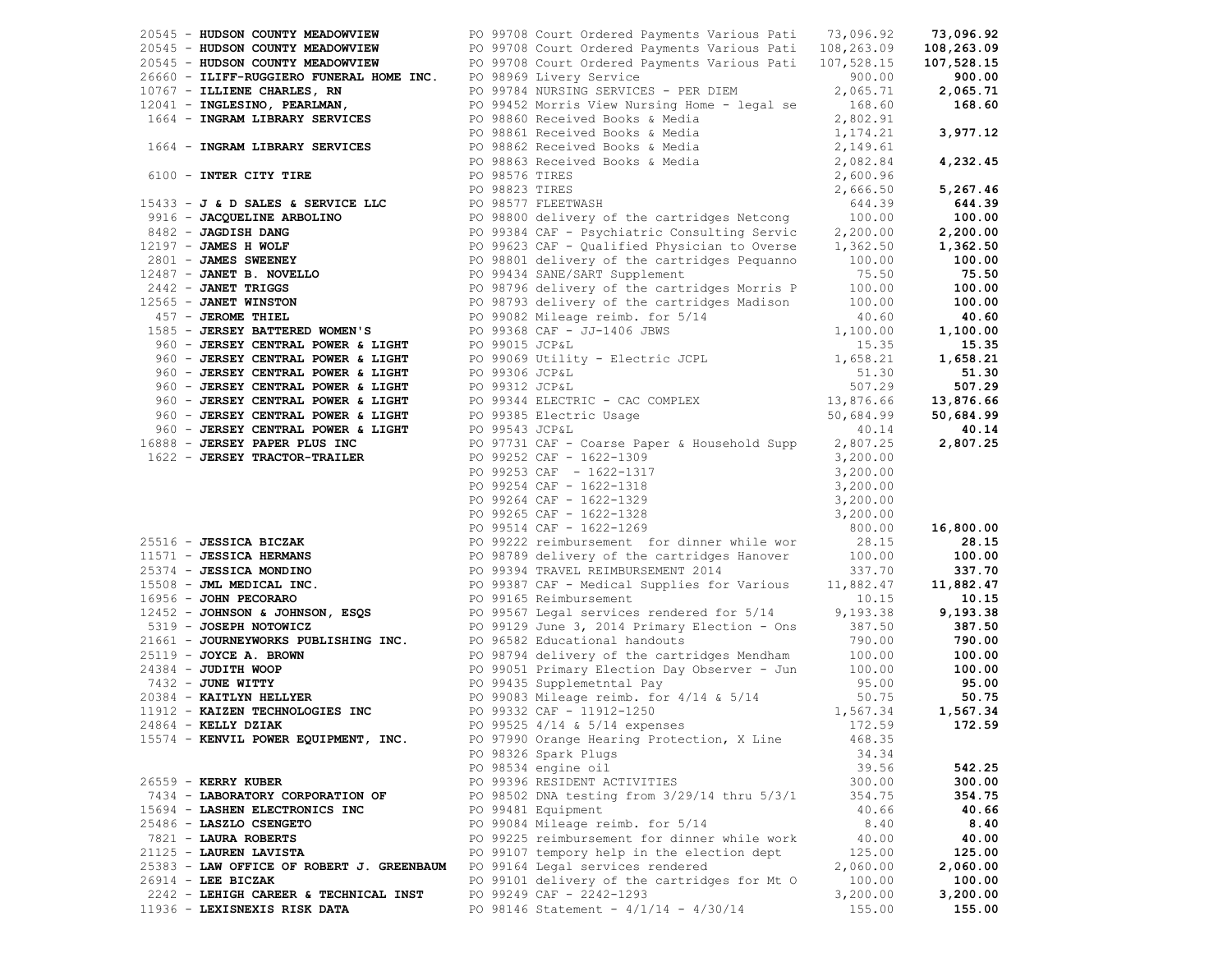| Vendor | PO / Description | Amount | Total |
|---|---|---|---|
| 20545 - **HUDSON COUNTY MEADOWVIEW** | PO 99708 Court Ordered Payments Various Pati | 73,096.92 | **73,096.92** |
| 20545 - **HUDSON COUNTY MEADOWVIEW** | PO 99708 Court Ordered Payments Various Pati | 108,263.09 | **108,263.09** |
| 20545 - **HUDSON COUNTY MEADOWVIEW** | PO 99708 Court Ordered Payments Various Pati | 107,528.15 | **107,528.15** |
| 26660 - **ILIFF-RUGGIERO FUNERAL HOME INC.** | PO 98969 Livery Service | 900.00 | **900.00** |
| 10767 - **ILLIENE CHARLES, RN** | PO 99784 NURSING SERVICES - PER DIEM | 2,065.71 | **2,065.71** |
| 12041 - **INGLESINO, PEARLMAN,** | PO 99452 Morris View Nursing Home - legal se | 168.60 | **168.60** |
| 1664 - **INGRAM LIBRARY SERVICES** | PO 98860 Received Books & Media | 2,802.91 | |
| | PO 98861 Received Books & Media | 1,174.21 | **3,977.12** |
| 1664 - **INGRAM LIBRARY SERVICES** | PO 98862 Received Books & Media | 2,149.61 | |
| | PO 98863 Received Books & Media | 2,082.84 | **4,232.45** |
| 6100 - **INTER CITY TIRE** | PO 98576 TIRES | 2,600.96 | |
| | PO 98823 TIRES | 2,666.50 | **5,267.46** |
| 15433 - **J & D SALES & SERVICE LLC** | PO 98577 FLEETWASH | 644.39 | **644.39** |
| 9916 - **JACQUELINE ARBOLINO** | PO 98800 delivery of the cartridges Netcong | 100.00 | **100.00** |
| 8482 - **JAGDISH DANG** | PO 99384 CAF - Psychiatric Consulting Servic | 2,200.00 | **2,200.00** |
| 12197 - **JAMES H WOLF** | PO 99623 CAF - Qualified Physician to Overse | 1,362.50 | **1,362.50** |
| 2801 - **JAMES SWEENEY** | PO 98801 delivery of the cartridges Pequanno | 100.00 | **100.00** |
| 12487 - **JANET B. NOVELLO** | PO 99434 SANE/SART Supplement | 75.50 | **75.50** |
| 2442 - **JANET TRIGGS** | PO 98796 delivery of the cartridges Morris P | 100.00 | **100.00** |
| 12565 - **JANET WINSTON** | PO 98793 delivery of the cartridges Madison | 100.00 | **100.00** |
| 457 - **JEROME THIEL** | PO 99082 Mileage reimb. for 5/14 | 40.60 | **40.60** |
| 1585 - **JERSEY BATTERED WOMEN'S** | PO 99368 CAF - JJ-1406 JBWS | 1,100.00 | **1,100.00** |
| 960 - **JERSEY CENTRAL POWER & LIGHT** | PO 99015 JCP&L | 15.35 | **15.35** |
| 960 - **JERSEY CENTRAL POWER & LIGHT** | PO 99069 Utility - Electric JCPL | 1,658.21 | **1,658.21** |
| 960 - **JERSEY CENTRAL POWER & LIGHT** | PO 99306 JCP&L | 51.30 | **51.30** |
| 960 - **JERSEY CENTRAL POWER & LIGHT** | PO 99312 JCP&L | 507.29 | **507.29** |
| 960 - **JERSEY CENTRAL POWER & LIGHT** | PO 99344 ELECTRIC - CAC COMPLEX | 13,876.66 | **13,876.66** |
| 960 - **JERSEY CENTRAL POWER & LIGHT** | PO 99385 Electric Usage | 50,684.99 | **50,684.99** |
| 960 - **JERSEY CENTRAL POWER & LIGHT** | PO 99543 JCP&L | 40.14 | **40.14** |
| 16888 - **JERSEY PAPER PLUS INC** | PO 97731 CAF - Coarse Paper & Household Supp | 2,807.25 | **2,807.25** |
| 1622 - **JERSEY TRACTOR-TRAILER** | PO 99252 CAF - 1622-1309 | 3,200.00 | |
| | PO 99253 CAF - 1622-1317 | 3,200.00 | |
| | PO 99254 CAF - 1622-1318 | 3,200.00 | |
| | PO 99264 CAF - 1622-1329 | 3,200.00 | |
| | PO 99265 CAF - 1622-1328 | 3,200.00 | |
| | PO 99514 CAF - 1622-1269 | 800.00 | **16,800.00** |
| 25516 - **JESSICA BICZAK** | PO 99222 reimbursement for dinner while wor | 28.15 | **28.15** |
| 11571 - **JESSICA HERMANS** | PO 98789 delivery of the cartridges Hanover | 100.00 | **100.00** |
| 25374 - **JESSICA MONDINO** | PO 99394 TRAVEL REIMBURSEMENT 2014 | 337.70 | **337.70** |
| 15508 - **JML MEDICAL INC.** | PO 99387 CAF - Medical Supplies for Various | 11,882.47 | **11,882.47** |
| 16956 - **JOHN PECORARO** | PO 99165 Reimbursement | 10.15 | **10.15** |
| 12452 - **JOHNSON & JOHNSON, ESQS** | PO 99567 Legal services rendered for 5/14 | 9,193.38 | **9,193.38** |
| 5319 - **JOSEPH NOTOWICZ** | PO 99129 June 3, 2014 Primary Election - Ons | 387.50 | **387.50** |
| 21661 - **JOURNEYWORKS PUBLISHING INC.** | PO 96582 Educational handouts | 790.00 | **790.00** |
| 25119 - **JOYCE A. BROWN** | PO 98794 delivery of the cartridges Mendham | 100.00 | **100.00** |
| 24384 - **JUDITH WOOP** | PO 99051 Primary Election Day Observer - Jun | 100.00 | **100.00** |
| 7432 - **JUNE WITTY** | PO 99435 Supplemetntal Pay | 95.00 | **95.00** |
| 20384 - **KAITLYN HELLYER** | PO 99083 Mileage reimb. for 4/14 & 5/14 | 50.75 | **50.75** |
| 11912 - **KAIZEN TECHNOLOGIES INC** | PO 99332 CAF - 11912-1250 | 1,567.34 | **1,567.34** |
| 24864 - **KELLY DZIAK** | PO 99525 4/14 & 5/14 expenses | 172.59 | **172.59** |
| 15574 - **KENVIL POWER EQUIPMENT, INC.** | PO 97990 Orange Hearing Protection, X Line | 468.35 | |
| | PO 98326 Spark Plugs | 34.34 | |
| | PO 98534 engine oil | 39.56 | **542.25** |
| 26559 - **KERRY KUBER** | PO 99396 RESIDENT ACTIVITIES | 300.00 | **300.00** |
| 7434 - **LABORATORY CORPORATION OF** | PO 98502 DNA testing from 3/29/14 thru 5/3/1 | 354.75 | **354.75** |
| 15694 - **LASHEN ELECTRONICS INC** | PO 99481 Equipment | 40.66 | **40.66** |
| 25486 - **LASZLO CSENGETO** | PO 99084 Mileage reimb. for 5/14 | 8.40 | **8.40** |
| 7821 - **LAURA ROBERTS** | PO 99225 reimbursement for dinner while work | 40.00 | **40.00** |
| 21125 - **LAUREN LAVISTA** | PO 99107 tempory help in the election dept | 125.00 | **125.00** |
| 25383 - **LAW OFFICE OF ROBERT J. GREENBAUM** | PO 99164 Legal services rendered | 2,060.00 | **2,060.00** |
| 26914 - **LEE BICZAK** | PO 99101 delivery of the cartridges for Mt O | 100.00 | **100.00** |
| 2242 - **LEHIGH CAREER & TECHNICAL INST** | PO 99249 CAF - 2242-1293 | 3,200.00 | **3,200.00** |
| 11936 - **LEXISNEXIS RISK DATA** | PO 98146 Statement - 4/1/14 - 4/30/14 | 155.00 | **155.00** |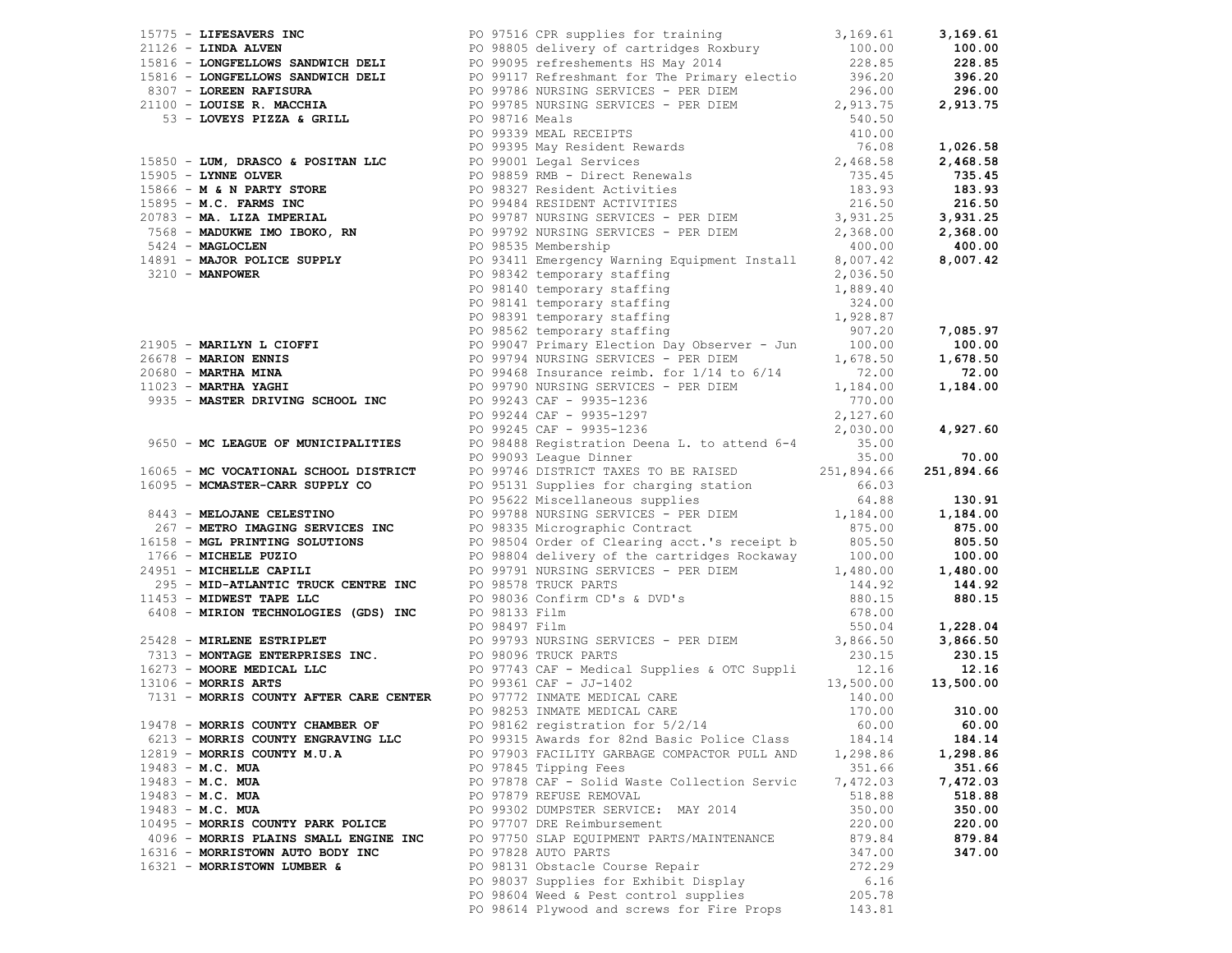| Vendor | PO / Description | Amount | Total |
|---|---|---|---|
| 15775 - **LIFESAVERS INC** | PO 97516 CPR supplies for training | 3,169.61 | **3,169.61** |
| 21126 - **LINDA ALVEN** | PO 98805 delivery of cartridges Roxbury | 100.00 | **100.00** |
| 15816 - **LONGFELLOWS SANDWICH DELI** | PO 99095 refreshements HS May 2014 | 228.85 | **228.85** |
| 15816 - **LONGFELLOWS SANDWICH DELI** | PO 99117 Refreshmant for The Primary electio | 396.20 | **396.20** |
| 8307 - **LOREEN RAFISURA** | PO 99786 NURSING SERVICES - PER DIEM | 296.00 | **296.00** |
| 21100 - **LOUISE R. MACCHIA** | PO 99785 NURSING SERVICES - PER DIEM | 2,913.75 | **2,913.75** |
| 53 - **LOVEYS PIZZA & GRILL** | PO 98716 Meals | 540.50 | |
| | PO 99339 MEAL RECEIPTS | 410.00 | |
| | PO 99395 May Resident Rewards | 76.08 | **1,026.58** |
| 15850 - **LUM, DRASCO & POSITAN LLC** | PO 99001 Legal Services | 2,468.58 | **2,468.58** |
| 15905 - **LYNNE OLVER** | PO 98859 RMB - Direct Renewals | 735.45 | **735.45** |
| 15866 - **M & N PARTY STORE** | PO 98327 Resident Activities | 183.93 | **183.93** |
| 15895 - **M.C. FARMS INC** | PO 99484 RESIDENT ACTIVITIES | 216.50 | **216.50** |
| 20783 - **MA. LIZA IMPERIAL** | PO 99787 NURSING SERVICES - PER DIEM | 3,931.25 | **3,931.25** |
| 7568 - **MADUKWE IMO IBOKO, RN** | PO 99792 NURSING SERVICES - PER DIEM | 2,368.00 | **2,368.00** |
| 5424 - **MAGLOCLEN** | PO 98535 Membership | 400.00 | **400.00** |
| 14891 - **MAJOR POLICE SUPPLY** | PO 93411 Emergency Warning Equipment Install | 8,007.42 | **8,007.42** |
| 3210 - **MANPOWER** | PO 98342 temporary staffing | 2,036.50 | |
| | PO 98140 temporary staffing | 1,889.40 | |
| | PO 98141 temporary staffing | 324.00 | |
| | PO 98391 temporary staffing | 1,928.87 | |
| | PO 98562 temporary staffing | 907.20 | **7,085.97** |
| 21905 - **MARILYN L CIOFFI** | PO 99047 Primary Election Day Observer - Jun | 100.00 | **100.00** |
| 26678 - **MARION ENNIS** | PO 99794 NURSING SERVICES - PER DIEM | 1,678.50 | **1,678.50** |
| 20680 - **MARTHA MINA** | PO 99468 Insurance reimb. for 1/14 to 6/14 | 72.00 | **72.00** |
| 11023 - **MARTHA YAGHI** | PO 99790 NURSING SERVICES - PER DIEM | 1,184.00 | **1,184.00** |
| 9935 - **MASTER DRIVING SCHOOL INC** | PO 99243 CAF - 9935-1236 | 770.00 | |
| | PO 99244 CAF - 9935-1297 | 2,127.60 | |
| | PO 99245 CAF - 9935-1236 | 2,030.00 | **4,927.60** |
| 9650 - **MC LEAGUE OF MUNICIPALITIES** | PO 98488 Registration Deena L. to attend 6-4 | 35.00 | |
| | PO 99093 League Dinner | 35.00 | **70.00** |
| 16065 - **MC VOCATIONAL SCHOOL DISTRICT** | PO 99746 DISTRICT TAXES TO BE RAISED | 251,894.66 | **251,894.66** |
| 16095 - **MCMASTER-CARR SUPPLY CO** | PO 95131 Supplies for charging station | 66.03 | |
| | PO 95622 Miscellaneous supplies | 64.88 | **130.91** |
| 8443 - **MELOJANE CELESTINO** | PO 99788 NURSING SERVICES - PER DIEM | 1,184.00 | **1,184.00** |
| 267 - **METRO IMAGING SERVICES INC** | PO 98335 Micrographic Contract | 875.00 | **875.00** |
| 16158 - **MGL PRINTING SOLUTIONS** | PO 98504 Order of Clearing acct.'s receipt b | 805.50 | **805.50** |
| 1766 - **MICHELE PUZIO** | PO 98804 delivery of the cartridges Rockaway | 100.00 | **100.00** |
| 24951 - **MICHELLE CAPILI** | PO 99791 NURSING SERVICES - PER DIEM | 1,480.00 | **1,480.00** |
| 295 - **MID-ATLANTIC TRUCK CENTRE INC** | PO 98578 TRUCK PARTS | 144.92 | **144.92** |
| 11453 - **MIDWEST TAPE LLC** | PO 98036 Confirm CD's & DVD's | 880.15 | **880.15** |
| 6408 - **MIRION TECHNOLOGIES (GDS) INC** | PO 98133 Film | 678.00 | |
| | PO 98497 Film | 550.04 | **1,228.04** |
| 25428 - **MIRLENE ESTRIPLET** | PO 99793 NURSING SERVICES - PER DIEM | 3,866.50 | **3,866.50** |
| 7313 - **MONTAGE ENTERPRISES INC.** | PO 98096 TRUCK PARTS | 230.15 | **230.15** |
| 16273 - **MOORE MEDICAL LLC** | PO 97743 CAF - Medical Supplies & OTC Suppli | 12.16 | **12.16** |
| 13106 - **MORRIS ARTS** | PO 99361 CAF - JJ-1402 | 13,500.00 | **13,500.00** |
| 7131 - **MORRIS COUNTY AFTER CARE CENTER** | PO 97772 INMATE MEDICAL CARE | 140.00 | |
| | PO 98253 INMATE MEDICAL CARE | 170.00 | **310.00** |
| 19478 - **MORRIS COUNTY CHAMBER OF** | PO 98162 registration for 5/2/14 | 60.00 | **60.00** |
| 6213 - **MORRIS COUNTY ENGRAVING LLC** | PO 99315 Awards for 82nd Basic Police Class | 184.14 | **184.14** |
| 12819 - **MORRIS COUNTY M.U.A** | PO 97903 FACILITY GARBAGE COMPACTOR PULL AND | 1,298.86 | **1,298.86** |
| 19483 - **M.C. MUA** | PO 97845 Tipping Fees | 351.66 | **351.66** |
| 19483 - **M.C. MUA** | PO 97878 CAF - Solid Waste Collection Servic | 7,472.03 | **7,472.03** |
| 19483 - **M.C. MUA** | PO 97879 REFUSE REMOVAL | 518.88 | **518.88** |
| 19483 - **M.C. MUA** | PO 99302 DUMPSTER SERVICE: MAY 2014 | 350.00 | **350.00** |
| 10495 - **MORRIS COUNTY PARK POLICE** | PO 97707 DRE Reimbursement | 220.00 | **220.00** |
| 4096 - **MORRIS PLAINS SMALL ENGINE INC** | PO 97750 SLAP EQUIPMENT PARTS/MAINTENANCE | 879.84 | **879.84** |
| 16316 - **MORRISTOWN AUTO BODY INC** | PO 97828 AUTO PARTS | 347.00 | **347.00** |
| 16321 - **MORRISTOWN LUMBER &** | PO 98131 Obstacle Course Repair | 272.29 | |
| | PO 98037 Supplies for Exhibit Display | 6.16 | |
| | PO 98604 Weed & Pest control supplies | 205.78 | |
| | PO 98614 Plywood and screws for Fire Props | 143.81 | |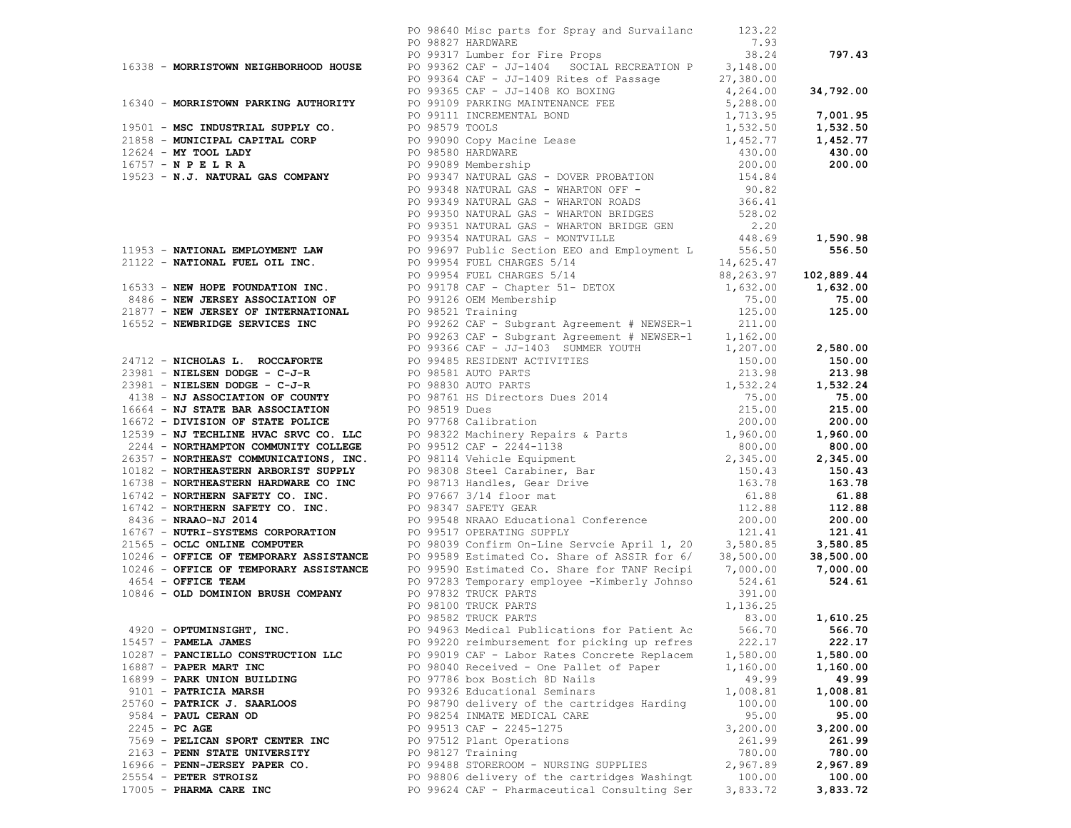| Vendor | PO / Description | Amount | Total |
|---|---|---|---|
| | PO 98640 Misc parts for Spray and Survailanc | 123.22 | |
| | PO 98827 HARDWARE | 7.93 | |
| | PO 99317 Lumber for Fire Props | 38.24 | **797.43** |
| 16338 - **MORRISTOWN NEIGHBORHOOD HOUSE** | PO 99362 CAF - JJ-1404 SOCIAL RECREATION P | 3,148.00 | |
| | PO 99364 CAF - JJ-1409 Rites of Passage | 27,380.00 | |
| | PO 99365 CAF - JJ-1408 KO BOXING | 4,264.00 | **34,792.00** |
| 16340 - **MORRISTOWN PARKING AUTHORITY** | PO 99109 PARKING MAINTENANCE FEE | 5,288.00 | |
| | PO 99111 INCREMENTAL BOND | 1,713.95 | **7,001.95** |
| 19501 - **MSC INDUSTRIAL SUPPLY CO.** | PO 98579 TOOLS | 1,532.50 | **1,532.50** |
| 21858 - **MUNICIPAL CAPITAL CORP** | PO 99090 Copy Macine Lease | 1,452.77 | **1,452.77** |
| 12624 - **MY TOOL LADY** | PO 98580 HARDWARE | 430.00 | **430.00** |
| 16757 - **N P E L R A** | PO 99089 Membership | 200.00 | **200.00** |
| 19523 - **N.J. NATURAL GAS COMPANY** | PO 99347 NATURAL GAS - DOVER PROBATION | 154.84 | |
| | PO 99348 NATURAL GAS - WHARTON OFF - | 90.82 | |
| | PO 99349 NATURAL GAS - WHARTON ROADS | 366.41 | |
| | PO 99350 NATURAL GAS - WHARTON BRIDGES | 528.02 | |
| | PO 99351 NATURAL GAS - WHARTON BRIDGE GEN | 2.20 | |
| | PO 99354 NATURAL GAS - MONTVILLE | 448.69 | **1,590.98** |
| 11953 - **NATIONAL EMPLOYMENT LAW** | PO 99697 Public Section EEO and Employment L | 556.50 | **556.50** |
| 21122 - **NATIONAL FUEL OIL INC.** | PO 99954 FUEL CHARGES 5/14 | 14,625.47 | |
| | PO 99954 FUEL CHARGES 5/14 | 88,263.97 | **102,889.44** |
| 16533 - **NEW HOPE FOUNDATION INC.** | PO 99178 CAF - Chapter 51- DETOX | 1,632.00 | **1,632.00** |
| 8486 - **NEW JERSEY ASSOCIATION OF** | PO 99126 OEM Membership | 75.00 | **75.00** |
| 21877 - **NEW JERSEY OF INTERNATIONAL** | PO 98521 Training | 125.00 | **125.00** |
| 16552 - **NEWBRIDGE SERVICES INC** | PO 99262 CAF - Subgrant Agreement # NEWSER-1 | 211.00 | |
| | PO 99263 CAF - Subgrant Agreement # NEWSER-1 | 1,162.00 | |
| | PO 99366 CAF - JJ-1403 SUMMER YOUTH | 1,207.00 | **2,580.00** |
| 24712 - **NICHOLAS L. ROCCAFORTE** | PO 99485 RESIDENT ACTIVITIES | 150.00 | **150.00** |
| 23981 - **NIELSEN DODGE - C-J-R** | PO 98581 AUTO PARTS | 213.98 | **213.98** |
| 23981 - **NIELSEN DODGE - C-J-R** | PO 98830 AUTO PARTS | 1,532.24 | **1,532.24** |
| 4138 - **NJ ASSOCIATION OF COUNTY** | PO 98761 HS Directors Dues 2014 | 75.00 | **75.00** |
| 16664 - **NJ STATE BAR ASSOCIATION** | PO 98519 Dues | 215.00 | **215.00** |
| 16672 - **DIVISION OF STATE POLICE** | PO 97768 Calibration | 200.00 | **200.00** |
| 12539 - **NJ TECHLINE HVAC SRVC CO. LLC** | PO 98322 Machinery Repairs & Parts | 1,960.00 | **1,960.00** |
| 2244 - **NORTHAMPTON COMMUNITY COLLEGE** | PO 99512 CAF - 2244-1138 | 800.00 | **800.00** |
| 26357 - **NORTHEAST COMMUNICATIONS, INC.** | PO 98114 Vehicle Equipment | 2,345.00 | **2,345.00** |
| 10182 - **NORTHEASTERN ARBORIST SUPPLY** | PO 98308 Steel Carabiner, Bar | 150.43 | **150.43** |
| 16738 - **NORTHEASTERN HARDWARE CO INC** | PO 98713 Handles, Gear Drive | 163.78 | **163.78** |
| 16742 - **NORTHERN SAFETY CO. INC.** | PO 97667 3/14 floor mat | 61.88 | **61.88** |
| 16742 - **NORTHERN SAFETY CO. INC.** | PO 98347 SAFETY GEAR | 112.88 | **112.88** |
| 8436 - **NRAAO-NJ 2014** | PO 99548 NRAAO Educational Conference | 200.00 | **200.00** |
| 16767 - **NUTRI-SYSTEMS CORPORATION** | PO 99517 OPERATING SUPPLY | 121.41 | **121.41** |
| 21565 - **OCLC ONLINE COMPUTER** | PO 98039 Confirm On-Line Servcie April 1, 20 | 3,580.85 | **3,580.85** |
| 10246 - **OFFICE OF TEMPORARY ASSISTANCE** | PO 99589 Estimated Co. Share of ASSIR for 6/ | 38,500.00 | **38,500.00** |
| 10246 - **OFFICE OF TEMPORARY ASSISTANCE** | PO 99590 Estimated Co. Share for TANF Recipi | 7,000.00 | **7,000.00** |
| 4654 - **OFFICE TEAM** | PO 97283 Temporary employee -Kimberly Johnso | 524.61 | **524.61** |
| 10846 - **OLD DOMINION BRUSH COMPANY** | PO 97832 TRUCK PARTS | 391.00 | |
| | PO 98100 TRUCK PARTS | 1,136.25 | |
| | PO 98582 TRUCK PARTS | 83.00 | **1,610.25** |
| 4920 - **OPTUMINSIGHT, INC.** | PO 94963 Medical Publications for Patient Ac | 566.70 | **566.70** |
| 15457 - **PAMELA JAMES** | PO 99220 reimbursement for picking up refres | 222.17 | **222.17** |
| 10287 - **PANCIELLO CONSTRUCTION LLC** | PO 99019 CAF - Labor Rates Concrete Replacem | 1,580.00 | **1,580.00** |
| 16887 - **PAPER MART INC** | PO 98040 Received - One Pallet of Paper | 1,160.00 | **1,160.00** |
| 16899 - **PARK UNION BUILDING** | PO 97786 box Bostich 8D Nails | 49.99 | **49.99** |
| 9101 - **PATRICIA MARSH** | PO 99326 Educational Seminars | 1,008.81 | **1,008.81** |
| 25760 - **PATRICK J. SAARLOOS** | PO 98790 delivery of the cartridges Harding | 100.00 | **100.00** |
| 9584 - **PAUL CERAN OD** | PO 98254 INMATE MEDICAL CARE | 95.00 | **95.00** |
| 2245 - **PC AGE** | PO 99513 CAF - 2245-1275 | 3,200.00 | **3,200.00** |
| 7569 - **PELICAN SPORT CENTER INC** | PO 97512 Plant Operations | 261.99 | **261.99** |
| 2163 - **PENN STATE UNIVERSITY** | PO 98127 Training | 780.00 | **780.00** |
| 16966 - **PENN-JERSEY PAPER CO.** | PO 99488 STOREROOM - NURSING SUPPLIES | 2,967.89 | **2,967.89** |
| 25554 - **PETER STROISZ** | PO 98806 delivery of the cartridges Washingt | 100.00 | **100.00** |
| 17005 - **PHARMA CARE INC** | PO 99624 CAF - Pharmaceutical Consulting Ser | 3,833.72 | **3,833.72** |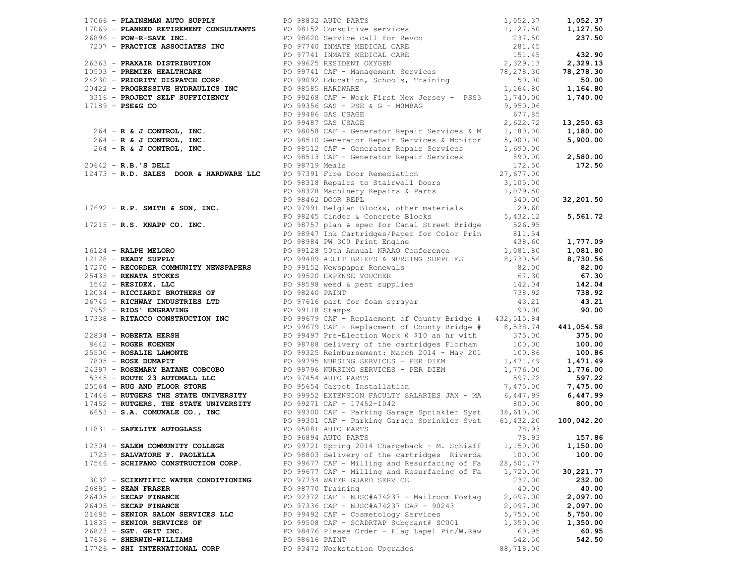| Vendor | PO / Description | Amount | Total |
|---|---|---|---|
| 17066 - **PLAINSMAN AUTO SUPPLY** | PO 98832 AUTO PARTS | 1,052.37 | **1,052.37** |
| 17069 - **PLANNED RETIREMENT CONSULTANTS** | PO 98152 Consultive services | 1,127.50 | **1,127.50** |
| 26896 - **POW-R-SAVE INC.** | PO 98620 Service call for Revco | 237.50 | **237.50** |
| 7207 - **PRACTICE ASSOCIATES INC** | PO 97740 INMATE MEDICAL CARE | 281.45 | |
| | PO 97741 INMATE MEDICAL CARE | 151.45 | **432.90** |
| 26363 - **PRAXAIR DISTRIBUTION** | PO 99625 RESIDENT OXYGEN | 2,329.13 | **2,329.13** |
| 10503 - **PREMIER HEALTHCARE** | PO 99741 CAF - Management Services | 78,278.30 | **78,278.30** |
| 24230 - **PRIORITY DISPATCH CORP.** | PO 99092 Education, Schools, Training | 50.00 | **50.00** |
| 20422 - **PROGRESSIVE HYDRAULICS INC** | PO 98585 HARDWARE | 1,164.80 | **1,164.80** |
| 3316 - **PROJECT SELF SUFFICIENCY** | PO 99268 CAF - Work First New Jersey - PSS3 | 1,740.00 | **1,740.00** |
| 17189 - **PSE&G CO** | PO 99356 GAS - PSE & G - MOMBAG | 9,950.06 | |
| | PO 99486 GAS USAGE | 677.85 | |
| | PO 99487 GAS USAGE | 2,622.72 | **13,250.63** |
| 264 - **R & J CONTROL, INC.** | PO 98058 CAF - Generator Repair Services & M | 1,180.00 | **1,180.00** |
| 264 - **R & J CONTROL, INC.** | PO 98510 Generator Repair Services & Monitor | 5,900.00 | **5,900.00** |
| 264 - **R & J CONTROL, INC.** | PO 98512 CAF - Generator Repair Services | 1,690.00 | |
| | PO 98513 CAF - Generator Repair Services | 890.00 | **2,580.00** |
| 20642 - **R.B.'S DELI** | PO 98719 Meals | 172.50 | **172.50** |
| 12473 - **R.D. SALES DOOR & HARDWARE LLC** | PO 97391 Fire Door Remediation | 27,677.00 | |
| | PO 98318 Repairs to Stairwell Doors | 3,105.00 | |
| | PO 98328 Machinery Repairs & Parts | 1,079.50 | |
| | PO 98462 DOOR REPL | 340.00 | **32,201.50** |
| 17692 - **R.P. SMITH & SON, INC.** | PO 97991 Belgian Blocks, other materials | 129.60 | |
| | PO 98245 Cinder & Concrete Blocks | 5,432.12 | **5,561.72** |
| 17215 - **R.S. KNAPP CO. INC.** | PO 98757 plan & spec for Canal Street Bridge | 526.95 | |
| | PO 98947 Ink Cartridges/Paper for Color Prin | 811.54 | |
| | PO 98984 PW 300 Print Engine | 438.60 | **1,777.09** |
| 16124 - **RALPH MELORO** | PO 99128 50th Annual NRAAO Conference | 1,081.80 | **1,081.80** |
| 12128 - **READY SUPPLY** | PO 99489 ADULT BRIEFS & NURSING SUPPLIES | 8,730.56 | **8,730.56** |
| 17270 - **RECORDER COMMUNITY NEWSPAPERS** | PO 99152 Newspaper Renewals | 82.00 | **82.00** |
| 25435 - **RENATA STOKES** | PO 99520 EXPENSE VOUCHER | 67.30 | **67.30** |
| 1542 - **RESIDEX, LLC** | PO 98598 weed & pest supplies | 142.04 | **142.04** |
| 12034 - **RICCIARDI BROTHERS OF** | PO 98240 PAINT | 738.92 | **738.92** |
| 26745 - **RICHWAY INDUSTRIES LTD** | PO 97616 part for foam sprayer | 43.21 | **43.21** |
| 7952 - **RIOS' ENGRAVING** | PO 99118 Stamps | 90.00 | **90.00** |
| 17338 - **RITACCO CONSTRUCTION INC** | PO 99679 CAF - Replacment of County Bridge # | 432,515.84 | |
| | PO 99679 CAF - Replacment of County Bridge # | 8,538.74 | **441,054.58** |
| 22834 - **ROBERTA HERSH** | PO 99497 Pre-Election Work @ $10 an hr with | 375.00 | **375.00** |
| 8642 - **ROGER KOENEN** | PO 98788 delivery of the cartridges Florham | 100.00 | **100.00** |
| 25500 - **ROSALIE LAMONTE** | PO 99325 Reimbursement: March 2014 - May 201 | 100.86 | **100.86** |
| 7805 - **ROSE DUMAPIT** | PO 99795 NURSING SERVICES - PER DIEM | 1,471.49 | **1,471.49** |
| 24397 - **ROSEMARY BATANE COBCOBO** | PO 99796 NURSING SERVICES - PER DIEM | 1,776.00 | **1,776.00** |
| 5345 - **ROUTE 23 AUTOMALL LLC** | PO 97454 AUTO PARTS | 597.22 | **597.22** |
| 25564 - **RUG AND FLOOR STORE** | PO 95654 Carpet Installation | 7,475.00 | **7,475.00** |
| 17446 - **RUTGERS THE STATE UNIVERSITY** | PO 99952 EXTENSION FACULTY SALARIES JAN - MA | 6,447.99 | **6,447.99** |
| 17452 - **RUTGERS, THE STATE UNIVERSITY** | PO 99271 CAF - 17452-1042 | 800.00 | **800.00** |
| 6653 - **S.A. COMUNALE CO., INC** | PO 99300 CAF - Parking Garage Sprinkler Syst | 38,610.00 | |
| | PO 99301 CAF - Parking Garage Sprinkler Syst | 61,432.20 | **100,042.20** |
| 11831 - **SAFELITE AUTOGLASS** | PO 95081 AUTO PARTS | 78.93 | |
| | PO 96894 AUTO PARTS | 78.93 | **157.86** |
| 12304 - **SALEM COMMUNITY COLLEGE** | PO 99721 Spring 2014 Chargeback - M. Schiaff | 1,150.00 | **1,150.00** |
| 1723 - **SALVATORE F. PAOLELLA** | PO 98803 delivery of the cartridges Riverda | 100.00 | **100.00** |
| 17546 - **SCHIFANO CONSTRUCTION CORP.** | PO 99677 CAF - Milling and Resurfacing of Fa | 28,501.77 | |
| | PO 99677 CAF - Milling and Resurfacing of Fa | 1,720.00 | **30,221.77** |
| 3032 - **SCIENTIFIC WATER CONDITIONING** | PO 97734 WATER GUARD SERVICE | 232.00 | **232.00** |
| 26895 - **SEAN FRASER** | PO 98770 Training | 40.00 | **40.00** |
| 26405 - **SECAP FINANCE** | PO 92372 CAF - NJSC#A74237 - Mailroom Postag | 2,097.00 | **2,097.00** |
| 26405 - **SECAP FINANCE** | PO 97336 CAF - NJSC#A74237 CAF - 90243 | 2,097.00 | **2,097.00** |
| 21685 - **SENIOR SALON SERVICES LLC** | PO 99492 CAF - Cosmetology Services | 5,750.00 | **5,750.00** |
| 11835 - **SENIOR SERVICES OF** | PO 99508 CAF - SCADRTAP Subgrant# SC001 | 1,350.00 | **1,350.00** |
| 26823 - **SGT. GRIT INC.** | PO 98476 Please Order - Flag Lapel Pin/W.Raw | 60.95 | **60.95** |
| 17636 - **SHERWIN-WILLIAMS** | PO 98616 PAINT | 542.50 | **542.50** |
| 17726 - **SHI INTERNATIONAL CORP** | PO 93472 Workstation Upgrades | 88,718.00 | |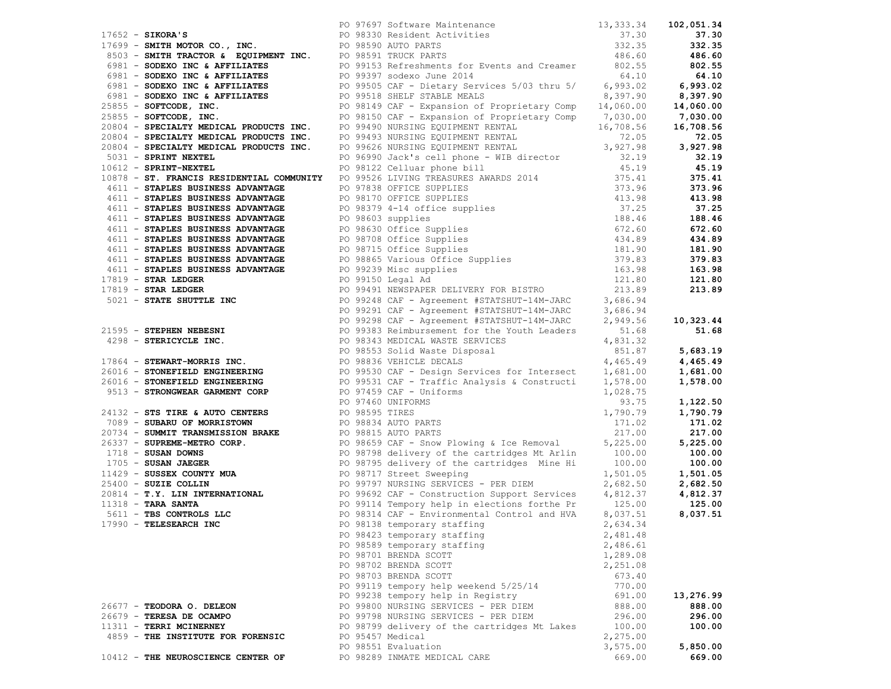| Vendor | PO / Description | Amount | Total |
|---|---|---|---|
| | PO 97697 Software Maintenance | 13,333.34 | **102,051.34** |
| 17652 - **SIKORA'S** | PO 98330 Resident Activities | 37.30 | **37.30** |
| 17699 - **SMITH MOTOR CO., INC.** | PO 98590 AUTO PARTS | 332.35 | **332.35** |
| 8503 - **SMITH TRACTOR & EQUIPMENT INC.** | PO 98591 TRUCK PARTS | 486.60 | **486.60** |
| 6981 - **SODEXO INC & AFFILIATES** | PO 99153 Refreshments for Events and Creamer | 802.55 | **802.55** |
| 6981 - **SODEXO INC & AFFILIATES** | PO 99397 sodexo June 2014 | 64.10 | **64.10** |
| 6981 - **SODEXO INC & AFFILIATES** | PO 99505 CAF - Dietary Services 5/03 thru 5/ | 6,993.02 | **6,993.02** |
| 6981 - **SODEXO INC & AFFILIATES** | PO 99518 SHELF STABLE MEALS | 8,397.90 | **8,397.90** |
| 25855 - **SOFTCODE, INC.** | PO 98149 CAF - Expansion of Proprietary Comp | 14,060.00 | **14,060.00** |
| 25855 - **SOFTCODE, INC.** | PO 98150 CAF - Expansion of Proprietary Comp | 7,030.00 | **7,030.00** |
| 20804 - **SPECIALTY MEDICAL PRODUCTS INC.** | PO 99490 NURSING EQUIPMENT RENTAL | 16,708.56 | **16,708.56** |
| 20804 - **SPECIALTY MEDICAL PRODUCTS INC.** | PO 99493 NURSING EQUIPMENT RENTAL | 72.05 | **72.05** |
| 20804 - **SPECIALTY MEDICAL PRODUCTS INC.** | PO 99626 NURSING EQUIPMENT RENTAL | 3,927.98 | **3,927.98** |
| 5031 - **SPRINT NEXTEL** | PO 96990 Jack's cell phone - WIB director | 32.19 | **32.19** |
| 10612 - **SPRINT-NEXTEL** | PO 98122 Celluar phone bill | 45.19 | **45.19** |
| 10878 - **ST. FRANCIS RESIDENTIAL COMMUNITY** | PO 99526 LIVING TREASURES AWARDS 2014 | 375.41 | **375.41** |
| 4611 - **STAPLES BUSINESS ADVANTAGE** | PO 97838 OFFICE SUPPLIES | 373.96 | **373.96** |
| 4611 - **STAPLES BUSINESS ADVANTAGE** | PO 98170 OFFICE SUPPLIES | 413.98 | **413.98** |
| 4611 - **STAPLES BUSINESS ADVANTAGE** | PO 98379 4-14 office supplies | 37.25 | **37.25** |
| 4611 - **STAPLES BUSINESS ADVANTAGE** | PO 98603 supplies | 188.46 | **188.46** |
| 4611 - **STAPLES BUSINESS ADVANTAGE** | PO 98630 Office Supplies | 672.60 | **672.60** |
| 4611 - **STAPLES BUSINESS ADVANTAGE** | PO 98708 Office Supplies | 434.89 | **434.89** |
| 4611 - **STAPLES BUSINESS ADVANTAGE** | PO 98715 Office Supplies | 181.90 | **181.90** |
| 4611 - **STAPLES BUSINESS ADVANTAGE** | PO 98865 Various Office Supplies | 379.83 | **379.83** |
| 4611 - **STAPLES BUSINESS ADVANTAGE** | PO 99239 Misc supplies | 163.98 | **163.98** |
| 17819 - **STAR LEDGER** | PO 99150 Legal Ad | 121.80 | **121.80** |
| 17819 - **STAR LEDGER** | PO 99491 NEWSPAPER DELIVERY FOR BISTRO | 213.89 | **213.89** |
| 5021 - **STATE SHUTTLE INC** | PO 99248 CAF - Agreement #STATSHUT-14M-JARC | 3,686.94 | |
| | PO 99291 CAF - Agreement #STATSHUT-14M-JARC | 3,686.94 | |
| | PO 99298 CAF - Agreement #STATSHUT-14M-JARC | 2,949.56 | **10,323.44** |
| 21595 - **STEPHEN NEBESNI** | PO 99383 Reimbursement for the Youth Leaders | 51.68 | **51.68** |
| 4298 - **STERICYCLE INC.** | PO 98343 MEDICAL WASTE SERVICES | 4,831.32 | |
| | PO 98553 Solid Waste Disposal | 851.87 | **5,683.19** |
| 17864 - **STEWART-MORRIS INC.** | PO 98836 VEHICLE DECALS | 4,465.49 | **4,465.49** |
| 26016 - **STONEFIELD ENGINEERING** | PO 99530 CAF - Design Services for Intersect | 1,681.00 | **1,681.00** |
| 26016 - **STONEFIELD ENGINEERING** | PO 99531 CAF - Traffic Analysis & Constructi | 1,578.00 | **1,578.00** |
| 9513 - **STRONGWEAR GARMENT CORP** | PO 97459 CAF - Uniforms | 1,028.75 | |
| | PO 97460 UNIFORMS | 93.75 | **1,122.50** |
| 24132 - **STS TIRE & AUTO CENTERS** | PO 98595 TIRES | 1,790.79 | **1,790.79** |
| 7089 - **SUBARU OF MORRISTOWN** | PO 98834 AUTO PARTS | 171.02 | **171.02** |
| 20734 - **SUMMIT TRANSMISSION BRAKE** | PO 98815 AUTO PARTS | 217.00 | **217.00** |
| 26337 - **SUPREME-METRO CORP.** | PO 98659 CAF - Snow Plowing & Ice Removal | 5,225.00 | **5,225.00** |
| 1718 - **SUSAN DOWNS** | PO 98798 delivery of the cartridges Mt Arlin | 100.00 | **100.00** |
| 1705 - **SUSAN JAEGER** | PO 98795 delivery of the cartridges Mine Hi | 100.00 | **100.00** |
| 11429 - **SUSSEX COUNTY MUA** | PO 98717 Street Sweeping | 1,501.05 | **1,501.05** |
| 25400 - **SUZIE COLLIN** | PO 99797 NURSING SERVICES - PER DIEM | 2,682.50 | **2,682.50** |
| 20814 - **T.Y. LIN INTERNATIONAL** | PO 99692 CAF - Construction Support Services | 4,812.37 | **4,812.37** |
| 11318 - **TARA SANTA** | PO 99114 Tempory help in elections forthe Pr | 125.00 | **125.00** |
| 5611 - **TBS CONTROLS LLC** | PO 98314 CAF - Environmental Control and HVA | 8,037.51 | **8,037.51** |
| 17990 - **TELESEARCH INC** | PO 98138 temporary staffing | 2,634.34 | |
| | PO 98423 temporary staffing | 2,481.48 | |
| | PO 98589 temporary staffing | 2,486.61 | |
| | PO 98701 BRENDA SCOTT | 1,289.08 | |
| | PO 98702 BRENDA SCOTT | 2,251.08 | |
| | PO 98703 BRENDA SCOTT | 673.40 | |
| | PO 99119 tempory help weekend 5/25/14 | 770.00 | |
| | PO 99238 tempory help in Registry | 691.00 | **13,276.99** |
| 26677 - **TEODORA O. DELEON** | PO 99800 NURSING SERVICES - PER DIEM | 888.00 | **888.00** |
| 26679 - **TERESA DE OCAMPO** | PO 99798 NURSING SERVICES - PER DIEM | 296.00 | **296.00** |
| 11311 - **TERRI MCINERNEY** | PO 98799 delivery of the cartridges Mt Lakes | 100.00 | **100.00** |
| 4859 - **THE INSTITUTE FOR FORENSIC** | PO 95457 Medical | 2,275.00 | |
| | PO 98551 Evaluation | 3,575.00 | **5,850.00** |
| 10412 - **THE NEUROSCIENCE CENTER OF** | PO 98289 INMATE MEDICAL CARE | 669.00 | **669.00** |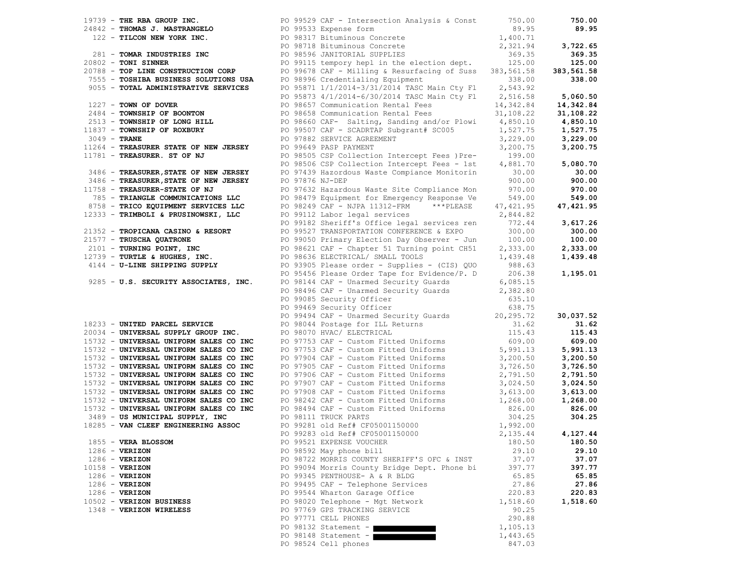| Vendor | PO / Description | Amount | Total |
|---|---|---|---|
| 19739 - **THE RBA GROUP INC.** | PO 99529 CAF - Intersection Analysis & Const | 750.00 | **750.00** |
| 24842 - **THOMAS J. MASTRANGELO** | PO 99533 Expense form | 89.95 | **89.95** |
| 122 - **TILCON NEW YORK INC.** | PO 98317 Bituminous Concrete | 1,400.71 | |
| | PO 98718 Bituminous Concrete | 2,321.94 | **3,722.65** |
| 281 - **TOMAR INDUSTRIES INC** | PO 98596 JANITORIAL SUPPLIES | 369.35 | **369.35** |
| 20802 - **TONI SINNER** | PO 99115 tempory hepl in the election dept. | 125.00 | **125.00** |
| 20788 - **TOP LINE CONSTRUCTION CORP** | PO 99678 CAF - Milling & Resurfacing of Suss | 383,561.58 | **383,561.58** |
| 7555 - **TOSHIBA BUSINESS SOLUTIONS USA** | PO 98996 Credentialing Equipment | 338.00 | **338.00** |
| 9055 - **TOTAL ADMINISTRATIVE SERVICES** | PO 95871 1/1/2014-3/31/2014 TASC Main Cty Fl | 2,543.92 | |
| | PO 95873 4/1/2014-6/30/2014 TASC Main Cty Fl | 2,516.58 | **5,060.50** |
| 1227 - **TOWN OF DOVER** | PO 98657 Communication Rental Fees | 14,342.84 | **14,342.84** |
| 2484 - **TOWNSHIP OF BOONTON** | PO 98658 Communication Rental Fees | 31,108.22 | **31,108.22** |
| 2513 - **TOWNSHIP OF LONG HILL** | PO 98660 CAF- Salting, Sanding and/or Plowi | 4,850.10 | **4,850.10** |
| 11837 - **TOWNSHIP OF ROXBURY** | PO 99507 CAF - SCADRTAP Subgrant# SC005 | 1,527.75 | **1,527.75** |
| 3049 - **TRANE** | PO 97882 SERVICE AGREEMENT | 3,229.00 | **3,229.00** |
| 11264 - **TREASURER STATE OF NEW JERSEY** | PO 99649 PASP PAYMENT | 3,200.75 | **3,200.75** |
| 11781 - **TREASURER. ST OF NJ** | PO 98505 CSP Collection Intercept Fees )Pre- | 199.00 | |
| | PO 98506 CSP Collection Intercept Fees - 1st | 4,881.70 | **5,080.70** |
| 3486 - **TREASURER,STATE OF NEW JERSEY** | PO 97439 Hazordous Waste Compiance Monitorin | 30.00 | **30.00** |
| 3486 - **TREASURER,STATE OF NEW JERSEY** | PO 97876 NJ-DEP | 900.00 | **900.00** |
| 11758 - **TREASURER-STATE OF NJ** | PO 97632 Hazardous Waste Site Compliance Mon | 970.00 | **970.00** |
| 785 - **TRIANGLE COMMUNICATIONS LLC** | PO 98479 Equipment for Emergency Response Ve | 549.00 | **549.00** |
| 8758 - **TRICO EQUIPMENT SERVICES LLC** | PO 98249 CAF - NJPA 11312-FRM ***PLEASE | 47,421.95 | **47,421.95** |
| 12333 - **TRIMBOLI & PRUSINOWSKI, LLC** | PO 99112 Labor legal services | 2,844.82 | |
| | PO 99182 Sheriff's Office legal services ren | 772.44 | **3,617.26** |
| 21352 - **TROPICANA CASINO & RESORT** | PO 99527 TRANSPORTATION CONFERENCE & EXPO | 300.00 | **300.00** |
| 21577 - **TRUSCHA QUATRONE** | PO 99050 Primary Election Day Observer - Jun | 100.00 | **100.00** |
| 2101 - **TURNING POINT, INC** | PO 98621 CAF - Chapter 51 Turning point CH51 | 2,333.00 | **2,333.00** |
| 12739 - **TURTLE & HUGHES, INC.** | PO 98636 ELECTRICAL/ SMALL TOOLS | 1,439.48 | **1,439.48** |
| 4144 - **U-LINE SHIPPING SUPPLY** | PO 93905 Please order - Supplies - (CIS) QUO | 988.63 | |
| | PO 95456 Please Order Tape for Evidence/P. D | 206.38 | **1,195.01** |
| 9285 - **U.S. SECURITY ASSOCIATES, INC.** | PO 98144 CAF - Unarmed Security Guards | 6,085.15 | |
| | PO 98496 CAF - Unarmed Security Guards | 2,382.80 | |
| | PO 99085 Security Officer | 635.10 | |
| | PO 99469 Security Officer | 638.75 | |
| | PO 99494 CAF - Unarmed Security Guards | 20,295.72 | **30,037.52** |
| 18233 - **UNITED PARCEL SERVICE** | PO 98044 Postage for ILL Returns | 31.62 | **31.62** |
| 20034 - **UNIVERSAL SUPPLY GROUP INC.** | PO 98070 HVAC/ ELECTRICAL | 115.43 | **115.43** |
| 15732 - **UNIVERSAL UNIFORM SALES CO INC** | PO 97753 CAF - Custom Fitted Uniforms | 609.00 | **609.00** |
| 15732 - **UNIVERSAL UNIFORM SALES CO INC** | PO 97753 CAF - Custom Fitted Uniforms | 5,991.13 | **5,991.13** |
| 15732 - **UNIVERSAL UNIFORM SALES CO INC** | PO 97904 CAF - Custom Fitted Uniforms | 3,200.50 | **3,200.50** |
| 15732 - **UNIVERSAL UNIFORM SALES CO INC** | PO 97905 CAF - Custom Fitted Uniforms | 3,726.50 | **3,726.50** |
| 15732 - **UNIVERSAL UNIFORM SALES CO INC** | PO 97906 CAF - Custom Fitted Uniforms | 2,791.50 | **2,791.50** |
| 15732 - **UNIVERSAL UNIFORM SALES CO INC** | PO 97907 CAF - Custom Fitted Uniforms | 3,024.50 | **3,024.50** |
| 15732 - **UNIVERSAL UNIFORM SALES CO INC** | PO 97908 CAF - Custom Fitted Uniforms | 3,613.00 | **3,613.00** |
| 15732 - **UNIVERSAL UNIFORM SALES CO INC** | PO 98242 CAF - Custom Fitted Uniforms | 1,268.00 | **1,268.00** |
| 15732 - **UNIVERSAL UNIFORM SALES CO INC** | PO 98494 CAF - Custom Fitted Uniforms | 826.00 | **826.00** |
| 3489 - **US MUNICIPAL SUPPLY, INC** | PO 98111 TRUCK PARTS | 304.25 | **304.25** |
| 18285 - **VAN CLEEF ENGINEERING ASSOC** | PO 99281 old Ref# CF05001150000 | 1,992.00 | |
| | PO 99283 old Ref# CF05001150000 | 2,135.44 | **4,127.44** |
| 1855 - **VERA BLOSSOM** | PO 99521 EXPENSE VOUCHER | 180.50 | **180.50** |
| 1286 - **VERIZON** | PO 98592 May phone bill | 29.10 | **29.10** |
| 1286 - **VERIZON** | PO 98722 MORRIS COUNTY SHERIFF'S OFC & INST | 37.07 | **37.07** |
| 10158 - **VERIZON** | PO 99094 Morris County Bridge Dept. Phone bi | 397.77 | **397.77** |
| 1286 - **VERIZON** | PO 99345 PENTHOUSE- A & R BLDG | 65.85 | **65.85** |
| 1286 - **VERIZON** | PO 99495 CAF - Telephone Services | 27.86 | **27.86** |
| 1286 - **VERIZON** | PO 99544 Wharton Garage Office | 220.83 | **220.83** |
| 10502 - **VERIZON BUSINESS** | PO 98020 Telephone - Mgt Network | 1,518.60 | **1,518.60** |
| 1348 - **VERIZON WIRELESS** | PO 97769 GPS TRACKING SERVICE | 90.25 | |
| | PO 97771 CELL PHONES | 290.88 | |
| | PO 98132 Statement - [REDACTED] | 1,105.13 | |
| | PO 98148 Statement - [REDACTED] | 1,443.65 | |
| | PO 98524 Cell phones | 847.03 | |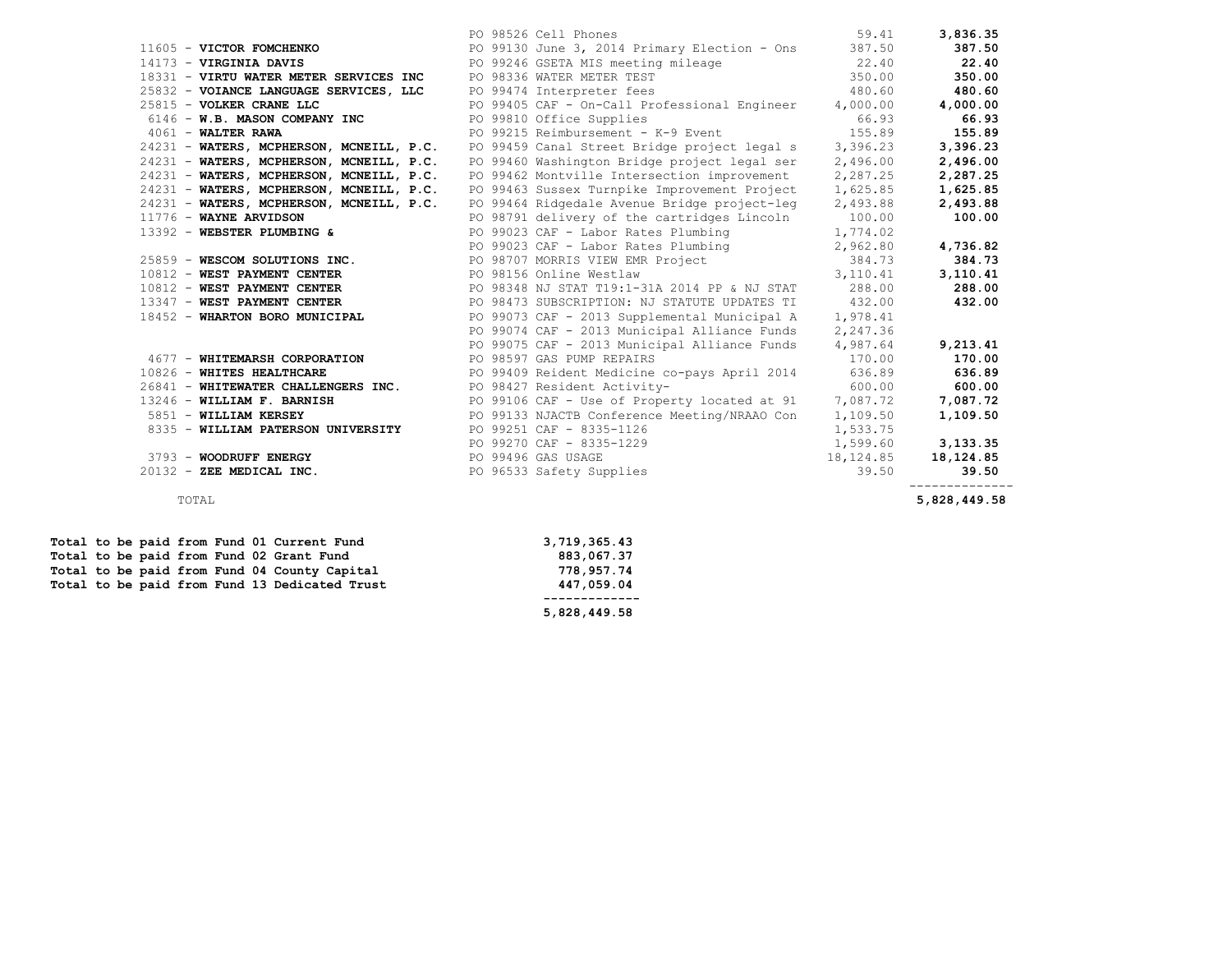| Vendor | Purchase Order / Description | Amount | Total |
| --- | --- | --- | --- |
| | PO 98526 Cell Phones | 59.41 | **3,836.35** |
| 11605 - **VICTOR FOMCHENKO** | PO 99130 June 3, 2014 Primary Election - Ons | 387.50 | **387.50** |
| 14173 - **VIRGINIA DAVIS** | PO 99246 GSETA MIS meeting mileage | 22.40 | **22.40** |
| 18331 - **VIRTU WATER METER SERVICES INC** | PO 98336 WATER METER TEST | 350.00 | **350.00** |
| 25832 - **VOIANCE LANGUAGE SERVICES, LLC** | PO 99474 Interpreter fees | 480.60 | **480.60** |
| 25815 - **VOLKER CRANE LLC** | PO 99405 CAF - On-Call Professional Engineer | 4,000.00 | **4,000.00** |
| 6146 - **W.B. MASON COMPANY INC** | PO 99810 Office Supplies | 66.93 | **66.93** |
| 4061 - **WALTER RAWA** | PO 99215 Reimbursement - K-9 Event | 155.89 | **155.89** |
| 24231 - **WATERS, MCPHERSON, MCNEILL, P.C.** | PO 99459 Canal Street Bridge project legal s | 3,396.23 | **3,396.23** |
| 24231 - **WATERS, MCPHERSON, MCNEILL, P.C.** | PO 99460 Washington Bridge project legal ser | 2,496.00 | **2,496.00** |
| 24231 - **WATERS, MCPHERSON, MCNEILL, P.C.** | PO 99462 Montville Intersection improvement | 2,287.25 | **2,287.25** |
| 24231 - **WATERS, MCPHERSON, MCNEILL, P.C.** | PO 99463 Sussex Turnpike Improvement Project | 1,625.85 | **1,625.85** |
| 24231 - **WATERS, MCPHERSON, MCNEILL, P.C.** | PO 99464 Ridgedale Avenue Bridge project-leg | 2,493.88 | **2,493.88** |
| 11776 - **WAYNE ARVIDSON** | PO 98791 delivery of the cartridges Lincoln | 100.00 | **100.00** |
| 13392 - **WEBSTER PLUMBING &** | PO 99023 CAF - Labor Rates Plumbing | 1,774.02 | |
| | PO 99023 CAF - Labor Rates Plumbing | 2,962.80 | **4,736.82** |
| 25859 - **WESCOM SOLUTIONS INC.** | PO 98707 MORRIS VIEW EMR Project | 384.73 | **384.73** |
| 10812 - **WEST PAYMENT CENTER** | PO 98156 Online Westlaw | 3,110.41 | **3,110.41** |
| 10812 - **WEST PAYMENT CENTER** | PO 98348 NJ STAT T19:1-31A 2014 PP & NJ STAT | 288.00 | **288.00** |
| 13347 - **WEST PAYMENT CENTER** | PO 98473 SUBSCRIPTION: NJ STATUTE UPDATES TI | 432.00 | **432.00** |
| 18452 - **WHARTON BORO MUNICIPAL** | PO 99073 CAF - 2013 Supplemental Municipal A | 1,978.41 | |
| | PO 99074 CAF - 2013 Municipal Alliance Funds | 2,247.36 | |
| | PO 99075 CAF - 2013 Municipal Alliance Funds | 4,987.64 | **9,213.41** |
| 4677 - **WHITEMARSH CORPORATION** | PO 98597 GAS PUMP REPAIRS | 170.00 | **170.00** |
| 10826 - **WHITES HEALTHCARE** | PO 99409 Reident Medicine co-pays April 2014 | 636.89 | **636.89** |
| 26841 - **WHITEWATER CHALLENGERS INC.** | PO 98427 Resident Activity- | 600.00 | **600.00** |
| 13246 - **WILLIAM F. BARNISH** | PO 99106 CAF - Use of Property located at 91 | 7,087.72 | **7,087.72** |
| 5851 - **WILLIAM KERSEY** | PO 99133 NJACTB Conference Meeting/NRAAO Con | 1,109.50 | **1,109.50** |
| 8335 - **WILLIAM PATERSON UNIVERSITY** | PO 99251 CAF - 8335-1126 | 1,533.75 | |
| | PO 99270 CAF - 8335-1229 | 1,599.60 | **3,133.35** |
| 3793 - **WOODRUFF ENERGY** | PO 99496 GAS USAGE | 18,124.85 | **18,124.85** |
| 20132 - **ZEE MEDICAL INC.** | PO 96533 Safety Supplies | 39.50 | **39.50** |
| TOTAL | | | **5,828,449.58** |

| Fund | Amount |
| --- | --- |
| **Total to be paid from Fund 01 Current Fund** | **3,719,365.43** |
| **Total to be paid from Fund 02 Grant Fund** | **883,067.37** |
| **Total to be paid from Fund 04 County Capital** | **778,957.74** |
| **Total to be paid from Fund 13 Dedicated Trust** | **447,059.04** |
| | **5,828,449.58** |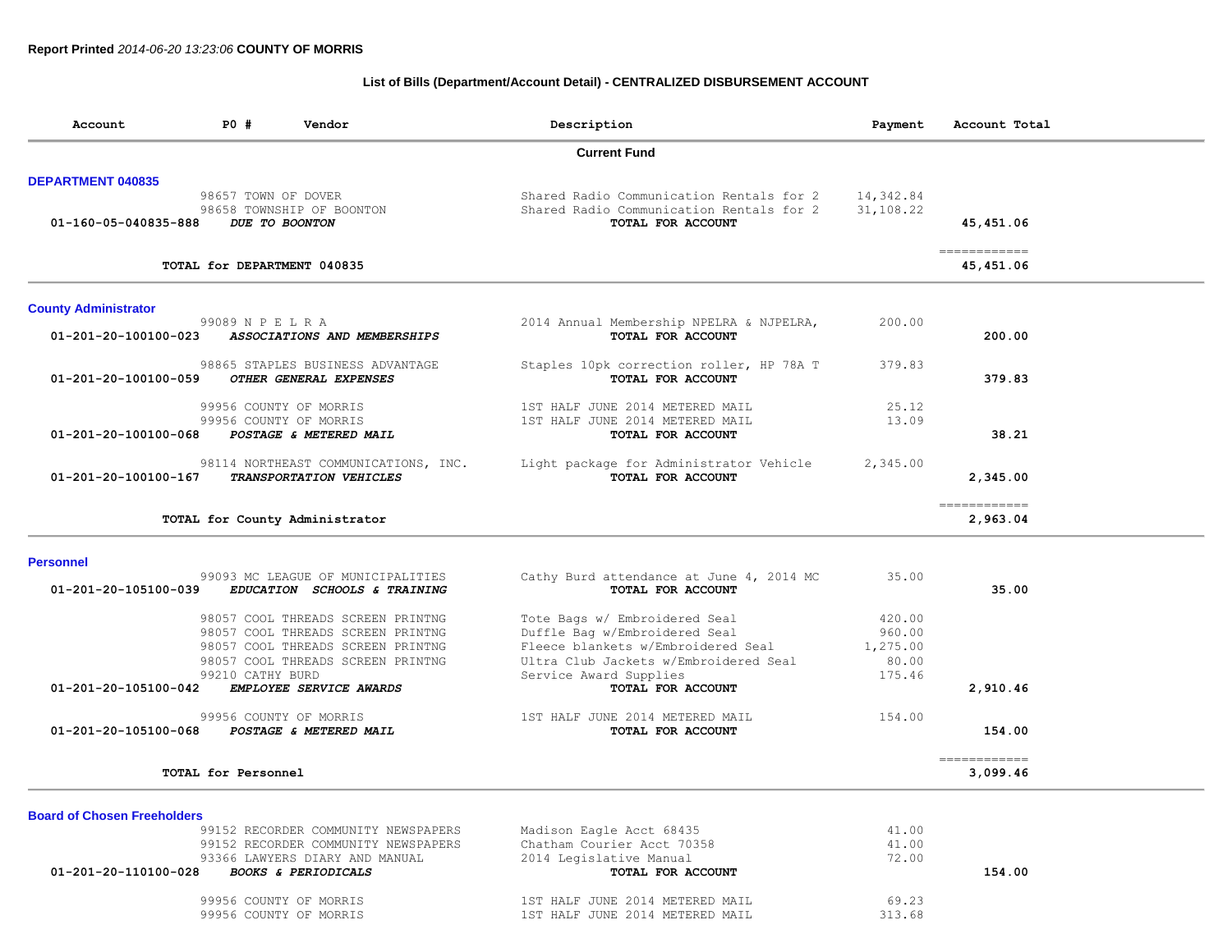**Report Printed** *2014-06-20 13:23:06* **COUNTY OF MORRIS**

## List of Bills (Department/Account Detail) - CENTRALIZED DISBURSEMENT ACCOUNT

| Account | PO # | Vendor | Description | Payment | Account Total |
|---|---|---|---|---|---|
| | | | **Current Fund** | | |
| **DEPARTMENT 040835** | | | | | |
| | 98657 | TOWN OF DOVER | Shared Radio Communication Rentals for 2 | 14,342.84 | |
| | 98658 | TOWNSHIP OF BOONTON | Shared Radio Communication Rentals for 2 | 31,108.22 | |
| 01-160-05-040835-888 | | *DUE TO BOONTON* | TOTAL FOR ACCOUNT | | 45,451.06 |
| | | | | | ============ |
| | | TOTAL for DEPARTMENT 040835 | | | 45,451.06 |
| **County Administrator** | | | | | |
| | 99089 | N P E L R A | 2014 Annual Membership NPELRA & NJPELRA, | 200.00 | |
| 01-201-20-100100-023 | | *ASSOCIATIONS AND MEMBERSHIPS* | TOTAL FOR ACCOUNT | | 200.00 |
| | 98865 | STAPLES BUSINESS ADVANTAGE | Staples 10pk correction roller, HP 78A T | 379.83 | |
| 01-201-20-100100-059 | | *OTHER GENERAL EXPENSES* | TOTAL FOR ACCOUNT | | 379.83 |
| | 99956 | COUNTY OF MORRIS | 1ST HALF JUNE 2014 METERED MAIL | 25.12 | |
| | 99956 | COUNTY OF MORRIS | 1ST HALF JUNE 2014 METERED MAIL | 13.09 | |
| 01-201-20-100100-068 | | *POSTAGE & METERED MAIL* | TOTAL FOR ACCOUNT | | 38.21 |
| | 98114 | NORTHEAST COMMUNICATIONS, INC. | Light package for Administrator Vehicle | 2,345.00 | |
| 01-201-20-100100-167 | | *TRANSPORTATION VEHICLES* | TOTAL FOR ACCOUNT | | 2,345.00 |
| | | | | | ============ |
| | | TOTAL for County Administrator | | | 2,963.04 |
| **Personnel** | | | | | |
| | 99093 | MC LEAGUE OF MUNICIPALITIES | Cathy Burd attendance at June 4, 2014 MC | 35.00 | |
| 01-201-20-105100-039 | | *EDUCATION SCHOOLS & TRAINING* | TOTAL FOR ACCOUNT | | 35.00 |
| | 98057 | COOL THREADS SCREEN PRINTNG | Tote Bags w/ Embroidered Seal | 420.00 | |
| | 98057 | COOL THREADS SCREEN PRINTNG | Duffle Bag w/Embroidered Seal | 960.00 | |
| | 98057 | COOL THREADS SCREEN PRINTNG | Fleece blankets w/Embroidered Seal | 1,275.00 | |
| | 98057 | COOL THREADS SCREEN PRINTNG | Ultra Club Jackets w/Embroidered Seal | 80.00 | |
| | 99210 | CATHY BURD | Service Award Supplies | 175.46 | |
| 01-201-20-105100-042 | | *EMPLOYEE SERVICE AWARDS* | TOTAL FOR ACCOUNT | | 2,910.46 |
| | 99956 | COUNTY OF MORRIS | 1ST HALF JUNE 2014 METERED MAIL | 154.00 | |
| 01-201-20-105100-068 | | *POSTAGE & METERED MAIL* | TOTAL FOR ACCOUNT | | 154.00 |
| | | | | | ============ |
| | | TOTAL for Personnel | | | 3,099.46 |
| **Board of Chosen Freeholders** | | | | | |
| | 99152 | RECORDER COMMUNITY NEWSPAPERS | Madison Eagle Acct 68435 | 41.00 | |
| | 99152 | RECORDER COMMUNITY NEWSPAPERS | Chatham Courier Acct 70358 | 41.00 | |
| | 93366 | LAWYERS DIARY AND MANUAL | 2014 Legislative Manual | 72.00 | |
| 01-201-20-110100-028 | | *BOOKS & PERIODICALS* | TOTAL FOR ACCOUNT | | 154.00 |
| | 99956 | COUNTY OF MORRIS | 1ST HALF JUNE 2014 METERED MAIL | 69.23 | |
| | 99956 | COUNTY OF MORRIS | 1ST HALF JUNE 2014 METERED MAIL | 313.68 | |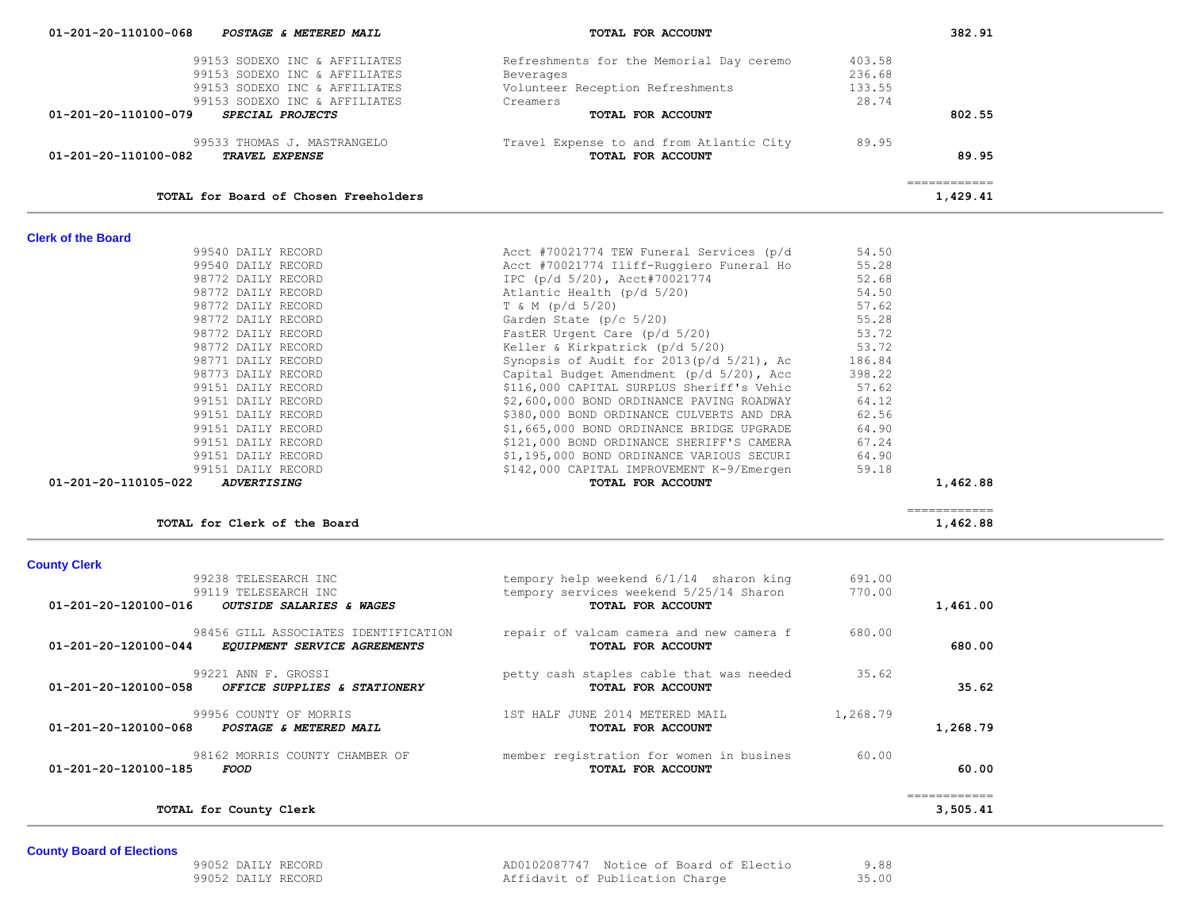| Account | Vendor | Description | Amount | Total |
|---|---|---|---|---|
| 01-201-20-110100-068 | ***POSTAGE & METERED MAIL*** | **TOTAL FOR ACCOUNT** | | **382.91** |
| | 99153 SODEXO INC & AFFILIATES | Refreshments for the Memorial Day ceremo | 403.58 | |
| | 99153 SODEXO INC & AFFILIATES | Beverages | 236.68 | |
| | 99153 SODEXO INC & AFFILIATES | Volunteer Reception Refreshments | 133.55 | |
| | 99153 SODEXO INC & AFFILIATES | Creamers | 28.74 | |
| 01-201-20-110100-079 | ***SPECIAL PROJECTS*** | **TOTAL FOR ACCOUNT** | | **802.55** |
| | 99533 THOMAS J. MASTRANGELO | Travel Expense to and from Atlantic City | 89.95 | |
| 01-201-20-110100-082 | ***TRAVEL EXPENSE*** | **TOTAL FOR ACCOUNT** | | **89.95** |
| | **TOTAL for Board of Chosen Freeholders** | | | **1,429.41** |

## Clerk of the Board

| Account | Vendor | Description | Amount | Total |
|---|---|---|---|---|
| | 99540 DAILY RECORD | Acct #70021774 TEW Funeral Services (p/d | 54.50 | |
| | 99540 DAILY RECORD | Acct #70021774 Iliff-Ruggiero Funeral Ho | 55.28 | |
| | 98772 DAILY RECORD | IPC (p/d 5/20), Acct#70021774 | 52.68 | |
| | 98772 DAILY RECORD | Atlantic Health (p/d 5/20) | 54.50 | |
| | 98772 DAILY RECORD | T & M (p/d 5/20) | 57.62 | |
| | 98772 DAILY RECORD | Garden State (p/c 5/20) | 55.28 | |
| | 98772 DAILY RECORD | FastER Urgent Care (p/d 5/20) | 53.72 | |
| | 98772 DAILY RECORD | Keller & Kirkpatrick (p/d 5/20) | 53.72 | |
| | 98771 DAILY RECORD | Synopsis of Audit for 2013(p/d 5/21), Ac | 186.84 | |
| | 98773 DAILY RECORD | Capital Budget Amendment (p/d 5/20), Acc | 398.22 | |
| | 99151 DAILY RECORD | $116,000 CAPITAL SURPLUS Sheriff's Vehic | 57.62 | |
| | 99151 DAILY RECORD | $2,600,000 BOND ORDINANCE PAVING ROADWAY | 64.12 | |
| | 99151 DAILY RECORD | $380,000 BOND ORDINANCE CULVERTS AND DRA | 62.56 | |
| | 99151 DAILY RECORD | $1,665,000 BOND ORDINANCE BRIDGE UPGRADE | 64.90 | |
| | 99151 DAILY RECORD | $121,000 BOND ORDINANCE SHERIFF'S CAMERA | 67.24 | |
| | 99151 DAILY RECORD | $1,195,000 BOND ORDINANCE VARIOUS SECURI | 64.90 | |
| | 99151 DAILY RECORD | $142,000 CAPITAL IMPROVEMENT K-9/Emergen | 59.18 | |
| 01-201-20-110105-022 | ***ADVERTISING*** | **TOTAL FOR ACCOUNT** | | **1,462.88** |
| | **TOTAL for Clerk of the Board** | | | **1,462.88** |

## County Clerk

| Account | Vendor | Description | Amount | Total |
|---|---|---|---|---|
| | 99238 TELESEARCH INC | tempory help weekend 6/1/14 sharon king | 691.00 | |
| | 99119 TELESEARCH INC | tempory services weekend 5/25/14 Sharon | 770.00 | |
| 01-201-20-120100-016 | ***OUTSIDE SALARIES & WAGES*** | **TOTAL FOR ACCOUNT** | | **1,461.00** |
| | 98456 GILL ASSOCIATES IDENTIFICATION | repair of valcam camera and new camera f | 680.00 | |
| 01-201-20-120100-044 | ***EQUIPMENT SERVICE AGREEMENTS*** | **TOTAL FOR ACCOUNT** | | **680.00** |
| | 99221 ANN F. GROSSI | petty cash staples cable that was needed | 35.62 | |
| 01-201-20-120100-058 | ***OFFICE SUPPLIES & STATIONERY*** | **TOTAL FOR ACCOUNT** | | **35.62** |
| | 99956 COUNTY OF MORRIS | 1ST HALF JUNE 2014 METERED MAIL | 1,268.79 | |
| 01-201-20-120100-068 | ***POSTAGE & METERED MAIL*** | **TOTAL FOR ACCOUNT** | | **1,268.79** |
| | 98162 MORRIS COUNTY CHAMBER OF | member registration for women in busines | 60.00 | |
| 01-201-20-120100-185 | ***FOOD*** | **TOTAL FOR ACCOUNT** | | **60.00** |
| | **TOTAL for County Clerk** | | | **3,505.41** |

## County Board of Elections

| Account | Vendor | Description | Amount | Total |
|---|---|---|---|---|
| | 99052 DAILY RECORD | AD0102087747 Notice of Board of Electio | 9.88 | |
| | 99052 DAILY RECORD | Affidavit of Publication Charge | 35.00 | |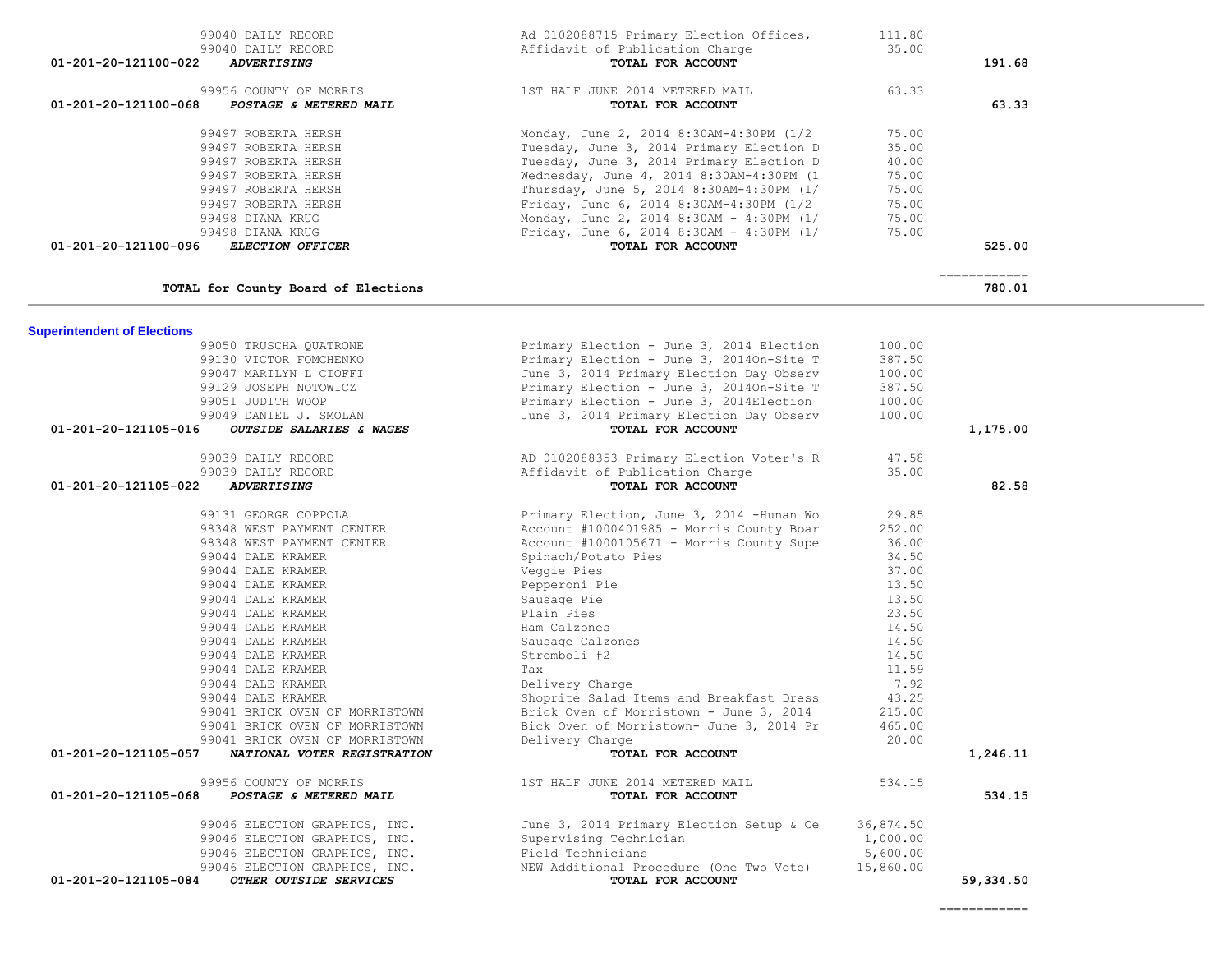| Vendor | Description | Amount | Total |
|---|---|---|---|
| 99040 DAILY RECORD | Ad 0102088715 Primary Election Offices, | 111.80 | |
| 99040 DAILY RECORD | Affidavit of Publication Charge | 35.00 | |
| **01-201-20-121100-022** ***ADVERTISING*** | **TOTAL FOR ACCOUNT** | | **191.68** |
| 99956 COUNTY OF MORRIS | 1ST HALF JUNE 2014 METERED MAIL | 63.33 | |
| **01-201-20-121100-068** ***POSTAGE & METERED MAIL*** | **TOTAL FOR ACCOUNT** | | **63.33** |
| 99497 ROBERTA HERSH | Monday, June 2, 2014 8:30AM-4:30PM (1/2 | 75.00 | |
| 99497 ROBERTA HERSH | Tuesday, June 3, 2014 Primary Election D | 35.00 | |
| 99497 ROBERTA HERSH | Tuesday, June 3, 2014 Primary Election D | 40.00 | |
| 99497 ROBERTA HERSH | Wednesday, June 4, 2014 8:30AM-4:30PM (1 | 75.00 | |
| 99497 ROBERTA HERSH | Thursday, June 5, 2014 8:30AM-4:30PM (1/ | 75.00 | |
| 99497 ROBERTA HERSH | Friday, June 6, 2014 8:30AM-4:30PM (1/2 | 75.00 | |
| 99498 DIANA KRUG | Monday, June 2, 2014 8:30AM - 4:30PM (1/ | 75.00 | |
| 99498 DIANA KRUG | Friday, June 6, 2014 8:30AM - 4:30PM (1/ | 75.00 | |
| **01-201-20-121100-096** ***ELECTION OFFICER*** | **TOTAL FOR ACCOUNT** | | **525.00** |
| | | | ============ |
| **TOTAL for County Board of Elections** | | | **780.01** |

## Superintendent of Elections

| Vendor | Description | Amount | Total |
|---|---|---|---|
| 99050 TRUSCHA QUATRONE | Primary Election - June 3, 2014 Election | 100.00 | |
| 99130 VICTOR FOMCHENKO | Primary Election - June 3, 2014On-Site T | 387.50 | |
| 99047 MARILYN L CIOFFI | June 3, 2014 Primary Election Day Observ | 100.00 | |
| 99129 JOSEPH NOTOWICZ | Primary Election - June 3, 2014On-Site T | 387.50 | |
| 99051 JUDITH WOOP | Primary Election - June 3, 2014Election | 100.00 | |
| 99049 DANIEL J. SMOLAN | June 3, 2014 Primary Election Day Observ | 100.00 | |
| **01-201-20-121105-016** ***OUTSIDE SALARIES & WAGES*** | **TOTAL FOR ACCOUNT** | | **1,175.00** |
| 99039 DAILY RECORD | AD 0102088353 Primary Election Voter's R | 47.58 | |
| 99039 DAILY RECORD | Affidavit of Publication Charge | 35.00 | |
| **01-201-20-121105-022** ***ADVERTISING*** | **TOTAL FOR ACCOUNT** | | **82.58** |
| 99131 GEORGE COPPOLA | Primary Election, June 3, 2014 -Hunan Wo | 29.85 | |
| 98348 WEST PAYMENT CENTER | Account #1000401985 - Morris County Boar | 252.00 | |
| 98348 WEST PAYMENT CENTER | Account #1000105671 - Morris County Supe | 36.00 | |
| 99044 DALE KRAMER | Spinach/Potato Pies | 34.50 | |
| 99044 DALE KRAMER | Veggie Pies | 37.00 | |
| 99044 DALE KRAMER | Pepperoni Pie | 13.50 | |
| 99044 DALE KRAMER | Sausage Pie | 13.50 | |
| 99044 DALE KRAMER | Plain Pies | 23.50 | |
| 99044 DALE KRAMER | Ham Calzones | 14.50 | |
| 99044 DALE KRAMER | Sausage Calzones | 14.50 | |
| 99044 DALE KRAMER | Stromboli #2 | 14.50 | |
| 99044 DALE KRAMER | Tax | 11.59 | |
| 99044 DALE KRAMER | Delivery Charge | 7.92 | |
| 99044 DALE KRAMER | Shoprite Salad Items and Breakfast Dress | 43.25 | |
| 99041 BRICK OVEN OF MORRISTOWN | Brick Oven of Morristown - June 3, 2014 | 215.00 | |
| 99041 BRICK OVEN OF MORRISTOWN | Bick Oven of Morristown- June 3, 2014 Pr | 465.00 | |
| 99041 BRICK OVEN OF MORRISTOWN | Delivery Charge | 20.00 | |
| **01-201-20-121105-057** ***NATIONAL VOTER REGISTRATION*** | **TOTAL FOR ACCOUNT** | | **1,246.11** |
| 99956 COUNTY OF MORRIS | 1ST HALF JUNE 2014 METERED MAIL | 534.15 | |
| **01-201-20-121105-068** ***POSTAGE & METERED MAIL*** | **TOTAL FOR ACCOUNT** | | **534.15** |
| 99046 ELECTION GRAPHICS, INC. | June 3, 2014 Primary Election Setup & Ce | 36,874.50 | |
| 99046 ELECTION GRAPHICS, INC. | Supervising Technician | 1,000.00 | |
| 99046 ELECTION GRAPHICS, INC. | Field Technicians | 5,600.00 | |
| 99046 ELECTION GRAPHICS, INC. | NEW Additional Procedure (One Two Vote) | 15,860.00 | |
| **01-201-20-121105-084** ***OTHER OUTSIDE SERVICES*** | **TOTAL FOR ACCOUNT** | | **59,334.50** |
| | | | ============ |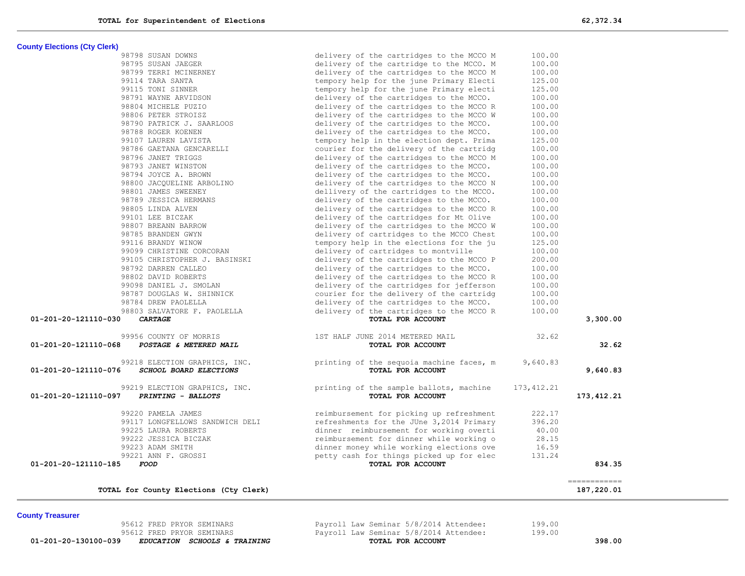**TOTAL for Superintendent of Elections** 62,372.34

## County Elections (Cty Clerk)

| Account | Vendor | Description | Amount | Total |
|---|---|---|---|---|
| | 98798 SUSAN DOWNS | delivery of the cartridges to the MCCO M | 100.00 | |
| | 98795 SUSAN JAEGER | delivery of the cartridge to the MCCO. M | 100.00 | |
| | 98799 TERRI MCINERNEY | delivery of the cartridges to the MCCO M | 100.00 | |
| | 99114 TARA SANTA | tempory help for the june Primary Electi | 125.00 | |
| | 99115 TONI SINNER | tempory help for the june Primary electi | 125.00 | |
| | 98791 WAYNE ARVIDSON | delivery of the cartridges to the MCCO. | 100.00 | |
| | 98804 MICHELE PUZIO | delivery of the cartridges to the MCCO R | 100.00 | |
| | 98806 PETER STROISZ | delivery of the cartridges to the MCCO W | 100.00 | |
| | 98790 PATRICK J. SAARLOOS | delivery of the cartridges to the MCCO. | 100.00 | |
| | 98788 ROGER KOENEN | delivery of the cartridges to the MCCO. | 100.00 | |
| | 99107 LAUREN LAVISTA | tempory help in the election dept. Prima | 125.00 | |
| | 98786 GAETANA GENCARELLI | courier for the delivery of the cartridg | 100.00 | |
| | 98796 JANET TRIGGS | delivery of the cartridges to the MCCO M | 100.00 | |
| | 98793 JANET WINSTON | delivery of the cartridges to the MCCO. | 100.00 | |
| | 98794 JOYCE A. BROWN | delivery of the cartridges to the MCCO. | 100.00 | |
| | 98800 JACQUELINE ARBOLINO | delivery of the cartridges to the MCCO N | 100.00 | |
| | 98801 JAMES SWEENEY | dellivery of the cartridges to the MCCO. | 100.00 | |
| | 98789 JESSICA HERMANS | delivery of the cartridges to the MCCO. | 100.00 | |
| | 98805 LINDA ALVEN | delivery of the cartridges to the MCCO R | 100.00 | |
| | 99101 LEE BICZAK | delivery of the cartridges for Mt Olive | 100.00 | |
| | 98807 BREANN BARROW | delivery of the cartridges to the MCCO W | 100.00 | |
| | 98785 BRANDEN GWYN | delivery of cartridges to the MCCO Chest | 100.00 | |
| | 99116 BRANDY WINOW | tempory help in the elections for the ju | 125.00 | |
| | 99099 CHRISTINE CORCORAN | delivery of cartridges to montville | 100.00 | |
| | 99105 CHRISTOPHER J. BASINSKI | delivery of the cartridges to the MCCO P | 200.00 | |
| | 98792 DARREN CALLEO | delivery of the cartridges to the MCCO. | 100.00 | |
| | 98802 DAVID ROBERTS | delivery of the cartridges to the MCCO R | 100.00 | |
| | 99098 DANIEL J. SMOLAN | delivery of the cartridges for jefferson | 100.00 | |
| | 98787 DOUGLAS W. SHINNICK | courier for the delivery of the cartridg | 100.00 | |
| | 98784 DREW PAOLELLA | delivery of the cartridges to the MCCO. | 100.00 | |
| | 98803 SALVATORE F. PAOLELLA | delivery of the cartridges to the MCCO R | 100.00 | |
| **01-201-20-121110-030** | ***CARTAGE*** | **TOTAL FOR ACCOUNT** | | **3,300.00** |
| | 99956 COUNTY OF MORRIS | 1ST HALF JUNE 2014 METERED MAIL | 32.62 | |
| **01-201-20-121110-068** | ***POSTAGE & METERED MAIL*** | **TOTAL FOR ACCOUNT** | | **32.62** |
| | 99218 ELECTION GRAPHICS, INC. | printing of the sequoia machine faces, m | 9,640.83 | |
| **01-201-20-121110-076** | ***SCHOOL BOARD ELECTIONS*** | **TOTAL FOR ACCOUNT** | | **9,640.83** |
| | 99219 ELECTION GRAPHICS, INC. | printing of the sample ballots, machine | 173,412.21 | |
| **01-201-20-121110-097** | ***PRINTING - BALLOTS*** | **TOTAL FOR ACCOUNT** | | **173,412.21** |
| | 99220 PAMELA JAMES | reimbursement for picking up refreshment | 222.17 | |
| | 99117 LONGFELLOWS SANDWICH DELI | refreshments for the JUne 3,2014 Primary | 396.20 | |
| | 99225 LAURA ROBERTS | dinner reimbursement for working overti | 40.00 | |
| | 99222 JESSICA BICZAK | reimbursement for dinner while working o | 28.15 | |
| | 99223 ADAM SMITH | dinner money while working elections ove | 16.59 | |
| | 99221 ANN F. GROSSI | petty cash for things picked up for elec | 131.24 | |
| **01-201-20-121110-185** | ***FOOD*** | **TOTAL FOR ACCOUNT** | | **834.35** |

**TOTAL for County Elections (Cty Clerk)** 187,220.01

## County Treasurer

| Account | Vendor | Description | Amount | Total |
|---|---|---|---|---|
| | 95612 FRED PRYOR SEMINARS | Payroll Law Seminar 5/8/2014 Attendee: | 199.00 | |
| | 95612 FRED PRYOR SEMINARS | Payroll Law Seminar 5/8/2014 Attendee: | 199.00 | |
| **01-201-20-130100-039** | ***EDUCATION SCHOOLS & TRAINING*** | **TOTAL FOR ACCOUNT** | | **398.00** |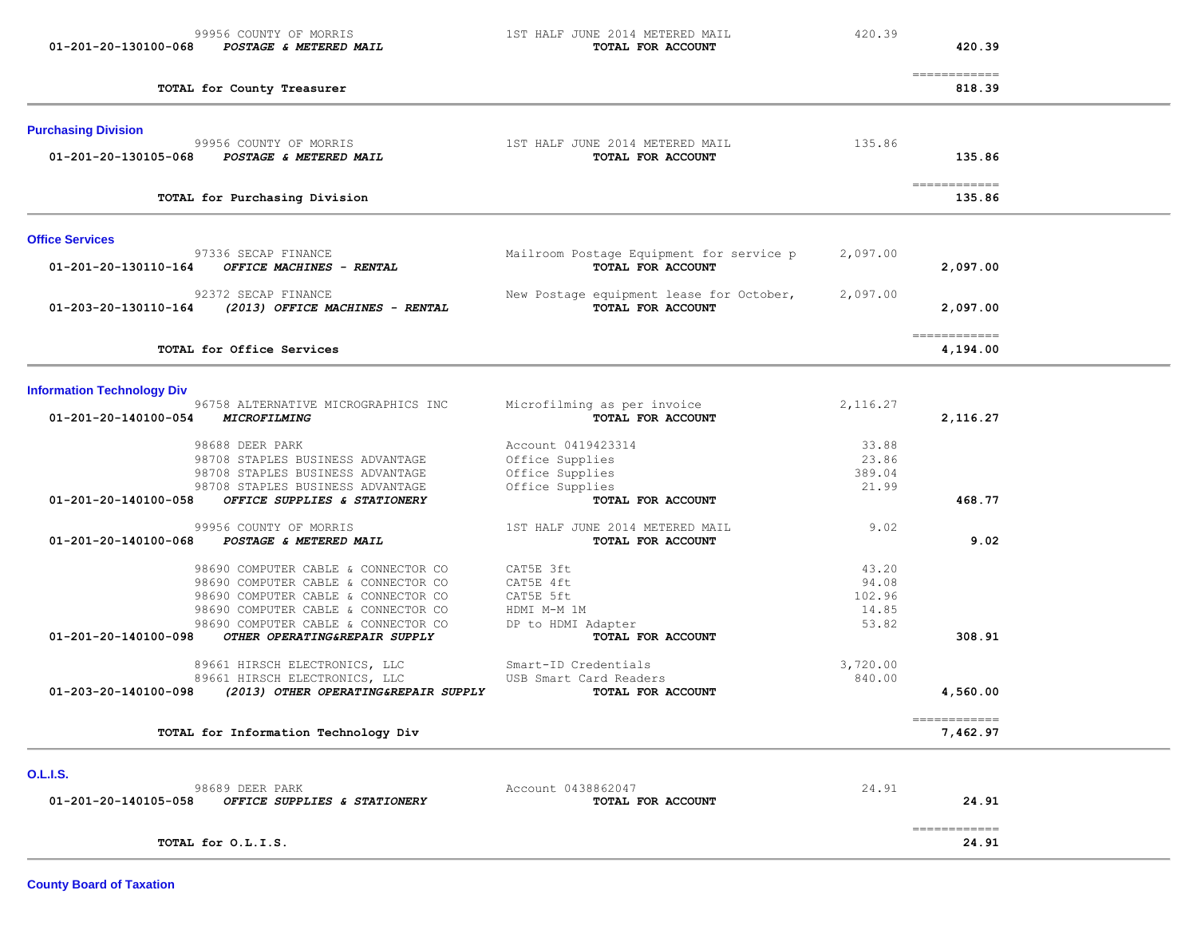| Account | Vendor / Account Description | Description | Amount | Total |
|---|---|---|---|---|
| | 99956 COUNTY OF MORRIS | 1ST HALF JUNE 2014 METERED MAIL | 420.39 | |
| 01-201-20-130100-068 | *POSTAGE & METERED MAIL* | **TOTAL FOR ACCOUNT** | | 420.39 |
| | **TOTAL for County Treasurer** | | | 818.39 |

### Purchasing Division

| Account | Vendor / Account Description | Description | Amount | Total |
|---|---|---|---|---|
| | 99956 COUNTY OF MORRIS | 1ST HALF JUNE 2014 METERED MAIL | 135.86 | |
| 01-201-20-130105-068 | *POSTAGE & METERED MAIL* | **TOTAL FOR ACCOUNT** | | 135.86 |
| | **TOTAL for Purchasing Division** | | | 135.86 |

### Office Services

| Account | Vendor / Account Description | Description | Amount | Total |
|---|---|---|---|---|
| | 97336 SECAP FINANCE | Mailroom Postage Equipment for service p | 2,097.00 | |
| 01-201-20-130110-164 | *OFFICE MACHINES - RENTAL* | **TOTAL FOR ACCOUNT** | | 2,097.00 |
| | 92372 SECAP FINANCE | New Postage equipment lease for October, | 2,097.00 | |
| 01-203-20-130110-164 | *(2013) OFFICE MACHINES - RENTAL* | **TOTAL FOR ACCOUNT** | | 2,097.00 |
| | **TOTAL for Office Services** | | | 4,194.00 |

### Information Technology Div

| Account | Vendor / Account Description | Description | Amount | Total |
|---|---|---|---|---|
| | 96758 ALTERNATIVE MICROGRAPHICS INC | Microfilming as per invoice | 2,116.27 | |
| 01-201-20-140100-054 | *MICROFILMING* | **TOTAL FOR ACCOUNT** | | 2,116.27 |
| | 98688 DEER PARK | Account 0419423314 | 33.88 | |
| | 98708 STAPLES BUSINESS ADVANTAGE | Office Supplies | 23.86 | |
| | 98708 STAPLES BUSINESS ADVANTAGE | Office Supplies | 389.04 | |
| | 98708 STAPLES BUSINESS ADVANTAGE | Office Supplies | 21.99 | |
| 01-201-20-140100-058 | *OFFICE SUPPLIES & STATIONERY* | **TOTAL FOR ACCOUNT** | | 468.77 |
| | 99956 COUNTY OF MORRIS | 1ST HALF JUNE 2014 METERED MAIL | 9.02 | |
| 01-201-20-140100-068 | *POSTAGE & METERED MAIL* | **TOTAL FOR ACCOUNT** | | 9.02 |
| | 98690 COMPUTER CABLE & CONNECTOR CO | CAT5E 3ft | 43.20 | |
| | 98690 COMPUTER CABLE & CONNECTOR CO | CAT5E 4ft | 94.08 | |
| | 98690 COMPUTER CABLE & CONNECTOR CO | CAT5E 5ft | 102.96 | |
| | 98690 COMPUTER CABLE & CONNECTOR CO | HDMI M-M 1M | 14.85 | |
| | 98690 COMPUTER CABLE & CONNECTOR CO | DP to HDMI Adapter | 53.82 | |
| 01-201-20-140100-098 | *OTHER OPERATING&REPAIR SUPPLY* | **TOTAL FOR ACCOUNT** | | 308.91 |
| | 89661 HIRSCH ELECTRONICS, LLC | Smart-ID Credentials | 3,720.00 | |
| | 89661 HIRSCH ELECTRONICS, LLC | USB Smart Card Readers | 840.00 | |
| 01-203-20-140100-098 | *(2013) OTHER OPERATING&REPAIR SUPPLY* | **TOTAL FOR ACCOUNT** | | 4,560.00 |
| | **TOTAL for Information Technology Div** | | | 7,462.97 |

### O.L.I.S.

| Account | Vendor / Account Description | Description | Amount | Total |
|---|---|---|---|---|
| | 98689 DEER PARK | Account 0438862047 | 24.91 | |
| 01-201-20-140105-058 | *OFFICE SUPPLIES & STATIONERY* | **TOTAL FOR ACCOUNT** | | 24.91 |
| | **TOTAL for O.L.I.S.** | | | 24.91 |

### County Board of Taxation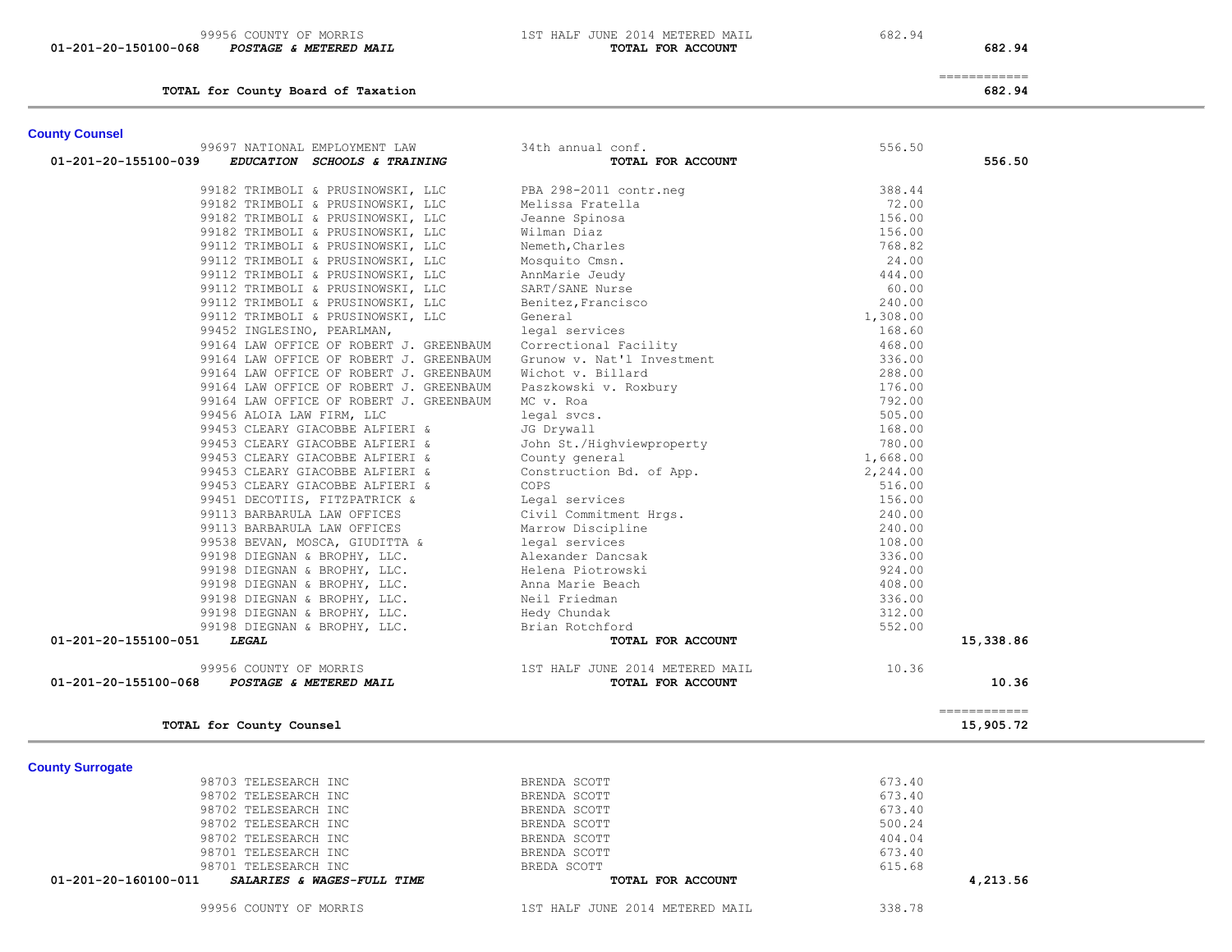| | | | |
|---|---|---|---|
| 99956 COUNTY OF MORRIS | 1ST HALF JUNE 2014 METERED MAIL | 682.94 | |
| **01-201-20-150100-068** ***POSTAGE & METERED MAIL*** | **TOTAL FOR ACCOUNT** | | **682.94** |
| | | | ============ |
| **TOTAL for County Board of Taxation** | | | **682.94** |

## County Counsel

| | | | |
|---|---|---|---|
| 99697 NATIONAL EMPLOYMENT LAW | 34th annual conf. | 556.50 | |
| **01-201-20-155100-039** ***EDUCATION SCHOOLS & TRAINING*** | **TOTAL FOR ACCOUNT** | | **556.50** |
| 99182 TRIMBOLI & PRUSINOWSKI, LLC | PBA 298-2011 contr.neg | 388.44 | |
| 99182 TRIMBOLI & PRUSINOWSKI, LLC | Melissa Fratella | 72.00 | |
| 99182 TRIMBOLI & PRUSINOWSKI, LLC | Jeanne Spinosa | 156.00 | |
| 99182 TRIMBOLI & PRUSINOWSKI, LLC | Wilman Diaz | 156.00 | |
| 99112 TRIMBOLI & PRUSINOWSKI, LLC | Nemeth,Charles | 768.82 | |
| 99112 TRIMBOLI & PRUSINOWSKI, LLC | Mosquito Cmsn. | 24.00 | |
| 99112 TRIMBOLI & PRUSINOWSKI, LLC | AnnMarie Jeudy | 444.00 | |
| 99112 TRIMBOLI & PRUSINOWSKI, LLC | SART/SANE Nurse | 60.00 | |
| 99112 TRIMBOLI & PRUSINOWSKI, LLC | Benitez,Francisco | 240.00 | |
| 99112 TRIMBOLI & PRUSINOWSKI, LLC | General | 1,308.00 | |
| 99452 INGLESINO, PEARLMAN, | legal services | 168.60 | |
| 99164 LAW OFFICE OF ROBERT J. GREENBAUM | Correctional Facility | 468.00 | |
| 99164 LAW OFFICE OF ROBERT J. GREENBAUM | Grunow v. Nat'l Investment | 336.00 | |
| 99164 LAW OFFICE OF ROBERT J. GREENBAUM | Wichot v. Billard | 288.00 | |
| 99164 LAW OFFICE OF ROBERT J. GREENBAUM | Paszkowski v. Roxbury | 176.00 | |
| 99164 LAW OFFICE OF ROBERT J. GREENBAUM | MC v. Roa | 792.00 | |
| 99456 ALOIA LAW FIRM, LLC | legal svcs. | 505.00 | |
| 99453 CLEARY GIACOBBE ALFIERI & | JG Drywall | 168.00 | |
| 99453 CLEARY GIACOBBE ALFIERI & | John St./Highviewproperty | 780.00 | |
| 99453 CLEARY GIACOBBE ALFIERI & | County general | 1,668.00 | |
| 99453 CLEARY GIACOBBE ALFIERI & | Construction Bd. of App. | 2,244.00 | |
| 99453 CLEARY GIACOBBE ALFIERI & | COPS | 516.00 | |
| 99451 DECOTIIS, FITZPATRICK & | Legal services | 156.00 | |
| 99113 BARBARULA LAW OFFICES | Civil Commitment Hrgs. | 240.00 | |
| 99113 BARBARULA LAW OFFICES | Marrow Discipline | 240.00 | |
| 99538 BEVAN, MOSCA, GIUDITTA & | legal services | 108.00 | |
| 99198 DIEGNAN & BROPHY, LLC. | Alexander Dancsak | 336.00 | |
| 99198 DIEGNAN & BROPHY, LLC. | Helena Piotrowski | 924.00 | |
| 99198 DIEGNAN & BROPHY, LLC. | Anna Marie Beach | 408.00 | |
| 99198 DIEGNAN & BROPHY, LLC. | Neil Friedman | 336.00 | |
| 99198 DIEGNAN & BROPHY, LLC. | Hedy Chundak | 312.00 | |
| 99198 DIEGNAN & BROPHY, LLC. | Brian Rotchford | 552.00 | |
| **01-201-20-155100-051** ***LEGAL*** | **TOTAL FOR ACCOUNT** | | **15,338.86** |
| 99956 COUNTY OF MORRIS | 1ST HALF JUNE 2014 METERED MAIL | 10.36 | |
| **01-201-20-155100-068** ***POSTAGE & METERED MAIL*** | **TOTAL FOR ACCOUNT** | | **10.36** |
| | | | ============ |
| **TOTAL for County Counsel** | | | **15,905.72** |

## County Surrogate

| | | | |
|---|---|---|---|
| 98703 TELESEARCH INC | BRENDA SCOTT | 673.40 | |
| 98702 TELESEARCH INC | BRENDA SCOTT | 673.40 | |
| 98702 TELESEARCH INC | BRENDA SCOTT | 673.40 | |
| 98702 TELESEARCH INC | BRENDA SCOTT | 500.24 | |
| 98702 TELESEARCH INC | BRENDA SCOTT | 404.04 | |
| 98701 TELESEARCH INC | BRENDA SCOTT | 673.40 | |
| 98701 TELESEARCH INC | BREDA SCOTT | 615.68 | |
| **01-201-20-160100-011** ***SALARIES & WAGES-FULL TIME*** | **TOTAL FOR ACCOUNT** | | **4,213.56** |
| 99956 COUNTY OF MORRIS | 1ST HALF JUNE 2014 METERED MAIL | 338.78 | |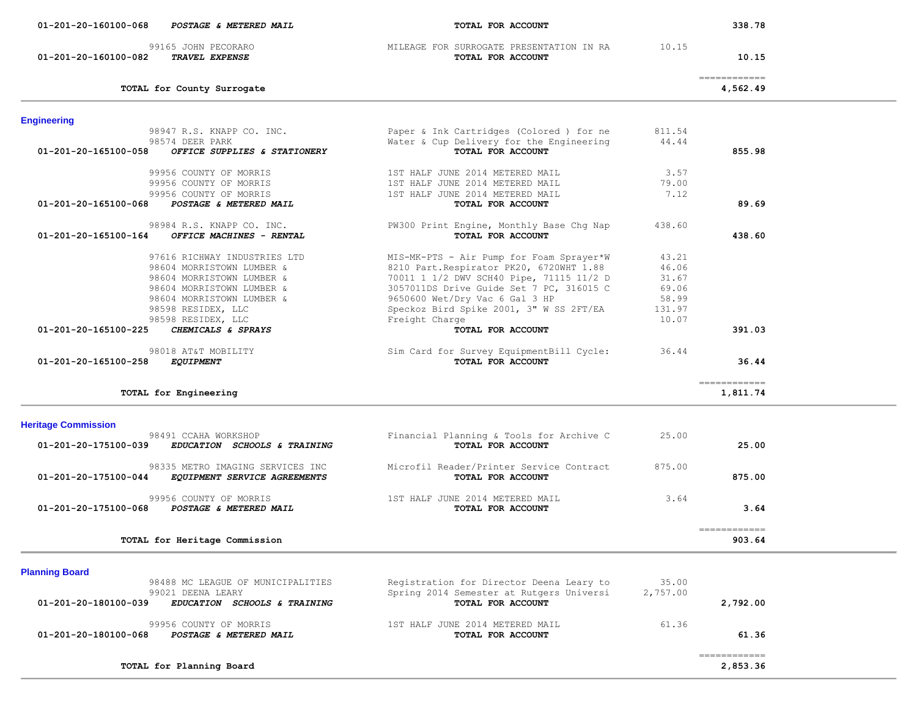| Account | Vendor / Account Name | Description | Amount | Total |
|---|---|---|---|---|
| 01-201-20-160100-068 | ***POSTAGE & METERED MAIL*** | **TOTAL FOR ACCOUNT** | | **338.78** |
| | 99165 JOHN PECORARO | MILEAGE FOR SURROGATE PRESENTATION IN RA | 10.15 | |
| **01-201-20-160100-082** | ***TRAVEL EXPENSE*** | **TOTAL FOR ACCOUNT** | | **10.15** |
| | | | | ============ |
| | **TOTAL for County Surrogate** | | | **4,562.49** |

## Engineering

| Account | Vendor / Account Name | Description | Amount | Total |
|---|---|---|---|---|
| | 98947 R.S. KNAPP CO. INC. | Paper & Ink Cartridges (Colored ) for ne | 811.54 | |
| | 98574 DEER PARK | Water & Cup Delivery for the Engineering | 44.44 | |
| **01-201-20-165100-058** | ***OFFICE SUPPLIES & STATIONERY*** | **TOTAL FOR ACCOUNT** | | **855.98** |
| | 99956 COUNTY OF MORRIS | 1ST HALF JUNE 2014 METERED MAIL | 3.57 | |
| | 99956 COUNTY OF MORRIS | 1ST HALF JUNE 2014 METERED MAIL | 79.00 | |
| | 99956 COUNTY OF MORRIS | 1ST HALF JUNE 2014 METERED MAIL | 7.12 | |
| **01-201-20-165100-068** | ***POSTAGE & METERED MAIL*** | **TOTAL FOR ACCOUNT** | | **89.69** |
| | 98984 R.S. KNAPP CO. INC. | PW300 Print Engine, Monthly Base Chg Nap | 438.60 | |
| **01-201-20-165100-164** | ***OFFICE MACHINES - RENTAL*** | **TOTAL FOR ACCOUNT** | | **438.60** |
| | 97616 RICHWAY INDUSTRIES LTD | MIS-MK-PTS - Air Pump for Foam Sprayer*W | 43.21 | |
| | 98604 MORRISTOWN LUMBER & | 8210 Part.Respirator PK20, 6720WHT 1.88 | 46.06 | |
| | 98604 MORRISTOWN LUMBER & | 70011 1 1/2 DWV SCH40 Pipe, 71115 11/2 D | 31.67 | |
| | 98604 MORRISTOWN LUMBER & | 3057011DS Drive Guide Set 7 PC, 316015 C | 69.06 | |
| | 98604 MORRISTOWN LUMBER & | 9650600 Wet/Dry Vac 6 Gal 3 HP | 58.99 | |
| | 98598 RESIDEX, LLC | Speckoz Bird Spike 2001, 3" W SS 2FT/EA | 131.97 | |
| | 98598 RESIDEX, LLC | Freight Charge | 10.07 | |
| **01-201-20-165100-225** | ***CHEMICALS & SPRAYS*** | **TOTAL FOR ACCOUNT** | | **391.03** |
| | 98018 AT&T MOBILITY | Sim Card for Survey EquipmentBill Cycle: | 36.44 | |
| **01-201-20-165100-258** | ***EQUIPMENT*** | **TOTAL FOR ACCOUNT** | | **36.44** |
| | | | | ============ |
| | **TOTAL for Engineering** | | | **1,811.74** |

## Heritage Commission

| Account | Vendor / Account Name | Description | Amount | Total |
|---|---|---|---|---|
| | 98491 CCAHA WORKSHOP | Financial Planning & Tools for Archive C | 25.00 | |
| **01-201-20-175100-039** | ***EDUCATION SCHOOLS & TRAINING*** | **TOTAL FOR ACCOUNT** | | **25.00** |
| | 98335 METRO IMAGING SERVICES INC | Microfil Reader/Printer Service Contract | 875.00 | |
| **01-201-20-175100-044** | ***EQUIPMENT SERVICE AGREEMENTS*** | **TOTAL FOR ACCOUNT** | | **875.00** |
| | 99956 COUNTY OF MORRIS | 1ST HALF JUNE 2014 METERED MAIL | 3.64 | |
| **01-201-20-175100-068** | ***POSTAGE & METERED MAIL*** | **TOTAL FOR ACCOUNT** | | **3.64** |
| | | | | ============ |
| | **TOTAL for Heritage Commission** | | | **903.64** |

## Planning Board

| Account | Vendor / Account Name | Description | Amount | Total |
|---|---|---|---|---|
| | 98488 MC LEAGUE OF MUNICIPALITIES | Registration for Director Deena Leary to | 35.00 | |
| | 99021 DEENA LEARY | Spring 2014 Semester at Rutgers Universi | 2,757.00 | |
| **01-201-20-180100-039** | ***EDUCATION SCHOOLS & TRAINING*** | **TOTAL FOR ACCOUNT** | | **2,792.00** |
| | 99956 COUNTY OF MORRIS | 1ST HALF JUNE 2014 METERED MAIL | 61.36 | |
| **01-201-20-180100-068** | ***POSTAGE & METERED MAIL*** | **TOTAL FOR ACCOUNT** | | **61.36** |
| | | | | ============ |
| | **TOTAL for Planning Board** | | | **2,853.36** |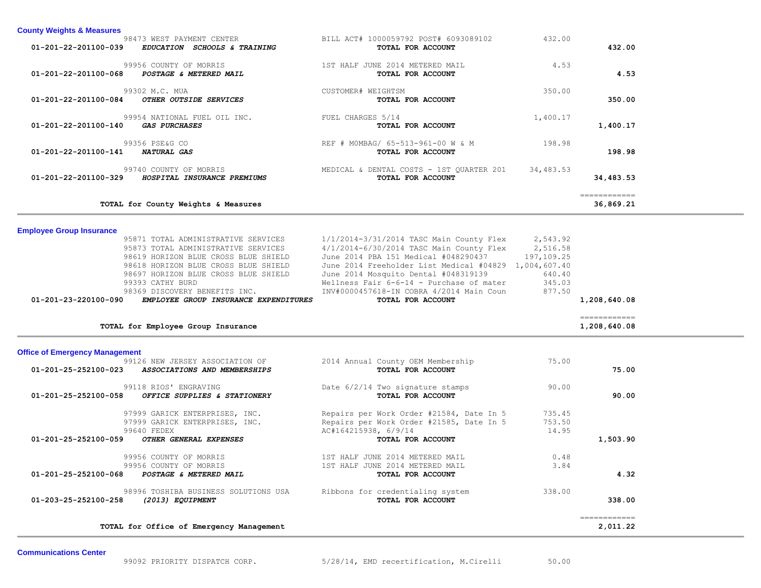**County Weights & Measures**

| Account | Vendor / Description | Invoice Description | Amount | Total |
|---|---|---|---|---|
| | 98473 WEST PAYMENT CENTER | BILL ACT# 1000059792 POST# 6093089102 | 432.00 | |
| 01-201-22-201100-039 | *EDUCATION SCHOOLS & TRAINING* | **TOTAL FOR ACCOUNT** | | **432.00** |
| | 99956 COUNTY OF MORRIS | 1ST HALF JUNE 2014 METERED MAIL | 4.53 | |
| 01-201-22-201100-068 | *POSTAGE & METERED MAIL* | **TOTAL FOR ACCOUNT** | | **4.53** |
| | 99302 M.C. MUA | CUSTOMER# WEIGHTSM | 350.00 | |
| 01-201-22-201100-084 | *OTHER OUTSIDE SERVICES* | **TOTAL FOR ACCOUNT** | | **350.00** |
| | 99954 NATIONAL FUEL OIL INC. | FUEL CHARGES 5/14 | 1,400.17 | |
| 01-201-22-201100-140 | *GAS PURCHASES* | **TOTAL FOR ACCOUNT** | | **1,400.17** |
| | 99356 PSE&G CO | REF # M0MBAG/ 65-513-961-00 W & M | 198.98 | |
| 01-201-22-201100-141 | *NATURAL GAS* | **TOTAL FOR ACCOUNT** | | **198.98** |
| | 99740 COUNTY OF MORRIS | MEDICAL & DENTAL COSTS - 1ST QUARTER 201 | 34,483.53 | |
| 01-201-22-201100-329 | *HOSPITAL INSURANCE PREMIUMS* | **TOTAL FOR ACCOUNT** | | **34,483.53** |
| | **TOTAL for County Weights & Measures** | | | **36,869.21** |

**Employee Group Insurance**

| Account | Vendor / Description | Invoice Description | Amount | Total |
|---|---|---|---|---|
| | 95871 TOTAL ADMINISTRATIVE SERVICES | 1/1/2014-3/31/2014 TASC Main County Flex | 2,543.92 | |
| | 95873 TOTAL ADMINISTRATIVE SERVICES | 4/1/2014-6/30/2014 TASC Main County Flex | 2,516.58 | |
| | 98619 HORIZON BLUE CROSS BLUE SHIELD | June 2014 PBA 151 Medical #048290437 | 197,109.25 | |
| | 98618 HORIZON BLUE CROSS BLUE SHIELD | June 2014 Freeholder List Medical #04829 | 1,004,607.40 | |
| | 98697 HORIZON BLUE CROSS BLUE SHIELD | June 2014 Mosquito Dental #048319139 | 640.40 | |
| | 99393 CATHY BURD | Wellness Fair 6-6-14 - Purchase of mater | 345.03 | |
| | 98369 DISCOVERY BENEFITS INC. | INV#0000457618-IN COBRA 4/2014 Main Coun | 877.50 | |
| 01-201-23-220100-090 | *EMPLOYEE GROUP INSURANCE EXPENDITURES* | **TOTAL FOR ACCOUNT** | | **1,208,640.08** |
| | **TOTAL for Employee Group Insurance** | | | **1,208,640.08** |

**Office of Emergency Management**

| Account | Vendor / Description | Invoice Description | Amount | Total |
|---|---|---|---|---|
| | 99126 NEW JERSEY ASSOCIATION OF | 2014 Annual County OEM Membership | 75.00 | |
| 01-201-25-252100-023 | *ASSOCIATIONS AND MEMBERSHIPS* | **TOTAL FOR ACCOUNT** | | **75.00** |
| | 99118 RIOS' ENGRAVING | Date 6/2/14 Two signature stamps | 90.00 | |
| 01-201-25-252100-058 | *OFFICE SUPPLIES & STATIONERY* | **TOTAL FOR ACCOUNT** | | **90.00** |
| | 97999 GARICK ENTERPRISES, INC. | Repairs per Work Order #21584, Date In 5 | 735.45 | |
| | 97999 GARICK ENTERPRISES, INC. | Repairs per Work Order #21585, Date In 5 | 753.50 | |
| | 99640 FEDEX | AC#164215938, 6/9/14 | 14.95 | |
| 01-201-25-252100-059 | *OTHER GENERAL EXPENSES* | **TOTAL FOR ACCOUNT** | | **1,503.90** |
| | 99956 COUNTY OF MORRIS | 1ST HALF JUNE 2014 METERED MAIL | 0.48 | |
| | 99956 COUNTY OF MORRIS | 1ST HALF JUNE 2014 METERED MAIL | 3.84 | |
| 01-201-25-252100-068 | *POSTAGE & METERED MAIL* | **TOTAL FOR ACCOUNT** | | **4.32** |
| | 98996 TOSHIBA BUSINESS SOLUTIONS USA | Ribbons for credentialing system | 338.00 | |
| 01-203-25-252100-258 | *(2013) EQUIPMENT* | **TOTAL FOR ACCOUNT** | | **338.00** |
| | **TOTAL for Office of Emergency Management** | | | **2,011.22** |

**Communications Center**

| Account | Vendor / Description | Invoice Description | Amount | Total |
|---|---|---|---|---|
| | 99092 PRIORITY DISPATCH CORP. | 5/28/14, EMD recertification, M.Cirelli | 50.00 | |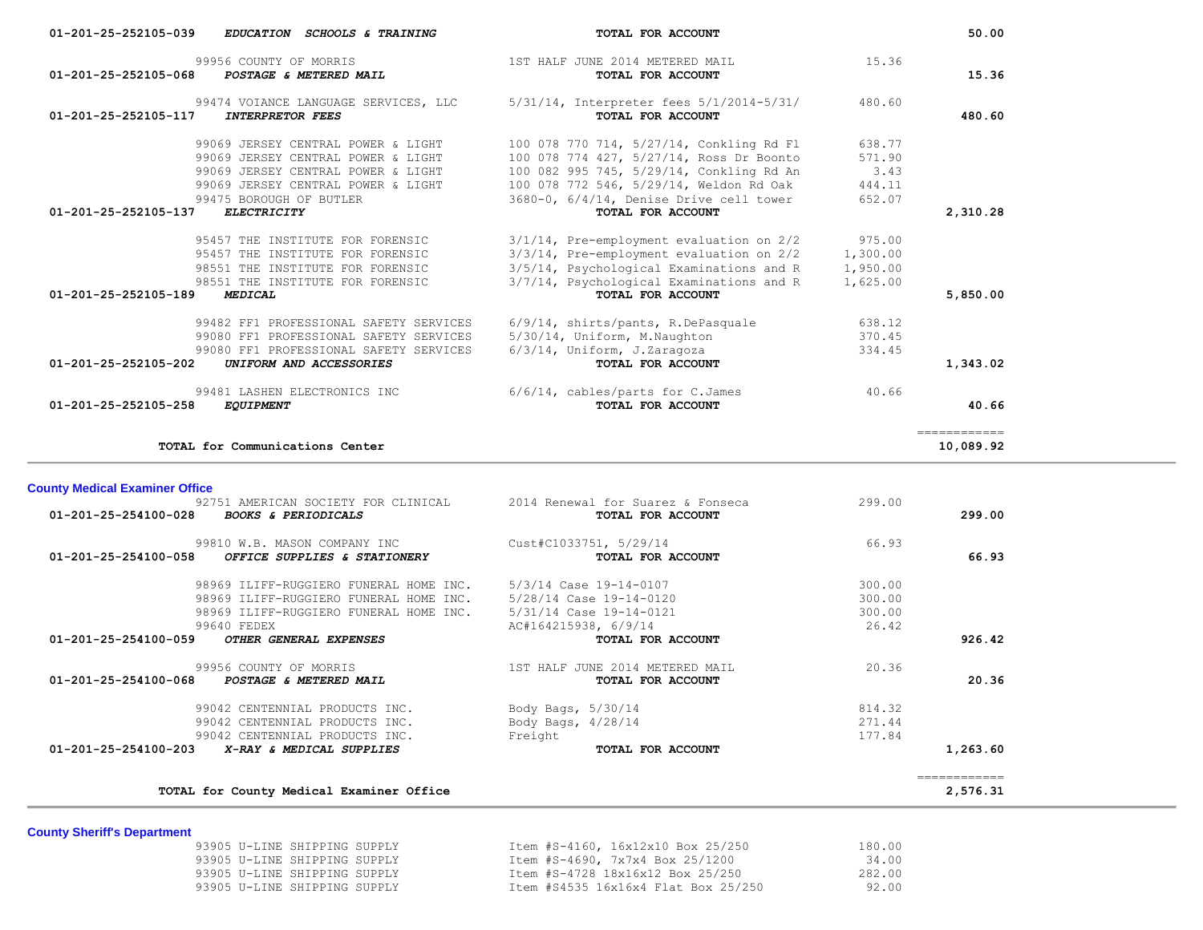| Account / Vendor | Description | Amount | Total |
|---|---|---|---|
| 01-201-25-252105-039 ***EDUCATION SCHOOLS & TRAINING*** | **TOTAL FOR ACCOUNT** | | **50.00** |
| 99956 COUNTY OF MORRIS | 1ST HALF JUNE 2014 METERED MAIL | 15.36 | |
| 01-201-25-252105-068 ***POSTAGE & METERED MAIL*** | **TOTAL FOR ACCOUNT** | | **15.36** |
| 99474 VOIANCE LANGUAGE SERVICES, LLC | 5/31/14, Interpreter fees 5/1/2014-5/31/ | 480.60 | |
| 01-201-25-252105-117 ***INTERPRETOR FEES*** | **TOTAL FOR ACCOUNT** | | **480.60** |
| 99069 JERSEY CENTRAL POWER & LIGHT | 100 078 770 714, 5/27/14, Conkling Rd Fl | 638.77 | |
| 99069 JERSEY CENTRAL POWER & LIGHT | 100 078 774 427, 5/27/14, Ross Dr Boonto | 571.90 | |
| 99069 JERSEY CENTRAL POWER & LIGHT | 100 082 995 745, 5/29/14, Conkling Rd An | 3.43 | |
| 99069 JERSEY CENTRAL POWER & LIGHT | 100 078 772 546, 5/29/14, Weldon Rd Oak | 444.11 | |
| 99475 BOROUGH OF BUTLER | 3680-0, 6/4/14, Denise Drive cell tower | 652.07 | |
| 01-201-25-252105-137 ***ELECTRICITY*** | **TOTAL FOR ACCOUNT** | | **2,310.28** |
| 95457 THE INSTITUTE FOR FORENSIC | 3/1/14, Pre-employment evaluation on 2/2 | 975.00 | |
| 95457 THE INSTITUTE FOR FORENSIC | 3/3/14, Pre-employment evaluation on 2/2 | 1,300.00 | |
| 98551 THE INSTITUTE FOR FORENSIC | 3/5/14, Psychological Examinations and R | 1,950.00 | |
| 98551 THE INSTITUTE FOR FORENSIC | 3/7/14, Psychological Examinations and R | 1,625.00 | |
| 01-201-25-252105-189 ***MEDICAL*** | **TOTAL FOR ACCOUNT** | | **5,850.00** |
| 99482 FF1 PROFESSIONAL SAFETY SERVICES | 6/9/14, shirts/pants, R.DePasquale | 638.12 | |
| 99080 FF1 PROFESSIONAL SAFETY SERVICES | 5/30/14, Uniform, M.Naughton | 370.45 | |
| 99080 FF1 PROFESSIONAL SAFETY SERVICES | 6/3/14, Uniform, J.Zaragoza | 334.45 | |
| 01-201-25-252105-202 ***UNIFORM AND ACCESSORIES*** | **TOTAL FOR ACCOUNT** | | **1,343.02** |
| 99481 LASHEN ELECTRONICS INC | 6/6/14, cables/parts for C.James | 40.66 | |
| 01-201-25-252105-258 ***EQUIPMENT*** | **TOTAL FOR ACCOUNT** | | **40.66** |
| **TOTAL for Communications Center** | | | **10,089.92** |

## County Medical Examiner Office

| Account / Vendor | Description | Amount | Total |
|---|---|---|---|
| 92751 AMERICAN SOCIETY FOR CLINICAL | 2014 Renewal for Suarez & Fonseca | 299.00 | |
| 01-201-25-254100-028 ***BOOKS & PERIODICALS*** | **TOTAL FOR ACCOUNT** | | **299.00** |
| 99810 W.B. MASON COMPANY INC | Cust#C1033751, 5/29/14 | 66.93 | |
| 01-201-25-254100-058 ***OFFICE SUPPLIES & STATIONERY*** | **TOTAL FOR ACCOUNT** | | **66.93** |
| 98969 ILIFF-RUGGIERO FUNERAL HOME INC. | 5/3/14 Case 19-14-0107 | 300.00 | |
| 98969 ILIFF-RUGGIERO FUNERAL HOME INC. | 5/28/14 Case 19-14-0120 | 300.00 | |
| 98969 ILIFF-RUGGIERO FUNERAL HOME INC. | 5/31/14 Case 19-14-0121 | 300.00 | |
| 99640 FEDEX | AC#164215938, 6/9/14 | 26.42 | |
| 01-201-25-254100-059 ***OTHER GENERAL EXPENSES*** | **TOTAL FOR ACCOUNT** | | **926.42** |
| 99956 COUNTY OF MORRIS | 1ST HALF JUNE 2014 METERED MAIL | 20.36 | |
| 01-201-25-254100-068 ***POSTAGE & METERED MAIL*** | **TOTAL FOR ACCOUNT** | | **20.36** |
| 99042 CENTENNIAL PRODUCTS INC. | Body Bags, 5/30/14 | 814.32 | |
| 99042 CENTENNIAL PRODUCTS INC. | Body Bags, 4/28/14 | 271.44 | |
| 99042 CENTENNIAL PRODUCTS INC. | Freight | 177.84 | |
| 01-201-25-254100-203 ***X-RAY & MEDICAL SUPPLIES*** | **TOTAL FOR ACCOUNT** | | **1,263.60** |
| **TOTAL for County Medical Examiner Office** | | | **2,576.31** |

## County Sheriff's Department

| Account / Vendor | Description | Amount | Total |
|---|---|---|---|
| 93905 U-LINE SHIPPING SUPPLY | Item #S-4160, 16x12x10 Box 25/250 | 180.00 | |
| 93905 U-LINE SHIPPING SUPPLY | Item #S-4690, 7x7x4 Box 25/1200 | 34.00 | |
| 93905 U-LINE SHIPPING SUPPLY | Item #S-4728 18x16x12 Box 25/250 | 282.00 | |
| 93905 U-LINE SHIPPING SUPPLY | Item #S4535 16x16x4 Flat Box 25/250 | 92.00 | |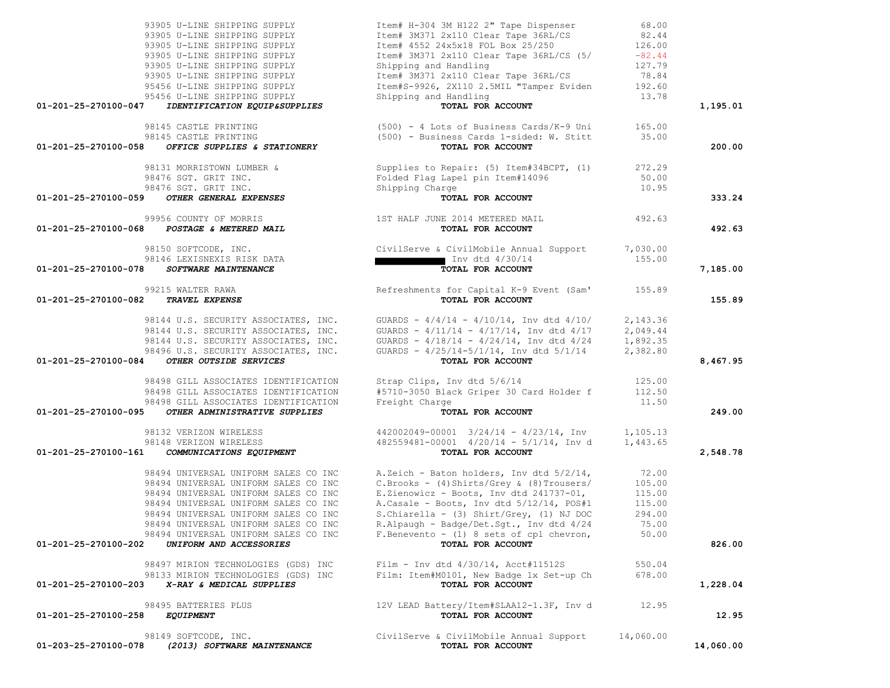| Account | Vendor / Account Name | Description | Amount | Total |
|---|---|---|---|---|
| | 93905 U-LINE SHIPPING SUPPLY | Item# H-304 3M H122 2" Tape Dispenser | 68.00 | |
| | 93905 U-LINE SHIPPING SUPPLY | Item# 3M371 2x110 Clear Tape 36RL/CS | 82.44 | |
| | 93905 U-LINE SHIPPING SUPPLY | Item# 4552 24x5x18 FOL Box 25/250 | 126.00 | |
| | 93905 U-LINE SHIPPING SUPPLY | Item# 3M371 2x110 Clear Tape 36RL/CS (5/ | -82.44 | |
| | 93905 U-LINE SHIPPING SUPPLY | Shipping and Handling | 127.79 | |
| | 93905 U-LINE SHIPPING SUPPLY | Item# 3M371 2x110 Clear Tape 36RL/CS | 78.84 | |
| | 95456 U-LINE SHIPPING SUPPLY | Item#S-9926, 2X110 2.5MIL "Tamper Eviden | 192.60 | |
| | 95456 U-LINE SHIPPING SUPPLY | Shipping and Handling | 13.78 | |
| **01-201-25-270100-047** | ***IDENTIFICATION EQUIP&SUPPLIES*** | **TOTAL FOR ACCOUNT** | | **1,195.01** |
| | 98145 CASTLE PRINTING | (500) - 4 Lots of Business Cards/K-9 Uni | 165.00 | |
| | 98145 CASTLE PRINTING | (500) - Business Cards 1-sided: W. Stitt | 35.00 | |
| **01-201-25-270100-058** | ***OFFICE SUPPLIES & STATIONERY*** | **TOTAL FOR ACCOUNT** | | **200.00** |
| | 98131 MORRISTOWN LUMBER & | Supplies to Repair: (5) Item#34BCPT, (1) | 272.29 | |
| | 98476 SGT. GRIT INC. | Folded Flag Lapel pin Item#14096 | 50.00 | |
| | 98476 SGT. GRIT INC. | Shipping Charge | 10.95 | |
| **01-201-25-270100-059** | ***OTHER GENERAL EXPENSES*** | **TOTAL FOR ACCOUNT** | | **333.24** |
| | 99956 COUNTY OF MORRIS | 1ST HALF JUNE 2014 METERED MAIL | 492.63 | |
| **01-201-25-270100-068** | ***POSTAGE & METERED MAIL*** | **TOTAL FOR ACCOUNT** | | **492.63** |
| | 98150 SOFTCODE, INC. | CivilServe & CivilMobile Annual Support | 7,030.00 | |
| | 98146 LEXISNEXIS RISK DATA | [REDACTED] Inv dtd 4/30/14 | 155.00 | |
| **01-201-25-270100-078** | ***SOFTWARE MAINTENANCE*** | **TOTAL FOR ACCOUNT** | | **7,185.00** |
| | 99215 WALTER RAWA | Refreshments for Capital K-9 Event (Sam' | 155.89 | |
| **01-201-25-270100-082** | ***TRAVEL EXPENSE*** | **TOTAL FOR ACCOUNT** | | **155.89** |
| | 98144 U.S. SECURITY ASSOCIATES, INC. | GUARDS - 4/4/14 - 4/10/14, Inv dtd 4/10/ | 2,143.36 | |
| | 98144 U.S. SECURITY ASSOCIATES, INC. | GUARDS - 4/11/14 - 4/17/14, Inv dtd 4/17 | 2,049.44 | |
| | 98144 U.S. SECURITY ASSOCIATES, INC. | GUARDS - 4/18/14 - 4/24/14, Inv dtd 4/24 | 1,892.35 | |
| | 98496 U.S. SECURITY ASSOCIATES, INC. | GUARDS - 4/25/14-5/1/14, Inv dtd 5/1/14 | 2,382.80 | |
| **01-201-25-270100-084** | ***OTHER OUTSIDE SERVICES*** | **TOTAL FOR ACCOUNT** | | **8,467.95** |
| | 98498 GILL ASSOCIATES IDENTIFICATION | Strap Clips, Inv dtd 5/6/14 | 125.00 | |
| | 98498 GILL ASSOCIATES IDENTIFICATION | #5710-3050 Black Griper 30 Card Holder f | 112.50 | |
| | 98498 GILL ASSOCIATES IDENTIFICATION | Freight Charge | 11.50 | |
| **01-201-25-270100-095** | ***OTHER ADMINISTRATIVE SUPPLIES*** | **TOTAL FOR ACCOUNT** | | **249.00** |
| | 98132 VERIZON WIRELESS | 442002049-00001 3/24/14 - 4/23/14, Inv | 1,105.13 | |
| | 98148 VERIZON WIRELESS | 482559481-00001 4/20/14 - 5/1/14, Inv d | 1,443.65 | |
| **01-201-25-270100-161** | ***COMMUNICATIONS EQUIPMENT*** | **TOTAL FOR ACCOUNT** | | **2,548.78** |
| | 98494 UNIVERSAL UNIFORM SALES CO INC | A.Zeich - Baton holders, Inv dtd 5/2/14, | 72.00 | |
| | 98494 UNIVERSAL UNIFORM SALES CO INC | C.Brooks - (4)Shirts/Grey & (8)Trousers/ | 105.00 | |
| | 98494 UNIVERSAL UNIFORM SALES CO INC | E.Zienowicz - Boots, Inv dtd 241737-01, | 115.00 | |
| | 98494 UNIVERSAL UNIFORM SALES CO INC | A.Casale - Boots, Inv dtd 5/12/14, POS#1 | 115.00 | |
| | 98494 UNIVERSAL UNIFORM SALES CO INC | S.Chiarella - (3) Shirt/Grey, (1) NJ DOC | 294.00 | |
| | 98494 UNIVERSAL UNIFORM SALES CO INC | R.Alpaugh - Badge/Det.Sgt., Inv dtd 4/24 | 75.00 | |
| | 98494 UNIVERSAL UNIFORM SALES CO INC | F.Benevento - (1) 8 sets of cpl chevron, | 50.00 | |
| **01-201-25-270100-202** | ***UNIFORM AND ACCESSORIES*** | **TOTAL FOR ACCOUNT** | | **826.00** |
| | 98497 MIRION TECHNOLOGIES (GDS) INC | Film - Inv dtd 4/30/14, Acct#11512S | 550.04 | |
| | 98133 MIRION TECHNOLOGIES (GDS) INC | Film: Item#M0101, New Badge 1x Set-up Ch | 678.00 | |
| **01-201-25-270100-203** | ***X-RAY & MEDICAL SUPPLIES*** | **TOTAL FOR ACCOUNT** | | **1,228.04** |
| | 98495 BATTERIES PLUS | 12V LEAD Battery/Item#SLAA12-1.3F, Inv d | 12.95 | |
| **01-201-25-270100-258** | ***EQUIPMENT*** | **TOTAL FOR ACCOUNT** | | **12.95** |
| | 98149 SOFTCODE, INC. | CivilServe & CivilMobile Annual Support | 14,060.00 | |
| **01-203-25-270100-078** | ***(2013) SOFTWARE MAINTENANCE*** | **TOTAL FOR ACCOUNT** | | **14,060.00** |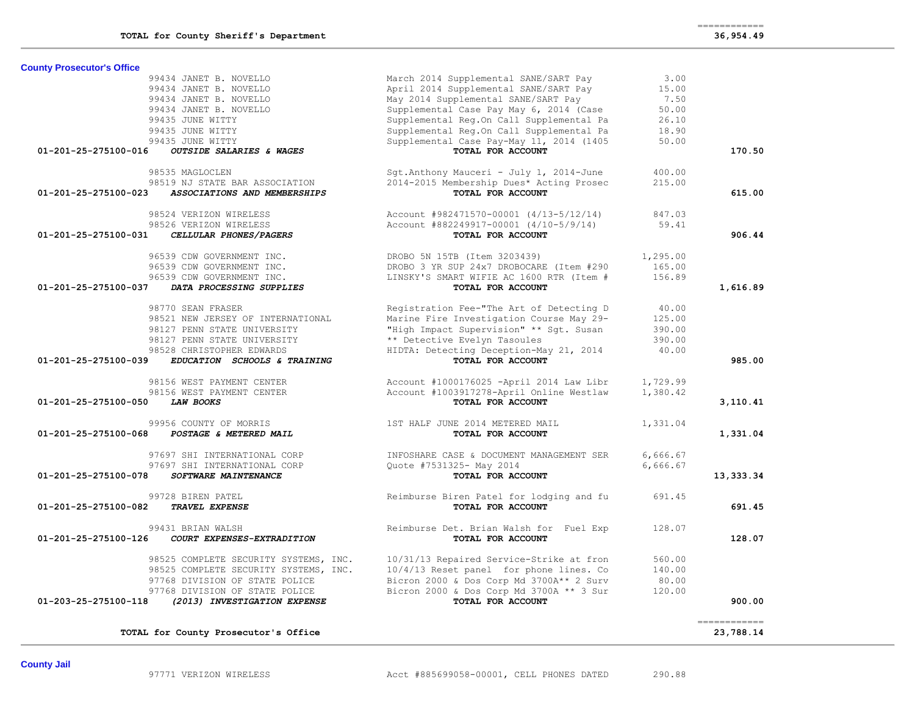| | | | |
|---|---|---|---|
| **TOTAL for County Sheriff's Department** | | | ============ **36,954.49** |

**County Prosecutor's Office**

| Account | Vendor | Description | Amount | Total |
|---|---|---|---|---|
| | 99434 JANET B. NOVELLO | March 2014 Supplemental SANE/SART Pay | 3.00 | |
| | 99434 JANET B. NOVELLO | April 2014 Supplemental SANE/SART Pay | 15.00 | |
| | 99434 JANET B. NOVELLO | May 2014 Supplemental SANE/SART Pay | 7.50 | |
| | 99434 JANET B. NOVELLO | Supplemental Case Pay May 6, 2014 (Case | 50.00 | |
| | 99435 JUNE WITTY | Supplemental Reg.On Call Supplemental Pa | 26.10 | |
| | 99435 JUNE WITTY | Supplemental Reg.On Call Supplemental Pa | 18.90 | |
| | 99435 JUNE WITTY | Supplemental Case Pay-May 11, 2014 (1405 | 50.00 | |
| **01-201-25-275100-016** | ***OUTSIDE SALARIES & WAGES*** | **TOTAL FOR ACCOUNT** | | **170.50** |
| | 98535 MAGLOCLEN | Sgt.Anthony Mauceri - July 1, 2014-June | 400.00 | |
| | 98519 NJ STATE BAR ASSOCIATION | 2014-2015 Membership Dues* Acting Prosec | 215.00 | |
| **01-201-25-275100-023** | ***ASSOCIATIONS AND MEMBERSHIPS*** | **TOTAL FOR ACCOUNT** | | **615.00** |
| | 98524 VERIZON WIRELESS | Account #982471570-00001 (4/13-5/12/14) | 847.03 | |
| | 98526 VERIZON WIRELESS | Account #882249917-00001 (4/10-5/9/14) | 59.41 | |
| **01-201-25-275100-031** | ***CELLULAR PHONES/PAGERS*** | **TOTAL FOR ACCOUNT** | | **906.44** |
| | 96539 CDW GOVERNMENT INC. | DROBO 5N 15TB (Item 3203439) | 1,295.00 | |
| | 96539 CDW GOVERNMENT INC. | DROBO 3 YR SUP 24x7 DROBOCARE (Item #290 | 165.00 | |
| | 96539 CDW GOVERNMENT INC. | LINSKY'S SMART WIFIE AC 1600 RTR (Item # | 156.89 | |
| **01-201-25-275100-037** | ***DATA PROCESSING SUPPLIES*** | **TOTAL FOR ACCOUNT** | | **1,616.89** |
| | 98770 SEAN FRASER | Registration Fee-"The Art of Detecting D | 40.00 | |
| | 98521 NEW JERSEY OF INTERNATIONAL | Marine Fire Investigation Course May 29- | 125.00 | |
| | 98127 PENN STATE UNIVERSITY | "High Impact Supervision" ** Sgt. Susan | 390.00 | |
| | 98127 PENN STATE UNIVERSITY | ** Detective Evelyn Tasoules | 390.00 | |
| | 98528 CHRISTOPHER EDWARDS | HIDTA: Detecting Deception-May 21, 2014 | 40.00 | |
| **01-201-25-275100-039** | ***EDUCATION SCHOOLS & TRAINING*** | **TOTAL FOR ACCOUNT** | | **985.00** |
| | 98156 WEST PAYMENT CENTER | Account #1000176025 -April 2014 Law Libr | 1,729.99 | |
| | 98156 WEST PAYMENT CENTER | Account #1003917278-April Online Westlaw | 1,380.42 | |
| **01-201-25-275100-050** | ***LAW BOOKS*** | **TOTAL FOR ACCOUNT** | | **3,110.41** |
| | 99956 COUNTY OF MORRIS | 1ST HALF JUNE 2014 METERED MAIL | 1,331.04 | |
| **01-201-25-275100-068** | ***POSTAGE & METERED MAIL*** | **TOTAL FOR ACCOUNT** | | **1,331.04** |
| | 97697 SHI INTERNATIONAL CORP | INFOSHARE CASE & DOCUMENT MANAGEMENT SER | 6,666.67 | |
| | 97697 SHI INTERNATIONAL CORP | Quote #7531325- May 2014 | 6,666.67 | |
| **01-201-25-275100-078** | ***SOFTWARE MAINTENANCE*** | **TOTAL FOR ACCOUNT** | | **13,333.34** |
| | 99728 BIREN PATEL | Reimburse Biren Patel for lodging and fu | 691.45 | |
| **01-201-25-275100-082** | ***TRAVEL EXPENSE*** | **TOTAL FOR ACCOUNT** | | **691.45** |
| | 99431 BRIAN WALSH | Reimburse Det. Brian Walsh for Fuel Exp | 128.07 | |
| **01-201-25-275100-126** | ***COURT EXPENSES-EXTRADITION*** | **TOTAL FOR ACCOUNT** | | **128.07** |
| | 98525 COMPLETE SECURITY SYSTEMS, INC. | 10/31/13 Repaired Service-Strike at fron | 560.00 | |
| | 98525 COMPLETE SECURITY SYSTEMS, INC. | 10/4/13 Reset panel for phone lines. Co | 140.00 | |
| | 97768 DIVISION OF STATE POLICE | Bicron 2000 & Dos Corp Md 3700A** 2 Surv | 80.00 | |
| | 97768 DIVISION OF STATE POLICE | Bicron 2000 & Dos Corp Md 3700A ** 3 Sur | 120.00 | |
| **01-203-25-275100-118** | ***(2013) INVESTIGATION EXPENSE*** | **TOTAL FOR ACCOUNT** | | **900.00** |
| | | | | ============ |
| **TOTAL for County Prosecutor's Office** | | | | **23,788.14** |

**County Jail**

| Account | Vendor | Description | Amount | Total |
|---|---|---|---|---|
| | 97771 VERIZON WIRELESS | Acct #885699058-00001, CELL PHONES DATED | 290.88 | |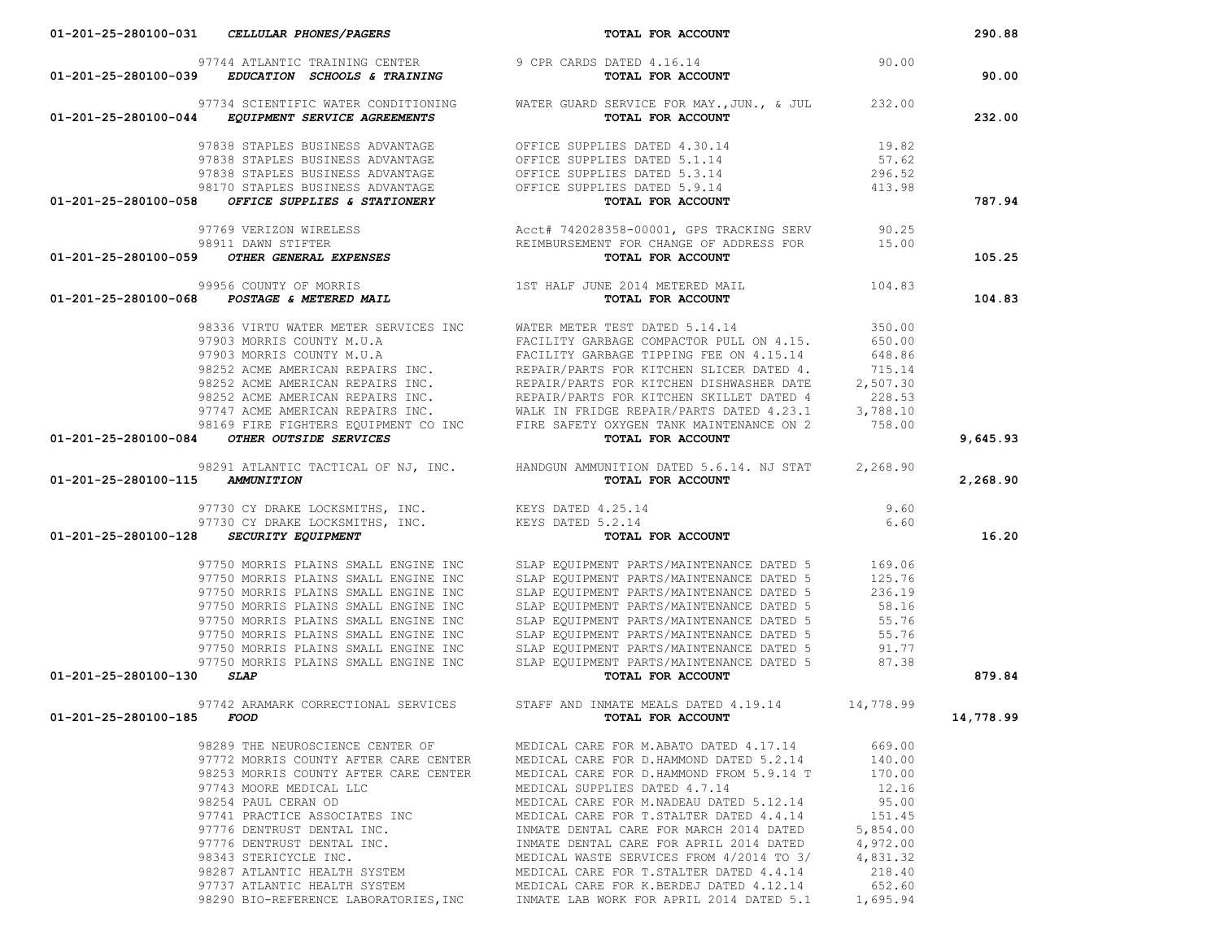| Account | Vendor | Description | Amount | Total |
|---|---|---|---|---|
| 01-201-25-280100-031 *CELLULAR PHONES/PAGERS* | | **TOTAL FOR ACCOUNT** | | 290.88 |
| | 97744 ATLANTIC TRAINING CENTER | 9 CPR CARDS DATED 4.16.14 | 90.00 | |
| 01-201-25-280100-039 *EDUCATION SCHOOLS & TRAINING* | | **TOTAL FOR ACCOUNT** | | 90.00 |
| | 97734 SCIENTIFIC WATER CONDITIONING | WATER GUARD SERVICE FOR MAY.,JUN., & JUL | 232.00 | |
| 01-201-25-280100-044 *EQUIPMENT SERVICE AGREEMENTS* | | **TOTAL FOR ACCOUNT** | | 232.00 |
| | 97838 STAPLES BUSINESS ADVANTAGE | OFFICE SUPPLIES DATED 4.30.14 | 19.82 | |
| | 97838 STAPLES BUSINESS ADVANTAGE | OFFICE SUPPLIES DATED 5.1.14 | 57.62 | |
| | 97838 STAPLES BUSINESS ADVANTAGE | OFFICE SUPPLIES DATED 5.3.14 | 296.52 | |
| | 98170 STAPLES BUSINESS ADVANTAGE | OFFICE SUPPLIES DATED 5.9.14 | 413.98 | |
| 01-201-25-280100-058 *OFFICE SUPPLIES & STATIONERY* | | **TOTAL FOR ACCOUNT** | | 787.94 |
| | 97769 VERIZON WIRELESS | Acct# 742028358-00001, GPS TRACKING SERV | 90.25 | |
| | 98911 DAWN STIFTER | REIMBURSEMENT FOR CHANGE OF ADDRESS FOR | 15.00 | |
| 01-201-25-280100-059 *OTHER GENERAL EXPENSES* | | **TOTAL FOR ACCOUNT** | | 105.25 |
| | 99956 COUNTY OF MORRIS | 1ST HALF JUNE 2014 METERED MAIL | 104.83 | |
| 01-201-25-280100-068 *POSTAGE & METERED MAIL* | | **TOTAL FOR ACCOUNT** | | 104.83 |
| | 98336 VIRTU WATER METER SERVICES INC | WATER METER TEST DATED 5.14.14 | 350.00 | |
| | 97903 MORRIS COUNTY M.U.A | FACILITY GARBAGE COMPACTOR PULL ON 4.15. | 650.00 | |
| | 97903 MORRIS COUNTY M.U.A | FACILITY GARBAGE TIPPING FEE ON 4.15.14 | 648.86 | |
| | 98252 ACME AMERICAN REPAIRS INC. | REPAIR/PARTS FOR KITCHEN SLICER DATED 4. | 715.14 | |
| | 98252 ACME AMERICAN REPAIRS INC. | REPAIR/PARTS FOR KITCHEN DISHWASHER DATE | 2,507.30 | |
| | 98252 ACME AMERICAN REPAIRS INC. | REPAIR/PARTS FOR KITCHEN SKILLET DATED 4 | 228.53 | |
| | 97747 ACME AMERICAN REPAIRS INC. | WALK IN FRIDGE REPAIR/PARTS DATED 4.23.1 | 3,788.10 | |
| | 98169 FIRE FIGHTERS EQUIPMENT CO INC | FIRE SAFETY OXYGEN TANK MAINTENANCE ON 2 | 758.00 | |
| 01-201-25-280100-084 *OTHER OUTSIDE SERVICES* | | **TOTAL FOR ACCOUNT** | | 9,645.93 |
| | 98291 ATLANTIC TACTICAL OF NJ, INC. | HANDGUN AMMUNITION DATED 5.6.14. NJ STAT | 2,268.90 | |
| 01-201-25-280100-115 *AMMUNITION* | | **TOTAL FOR ACCOUNT** | | 2,268.90 |
| | 97730 CY DRAKE LOCKSMITHS, INC. | KEYS DATED 4.25.14 | 9.60 | |
| | 97730 CY DRAKE LOCKSMITHS, INC. | KEYS DATED 5.2.14 | 6.60 | |
| 01-201-25-280100-128 *SECURITY EQUIPMENT* | | **TOTAL FOR ACCOUNT** | | 16.20 |
| | 97750 MORRIS PLAINS SMALL ENGINE INC | SLAP EQUIPMENT PARTS/MAINTENANCE DATED 5 | 169.06 | |
| | 97750 MORRIS PLAINS SMALL ENGINE INC | SLAP EQUIPMENT PARTS/MAINTENANCE DATED 5 | 125.76 | |
| | 97750 MORRIS PLAINS SMALL ENGINE INC | SLAP EQUIPMENT PARTS/MAINTENANCE DATED 5 | 236.19 | |
| | 97750 MORRIS PLAINS SMALL ENGINE INC | SLAP EQUIPMENT PARTS/MAINTENANCE DATED 5 | 58.16 | |
| | 97750 MORRIS PLAINS SMALL ENGINE INC | SLAP EQUIPMENT PARTS/MAINTENANCE DATED 5 | 55.76 | |
| | 97750 MORRIS PLAINS SMALL ENGINE INC | SLAP EQUIPMENT PARTS/MAINTENANCE DATED 5 | 55.76 | |
| | 97750 MORRIS PLAINS SMALL ENGINE INC | SLAP EQUIPMENT PARTS/MAINTENANCE DATED 5 | 91.77 | |
| | 97750 MORRIS PLAINS SMALL ENGINE INC | SLAP EQUIPMENT PARTS/MAINTENANCE DATED 5 | 87.38 | |
| 01-201-25-280100-130 *SLAP* | | **TOTAL FOR ACCOUNT** | | 879.84 |
| | 97742 ARAMARK CORRECTIONAL SERVICES | STAFF AND INMATE MEALS DATED 4.19.14 | 14,778.99 | |
| 01-201-25-280100-185 *FOOD* | | **TOTAL FOR ACCOUNT** | | 14,778.99 |
| | 98289 THE NEUROSCIENCE CENTER OF | MEDICAL CARE FOR M.ABATO DATED 4.17.14 | 669.00 | |
| | 97772 MORRIS COUNTY AFTER CARE CENTER | MEDICAL CARE FOR D.HAMMOND DATED 5.2.14 | 140.00 | |
| | 98253 MORRIS COUNTY AFTER CARE CENTER | MEDICAL CARE FOR D.HAMMOND FROM 5.9.14 T | 170.00 | |
| | 97743 MOORE MEDICAL LLC | MEDICAL SUPPLIES DATED 4.7.14 | 12.16 | |
| | 98254 PAUL CERAN OD | MEDICAL CARE FOR M.NADEAU DATED 5.12.14 | 95.00 | |
| | 97741 PRACTICE ASSOCIATES INC | MEDICAL CARE FOR T.STALTER DATED 4.4.14 | 151.45 | |
| | 97776 DENTRUST DENTAL INC. | INMATE DENTAL CARE FOR MARCH 2014 DATED | 5,854.00 | |
| | 97776 DENTRUST DENTAL INC. | INMATE DENTAL CARE FOR APRIL 2014 DATED | 4,972.00 | |
| | 98343 STERICYCLE INC. | MEDICAL WASTE SERVICES FROM 4/2014 TO 3/ | 4,831.32 | |
| | 98287 ATLANTIC HEALTH SYSTEM | MEDICAL CARE FOR T.STALTER DATED 4.4.14 | 218.40 | |
| | 97737 ATLANTIC HEALTH SYSTEM | MEDICAL CARE FOR K.BERDEJ DATED 4.12.14 | 652.60 | |
| | 98290 BIO-REFERENCE LABORATORIES,INC | INMATE LAB WORK FOR APRIL 2014 DATED 5.1 | 1,695.94 | |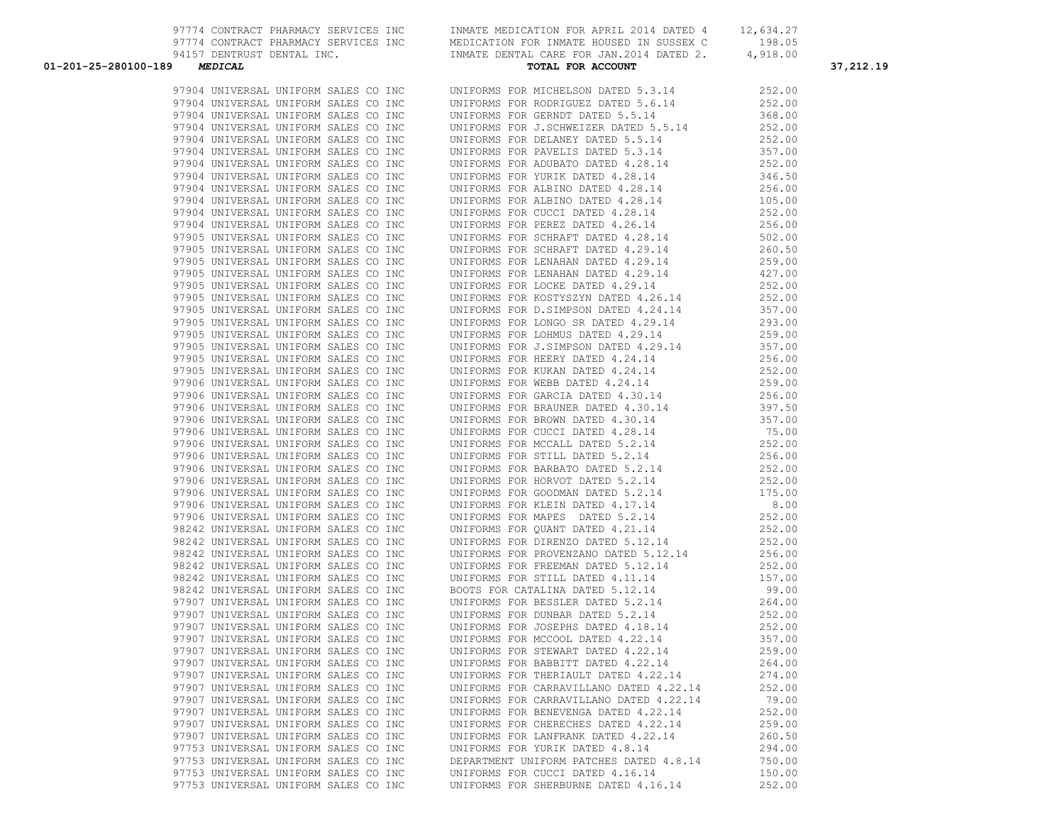| | | | |
|---|---|---|---|
| | 97774 CONTRACT PHARMACY SERVICES INC | INMATE MEDICATION FOR APRIL 2014 DATED 4 | 12,634.27 | |
| | 97774 CONTRACT PHARMACY SERVICES INC | MEDICATION FOR INMATE HOUSED IN SUSSEX C | 198.05 | |
| | 94157 DENTRUST DENTAL INC. | INMATE DENTAL CARE FOR JAN.2014 DATED 2. | 4,918.00 | |
| **01-201-25-280100-189** | ***MEDICAL*** | **TOTAL FOR ACCOUNT** | | **37,212.19** |
| | 97904 UNIVERSAL UNIFORM SALES CO INC | UNIFORMS FOR MICHELSON DATED 5.3.14 | 252.00 | |
| | 97904 UNIVERSAL UNIFORM SALES CO INC | UNIFORMS FOR RODRIGUEZ DATED 5.6.14 | 252.00 | |
| | 97904 UNIVERSAL UNIFORM SALES CO INC | UNIFORMS FOR GERNDT DATED 5.5.14 | 368.00 | |
| | 97904 UNIVERSAL UNIFORM SALES CO INC | UNIFORMS FOR J.SCHWEIZER DATED 5.5.14 | 252.00 | |
| | 97904 UNIVERSAL UNIFORM SALES CO INC | UNIFORMS FOR DELANEY DATED 5.5.14 | 252.00 | |
| | 97904 UNIVERSAL UNIFORM SALES CO INC | UNIFORMS FOR PAVELIS DATED 5.3.14 | 357.00 | |
| | 97904 UNIVERSAL UNIFORM SALES CO INC | UNIFORMS FOR ADUBATO DATED 4.28.14 | 252.00 | |
| | 97904 UNIVERSAL UNIFORM SALES CO INC | UNIFORMS FOR YURIK DATED 4.28.14 | 346.50 | |
| | 97904 UNIVERSAL UNIFORM SALES CO INC | UNIFORMS FOR ALBINO DATED 4.28.14 | 256.00 | |
| | 97904 UNIVERSAL UNIFORM SALES CO INC | UNIFORMS FOR ALBINO DATED 4.28.14 | 105.00 | |
| | 97904 UNIVERSAL UNIFORM SALES CO INC | UNIFORMS FOR CUCCI DATED 4.28.14 | 252.00 | |
| | 97904 UNIVERSAL UNIFORM SALES CO INC | UNIFORMS FOR PEREZ DATED 4.26.14 | 256.00 | |
| | 97905 UNIVERSAL UNIFORM SALES CO INC | UNIFORMS FOR SCHRAFT DATED 4.28.14 | 502.00 | |
| | 97905 UNIVERSAL UNIFORM SALES CO INC | UNIFORMS FOR SCHRAFT DATED 4.29.14 | 260.50 | |
| | 97905 UNIVERSAL UNIFORM SALES CO INC | UNIFORMS FOR LENAHAN DATED 4.29.14 | 259.00 | |
| | 97905 UNIVERSAL UNIFORM SALES CO INC | UNIFORMS FOR LENAHAN DATED 4.29.14 | 427.00 | |
| | 97905 UNIVERSAL UNIFORM SALES CO INC | UNIFORMS FOR LOCKE DATED 4.29.14 | 252.00 | |
| | 97905 UNIVERSAL UNIFORM SALES CO INC | UNIFORMS FOR KOSTYSZYN DATED 4.26.14 | 252.00 | |
| | 97905 UNIVERSAL UNIFORM SALES CO INC | UNIFORMS FOR D.SIMPSON DATED 4.24.14 | 357.00 | |
| | 97905 UNIVERSAL UNIFORM SALES CO INC | UNIFORMS FOR LONGO SR DATED 4.29.14 | 293.00 | |
| | 97905 UNIVERSAL UNIFORM SALES CO INC | UNIFORMS FOR LOHMUS DATED 4.29.14 | 259.00 | |
| | 97905 UNIVERSAL UNIFORM SALES CO INC | UNIFORMS FOR J.SIMPSON DATED 4.29.14 | 357.00 | |
| | 97905 UNIVERSAL UNIFORM SALES CO INC | UNIFORMS FOR HEERY DATED 4.24.14 | 256.00 | |
| | 97905 UNIVERSAL UNIFORM SALES CO INC | UNIFORMS FOR KUKAN DATED 4.24.14 | 252.00 | |
| | 97906 UNIVERSAL UNIFORM SALES CO INC | UNIFORMS FOR WEBB DATED 4.24.14 | 259.00 | |
| | 97906 UNIVERSAL UNIFORM SALES CO INC | UNIFORMS FOR GARCIA DATED 4.30.14 | 256.00 | |
| | 97906 UNIVERSAL UNIFORM SALES CO INC | UNIFORMS FOR BRAUNER DATED 4.30.14 | 397.50 | |
| | 97906 UNIVERSAL UNIFORM SALES CO INC | UNIFORMS FOR BROWN DATED 4.30.14 | 357.00 | |
| | 97906 UNIVERSAL UNIFORM SALES CO INC | UNIFORMS FOR CUCCI DATED 4.28.14 | 75.00 | |
| | 97906 UNIVERSAL UNIFORM SALES CO INC | UNIFORMS FOR MCCALL DATED 5.2.14 | 252.00 | |
| | 97906 UNIVERSAL UNIFORM SALES CO INC | UNIFORMS FOR STILL DATED 5.2.14 | 256.00 | |
| | 97906 UNIVERSAL UNIFORM SALES CO INC | UNIFORMS FOR BARBATO DATED 5.2.14 | 252.00 | |
| | 97906 UNIVERSAL UNIFORM SALES CO INC | UNIFORMS FOR HORVOT DATED 5.2.14 | 252.00 | |
| | 97906 UNIVERSAL UNIFORM SALES CO INC | UNIFORMS FOR GOODMAN DATED 5.2.14 | 175.00 | |
| | 97906 UNIVERSAL UNIFORM SALES CO INC | UNIFORMS FOR KLEIN DATED 4.17.14 | 8.00 | |
| | 97906 UNIVERSAL UNIFORM SALES CO INC | UNIFORMS FOR MAPES DATED 5.2.14 | 252.00 | |
| | 98242 UNIVERSAL UNIFORM SALES CO INC | UNIFORMS FOR QUANT DATED 4.21.14 | 252.00 | |
| | 98242 UNIVERSAL UNIFORM SALES CO INC | UNIFORMS FOR DIRENZO DATED 5.12.14 | 252.00 | |
| | 98242 UNIVERSAL UNIFORM SALES CO INC | UNIFORMS FOR PROVENZANO DATED 5.12.14 | 256.00 | |
| | 98242 UNIVERSAL UNIFORM SALES CO INC | UNIFORMS FOR FREEMAN DATED 5.12.14 | 252.00 | |
| | 98242 UNIVERSAL UNIFORM SALES CO INC | UNIFORMS FOR STILL DATED 4.11.14 | 157.00 | |
| | 98242 UNIVERSAL UNIFORM SALES CO INC | BOOTS FOR CATALINA DATED 5.12.14 | 99.00 | |
| | 97907 UNIVERSAL UNIFORM SALES CO INC | UNIFORMS FOR BESSLER DATED 5.2.14 | 264.00 | |
| | 97907 UNIVERSAL UNIFORM SALES CO INC | UNIFORMS FOR DUNBAR DATED 5.2.14 | 252.00 | |
| | 97907 UNIVERSAL UNIFORM SALES CO INC | UNIFORMS FOR JOSEPHS DATED 4.18.14 | 252.00 | |
| | 97907 UNIVERSAL UNIFORM SALES CO INC | UNIFORMS FOR MCCOOL DATED 4.22.14 | 357.00 | |
| | 97907 UNIVERSAL UNIFORM SALES CO INC | UNIFORMS FOR STEWART DATED 4.22.14 | 259.00 | |
| | 97907 UNIVERSAL UNIFORM SALES CO INC | UNIFORMS FOR BABBITT DATED 4.22.14 | 264.00 | |
| | 97907 UNIVERSAL UNIFORM SALES CO INC | UNIFORMS FOR THERIAULT DATED 4.22.14 | 274.00 | |
| | 97907 UNIVERSAL UNIFORM SALES CO INC | UNIFORMS FOR CARRAVILLANO DATED 4.22.14 | 252.00 | |
| | 97907 UNIVERSAL UNIFORM SALES CO INC | UNIFORMS FOR CARRAVILLANO DATED 4.22.14 | 79.00 | |
| | 97907 UNIVERSAL UNIFORM SALES CO INC | UNIFORMS FOR BENEVENGA DATED 4.22.14 | 252.00 | |
| | 97907 UNIVERSAL UNIFORM SALES CO INC | UNIFORMS FOR CHERECHES DATED 4.22.14 | 259.00 | |
| | 97907 UNIVERSAL UNIFORM SALES CO INC | UNIFORMS FOR LANFRANK DATED 4.22.14 | 260.50 | |
| | 97753 UNIVERSAL UNIFORM SALES CO INC | UNIFORMS FOR YURIK DATED 4.8.14 | 294.00 | |
| | 97753 UNIVERSAL UNIFORM SALES CO INC | DEPARTMENT UNIFORM PATCHES DATED 4.8.14 | 750.00 | |
| | 97753 UNIVERSAL UNIFORM SALES CO INC | UNIFORMS FOR CUCCI DATED 4.16.14 | 150.00 | |
| | 97753 UNIVERSAL UNIFORM SALES CO INC | UNIFORMS FOR SHERBURNE DATED 4.16.14 | 252.00 | |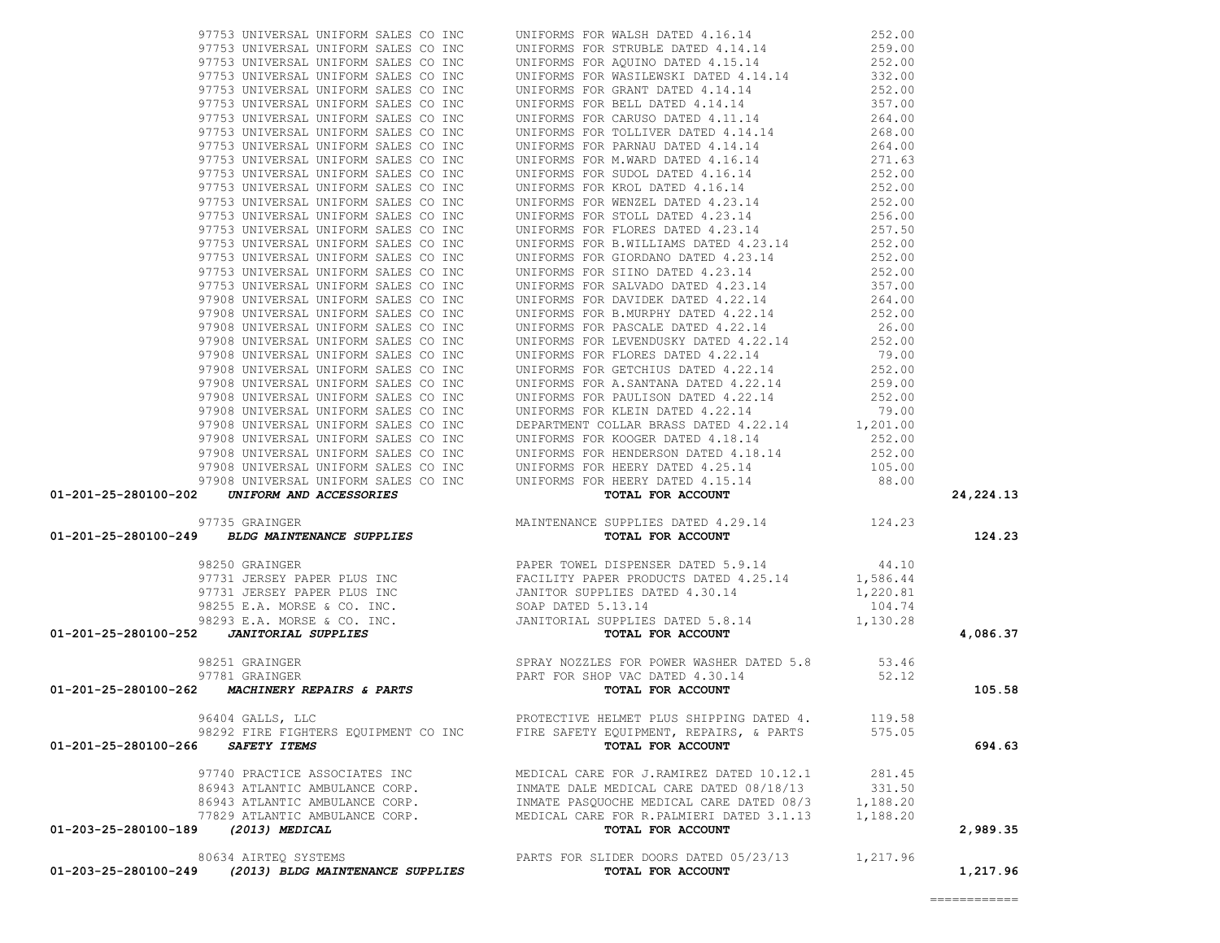| Account | Vendor | Description | Amount | Total |
|---|---|---|---|---|
| | 97753 UNIVERSAL UNIFORM SALES CO INC | UNIFORMS FOR WALSH DATED 4.16.14 | 252.00 | |
| | 97753 UNIVERSAL UNIFORM SALES CO INC | UNIFORMS FOR STRUBLE DATED 4.14.14 | 259.00 | |
| | 97753 UNIVERSAL UNIFORM SALES CO INC | UNIFORMS FOR AQUINO DATED 4.15.14 | 252.00 | |
| | 97753 UNIVERSAL UNIFORM SALES CO INC | UNIFORMS FOR WASILEWSKI DATED 4.14.14 | 332.00 | |
| | 97753 UNIVERSAL UNIFORM SALES CO INC | UNIFORMS FOR GRANT DATED 4.14.14 | 252.00 | |
| | 97753 UNIVERSAL UNIFORM SALES CO INC | UNIFORMS FOR BELL DATED 4.14.14 | 357.00 | |
| | 97753 UNIVERSAL UNIFORM SALES CO INC | UNIFORMS FOR CARUSO DATED 4.11.14 | 264.00 | |
| | 97753 UNIVERSAL UNIFORM SALES CO INC | UNIFORMS FOR TOLLIVER DATED 4.14.14 | 268.00 | |
| | 97753 UNIVERSAL UNIFORM SALES CO INC | UNIFORMS FOR PARNAU DATED 4.14.14 | 264.00 | |
| | 97753 UNIVERSAL UNIFORM SALES CO INC | UNIFORMS FOR M.WARD DATED 4.16.14 | 271.63 | |
| | 97753 UNIVERSAL UNIFORM SALES CO INC | UNIFORMS FOR SUDOL DATED 4.16.14 | 252.00 | |
| | 97753 UNIVERSAL UNIFORM SALES CO INC | UNIFORMS FOR KROL DATED 4.16.14 | 252.00 | |
| | 97753 UNIVERSAL UNIFORM SALES CO INC | UNIFORMS FOR WENZEL DATED 4.23.14 | 252.00 | |
| | 97753 UNIVERSAL UNIFORM SALES CO INC | UNIFORMS FOR STOLL DATED 4.23.14 | 256.00 | |
| | 97753 UNIVERSAL UNIFORM SALES CO INC | UNIFORMS FOR FLORES DATED 4.23.14 | 257.50 | |
| | 97753 UNIVERSAL UNIFORM SALES CO INC | UNIFORMS FOR B.WILLIAMS DATED 4.23.14 | 252.00 | |
| | 97753 UNIVERSAL UNIFORM SALES CO INC | UNIFORMS FOR GIORDANO DATED 4.23.14 | 252.00 | |
| | 97753 UNIVERSAL UNIFORM SALES CO INC | UNIFORMS FOR SIINO DATED 4.23.14 | 252.00 | |
| | 97753 UNIVERSAL UNIFORM SALES CO INC | UNIFORMS FOR SALVADO DATED 4.23.14 | 357.00 | |
| | 97908 UNIVERSAL UNIFORM SALES CO INC | UNIFORMS FOR DAVIDEK DATED 4.22.14 | 264.00 | |
| | 97908 UNIVERSAL UNIFORM SALES CO INC | UNIFORMS FOR B.MURPHY DATED 4.22.14 | 252.00 | |
| | 97908 UNIVERSAL UNIFORM SALES CO INC | UNIFORMS FOR PASCALE DATED 4.22.14 | 26.00 | |
| | 97908 UNIVERSAL UNIFORM SALES CO INC | UNIFORMS FOR LEVENDUSKY DATED 4.22.14 | 252.00 | |
| | 97908 UNIVERSAL UNIFORM SALES CO INC | UNIFORMS FOR FLORES DATED 4.22.14 | 79.00 | |
| | 97908 UNIVERSAL UNIFORM SALES CO INC | UNIFORMS FOR GETCHIUS DATED 4.22.14 | 252.00 | |
| | 97908 UNIVERSAL UNIFORM SALES CO INC | UNIFORMS FOR A.SANTANA DATED 4.22.14 | 259.00 | |
| | 97908 UNIVERSAL UNIFORM SALES CO INC | UNIFORMS FOR PAULISON DATED 4.22.14 | 252.00 | |
| | 97908 UNIVERSAL UNIFORM SALES CO INC | UNIFORMS FOR KLEIN DATED 4.22.14 | 79.00 | |
| | 97908 UNIVERSAL UNIFORM SALES CO INC | DEPARTMENT COLLAR BRASS DATED 4.22.14 | 1,201.00 | |
| | 97908 UNIVERSAL UNIFORM SALES CO INC | UNIFORMS FOR KOOGER DATED 4.18.14 | 252.00 | |
| | 97908 UNIVERSAL UNIFORM SALES CO INC | UNIFORMS FOR HENDERSON DATED 4.18.14 | 252.00 | |
| | 97908 UNIVERSAL UNIFORM SALES CO INC | UNIFORMS FOR HEERY DATED 4.25.14 | 105.00 | |
| | 97908 UNIVERSAL UNIFORM SALES CO INC | UNIFORMS FOR HEERY DATED 4.15.14 | 88.00 | |
| **01-201-25-280100-202** | ***UNIFORM AND ACCESSORIES*** | **TOTAL FOR ACCOUNT** | | **24,224.13** |
| | 97735 GRAINGER | MAINTENANCE SUPPLIES DATED 4.29.14 | 124.23 | |
| **01-201-25-280100-249** | ***BLDG MAINTENANCE SUPPLIES*** | **TOTAL FOR ACCOUNT** | | **124.23** |
| | 98250 GRAINGER | PAPER TOWEL DISPENSER DATED 5.9.14 | 44.10 | |
| | 97731 JERSEY PAPER PLUS INC | FACILITY PAPER PRODUCTS DATED 4.25.14 | 1,586.44 | |
| | 97731 JERSEY PAPER PLUS INC | JANITOR SUPPLIES DATED 4.30.14 | 1,220.81 | |
| | 98255 E.A. MORSE & CO. INC. | SOAP DATED 5.13.14 | 104.74 | |
| | 98293 E.A. MORSE & CO. INC. | JANITORIAL SUPPLIES DATED 5.8.14 | 1,130.28 | |
| **01-201-25-280100-252** | ***JANITORIAL SUPPLIES*** | **TOTAL FOR ACCOUNT** | | **4,086.37** |
| | 98251 GRAINGER | SPRAY NOZZLES FOR POWER WASHER DATED 5.8 | 53.46 | |
| | 97781 GRAINGER | PART FOR SHOP VAC DATED 4.30.14 | 52.12 | |
| **01-201-25-280100-262** | ***MACHINERY REPAIRS & PARTS*** | **TOTAL FOR ACCOUNT** | | **105.58** |
| | 96404 GALLS, LLC | PROTECTIVE HELMET PLUS SHIPPING DATED 4. | 119.58 | |
| | 98292 FIRE FIGHTERS EQUIPMENT CO INC | FIRE SAFETY EQUIPMENT, REPAIRS, & PARTS | 575.05 | |
| **01-201-25-280100-266** | ***SAFETY ITEMS*** | **TOTAL FOR ACCOUNT** | | **694.63** |
| | 97740 PRACTICE ASSOCIATES INC | MEDICAL CARE FOR J.RAMIREZ DATED 10.12.1 | 281.45 | |
| | 86943 ATLANTIC AMBULANCE CORP. | INMATE DALE MEDICAL CARE DATED 08/18/13 | 331.50 | |
| | 86943 ATLANTIC AMBULANCE CORP. | INMATE PASQUOCHE MEDICAL CARE DATED 08/3 | 1,188.20 | |
| | 77829 ATLANTIC AMBULANCE CORP. | MEDICAL CARE FOR R.PALMIERI DATED 3.1.13 | 1,188.20 | |
| **01-203-25-280100-189** | ***(2013) MEDICAL*** | **TOTAL FOR ACCOUNT** | | **2,989.35** |
| | 80634 AIRTEQ SYSTEMS | PARTS FOR SLIDER DOORS DATED 05/23/13 | 1,217.96 | |
| **01-203-25-280100-249** | ***(2013) BLDG MAINTENANCE SUPPLIES*** | **TOTAL FOR ACCOUNT** | | **1,217.96** |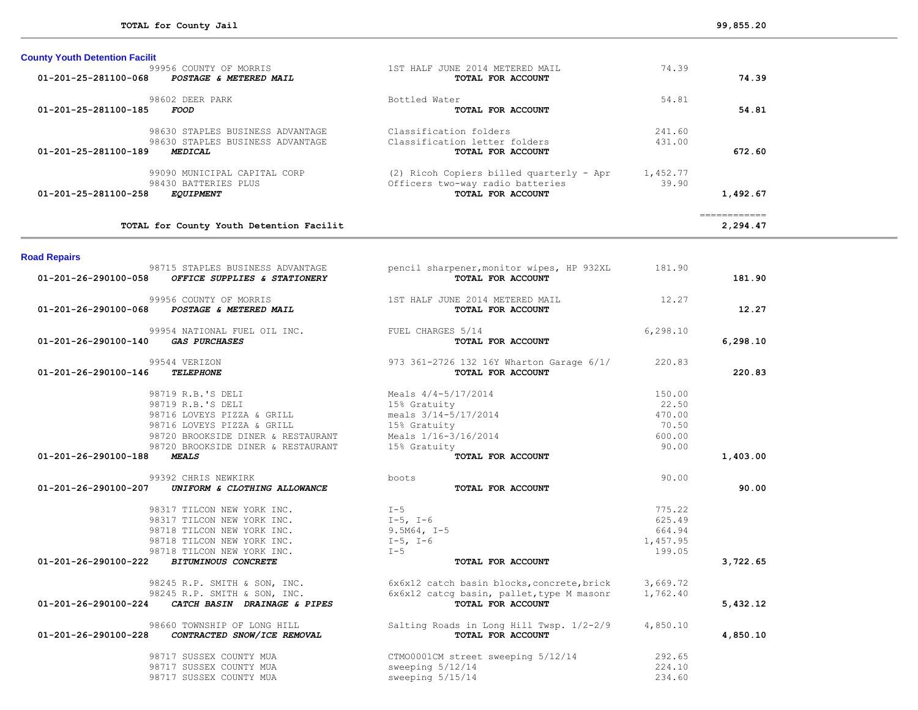**TOTAL for County Jail** 99,855.20

## County Youth Detention Facilit

| Account | Vendor | Description | Amount | Total |
|---|---|---|---|---|
| | 99956 COUNTY OF MORRIS | 1ST HALF JUNE 2014 METERED MAIL | 74.39 | |
| 01-201-25-281100-068 | *POSTAGE & METERED MAIL* | **TOTAL FOR ACCOUNT** | | **74.39** |
| | 98602 DEER PARK | Bottled Water | 54.81 | |
| 01-201-25-281100-185 | *FOOD* | **TOTAL FOR ACCOUNT** | | **54.81** |
| | 98630 STAPLES BUSINESS ADVANTAGE | Classification folders | 241.60 | |
| | 98630 STAPLES BUSINESS ADVANTAGE | Classification letter folders | 431.00 | |
| 01-201-25-281100-189 | *MEDICAL* | **TOTAL FOR ACCOUNT** | | **672.60** |
| | 99090 MUNICIPAL CAPITAL CORP | (2) Ricoh Copiers billed quarterly - Apr | 1,452.77 | |
| | 98430 BATTERIES PLUS | Officers two-way radio batteries | 39.90 | |
| 01-201-25-281100-258 | *EQUIPMENT* | **TOTAL FOR ACCOUNT** | | **1,492.67** |

**TOTAL for County Youth Detention Facilit** 2,294.47

## Road Repairs

| Account | Vendor | Description | Amount | Total |
|---|---|---|---|---|
| | 98715 STAPLES BUSINESS ADVANTAGE | pencil sharpener,monitor wipes, HP 932XL | 181.90 | |
| 01-201-26-290100-058 | *OFFICE SUPPLIES & STATIONERY* | **TOTAL FOR ACCOUNT** | | **181.90** |
| | 99956 COUNTY OF MORRIS | 1ST HALF JUNE 2014 METERED MAIL | 12.27 | |
| 01-201-26-290100-068 | *POSTAGE & METERED MAIL* | **TOTAL FOR ACCOUNT** | | **12.27** |
| | 99954 NATIONAL FUEL OIL INC. | FUEL CHARGES 5/14 | 6,298.10 | |
| 01-201-26-290100-140 | *GAS PURCHASES* | **TOTAL FOR ACCOUNT** | | **6,298.10** |
| | 99544 VERIZON | 973 361-2726 132 16Y Wharton Garage 6/1/ | 220.83 | |
| 01-201-26-290100-146 | *TELEPHONE* | **TOTAL FOR ACCOUNT** | | **220.83** |
| | 98719 R.B.'S DELI | Meals 4/4-5/17/2014 | 150.00 | |
| | 98719 R.B.'S DELI | 15% Gratuity | 22.50 | |
| | 98716 LOVEYS PIZZA & GRILL | meals 3/14-5/17/2014 | 470.00 | |
| | 98716 LOVEYS PIZZA & GRILL | 15% Gratuity | 70.50 | |
| | 98720 BROOKSIDE DINER & RESTAURANT | Meals 1/16-3/16/2014 | 600.00 | |
| | 98720 BROOKSIDE DINER & RESTAURANT | 15% Gratuity | 90.00 | |
| 01-201-26-290100-188 | *MEALS* | **TOTAL FOR ACCOUNT** | | **1,403.00** |
| | 99392 CHRIS NEWKIRK | boots | 90.00 | |
| 01-201-26-290100-207 | *UNIFORM & CLOTHING ALLOWANCE* | **TOTAL FOR ACCOUNT** | | **90.00** |
| | 98317 TILCON NEW YORK INC. | I-5 | 775.22 | |
| | 98317 TILCON NEW YORK INC. | I-5, I-6 | 625.49 | |
| | 98718 TILCON NEW YORK INC. | 9.5M64, I-5 | 664.94 | |
| | 98718 TILCON NEW YORK INC. | I-5, I-6 | 1,457.95 | |
| | 98718 TILCON NEW YORK INC. | I-5 | 199.05 | |
| 01-201-26-290100-222 | *BITUMINOUS CONCRETE* | **TOTAL FOR ACCOUNT** | | **3,722.65** |
| | 98245 R.P. SMITH & SON, INC. | 6x6x12 catch basin blocks,concrete,brick | 3,669.72 | |
| | 98245 R.P. SMITH & SON, INC. | 6x6x12 catcg basin, pallet,type M masonr | 1,762.40 | |
| 01-201-26-290100-224 | *CATCH BASIN DRAINAGE & PIPES* | **TOTAL FOR ACCOUNT** | | **5,432.12** |
| | 98660 TOWNSHIP OF LONG HILL | Salting Roads in Long Hill Twsp. 1/2-2/9 | 4,850.10 | |
| 01-201-26-290100-228 | *CONTRACTED SNOW/ICE REMOVAL* | **TOTAL FOR ACCOUNT** | | **4,850.10** |
| | 98717 SUSSEX COUNTY MUA | CTMO0001CM street sweeping 5/12/14 | 292.65 | |
| | 98717 SUSSEX COUNTY MUA | sweeping 5/12/14 | 224.10 | |
| | 98717 SUSSEX COUNTY MUA | sweeping 5/15/14 | 234.60 | |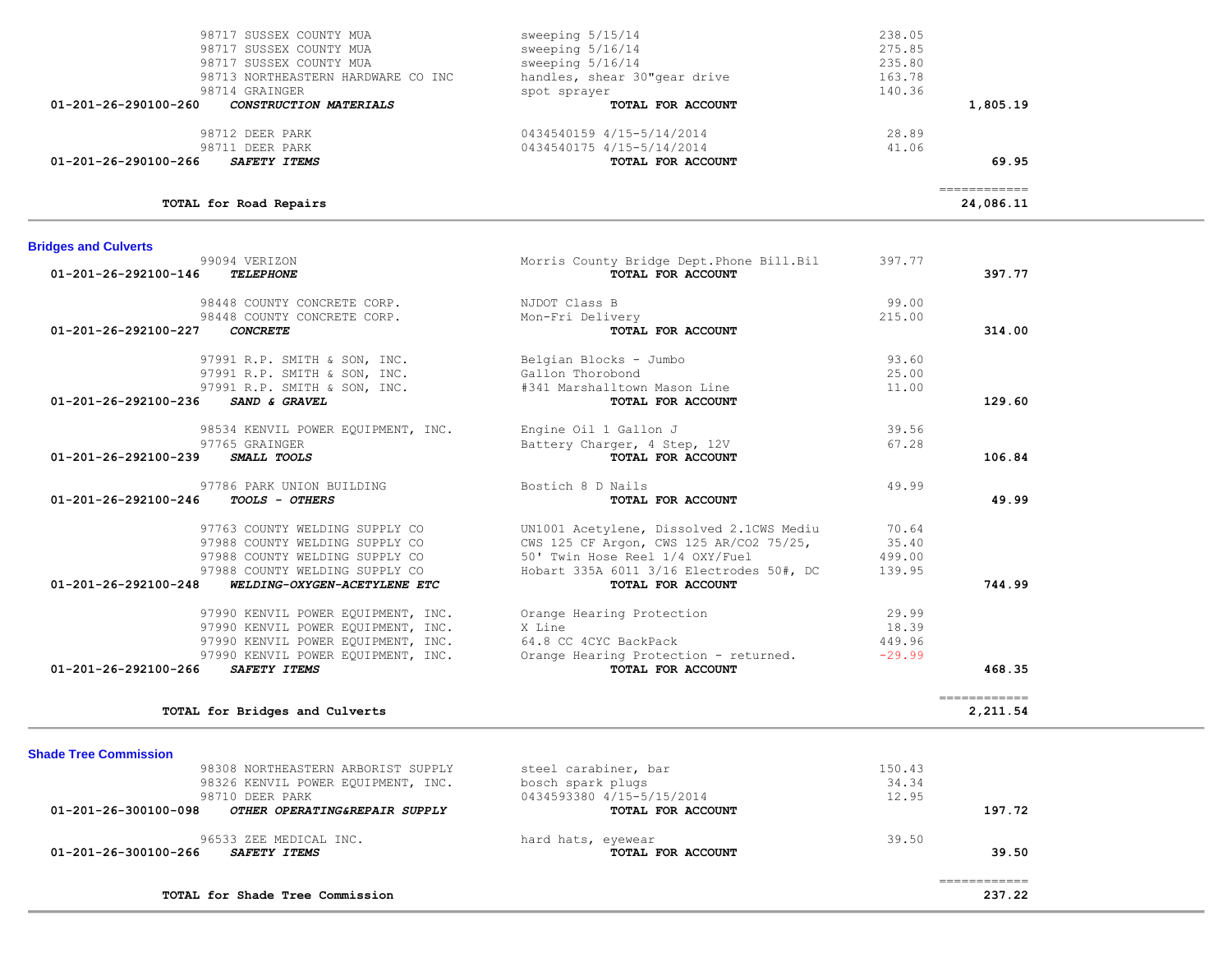| Account | Vendor / Account Name | Description | Amount | Total |
|---|---|---|---|---|
| | 98717 SUSSEX COUNTY MUA | sweeping 5/15/14 | 238.05 | |
| | 98717 SUSSEX COUNTY MUA | sweeping 5/16/14 | 275.85 | |
| | 98717 SUSSEX COUNTY MUA | sweeping 5/16/14 | 235.80 | |
| | 98713 NORTHEASTERN HARDWARE CO INC | handles, shear 30"gear drive | 163.78 | |
| | 98714 GRAINGER | spot sprayer | 140.36 | |
| **01-201-26-290100-260** | ***CONSTRUCTION MATERIALS*** | **TOTAL FOR ACCOUNT** | | **1,805.19** |
| | 98712 DEER PARK | 0434540159 4/15-5/14/2014 | 28.89 | |
| | 98711 DEER PARK | 0434540175 4/15-5/14/2014 | 41.06 | |
| **01-201-26-290100-266** | ***SAFETY ITEMS*** | **TOTAL FOR ACCOUNT** | | **69.95** |
| | **TOTAL for Road Repairs** | | | **24,086.11** |

## Bridges and Culverts

| Account | Vendor / Account Name | Description | Amount | Total |
|---|---|---|---|---|
| | 99094 VERIZON | Morris County Bridge Dept.Phone Bill.Bil | 397.77 | |
| **01-201-26-292100-146** | ***TELEPHONE*** | **TOTAL FOR ACCOUNT** | | **397.77** |
| | 98448 COUNTY CONCRETE CORP. | NJDOT Class B | 99.00 | |
| | 98448 COUNTY CONCRETE CORP. | Mon-Fri Delivery | 215.00 | |
| **01-201-26-292100-227** | ***CONCRETE*** | **TOTAL FOR ACCOUNT** | | **314.00** |
| | 97991 R.P. SMITH & SON, INC. | Belgian Blocks - Jumbo | 93.60 | |
| | 97991 R.P. SMITH & SON, INC. | Gallon Thorobond | 25.00 | |
| | 97991 R.P. SMITH & SON, INC. | #341 Marshalltown Mason Line | 11.00 | |
| **01-201-26-292100-236** | ***SAND & GRAVEL*** | **TOTAL FOR ACCOUNT** | | **129.60** |
| | 98534 KENVIL POWER EQUIPMENT, INC. | Engine Oil 1 Gallon J | 39.56 | |
| | 97765 GRAINGER | Battery Charger, 4 Step, 12V | 67.28 | |
| **01-201-26-292100-239** | ***SMALL TOOLS*** | **TOTAL FOR ACCOUNT** | | **106.84** |
| | 97786 PARK UNION BUILDING | Bostich 8 D Nails | 49.99 | |
| **01-201-26-292100-246** | ***TOOLS - OTHERS*** | **TOTAL FOR ACCOUNT** | | **49.99** |
| | 97763 COUNTY WELDING SUPPLY CO | UN1001 Acetylene, Dissolved 2.1CWS Mediu | 70.64 | |
| | 97988 COUNTY WELDING SUPPLY CO | CWS 125 CF Argon, CWS 125 AR/CO2 75/25, | 35.40 | |
| | 97988 COUNTY WELDING SUPPLY CO | 50' Twin Hose Reel 1/4 OXY/Fuel | 499.00 | |
| | 97988 COUNTY WELDING SUPPLY CO | Hobart 335A 6011 3/16 Electrodes 50#, DC | 139.95 | |
| **01-201-26-292100-248** | ***WELDING-OXYGEN-ACETYLENE ETC*** | **TOTAL FOR ACCOUNT** | | **744.99** |
| | 97990 KENVIL POWER EQUIPMENT, INC. | Orange Hearing Protection | 29.99 | |
| | 97990 KENVIL POWER EQUIPMENT, INC. | X Line | 18.39 | |
| | 97990 KENVIL POWER EQUIPMENT, INC. | 64.8 CC 4CYC BackPack | 449.96 | |
| | 97990 KENVIL POWER EQUIPMENT, INC. | Orange Hearing Protection - returned. | -29.99 | |
| **01-201-26-292100-266** | ***SAFETY ITEMS*** | **TOTAL FOR ACCOUNT** | | **468.35** |
| | **TOTAL for Bridges and Culverts** | | | **2,211.54** |

## Shade Tree Commission

| Account | Vendor / Account Name | Description | Amount | Total |
|---|---|---|---|---|
| | 98308 NORTHEASTERN ARBORIST SUPPLY | steel carabiner, bar | 150.43 | |
| | 98326 KENVIL POWER EQUIPMENT, INC. | bosch spark plugs | 34.34 | |
| | 98710 DEER PARK | 0434593380 4/15-5/15/2014 | 12.95 | |
| **01-201-26-300100-098** | ***OTHER OPERATING&REPAIR SUPPLY*** | **TOTAL FOR ACCOUNT** | | **197.72** |
| | 96533 ZEE MEDICAL INC. | hard hats, eyewear | 39.50 | |
| **01-201-26-300100-266** | ***SAFETY ITEMS*** | **TOTAL FOR ACCOUNT** | | **39.50** |
| | **TOTAL for Shade Tree Commission** | | | **237.22** |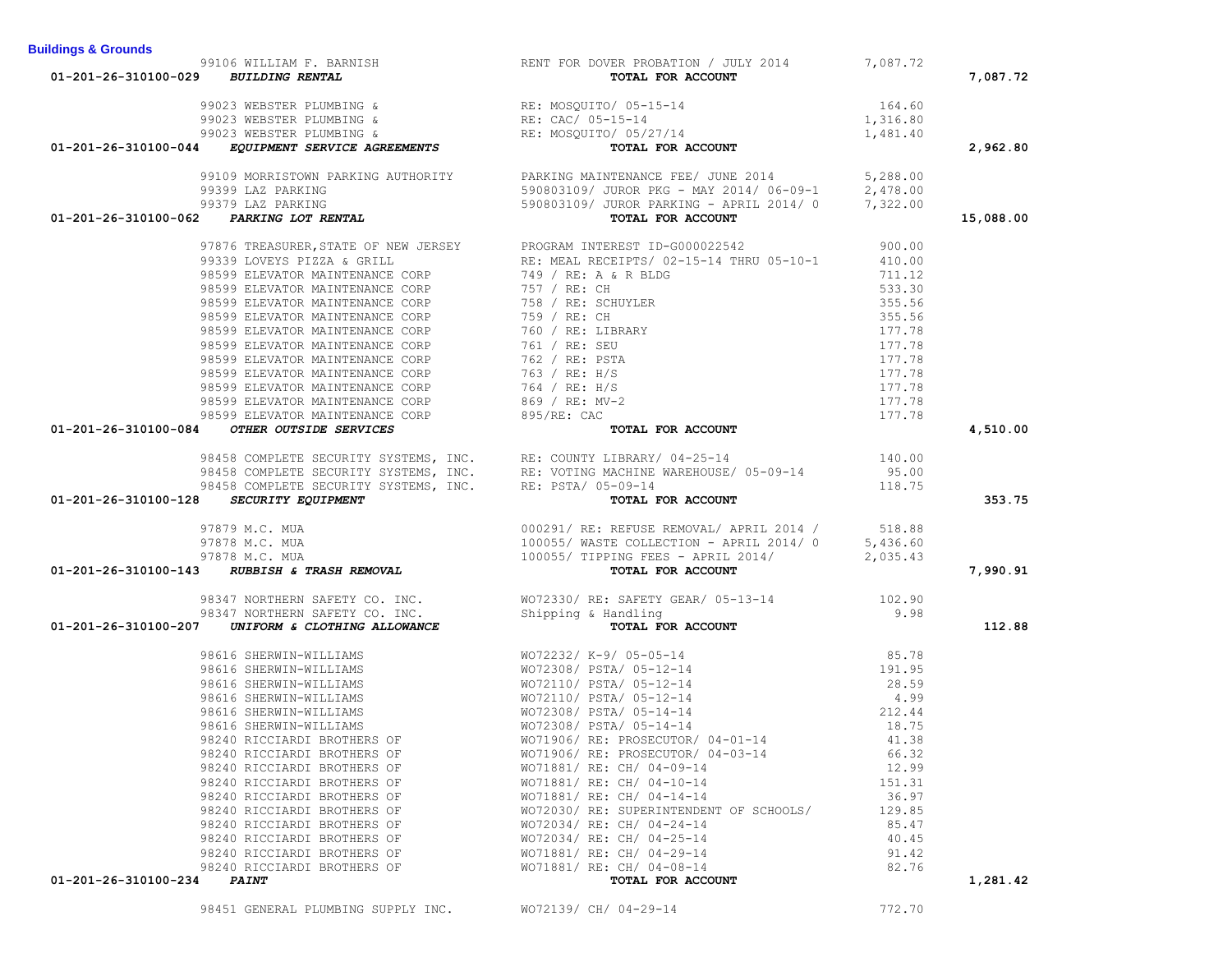**Buildings & Grounds**

| Account | Vendor | Description | Amount | Total |
|---|---|---|---|---|
| | 99106 WILLIAM F. BARNISH | RENT FOR DOVER PROBATION / JULY 2014 | 7,087.72 | |
| 01-201-26-310100-029 *BUILDING RENTAL* | | **TOTAL FOR ACCOUNT** | | **7,087.72** |
| | 99023 WEBSTER PLUMBING & | RE: MOSQUITO/ 05-15-14 | 164.60 | |
| | 99023 WEBSTER PLUMBING & | RE: CAC/ 05-15-14 | 1,316.80 | |
| | 99023 WEBSTER PLUMBING & | RE: MOSQUITO/ 05/27/14 | 1,481.40 | |
| 01-201-26-310100-044 *EQUIPMENT SERVICE AGREEMENTS* | | **TOTAL FOR ACCOUNT** | | **2,962.80** |
| | 99109 MORRISTOWN PARKING AUTHORITY | PARKING MAINTENANCE FEE/ JUNE 2014 | 5,288.00 | |
| | 99399 LAZ PARKING | 590803109/ JUROR PKG - MAY 2014/ 06-09-1 | 2,478.00 | |
| | 99379 LAZ PARKING | 590803109/ JUROR PARKING - APRIL 2014/ 0 | 7,322.00 | |
| 01-201-26-310100-062 *PARKING LOT RENTAL* | | **TOTAL FOR ACCOUNT** | | **15,088.00** |
| | 97876 TREASURER,STATE OF NEW JERSEY | PROGRAM INTEREST ID-G000022542 | 900.00 | |
| | 99339 LOVEYS PIZZA & GRILL | RE: MEAL RECEIPTS/ 02-15-14 THRU 05-10-1 | 410.00 | |
| | 98599 ELEVATOR MAINTENANCE CORP | 749 / RE: A & R BLDG | 711.12 | |
| | 98599 ELEVATOR MAINTENANCE CORP | 757 / RE: CH | 533.30 | |
| | 98599 ELEVATOR MAINTENANCE CORP | 758 / RE: SCHUYLER | 355.56 | |
| | 98599 ELEVATOR MAINTENANCE CORP | 759 / RE: CH | 355.56 | |
| | 98599 ELEVATOR MAINTENANCE CORP | 760 / RE: LIBRARY | 177.78 | |
| | 98599 ELEVATOR MAINTENANCE CORP | 761 / RE: SEU | 177.78 | |
| | 98599 ELEVATOR MAINTENANCE CORP | 762 / RE: PSTA | 177.78 | |
| | 98599 ELEVATOR MAINTENANCE CORP | 763 / RE: H/S | 177.78 | |
| | 98599 ELEVATOR MAINTENANCE CORP | 764 / RE: H/S | 177.78 | |
| | 98599 ELEVATOR MAINTENANCE CORP | 869 / RE: MV-2 | 177.78 | |
| | 98599 ELEVATOR MAINTENANCE CORP | 895/RE: CAC | 177.78 | |
| 01-201-26-310100-084 *OTHER OUTSIDE SERVICES* | | **TOTAL FOR ACCOUNT** | | **4,510.00** |
| | 98458 COMPLETE SECURITY SYSTEMS, INC. | RE: COUNTY LIBRARY/ 04-25-14 | 140.00 | |
| | 98458 COMPLETE SECURITY SYSTEMS, INC. | RE: VOTING MACHINE WAREHOUSE/ 05-09-14 | 95.00 | |
| | 98458 COMPLETE SECURITY SYSTEMS, INC. | RE: PSTA/ 05-09-14 | 118.75 | |
| 01-201-26-310100-128 *SECURITY EQUIPMENT* | | **TOTAL FOR ACCOUNT** | | **353.75** |
| | 97879 M.C. MUA | 000291/ RE: REFUSE REMOVAL/ APRIL 2014 / | 518.88 | |
| | 97878 M.C. MUA | 100055/ WASTE COLLECTION - APRIL 2014/ 0 | 5,436.60 | |
| | 97878 M.C. MUA | 100055/ TIPPING FEES - APRIL 2014/ | 2,035.43 | |
| 01-201-26-310100-143 *RUBBISH & TRASH REMOVAL* | | **TOTAL FOR ACCOUNT** | | **7,990.91** |
| | 98347 NORTHERN SAFETY CO. INC. | WO72330/ RE: SAFETY GEAR/ 05-13-14 | 102.90 | |
| | 98347 NORTHERN SAFETY CO. INC. | Shipping & Handling | 9.98 | |
| 01-201-26-310100-207 *UNIFORM & CLOTHING ALLOWANCE* | | **TOTAL FOR ACCOUNT** | | **112.88** |
| | 98616 SHERWIN-WILLIAMS | WO72232/ K-9/ 05-05-14 | 85.78 | |
| | 98616 SHERWIN-WILLIAMS | WO72308/ PSTA/ 05-12-14 | 191.95 | |
| | 98616 SHERWIN-WILLIAMS | WO72110/ PSTA/ 05-12-14 | 28.59 | |
| | 98616 SHERWIN-WILLIAMS | WO72110/ PSTA/ 05-12-14 | 4.99 | |
| | 98616 SHERWIN-WILLIAMS | WO72308/ PSTA/ 05-14-14 | 212.44 | |
| | 98616 SHERWIN-WILLIAMS | WO72308/ PSTA/ 05-14-14 | 18.75 | |
| | 98240 RICCIARDI BROTHERS OF | WO71906/ RE: PROSECUTOR/ 04-01-14 | 41.38 | |
| | 98240 RICCIARDI BROTHERS OF | WO71906/ RE: PROSECUTOR/ 04-03-14 | 66.32 | |
| | 98240 RICCIARDI BROTHERS OF | WO71881/ RE: CH/ 04-09-14 | 12.99 | |
| | 98240 RICCIARDI BROTHERS OF | WO71881/ RE: CH/ 04-10-14 | 151.31 | |
| | 98240 RICCIARDI BROTHERS OF | WO71881/ RE: CH/ 04-14-14 | 36.97 | |
| | 98240 RICCIARDI BROTHERS OF | WO72030/ RE: SUPERINTENDENT OF SCHOOLS/ | 129.85 | |
| | 98240 RICCIARDI BROTHERS OF | WO72034/ RE: CH/ 04-24-14 | 85.47 | |
| | 98240 RICCIARDI BROTHERS OF | WO72034/ RE: CH/ 04-25-14 | 40.45 | |
| | 98240 RICCIARDI BROTHERS OF | WO71881/ RE: CH/ 04-29-14 | 91.42 | |
| | 98240 RICCIARDI BROTHERS OF | WO71881/ RE: CH/ 04-08-14 | 82.76 | |
| 01-201-26-310100-234 *PAINT* | | **TOTAL FOR ACCOUNT** | | **1,281.42** |
| | 98451 GENERAL PLUMBING SUPPLY INC. | WO72139/ CH/ 04-29-14 | 772.70 | |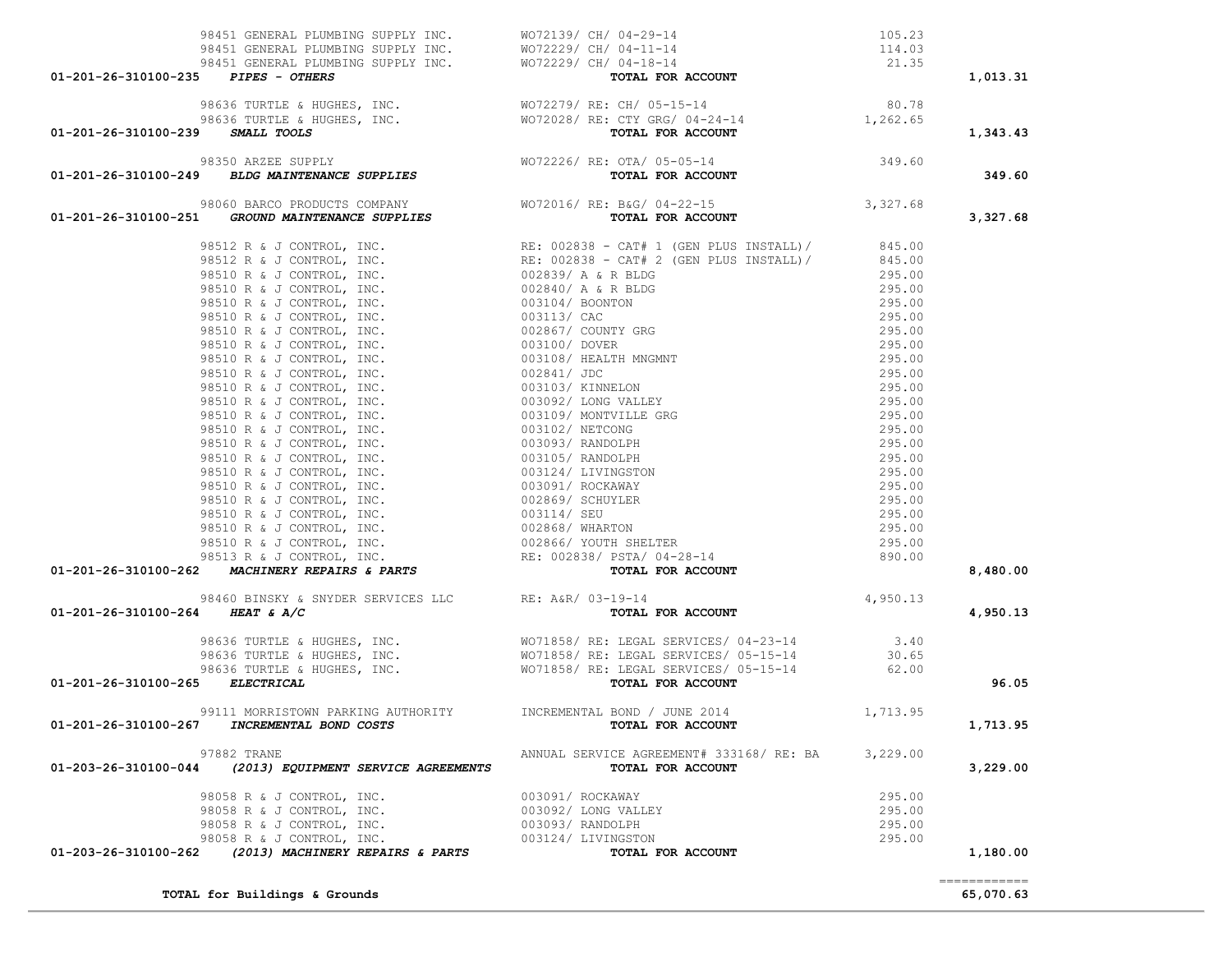| Account | Vendor | Description | Amount | Total |
|---|---|---|---|---|
| | 98451 GENERAL PLUMBING SUPPLY INC. | WO72139/ CH/ 04-29-14 | 105.23 | |
| | 98451 GENERAL PLUMBING SUPPLY INC. | WO72229/ CH/ 04-11-14 | 114.03 | |
| | 98451 GENERAL PLUMBING SUPPLY INC. | WO72229/ CH/ 04-18-14 | 21.35 | |
| **01-201-26-310100-235** | ***PIPES - OTHERS*** | **TOTAL FOR ACCOUNT** | | **1,013.31** |
| | 98636 TURTLE & HUGHES, INC. | WO72279/ RE: CH/ 05-15-14 | 80.78 | |
| | 98636 TURTLE & HUGHES, INC. | WO72028/ RE: CTY GRG/ 04-24-14 | 1,262.65 | |
| **01-201-26-310100-239** | ***SMALL TOOLS*** | **TOTAL FOR ACCOUNT** | | **1,343.43** |
| | 98350 ARZEE SUPPLY | WO72226/ RE: OTA/ 05-05-14 | 349.60 | |
| **01-201-26-310100-249** | ***BLDG MAINTENANCE SUPPLIES*** | **TOTAL FOR ACCOUNT** | | **349.60** |
| | 98060 BARCO PRODUCTS COMPANY | WO72016/ RE: B&G/ 04-22-15 | 3,327.68 | |
| **01-201-26-310100-251** | ***GROUND MAINTENANCE SUPPLIES*** | **TOTAL FOR ACCOUNT** | | **3,327.68** |
| | 98512 R & J CONTROL, INC. | RE: 002838 - CAT# 1 (GEN PLUS INSTALL)/ | 845.00 | |
| | 98512 R & J CONTROL, INC. | RE: 002838 - CAT# 2 (GEN PLUS INSTALL)/ | 845.00 | |
| | 98510 R & J CONTROL, INC. | 002839/ A & R BLDG | 295.00 | |
| | 98510 R & J CONTROL, INC. | 002840/ A & R BLDG | 295.00 | |
| | 98510 R & J CONTROL, INC. | 003104/ BOONTON | 295.00 | |
| | 98510 R & J CONTROL, INC. | 003113/ CAC | 295.00 | |
| | 98510 R & J CONTROL, INC. | 002867/ COUNTY GRG | 295.00 | |
| | 98510 R & J CONTROL, INC. | 003100/ DOVER | 295.00 | |
| | 98510 R & J CONTROL, INC. | 003108/ HEALTH MNGMNT | 295.00 | |
| | 98510 R & J CONTROL, INC. | 002841/ JDC | 295.00 | |
| | 98510 R & J CONTROL, INC. | 003103/ KINNELON | 295.00 | |
| | 98510 R & J CONTROL, INC. | 003092/ LONG VALLEY | 295.00 | |
| | 98510 R & J CONTROL, INC. | 003109/ MONTVILLE GRG | 295.00 | |
| | 98510 R & J CONTROL, INC. | 003102/ NETCONG | 295.00 | |
| | 98510 R & J CONTROL, INC. | 003093/ RANDOLPH | 295.00 | |
| | 98510 R & J CONTROL, INC. | 003105/ RANDOLPH | 295.00 | |
| | 98510 R & J CONTROL, INC. | 003124/ LIVINGSTON | 295.00 | |
| | 98510 R & J CONTROL, INC. | 003091/ ROCKAWAY | 295.00 | |
| | 98510 R & J CONTROL, INC. | 002869/ SCHUYLER | 295.00 | |
| | 98510 R & J CONTROL, INC. | 003114/ SEU | 295.00 | |
| | 98510 R & J CONTROL, INC. | 002868/ WHARTON | 295.00 | |
| | 98510 R & J CONTROL, INC. | 002866/ YOUTH SHELTER | 295.00 | |
| | 98513 R & J CONTROL, INC. | RE: 002838/ PSTA/ 04-28-14 | 890.00 | |
| **01-201-26-310100-262** | ***MACHINERY REPAIRS & PARTS*** | **TOTAL FOR ACCOUNT** | | **8,480.00** |
| | 98460 BINSKY & SNYDER SERVICES LLC | RE: A&R/ 03-19-14 | 4,950.13 | |
| **01-201-26-310100-264** | ***HEAT & A/C*** | **TOTAL FOR ACCOUNT** | | **4,950.13** |
| | 98636 TURTLE & HUGHES, INC. | WO71858/ RE: LEGAL SERVICES/ 04-23-14 | 3.40 | |
| | 98636 TURTLE & HUGHES, INC. | WO71858/ RE: LEGAL SERVICES/ 05-15-14 | 30.65 | |
| | 98636 TURTLE & HUGHES, INC. | WO71858/ RE: LEGAL SERVICES/ 05-15-14 | 62.00 | |
| **01-201-26-310100-265** | ***ELECTRICAL*** | **TOTAL FOR ACCOUNT** | | **96.05** |
| | 99111 MORRISTOWN PARKING AUTHORITY | INCREMENTAL BOND / JUNE 2014 | 1,713.95 | |
| **01-201-26-310100-267** | ***INCREMENTAL BOND COSTS*** | **TOTAL FOR ACCOUNT** | | **1,713.95** |
| | 97882 TRANE | ANNUAL SERVICE AGREEMENT# 333168/ RE: BA | 3,229.00 | |
| **01-203-26-310100-044** | ***(2013) EQUIPMENT SERVICE AGREEMENTS*** | **TOTAL FOR ACCOUNT** | | **3,229.00** |
| | 98058 R & J CONTROL, INC. | 003091/ ROCKAWAY | 295.00 | |
| | 98058 R & J CONTROL, INC. | 003092/ LONG VALLEY | 295.00 | |
| | 98058 R & J CONTROL, INC. | 003093/ RANDOLPH | 295.00 | |
| | 98058 R & J CONTROL, INC. | 003124/ LIVINGSTON | 295.00 | |
| **01-203-26-310100-262** | ***(2013) MACHINERY REPAIRS & PARTS*** | **TOTAL FOR ACCOUNT** | | **1,180.00** |
| | | | | ============ |
| **TOTAL for Buildings & Grounds** | | | | **65,070.63** |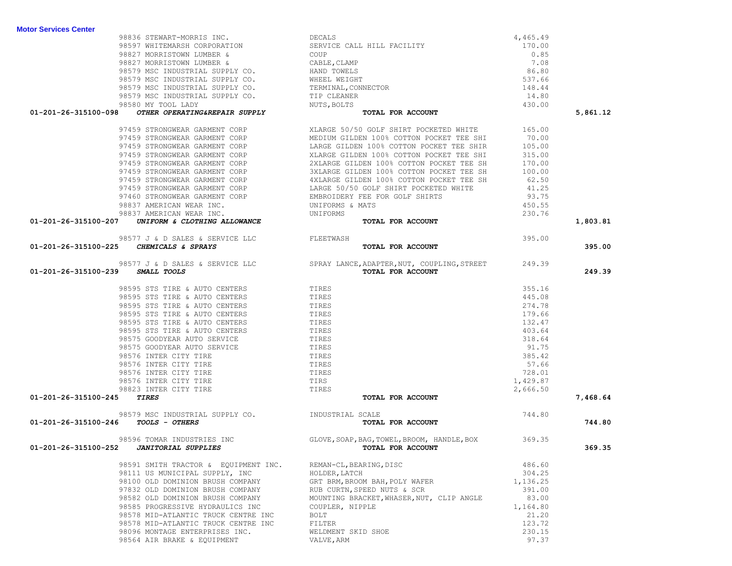**Motor Services Center**

| Account | Vendor | Description | Amount | Total |
|---|---|---|---|---|
| | 98836 STEWART-MORRIS INC. | DECALS | 4,465.49 | |
| | 98597 WHITEMARSH CORPORATION | SERVICE CALL HILL FACILITY | 170.00 | |
| | 98827 MORRISTOWN LUMBER & | COUP | 0.85 | |
| | 98827 MORRISTOWN LUMBER & | CABLE,CLAMP | 7.08 | |
| | 98579 MSC INDUSTRIAL SUPPLY CO. | HAND TOWELS | 86.80 | |
| | 98579 MSC INDUSTRIAL SUPPLY CO. | WHEEL WEIGHT | 537.66 | |
| | 98579 MSC INDUSTRIAL SUPPLY CO. | TERMINAL,CONNECTOR | 148.44 | |
| | 98579 MSC INDUSTRIAL SUPPLY CO. | TIP CLEANER | 14.80 | |
| | 98580 MY TOOL LADY | NUTS,BOLTS | 430.00 | |
| **01-201-26-315100-098** | ***OTHER OPERATING&REPAIR SUPPLY*** | **TOTAL FOR ACCOUNT** | | **5,861.12** |
| | 97459 STRONGWEAR GARMENT CORP | XLARGE 50/50 GOLF SHIRT POCKETED WHITE | 165.00 | |
| | 97459 STRONGWEAR GARMENT CORP | MEDIUM GILDEN 100% COTTON POCKET TEE SHI | 70.00 | |
| | 97459 STRONGWEAR GARMENT CORP | LARGE GILDEN 100% COTTON POCKET TEE SHIR | 105.00 | |
| | 97459 STRONGWEAR GARMENT CORP | XLARGE GILDEN 100% COTTON POCKET TEE SHI | 315.00 | |
| | 97459 STRONGWEAR GARMENT CORP | 2XLARGE GILDEN 100% COTTON POCKET TEE SH | 170.00 | |
| | 97459 STRONGWEAR GARMENT CORP | 3XLARGE GILDEN 100% COTTON POCKET TEE SH | 100.00 | |
| | 97459 STRONGWEAR GARMENT CORP | 4XLARGE GILDEN 100% COTTON POCKET TEE SH | 62.50 | |
| | 97459 STRONGWEAR GARMENT CORP | LARGE 50/50 GOLF SHIRT POCKETED WHITE | 41.25 | |
| | 97460 STRONGWEAR GARMENT CORP | EMBROIDERY FEE FOR GOLF SHIRTS | 93.75 | |
| | 98837 AMERICAN WEAR INC. | UNIFORMS & MATS | 450.55 | |
| | 98837 AMERICAN WEAR INC. | UNIFORMS | 230.76 | |
| **01-201-26-315100-207** | ***UNIFORM & CLOTHING ALLOWANCE*** | **TOTAL FOR ACCOUNT** | | **1,803.81** |
| | 98577 J & D SALES & SERVICE LLC | FLEETWASH | 395.00 | |
| **01-201-26-315100-225** | ***CHEMICALS & SPRAYS*** | **TOTAL FOR ACCOUNT** | | **395.00** |
| | 98577 J & D SALES & SERVICE LLC | SPRAY LANCE,ADAPTER,NUT, COUPLING,STREET | 249.39 | |
| **01-201-26-315100-239** | ***SMALL TOOLS*** | **TOTAL FOR ACCOUNT** | | **249.39** |
| | 98595 STS TIRE & AUTO CENTERS | TIRES | 355.16 | |
| | 98595 STS TIRE & AUTO CENTERS | TIRES | 445.08 | |
| | 98595 STS TIRE & AUTO CENTERS | TIRES | 274.78 | |
| | 98595 STS TIRE & AUTO CENTERS | TIRES | 179.66 | |
| | 98595 STS TIRE & AUTO CENTERS | TIRES | 132.47 | |
| | 98595 STS TIRE & AUTO CENTERS | TIRES | 403.64 | |
| | 98575 GOODYEAR AUTO SERVICE | TIRES | 318.64 | |
| | 98575 GOODYEAR AUTO SERVICE | TIRES | 91.75 | |
| | 98576 INTER CITY TIRE | TIRES | 385.42 | |
| | 98576 INTER CITY TIRE | TIRES | 57.66 | |
| | 98576 INTER CITY TIRE | TIRES | 728.01 | |
| | 98576 INTER CITY TIRE | TIRS | 1,429.87 | |
| | 98823 INTER CITY TIRE | TIRES | 2,666.50 | |
| **01-201-26-315100-245** | ***TIRES*** | **TOTAL FOR ACCOUNT** | | **7,468.64** |
| | 98579 MSC INDUSTRIAL SUPPLY CO. | INDUSTRIAL SCALE | 744.80 | |
| **01-201-26-315100-246** | ***TOOLS - OTHERS*** | **TOTAL FOR ACCOUNT** | | **744.80** |
| | 98596 TOMAR INDUSTRIES INC | GLOVE,SOAP,BAG,TOWEL,BROOM, HANDLE,BOX | 369.35 | |
| **01-201-26-315100-252** | ***JANITORIAL SUPPLIES*** | **TOTAL FOR ACCOUNT** | | **369.35** |
| | 98591 SMITH TRACTOR & EQUIPMENT INC. | REMAN-CL,BEARING,DISC | 486.60 | |
| | 98111 US MUNICIPAL SUPPLY, INC | HOLDER,LATCH | 304.25 | |
| | 98100 OLD DOMINION BRUSH COMPANY | GRT BRM,BROOM BAH,POLY WAFER | 1,136.25 | |
| | 97832 OLD DOMINION BRUSH COMPANY | RUB CURTN,SPEED NUTS & SCR | 391.00 | |
| | 98582 OLD DOMINION BRUSH COMPANY | MOUNTING BRACKET,WHASER,NUT, CLIP ANGLE | 83.00 | |
| | 98585 PROGRESSIVE HYDRAULICS INC | COUPLER, NIPPLE | 1,164.80 | |
| | 98578 MID-ATLANTIC TRUCK CENTRE INC | BOLT | 21.20 | |
| | 98578 MID-ATLANTIC TRUCK CENTRE INC | FILTER | 123.72 | |
| | 98096 MONTAGE ENTERPRISES INC. | WELDMENT SKID SHOE | 230.15 | |
| | 98564 AIR BRAKE & EQUIPMENT | VALVE,ARM | 97.37 | |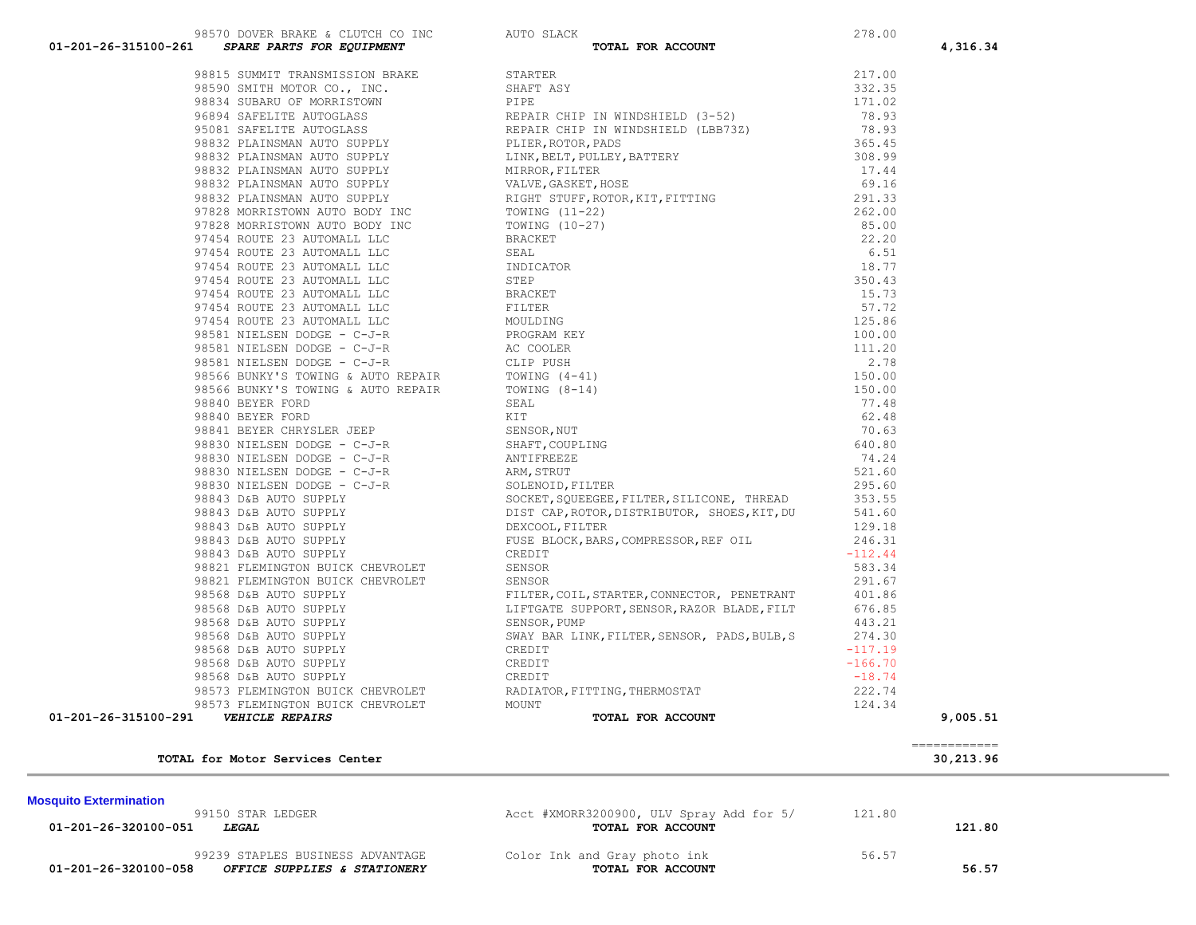| Account | Vendor | Description | Amount | Total |
|---|---|---|---|---|
| | 98570 DOVER BRAKE & CLUTCH CO INC | AUTO SLACK | 278.00 | |
| 01-201-26-315100-261 | ***SPARE PARTS FOR EQUIPMENT*** | **TOTAL FOR ACCOUNT** | | **4,316.34** |
| | 98815 SUMMIT TRANSMISSION BRAKE | STARTER | 217.00 | |
| | 98590 SMITH MOTOR CO., INC. | SHAFT ASY | 332.35 | |
| | 98834 SUBARU OF MORRISTOWN | PIPE | 171.02 | |
| | 96894 SAFELITE AUTOGLASS | REPAIR CHIP IN WINDSHIELD (3-52) | 78.93 | |
| | 95081 SAFELITE AUTOGLASS | REPAIR CHIP IN WINDSHIELD (LBB73Z) | 78.93 | |
| | 98832 PLAINSMAN AUTO SUPPLY | PLIER,ROTOR,PADS | 365.45 | |
| | 98832 PLAINSMAN AUTO SUPPLY | LINK,BELT,PULLEY,BATTERY | 308.99 | |
| | 98832 PLAINSMAN AUTO SUPPLY | MIRROR,FILTER | 17.44 | |
| | 98832 PLAINSMAN AUTO SUPPLY | VALVE,GASKET,HOSE | 69.16 | |
| | 98832 PLAINSMAN AUTO SUPPLY | RIGHT STUFF,ROTOR,KIT,FITTING | 291.33 | |
| | 97828 MORRISTOWN AUTO BODY INC | TOWING (11-22) | 262.00 | |
| | 97828 MORRISTOWN AUTO BODY INC | TOWING (10-27) | 85.00 | |
| | 97454 ROUTE 23 AUTOMALL LLC | BRACKET | 22.20 | |
| | 97454 ROUTE 23 AUTOMALL LLC | SEAL | 6.51 | |
| | 97454 ROUTE 23 AUTOMALL LLC | INDICATOR | 18.77 | |
| | 97454 ROUTE 23 AUTOMALL LLC | STEP | 350.43 | |
| | 97454 ROUTE 23 AUTOMALL LLC | BRACKET | 15.73 | |
| | 97454 ROUTE 23 AUTOMALL LLC | FILTER | 57.72 | |
| | 97454 ROUTE 23 AUTOMALL LLC | MOULDING | 125.86 | |
| | 98581 NIELSEN DODGE - C-J-R | PROGRAM KEY | 100.00 | |
| | 98581 NIELSEN DODGE - C-J-R | AC COOLER | 111.20 | |
| | 98581 NIELSEN DODGE - C-J-R | CLIP PUSH | 2.78 | |
| | 98566 BUNKY'S TOWING & AUTO REPAIR | TOWING (4-41) | 150.00 | |
| | 98566 BUNKY'S TOWING & AUTO REPAIR | TOWING (8-14) | 150.00 | |
| | 98840 BEYER FORD | SEAL | 77.48 | |
| | 98840 BEYER FORD | KIT | 62.48 | |
| | 98841 BEYER CHRYSLER JEEP | SENSOR,NUT | 70.63 | |
| | 98830 NIELSEN DODGE - C-J-R | SHAFT,COUPLING | 640.80 | |
| | 98830 NIELSEN DODGE - C-J-R | ANTIFREEZE | 74.24 | |
| | 98830 NIELSEN DODGE - C-J-R | ARM,STRUT | 521.60 | |
| | 98830 NIELSEN DODGE - C-J-R | SOLENOID,FILTER | 295.60 | |
| | 98843 D&B AUTO SUPPLY | SOCKET,SQUEEGEE,FILTER,SILICONE, THREAD | 353.55 | |
| | 98843 D&B AUTO SUPPLY | DIST CAP,ROTOR,DISTRIBUTOR, SHOES,KIT,DU | 541.60 | |
| | 98843 D&B AUTO SUPPLY | DEXCOOL,FILTER | 129.18 | |
| | 98843 D&B AUTO SUPPLY | FUSE BLOCK,BARS,COMPRESSOR,REF OIL | 246.31 | |
| | 98843 D&B AUTO SUPPLY | CREDIT | -112.44 | |
| | 98821 FLEMINGTON BUICK CHEVROLET | SENSOR | 583.34 | |
| | 98821 FLEMINGTON BUICK CHEVROLET | SENSOR | 291.67 | |
| | 98568 D&B AUTO SUPPLY | FILTER,COIL,STARTER,CONNECTOR, PENETRANT | 401.86 | |
| | 98568 D&B AUTO SUPPLY | LIFTGATE SUPPORT,SENSOR,RAZOR BLADE,FILT | 676.85 | |
| | 98568 D&B AUTO SUPPLY | SENSOR,PUMP | 443.21 | |
| | 98568 D&B AUTO SUPPLY | SWAY BAR LINK,FILTER,SENSOR, PADS,BULB,S | 274.30 | |
| | 98568 D&B AUTO SUPPLY | CREDIT | -117.19 | |
| | 98568 D&B AUTO SUPPLY | CREDIT | -166.70 | |
| | 98568 D&B AUTO SUPPLY | CREDIT | -18.74 | |
| | 98573 FLEMINGTON BUICK CHEVROLET | RADIATOR,FITTING,THERMOSTAT | 222.74 | |
| | 98573 FLEMINGTON BUICK CHEVROLET | MOUNT | 124.34 | |
| 01-201-26-315100-291 | ***VEHICLE REPAIRS*** | **TOTAL FOR ACCOUNT** | | **9,005.51** |

**TOTAL for Motor Services Center** ============ **30,213.96**

**Mosquito Extermination**

| Account | Vendor | Description | Amount | Total |
|---|---|---|---|---|
| | 99150 STAR LEDGER | Acct #XMORR3200900, ULV Spray Add for 5/ | 121.80 | |
| 01-201-26-320100-051 | ***LEGAL*** | **TOTAL FOR ACCOUNT** | | **121.80** |
| | 99239 STAPLES BUSINESS ADVANTAGE | Color Ink and Gray photo ink | 56.57 | |
| 01-201-26-320100-058 | ***OFFICE SUPPLIES & STATIONERY*** | **TOTAL FOR ACCOUNT** | | **56.57** |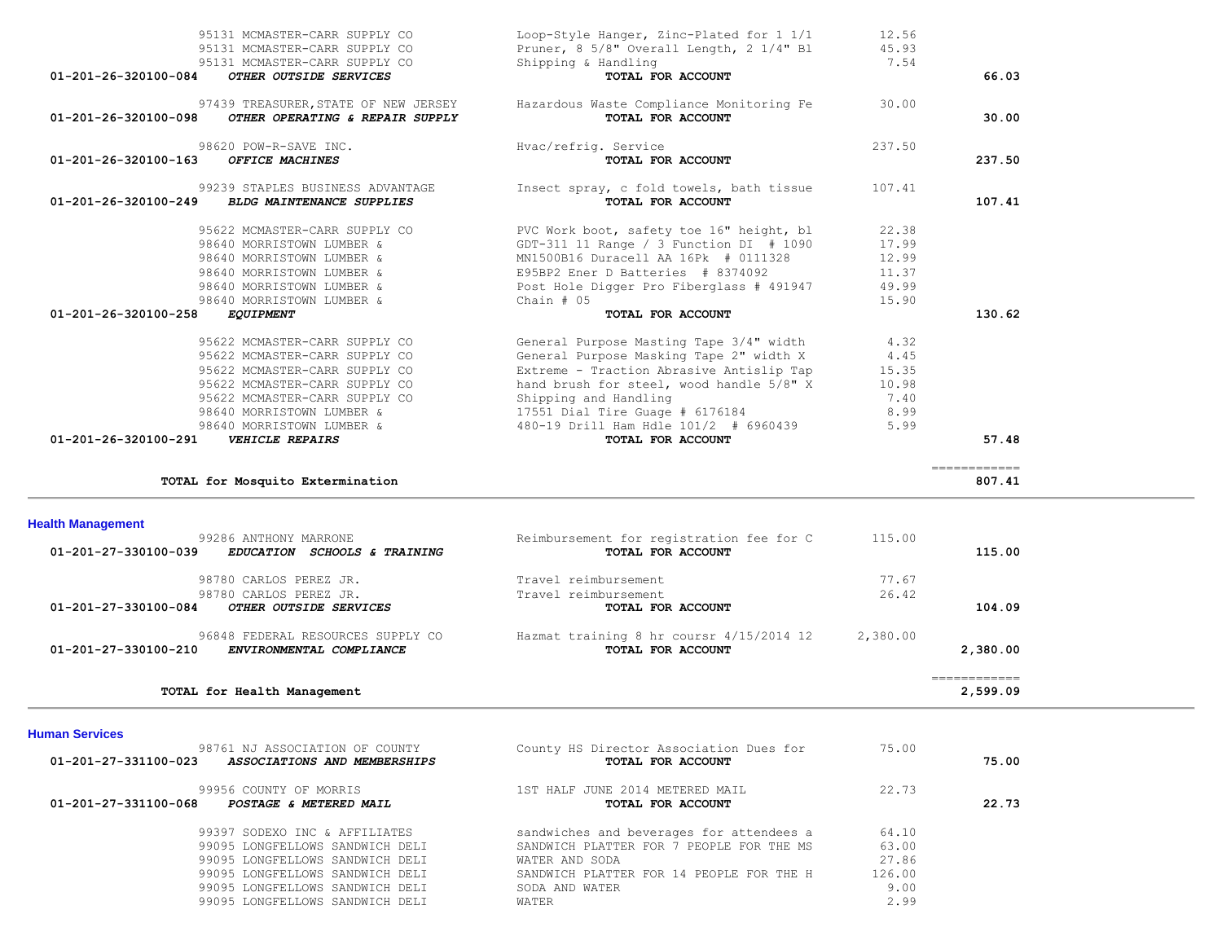| Account | Vendor / Description | Item | Amount | Total |
|---|---|---|---|---|
| | 95131 MCMASTER-CARR SUPPLY CO | Loop-Style Hanger, Zinc-Plated for 1 1/1 | 12.56 | |
| | 95131 MCMASTER-CARR SUPPLY CO | Pruner, 8 5/8" Overall Length, 2 1/4" Bl | 45.93 | |
| | 95131 MCMASTER-CARR SUPPLY CO | Shipping & Handling | 7.54 | |
| 01-201-26-320100-084 | ***OTHER OUTSIDE SERVICES*** | **TOTAL FOR ACCOUNT** | | **66.03** |
| | 97439 TREASURER,STATE OF NEW JERSEY | Hazardous Waste Compliance Monitoring Fe | 30.00 | |
| 01-201-26-320100-098 | ***OTHER OPERATING & REPAIR SUPPLY*** | **TOTAL FOR ACCOUNT** | | **30.00** |
| | 98620 POW-R-SAVE INC. | Hvac/refrig. Service | 237.50 | |
| 01-201-26-320100-163 | ***OFFICE MACHINES*** | **TOTAL FOR ACCOUNT** | | **237.50** |
| | 99239 STAPLES BUSINESS ADVANTAGE | Insect spray, c fold towels, bath tissue | 107.41 | |
| 01-201-26-320100-249 | ***BLDG MAINTENANCE SUPPLIES*** | **TOTAL FOR ACCOUNT** | | **107.41** |
| | 95622 MCMASTER-CARR SUPPLY CO | PVC Work boot, safety toe 16" height, bl | 22.38 | |
| | 98640 MORRISTOWN LUMBER & | GDT-311 11 Range / 3 Function DI # 1090 | 17.99 | |
| | 98640 MORRISTOWN LUMBER & | MN1500B16 Duracell AA 16Pk # 0111328 | 12.99 | |
| | 98640 MORRISTOWN LUMBER & | E95BP2 Ener D Batteries # 8374092 | 11.37 | |
| | 98640 MORRISTOWN LUMBER & | Post Hole Digger Pro Fiberglass # 491947 | 49.99 | |
| | 98640 MORRISTOWN LUMBER & | Chain # 05 | 15.90 | |
| 01-201-26-320100-258 | ***EQUIPMENT*** | **TOTAL FOR ACCOUNT** | | **130.62** |
| | 95622 MCMASTER-CARR SUPPLY CO | General Purpose Masting Tape 3/4" width | 4.32 | |
| | 95622 MCMASTER-CARR SUPPLY CO | General Purpose Masking Tape 2" width X | 4.45 | |
| | 95622 MCMASTER-CARR SUPPLY CO | Extreme - Traction Abrasive Antislip Tap | 15.35 | |
| | 95622 MCMASTER-CARR SUPPLY CO | hand brush for steel, wood handle 5/8" X | 10.98 | |
| | 95622 MCMASTER-CARR SUPPLY CO | Shipping and Handling | 7.40 | |
| | 98640 MORRISTOWN LUMBER & | 17551 Dial Tire Guage # 6176184 | 8.99 | |
| | 98640 MORRISTOWN LUMBER & | 480-19 Drill Ham Hdle 101/2 # 6960439 | 5.99 | |
| 01-201-26-320100-291 | ***VEHICLE REPAIRS*** | **TOTAL FOR ACCOUNT** | | **57.48** |
| | **TOTAL for Mosquito Extermination** | | | **807.41** |

## Health Management

| Account | Vendor / Description | Item | Amount | Total |
|---|---|---|---|---|
| | 99286 ANTHONY MARRONE | Reimbursement for registration fee for C | 115.00 | |
| 01-201-27-330100-039 | ***EDUCATION SCHOOLS & TRAINING*** | **TOTAL FOR ACCOUNT** | | **115.00** |
| | 98780 CARLOS PEREZ JR. | Travel reimbursement | 77.67 | |
| | 98780 CARLOS PEREZ JR. | Travel reimbursement | 26.42 | |
| 01-201-27-330100-084 | ***OTHER OUTSIDE SERVICES*** | **TOTAL FOR ACCOUNT** | | **104.09** |
| | 96848 FEDERAL RESOURCES SUPPLY CO | Hazmat training 8 hr coursr 4/15/2014 12 | 2,380.00 | |
| 01-201-27-330100-210 | ***ENVIRONMENTAL COMPLIANCE*** | **TOTAL FOR ACCOUNT** | | **2,380.00** |
| | **TOTAL for Health Management** | | | **2,599.09** |

## Human Services

| Account | Vendor / Description | Item | Amount | Total |
|---|---|---|---|---|
| | 98761 NJ ASSOCIATION OF COUNTY | County HS Director Association Dues for | 75.00 | |
| 01-201-27-331100-023 | ***ASSOCIATIONS AND MEMBERSHIPS*** | **TOTAL FOR ACCOUNT** | | **75.00** |
| | 99956 COUNTY OF MORRIS | 1ST HALF JUNE 2014 METERED MAIL | 22.73 | |
| 01-201-27-331100-068 | ***POSTAGE & METERED MAIL*** | **TOTAL FOR ACCOUNT** | | **22.73** |
| | 99397 SODEXO INC & AFFILIATES | sandwiches and beverages for attendees a | 64.10 | |
| | 99095 LONGFELLOWS SANDWICH DELI | SANDWICH PLATTER FOR 7 PEOPLE FOR THE MS | 63.00 | |
| | 99095 LONGFELLOWS SANDWICH DELI | WATER AND SODA | 27.86 | |
| | 99095 LONGFELLOWS SANDWICH DELI | SANDWICH PLATTER FOR 14 PEOPLE FOR THE H | 126.00 | |
| | 99095 LONGFELLOWS SANDWICH DELI | SODA AND WATER | 9.00 | |
| | 99095 LONGFELLOWS SANDWICH DELI | WATER | 2.99 | |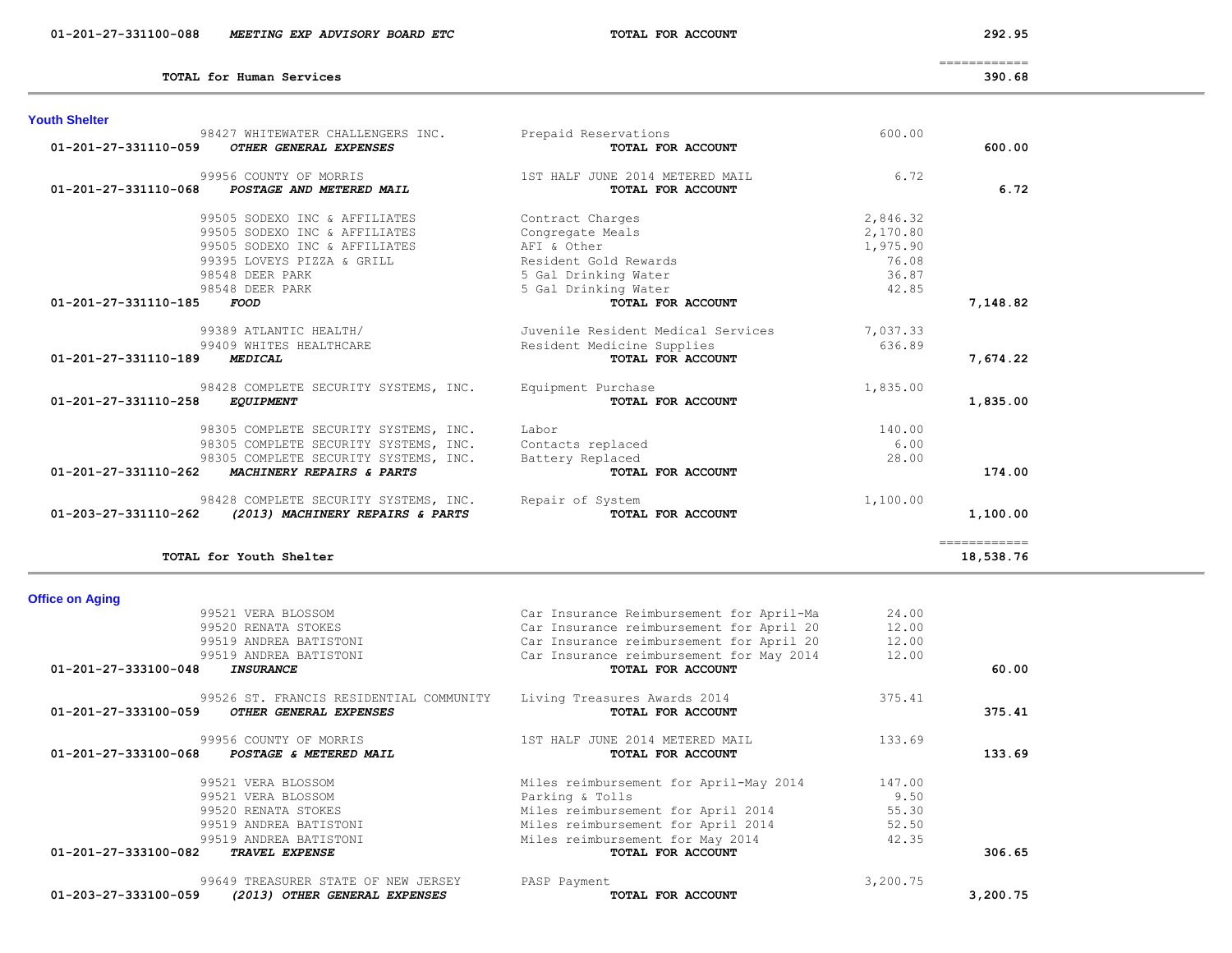| Account | Description | Vendor / Item | Detail | Amount | Total |
|---|---|---|---|---|---|
| 01-201-27-331100-088 | *MEETING EXP ADVISORY BOARD ETC* | | **TOTAL FOR ACCOUNT** | | 292.95 |
| | | | | | ============ |
| | **TOTAL for Human Services** | | | | 390.68 |

## Youth Shelter

| Account | Description | Vendor / Item | Detail | Amount | Total |
|---|---|---|---|---|---|
| | | 98427 WHITEWATER CHALLENGERS INC. | Prepaid Reservations | 600.00 | |
| 01-201-27-331110-059 | *OTHER GENERAL EXPENSES* | | **TOTAL FOR ACCOUNT** | | 600.00 |
| | | 99956 COUNTY OF MORRIS | 1ST HALF JUNE 2014 METERED MAIL | 6.72 | |
| 01-201-27-331110-068 | *POSTAGE AND METERED MAIL* | | **TOTAL FOR ACCOUNT** | | 6.72 |
| | | 99505 SODEXO INC & AFFILIATES | Contract Charges | 2,846.32 | |
| | | 99505 SODEXO INC & AFFILIATES | Congregate Meals | 2,170.80 | |
| | | 99505 SODEXO INC & AFFILIATES | AFI & Other | 1,975.90 | |
| | | 99395 LOVEYS PIZZA & GRILL | Resident Gold Rewards | 76.08 | |
| | | 98548 DEER PARK | 5 Gal Drinking Water | 36.87 | |
| | | 98548 DEER PARK | 5 Gal Drinking Water | 42.85 | |
| 01-201-27-331110-185 | *FOOD* | | **TOTAL FOR ACCOUNT** | | 7,148.82 |
| | | 99389 ATLANTIC HEALTH/ | Juvenile Resident Medical Services | 7,037.33 | |
| | | 99409 WHITES HEALTHCARE | Resident Medicine Supplies | 636.89 | |
| 01-201-27-331110-189 | *MEDICAL* | | **TOTAL FOR ACCOUNT** | | 7,674.22 |
| | | 98428 COMPLETE SECURITY SYSTEMS, INC. | Equipment Purchase | 1,835.00 | |
| 01-201-27-331110-258 | *EQUIPMENT* | | **TOTAL FOR ACCOUNT** | | 1,835.00 |
| | | 98305 COMPLETE SECURITY SYSTEMS, INC. | Labor | 140.00 | |
| | | 98305 COMPLETE SECURITY SYSTEMS, INC. | Contacts replaced | 6.00 | |
| | | 98305 COMPLETE SECURITY SYSTEMS, INC. | Battery Replaced | 28.00 | |
| 01-201-27-331110-262 | *MACHINERY REPAIRS & PARTS* | | **TOTAL FOR ACCOUNT** | | 174.00 |
| | | 98428 COMPLETE SECURITY SYSTEMS, INC. | Repair of System | 1,100.00 | |
| 01-203-27-331110-262 | *(2013) MACHINERY REPAIRS & PARTS* | | **TOTAL FOR ACCOUNT** | | 1,100.00 |
| | | | | | ============ |
| | **TOTAL for Youth Shelter** | | | | 18,538.76 |

## Office on Aging

| Account | Description | Vendor / Item | Detail | Amount | Total |
|---|---|---|---|---|---|
| | | 99521 VERA BLOSSOM | Car Insurance Reimbursement for April-Ma | 24.00 | |
| | | 99520 RENATA STOKES | Car Insurance reimbursement for April 20 | 12.00 | |
| | | 99519 ANDREA BATISTONI | Car Insurance reimbursement for April 20 | 12.00 | |
| | | 99519 ANDREA BATISTONI | Car Insurance reimbursement for May 2014 | 12.00 | |
| 01-201-27-333100-048 | *INSURANCE* | | **TOTAL FOR ACCOUNT** | | 60.00 |
| | | 99526 ST. FRANCIS RESIDENTIAL COMMUNITY | Living Treasures Awards 2014 | 375.41 | |
| 01-201-27-333100-059 | *OTHER GENERAL EXPENSES* | | **TOTAL FOR ACCOUNT** | | 375.41 |
| | | 99956 COUNTY OF MORRIS | 1ST HALF JUNE 2014 METERED MAIL | 133.69 | |
| 01-201-27-333100-068 | *POSTAGE & METERED MAIL* | | **TOTAL FOR ACCOUNT** | | 133.69 |
| | | 99521 VERA BLOSSOM | Miles reimbursement for April-May 2014 | 147.00 | |
| | | 99521 VERA BLOSSOM | Parking & Tolls | 9.50 | |
| | | 99520 RENATA STOKES | Miles reimbursement for April 2014 | 55.30 | |
| | | 99519 ANDREA BATISTONI | Miles reimbursement for April 2014 | 52.50 | |
| | | 99519 ANDREA BATISTONI | Miles reimbursement for May 2014 | 42.35 | |
| 01-201-27-333100-082 | *TRAVEL EXPENSE* | | **TOTAL FOR ACCOUNT** | | 306.65 |
| | | 99649 TREASURER STATE OF NEW JERSEY | PASP Payment | 3,200.75 | |
| 01-203-27-333100-059 | *(2013) OTHER GENERAL EXPENSES* | | **TOTAL FOR ACCOUNT** | | 3,200.75 |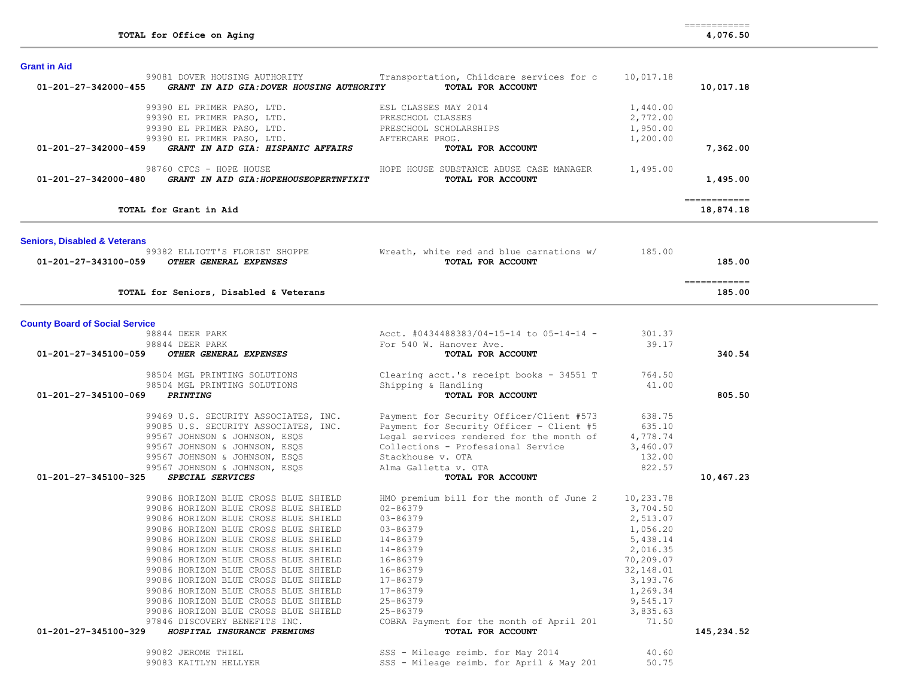| | | | |
|---|---|---|---|
| **TOTAL for Office on Aging** | | | ============ **4,076.50** |

## Grant in Aid

| Account | Vendor / Description | Detail | Amount | Total |
|---|---|---|---|---|
| | 99081 DOVER HOUSING AUTHORITY | Transportation, Childcare services for c | 10,017.18 | |
| **01-201-27-342000-455** | ***GRANT IN AID GIA:DOVER HOUSING AUTHORITY*** | **TOTAL FOR ACCOUNT** | | **10,017.18** |
| | 99390 EL PRIMER PASO, LTD. | ESL CLASSES MAY 2014 | 1,440.00 | |
| | 99390 EL PRIMER PASO, LTD. | PRESCHOOL CLASSES | 2,772.00 | |
| | 99390 EL PRIMER PASO, LTD. | PRESCHOOL SCHOLARSHIPS | 1,950.00 | |
| | 99390 EL PRIMER PASO, LTD. | AFTERCARE PROG. | 1,200.00 | |
| **01-201-27-342000-459** | ***GRANT IN AID GIA: HISPANIC AFFAIRS*** | **TOTAL FOR ACCOUNT** | | **7,362.00** |
| | 98760 CFCS - HOPE HOUSE | HOPE HOUSE SUBSTANCE ABUSE CASE MANAGER | 1,495.00 | |
| **01-201-27-342000-480** | ***GRANT IN AID GIA:HOPEHOUSEOPERTNFIXIT*** | **TOTAL FOR ACCOUNT** | | **1,495.00** |
| | **TOTAL for Grant in Aid** | | | ============ **18,874.18** |

## Seniors, Disabled & Veterans

| Account | Vendor / Description | Detail | Amount | Total |
|---|---|---|---|---|
| | 99382 ELLIOTT'S FLORIST SHOPPE | Wreath, white red and blue carnations w/ | 185.00 | |
| **01-201-27-343100-059** | ***OTHER GENERAL EXPENSES*** | **TOTAL FOR ACCOUNT** | | **185.00** |
| | **TOTAL for Seniors, Disabled & Veterans** | | | ============ **185.00** |

## County Board of Social Service

| Account | Vendor / Description | Detail | Amount | Total |
|---|---|---|---|---|
| | 98844 DEER PARK | Acct. #0434488383/04-15-14 to 05-14-14 - | 301.37 | |
| | 98844 DEER PARK | For 540 W. Hanover Ave. | 39.17 | |
| **01-201-27-345100-059** | ***OTHER GENERAL EXPENSES*** | **TOTAL FOR ACCOUNT** | | **340.54** |
| | 98504 MGL PRINTING SOLUTIONS | Clearing acct.'s receipt books - 34551 T | 764.50 | |
| | 98504 MGL PRINTING SOLUTIONS | Shipping & Handling | 41.00 | |
| **01-201-27-345100-069** | ***PRINTING*** | **TOTAL FOR ACCOUNT** | | **805.50** |
| | 99469 U.S. SECURITY ASSOCIATES, INC. | Payment for Security Officer/Client #573 | 638.75 | |
| | 99085 U.S. SECURITY ASSOCIATES, INC. | Payment for Security Officer - Client #5 | 635.10 | |
| | 99567 JOHNSON & JOHNSON, ESQS | Legal services rendered for the month of | 4,778.74 | |
| | 99567 JOHNSON & JOHNSON, ESQS | Collections - Professional Service | 3,460.07 | |
| | 99567 JOHNSON & JOHNSON, ESQS | Stackhouse v. OTA | 132.00 | |
| | 99567 JOHNSON & JOHNSON, ESQS | Alma Galletta v. OTA | 822.57 | |
| **01-201-27-345100-325** | ***SPECIAL SERVICES*** | **TOTAL FOR ACCOUNT** | | **10,467.23** |
| | 99086 HORIZON BLUE CROSS BLUE SHIELD | HMO premium bill for the month of June 2 | 10,233.78 | |
| | 99086 HORIZON BLUE CROSS BLUE SHIELD | 02-86379 | 3,704.50 | |
| | 99086 HORIZON BLUE CROSS BLUE SHIELD | 03-86379 | 2,513.07 | |
| | 99086 HORIZON BLUE CROSS BLUE SHIELD | 03-86379 | 1,056.20 | |
| | 99086 HORIZON BLUE CROSS BLUE SHIELD | 14-86379 | 5,438.14 | |
| | 99086 HORIZON BLUE CROSS BLUE SHIELD | 14-86379 | 2,016.35 | |
| | 99086 HORIZON BLUE CROSS BLUE SHIELD | 16-86379 | 70,209.07 | |
| | 99086 HORIZON BLUE CROSS BLUE SHIELD | 16-86379 | 32,148.01 | |
| | 99086 HORIZON BLUE CROSS BLUE SHIELD | 17-86379 | 3,193.76 | |
| | 99086 HORIZON BLUE CROSS BLUE SHIELD | 17-86379 | 1,269.34 | |
| | 99086 HORIZON BLUE CROSS BLUE SHIELD | 25-86379 | 9,545.17 | |
| | 99086 HORIZON BLUE CROSS BLUE SHIELD | 25-86379 | 3,835.63 | |
| | 97846 DISCOVERY BENEFITS INC. | COBRA Payment for the month of April 201 | 71.50 | |
| **01-201-27-345100-329** | ***HOSPITAL INSURANCE PREMIUMS*** | **TOTAL FOR ACCOUNT** | | **145,234.52** |
| | 99082 JEROME THIEL | SSS - Mileage reimb. for May 2014 | 40.60 | |
| | 99083 KAITLYN HELLYER | SSS - Mileage reimb. for April & May 201 | 50.75 | |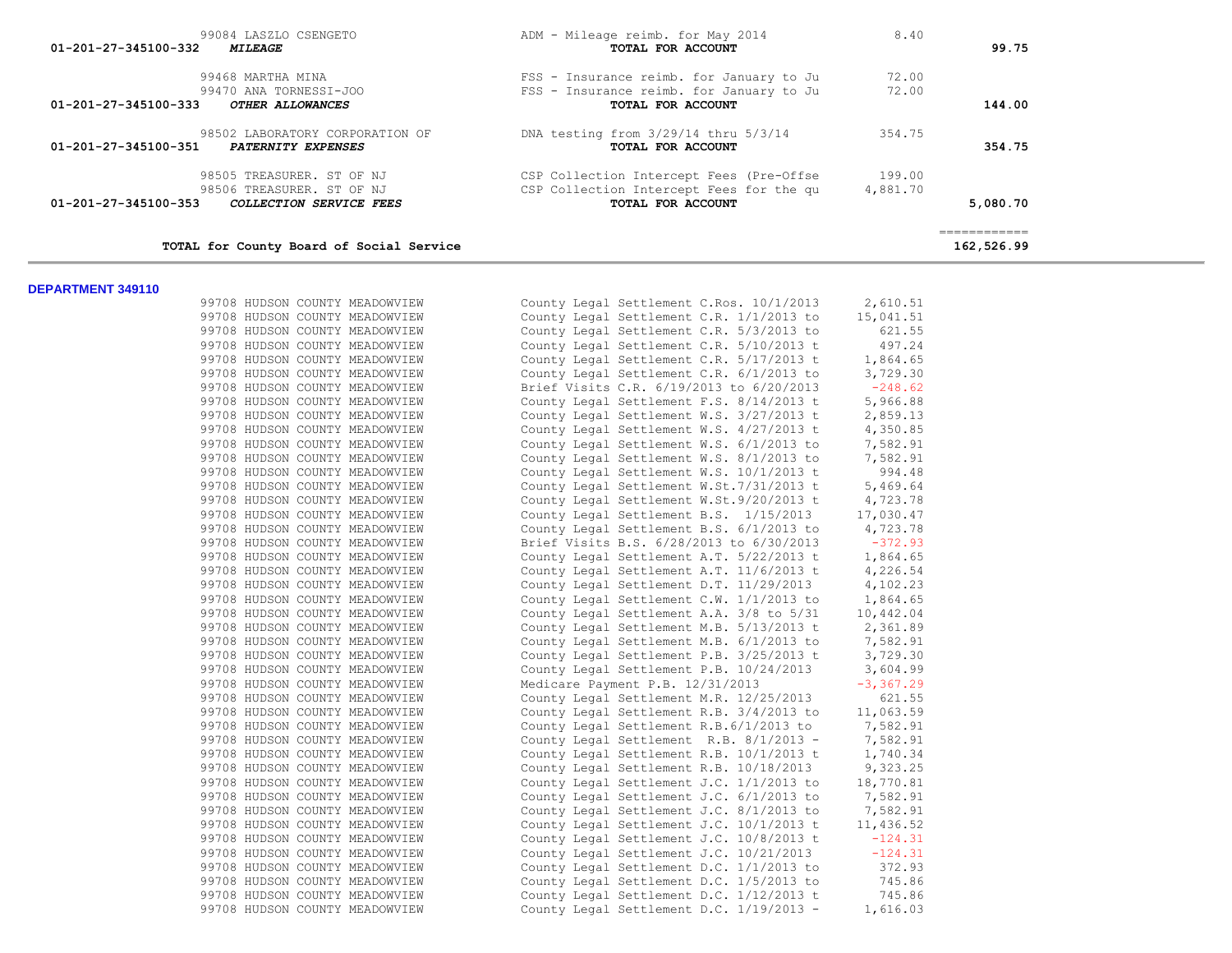| Account | Vendor | Description | Amount | Total |
|---|---|---|---|---|
| | 99084 LASZLO CSENGETO | ADM - Mileage reimb. for May 2014 | 8.40 | |
| 01-201-27-345100-332 | ***MILEAGE*** | **TOTAL FOR ACCOUNT** | | **99.75** |
| | 99468 MARTHA MINA | FSS - Insurance reimb. for January to Ju | 72.00 | |
| | 99470 ANA TORNESSI-JOO | FSS - Insurance reimb. for January to Ju | 72.00 | |
| 01-201-27-345100-333 | ***OTHER ALLOWANCES*** | **TOTAL FOR ACCOUNT** | | **144.00** |
| | 98502 LABORATORY CORPORATION OF | DNA testing from 3/29/14 thru 5/3/14 | 354.75 | |
| 01-201-27-345100-351 | ***PATERNITY EXPENSES*** | **TOTAL FOR ACCOUNT** | | **354.75** |
| | 98505 TREASURER. ST OF NJ | CSP Collection Intercept Fees (Pre-Offse | 199.00 | |
| | 98506 TREASURER. ST OF NJ | CSP Collection Intercept Fees for the qu | 4,881.70 | |
| 01-201-27-345100-353 | ***COLLECTION SERVICE FEES*** | **TOTAL FOR ACCOUNT** | | **5,080.70** |
| | | | | ============ |
| | **TOTAL for County Board of Social Service** | | | **162,526.99** |

**DEPARTMENT 349110**

| Vendor | Description | Amount |
|---|---|---|
| 99708 HUDSON COUNTY MEADOWVIEW | County Legal Settlement C.Ros. 10/1/2013 | 2,610.51 |
| 99708 HUDSON COUNTY MEADOWVIEW | County Legal Settlement C.R. 1/1/2013 to | 15,041.51 |
| 99708 HUDSON COUNTY MEADOWVIEW | County Legal Settlement C.R. 5/3/2013 to | 621.55 |
| 99708 HUDSON COUNTY MEADOWVIEW | County Legal Settlement C.R. 5/10/2013 t | 497.24 |
| 99708 HUDSON COUNTY MEADOWVIEW | County Legal Settlement C.R. 5/17/2013 t | 1,864.65 |
| 99708 HUDSON COUNTY MEADOWVIEW | County Legal Settlement C.R. 6/1/2013 to | 3,729.30 |
| 99708 HUDSON COUNTY MEADOWVIEW | Brief Visits C.R. 6/19/2013 to 6/20/2013 | -248.62 |
| 99708 HUDSON COUNTY MEADOWVIEW | County Legal Settlement F.S. 8/14/2013 t | 5,966.88 |
| 99708 HUDSON COUNTY MEADOWVIEW | County Legal Settlement W.S. 3/27/2013 t | 2,859.13 |
| 99708 HUDSON COUNTY MEADOWVIEW | County Legal Settlement W.S. 4/27/2013 t | 4,350.85 |
| 99708 HUDSON COUNTY MEADOWVIEW | County Legal Settlement W.S. 6/1/2013 to | 7,582.91 |
| 99708 HUDSON COUNTY MEADOWVIEW | County Legal Settlement W.S. 8/1/2013 to | 7,582.91 |
| 99708 HUDSON COUNTY MEADOWVIEW | County Legal Settlement W.S. 10/1/2013 t | 994.48 |
| 99708 HUDSON COUNTY MEADOWVIEW | County Legal Settlement W.St.7/31/2013 t | 5,469.64 |
| 99708 HUDSON COUNTY MEADOWVIEW | County Legal Settlement W.St.9/20/2013 t | 4,723.78 |
| 99708 HUDSON COUNTY MEADOWVIEW | County Legal Settlement B.S. 1/15/2013 | 17,030.47 |
| 99708 HUDSON COUNTY MEADOWVIEW | County Legal Settlement B.S. 6/1/2013 to | 4,723.78 |
| 99708 HUDSON COUNTY MEADOWVIEW | Brief Visits B.S. 6/28/2013 to 6/30/2013 | -372.93 |
| 99708 HUDSON COUNTY MEADOWVIEW | County Legal Settlement A.T. 5/22/2013 t | 1,864.65 |
| 99708 HUDSON COUNTY MEADOWVIEW | County Legal Settlement A.T. 11/6/2013 t | 4,226.54 |
| 99708 HUDSON COUNTY MEADOWVIEW | County Legal Settlement D.T. 11/29/2013 | 4,102.23 |
| 99708 HUDSON COUNTY MEADOWVIEW | County Legal Settlement C.W. 1/1/2013 to | 1,864.65 |
| 99708 HUDSON COUNTY MEADOWVIEW | County Legal Settlement A.A. 3/8 to 5/31 | 10,442.04 |
| 99708 HUDSON COUNTY MEADOWVIEW | County Legal Settlement M.B. 5/13/2013 t | 2,361.89 |
| 99708 HUDSON COUNTY MEADOWVIEW | County Legal Settlement M.B. 6/1/2013 to | 7,582.91 |
| 99708 HUDSON COUNTY MEADOWVIEW | County Legal Settlement P.B. 3/25/2013 t | 3,729.30 |
| 99708 HUDSON COUNTY MEADOWVIEW | County Legal Settlement P.B. 10/24/2013 | 3,604.99 |
| 99708 HUDSON COUNTY MEADOWVIEW | Medicare Payment P.B. 12/31/2013 | -3,367.29 |
| 99708 HUDSON COUNTY MEADOWVIEW | County Legal Settlement M.R. 12/25/2013 | 621.55 |
| 99708 HUDSON COUNTY MEADOWVIEW | County Legal Settlement R.B. 3/4/2013 to | 11,063.59 |
| 99708 HUDSON COUNTY MEADOWVIEW | County Legal Settlement R.B.6/1/2013 to | 7,582.91 |
| 99708 HUDSON COUNTY MEADOWVIEW | County Legal Settlement R.B. 8/1/2013 - | 7,582.91 |
| 99708 HUDSON COUNTY MEADOWVIEW | County Legal Settlement R.B. 10/1/2013 t | 1,740.34 |
| 99708 HUDSON COUNTY MEADOWVIEW | County Legal Settlement R.B. 10/18/2013 | 9,323.25 |
| 99708 HUDSON COUNTY MEADOWVIEW | County Legal Settlement J.C. 1/1/2013 to | 18,770.81 |
| 99708 HUDSON COUNTY MEADOWVIEW | County Legal Settlement J.C. 6/1/2013 to | 7,582.91 |
| 99708 HUDSON COUNTY MEADOWVIEW | County Legal Settlement J.C. 8/1/2013 to | 7,582.91 |
| 99708 HUDSON COUNTY MEADOWVIEW | County Legal Settlement J.C. 10/1/2013 t | 11,436.52 |
| 99708 HUDSON COUNTY MEADOWVIEW | County Legal Settlement J.C. 10/8/2013 t | -124.31 |
| 99708 HUDSON COUNTY MEADOWVIEW | County Legal Settlement J.C. 10/21/2013 | -124.31 |
| 99708 HUDSON COUNTY MEADOWVIEW | County Legal Settlement D.C. 1/1/2013 to | 372.93 |
| 99708 HUDSON COUNTY MEADOWVIEW | County Legal Settlement D.C. 1/5/2013 to | 745.86 |
| 99708 HUDSON COUNTY MEADOWVIEW | County Legal Settlement D.C. 1/12/2013 t | 745.86 |
| 99708 HUDSON COUNTY MEADOWVIEW | County Legal Settlement D.C. 1/19/2013 - | 1,616.03 |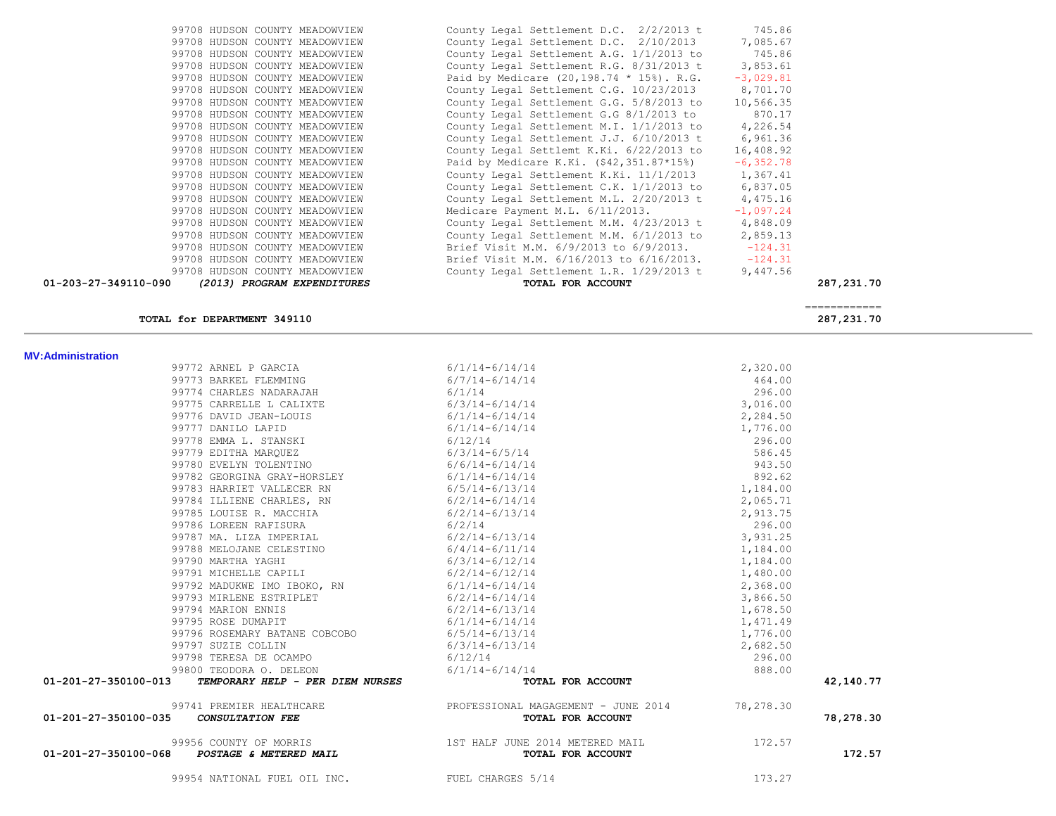| | | | | |
|---|---|---|---|---|
| | 99708 HUDSON COUNTY MEADOWVIEW | County Legal Settlement D.C. 2/2/2013 t | 745.86 | |
| | 99708 HUDSON COUNTY MEADOWVIEW | County Legal Settlement D.C. 2/10/2013 | 7,085.67 | |
| | 99708 HUDSON COUNTY MEADOWVIEW | County Legal Settlement A.G. 1/1/2013 to | 745.86 | |
| | 99708 HUDSON COUNTY MEADOWVIEW | County Legal Settlement R.G. 8/31/2013 t | 3,853.61 | |
| | 99708 HUDSON COUNTY MEADOWVIEW | Paid by Medicare (20,198.74 * 15%). R.G. | -3,029.81 | |
| | 99708 HUDSON COUNTY MEADOWVIEW | County Legal Settlement C.G. 10/23/2013 | 8,701.70 | |
| | 99708 HUDSON COUNTY MEADOWVIEW | County Legal Settlement G.G. 5/8/2013 to | 10,566.35 | |
| | 99708 HUDSON COUNTY MEADOWVIEW | County Legal Settlement G.G 8/1/2013 to | 870.17 | |
| | 99708 HUDSON COUNTY MEADOWVIEW | County Legal Settlement M.I. 1/1/2013 to | 4,226.54 | |
| | 99708 HUDSON COUNTY MEADOWVIEW | County Legal Settlement J.J. 6/10/2013 t | 6,961.36 | |
| | 99708 HUDSON COUNTY MEADOWVIEW | County Legal Settlemt K.Ki. 6/22/2013 to | 16,408.92 | |
| | 99708 HUDSON COUNTY MEADOWVIEW | Paid by Medicare K.Ki. ($42,351.87*15%) | -6,352.78 | |
| | 99708 HUDSON COUNTY MEADOWVIEW | County Legal Settlement K.Ki. 11/1/2013 | 1,367.41 | |
| | 99708 HUDSON COUNTY MEADOWVIEW | County Legal Settlement C.K. 1/1/2013 to | 6,837.05 | |
| | 99708 HUDSON COUNTY MEADOWVIEW | County Legal Settlement M.L. 2/20/2013 t | 4,475.16 | |
| | 99708 HUDSON COUNTY MEADOWVIEW | Medicare Payment M.L. 6/11/2013. | -1,097.24 | |
| | 99708 HUDSON COUNTY MEADOWVIEW | County Legal Settlement M.M. 4/23/2013 t | 4,848.09 | |
| | 99708 HUDSON COUNTY MEADOWVIEW | County Legal Settlement M.M. 6/1/2013 to | 2,859.13 | |
| | 99708 HUDSON COUNTY MEADOWVIEW | Brief Visit M.M. 6/9/2013 to 6/9/2013. | -124.31 | |
| | 99708 HUDSON COUNTY MEADOWVIEW | Brief Visit M.M. 6/16/2013 to 6/16/2013. | -124.31 | |
| | 99708 HUDSON COUNTY MEADOWVIEW | County Legal Settlement L.R. 1/29/2013 t | 9,447.56 | |
| **01-203-27-349110-090** | ***(2013) PROGRAM EXPENDITURES*** | **TOTAL FOR ACCOUNT** | | **287,231.70** |

| | |
|---|---|
| **TOTAL for DEPARTMENT 349110** | **287,231.70** |

## MV:Administration

| | | | | |
|---|---|---|---|---|
| | 99772 ARNEL P GARCIA | 6/1/14-6/14/14 | 2,320.00 | |
| | 99773 BARKEL FLEMMING | 6/7/14-6/14/14 | 464.00 | |
| | 99774 CHARLES NADARAJAH | 6/1/14 | 296.00 | |
| | 99775 CARRELLE L CALIXTE | 6/3/14-6/14/14 | 3,016.00 | |
| | 99776 DAVID JEAN-LOUIS | 6/1/14-6/14/14 | 2,284.50 | |
| | 99777 DANILO LAPID | 6/1/14-6/14/14 | 1,776.00 | |
| | 99778 EMMA L. STANSKI | 6/12/14 | 296.00 | |
| | 99779 EDITHA MARQUEZ | 6/3/14-6/5/14 | 586.45 | |
| | 99780 EVELYN TOLENTINO | 6/6/14-6/14/14 | 943.50 | |
| | 99782 GEORGINA GRAY-HORSLEY | 6/1/14-6/14/14 | 892.62 | |
| | 99783 HARRIET VALLECER RN | 6/5/14-6/13/14 | 1,184.00 | |
| | 99784 ILLIENE CHARLES, RN | 6/2/14-6/14/14 | 2,065.71 | |
| | 99785 LOUISE R. MACCHIA | 6/2/14-6/13/14 | 2,913.75 | |
| | 99786 LOREEN RAFISURA | 6/2/14 | 296.00 | |
| | 99787 MA. LIZA IMPERIAL | 6/2/14-6/13/14 | 3,931.25 | |
| | 99788 MELOJANE CELESTINO | 6/4/14-6/11/14 | 1,184.00 | |
| | 99790 MARTHA YAGHI | 6/3/14-6/12/14 | 1,184.00 | |
| | 99791 MICHELLE CAPILI | 6/2/14-6/12/14 | 1,480.00 | |
| | 99792 MADUKWE IMO IBOKO, RN | 6/1/14-6/14/14 | 2,368.00 | |
| | 99793 MIRLENE ESTRIPLET | 6/2/14-6/14/14 | 3,866.50 | |
| | 99794 MARION ENNIS | 6/2/14-6/13/14 | 1,678.50 | |
| | 99795 ROSE DUMAPIT | 6/1/14-6/14/14 | 1,471.49 | |
| | 99796 ROSEMARY BATANE COBCOBO | 6/5/14-6/13/14 | 1,776.00 | |
| | 99797 SUZIE COLLIN | 6/3/14-6/13/14 | 2,682.50 | |
| | 99798 TERESA DE OCAMPO | 6/12/14 | 296.00 | |
| | 99800 TEODORA O. DELEON | 6/1/14-6/14/14 | 888.00 | |
| **01-201-27-350100-013** | ***TEMPORARY HELP - PER DIEM NURSES*** | **TOTAL FOR ACCOUNT** | | **42,140.77** |
| | 99741 PREMIER HEALTHCARE | PROFESSIONAL MAGAGEMENT - JUNE 2014 | 78,278.30 | |
| **01-201-27-350100-035** | ***CONSULTATION FEE*** | **TOTAL FOR ACCOUNT** | | **78,278.30** |
| | 99956 COUNTY OF MORRIS | 1ST HALF JUNE 2014 METERED MAIL | 172.57 | |
| **01-201-27-350100-068** | ***POSTAGE & METERED MAIL*** | **TOTAL FOR ACCOUNT** | | **172.57** |
| | 99954 NATIONAL FUEL OIL INC. | FUEL CHARGES 5/14 | 173.27 | |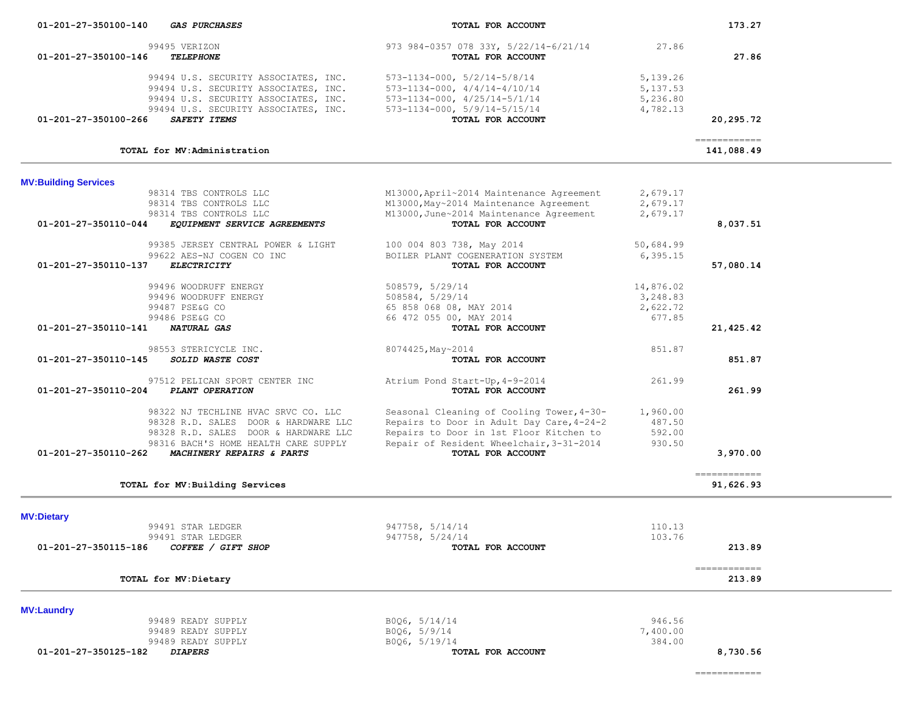| Account | Description | Vendor / Detail | Amount | Total |
|---|---|---|---|---|
| 01-201-27-350100-140 | ***GAS PURCHASES*** | **TOTAL FOR ACCOUNT** | | **173.27** |
| | 99495 VERIZON | 973 984-0357 078 33Y, 5/22/14-6/21/14 | 27.86 | |
| 01-201-27-350100-146 | ***TELEPHONE*** | **TOTAL FOR ACCOUNT** | | **27.86** |
| | 99494 U.S. SECURITY ASSOCIATES, INC. | 573-1134-000, 5/2/14-5/8/14 | 5,139.26 | |
| | 99494 U.S. SECURITY ASSOCIATES, INC. | 573-1134-000, 4/4/14-4/10/14 | 5,137.53 | |
| | 99494 U.S. SECURITY ASSOCIATES, INC. | 573-1134-000, 4/25/14-5/1/14 | 5,236.80 | |
| | 99494 U.S. SECURITY ASSOCIATES, INC. | 573-1134-000, 5/9/14-5/15/14 | 4,782.13 | |
| 01-201-27-350100-266 | ***SAFETY ITEMS*** | **TOTAL FOR ACCOUNT** | | **20,295.72** |
| | | | | ============ |
| | **TOTAL for MV:Administration** | | | **141,088.49** |

**MV:Building Services**

| Account | Description | Vendor / Detail | Amount | Total |
|---|---|---|---|---|
| | 98314 TBS CONTROLS LLC | M13000,April~2014 Maintenance Agreement | 2,679.17 | |
| | 98314 TBS CONTROLS LLC | M13000,May~2014 Maintenance Agreement | 2,679.17 | |
| | 98314 TBS CONTROLS LLC | M13000,June~2014 Maintenance Agreement | 2,679.17 | |
| 01-201-27-350110-044 | ***EQUIPMENT SERVICE AGREEMENTS*** | **TOTAL FOR ACCOUNT** | | **8,037.51** |
| | 99385 JERSEY CENTRAL POWER & LIGHT | 100 004 803 738, May 2014 | 50,684.99 | |
| | 99622 AES-NJ COGEN CO INC | BOILER PLANT COGENERATION SYSTEM | 6,395.15 | |
| 01-201-27-350110-137 | ***ELECTRICITY*** | **TOTAL FOR ACCOUNT** | | **57,080.14** |
| | 99496 WOODRUFF ENERGY | 508579, 5/29/14 | 14,876.02 | |
| | 99496 WOODRUFF ENERGY | 508584, 5/29/14 | 3,248.83 | |
| | 99487 PSE&G CO | 65 858 068 08, MAY 2014 | 2,622.72 | |
| | 99486 PSE&G CO | 66 472 055 00, MAY 2014 | 677.85 | |
| 01-201-27-350110-141 | ***NATURAL GAS*** | **TOTAL FOR ACCOUNT** | | **21,425.42** |
| | 98553 STERICYCLE INC. | 8074425,May~2014 | 851.87 | |
| 01-201-27-350110-145 | ***SOLID WASTE COST*** | **TOTAL FOR ACCOUNT** | | **851.87** |
| | 97512 PELICAN SPORT CENTER INC | Atrium Pond Start-Up,4-9-2014 | 261.99 | |
| 01-201-27-350110-204 | ***PLANT OPERATION*** | **TOTAL FOR ACCOUNT** | | **261.99** |
| | 98322 NJ TECHLINE HVAC SRVC CO. LLC | Seasonal Cleaning of Cooling Tower,4-30- | 1,960.00 | |
| | 98328 R.D. SALES DOOR & HARDWARE LLC | Repairs to Door in Adult Day Care,4-24-2 | 487.50 | |
| | 98328 R.D. SALES DOOR & HARDWARE LLC | Repairs to Door in 1st Floor Kitchen to | 592.00 | |
| | 98316 BACH'S HOME HEALTH CARE SUPPLY | Repair of Resident Wheelchair,3-31-2014 | 930.50 | |
| 01-201-27-350110-262 | ***MACHINERY REPAIRS & PARTS*** | **TOTAL FOR ACCOUNT** | | **3,970.00** |
| | | | | ============ |
| | **TOTAL for MV:Building Services** | | | **91,626.93** |

**MV:Dietary**

| Account | Description | Vendor / Detail | Amount | Total |
|---|---|---|---|---|
| | 99491 STAR LEDGER | 947758, 5/14/14 | 110.13 | |
| | 99491 STAR LEDGER | 947758, 5/24/14 | 103.76 | |
| 01-201-27-350115-186 | ***COFFEE / GIFT SHOP*** | **TOTAL FOR ACCOUNT** | | **213.89** |
| | | | | ============ |
| | **TOTAL for MV:Dietary** | | | **213.89** |

**MV:Laundry**

| Account | Description | Vendor / Detail | Amount | Total |
|---|---|---|---|---|
| | 99489 READY SUPPLY | BOQ6, 5/14/14 | 946.56 | |
| | 99489 READY SUPPLY | BOQ6, 5/9/14 | 7,400.00 | |
| | 99489 READY SUPPLY | BOQ6, 5/19/14 | 384.00 | |
| 01-201-27-350125-182 | ***DIAPERS*** | **TOTAL FOR ACCOUNT** | | **8,730.56** |
| | | | | ============ |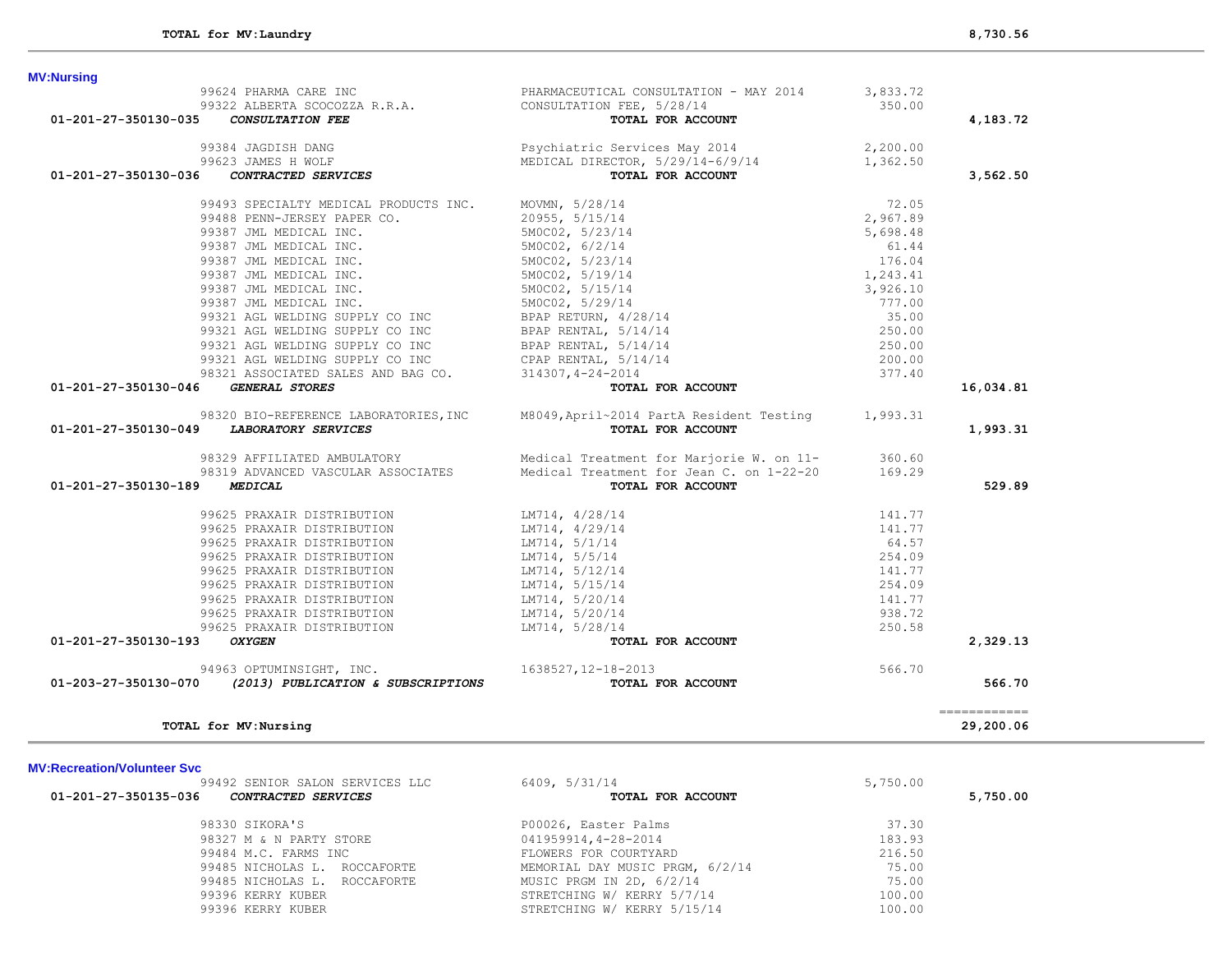**TOTAL for MV:Laundry** 8,730.56

## MV:Nursing

| Account | Vendor | Description | Amount | Total |
|---|---|---|---|---|
| | 99624 PHARMA CARE INC | PHARMACEUTICAL CONSULTATION - MAY 2014 | 3,833.72 | |
| | 99322 ALBERTA SCOCOZZA R.R.A. | CONSULTATION FEE, 5/28/14 | 350.00 | |
| 01-201-27-350130-035 | *CONSULTATION FEE* | **TOTAL FOR ACCOUNT** | | 4,183.72 |
| | 99384 JAGDISH DANG | Psychiatric Services May 2014 | 2,200.00 | |
| | 99623 JAMES H WOLF | MEDICAL DIRECTOR, 5/29/14-6/9/14 | 1,362.50 | |
| 01-201-27-350130-036 | *CONTRACTED SERVICES* | **TOTAL FOR ACCOUNT** | | 3,562.50 |
| | 99493 SPECIALTY MEDICAL PRODUCTS INC. | MOVMN, 5/28/14 | 72.05 | |
| | 99488 PENN-JERSEY PAPER CO. | 20955, 5/15/14 | 2,967.89 | |
| | 99387 JML MEDICAL INC. | 5M0C02, 5/23/14 | 5,698.48 | |
| | 99387 JML MEDICAL INC. | 5M0C02, 6/2/14 | 61.44 | |
| | 99387 JML MEDICAL INC. | 5M0C02, 5/23/14 | 176.04 | |
| | 99387 JML MEDICAL INC. | 5M0C02, 5/19/14 | 1,243.41 | |
| | 99387 JML MEDICAL INC. | 5M0C02, 5/15/14 | 3,926.10 | |
| | 99387 JML MEDICAL INC. | 5M0C02, 5/29/14 | 777.00 | |
| | 99321 AGL WELDING SUPPLY CO INC | BPAP RETURN, 4/28/14 | 35.00 | |
| | 99321 AGL WELDING SUPPLY CO INC | BPAP RENTAL, 5/14/14 | 250.00 | |
| | 99321 AGL WELDING SUPPLY CO INC | BPAP RENTAL, 5/14/14 | 250.00 | |
| | 99321 AGL WELDING SUPPLY CO INC | CPAP RENTAL, 5/14/14 | 200.00 | |
| | 98321 ASSOCIATED SALES AND BAG CO. | 314307,4-24-2014 | 377.40 | |
| 01-201-27-350130-046 | *GENERAL STORES* | **TOTAL FOR ACCOUNT** | | 16,034.81 |
| | 98320 BIO-REFERENCE LABORATORIES,INC | M8049,April~2014 PartA Resident Testing | 1,993.31 | |
| 01-201-27-350130-049 | *LABORATORY SERVICES* | **TOTAL FOR ACCOUNT** | | 1,993.31 |
| | 98329 AFFILIATED AMBULATORY | Medical Treatment for Marjorie W. on 11- | 360.60 | |
| | 98319 ADVANCED VASCULAR ASSOCIATES | Medical Treatment for Jean C. on 1-22-20 | 169.29 | |
| 01-201-27-350130-189 | *MEDICAL* | **TOTAL FOR ACCOUNT** | | 529.89 |
| | 99625 PRAXAIR DISTRIBUTION | LM714, 4/28/14 | 141.77 | |
| | 99625 PRAXAIR DISTRIBUTION | LM714, 4/29/14 | 141.77 | |
| | 99625 PRAXAIR DISTRIBUTION | LM714, 5/1/14 | 64.57 | |
| | 99625 PRAXAIR DISTRIBUTION | LM714, 5/5/14 | 254.09 | |
| | 99625 PRAXAIR DISTRIBUTION | LM714, 5/12/14 | 141.77 | |
| | 99625 PRAXAIR DISTRIBUTION | LM714, 5/15/14 | 254.09 | |
| | 99625 PRAXAIR DISTRIBUTION | LM714, 5/20/14 | 141.77 | |
| | 99625 PRAXAIR DISTRIBUTION | LM714, 5/20/14 | 938.72 | |
| | 99625 PRAXAIR DISTRIBUTION | LM714, 5/28/14 | 250.58 | |
| 01-201-27-350130-193 | *OXYGEN* | **TOTAL FOR ACCOUNT** | | 2,329.13 |
| | 94963 OPTUMINSIGHT, INC. | 1638527,12-18-2013 | 566.70 | |
| 01-203-27-350130-070 | *(2013) PUBLICATION & SUBSCRIPTIONS* | **TOTAL FOR ACCOUNT** | | 566.70 |

============

**TOTAL for MV:Nursing** 29,200.06

## MV:Recreation/Volunteer Svc

| Account | Vendor | Description | Amount | Total |
|---|---|---|---|---|
| | 99492 SENIOR SALON SERVICES LLC | 6409, 5/31/14 | 5,750.00 | |
| 01-201-27-350135-036 | *CONTRACTED SERVICES* | **TOTAL FOR ACCOUNT** | | 5,750.00 |
| | 98330 SIKORA'S | P00026, Easter Palms | 37.30 | |
| | 98327 M & N PARTY STORE | 041959914,4-28-2014 | 183.93 | |
| | 99484 M.C. FARMS INC | FLOWERS FOR COURTYARD | 216.50 | |
| | 99485 NICHOLAS L. ROCCAFORTE | MEMORIAL DAY MUSIC PRGM, 6/2/14 | 75.00 | |
| | 99485 NICHOLAS L. ROCCAFORTE | MUSIC PRGM IN 2D, 6/2/14 | 75.00 | |
| | 99396 KERRY KUBER | STRETCHING W/ KERRY 5/7/14 | 100.00 | |
| | 99396 KERRY KUBER | STRETCHING W/ KERRY 5/15/14 | 100.00 | |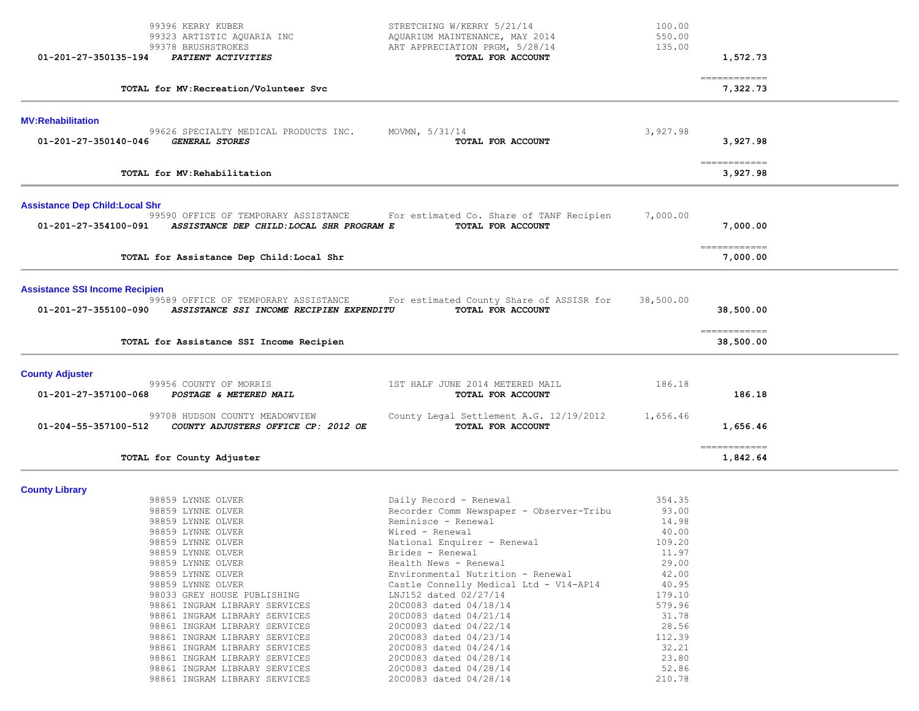| | | | | |
|---|---|---|---|---|
| | 99396 KERRY KUBER | STRETCHING W/KERRY 5/21/14 | 100.00 | |
| | 99323 ARTISTIC AQUARIA INC | AQUARIUM MAINTENANCE, MAY 2014 | 550.00 | |
| | 99378 BRUSHSTROKES | ART APPRECIATION PRGM, 5/28/14 | 135.00 | |
| 01-201-27-350135-194 | ***PATIENT ACTIVITIES*** | **TOTAL FOR ACCOUNT** | | **1,572.73** |
| | | | | ============ |
| | **TOTAL for MV:Recreation/Volunteer Svc** | | | **7,322.73** |

**MV:Rehabilitation**

| | | | | |
|---|---|---|---|---|
| | 99626 SPECIALTY MEDICAL PRODUCTS INC. | MOVMN, 5/31/14 | 3,927.98 | |
| 01-201-27-350140-046 | ***GENERAL STORES*** | **TOTAL FOR ACCOUNT** | | **3,927.98** |
| | | | | ============ |
| | **TOTAL for MV:Rehabilitation** | | | **3,927.98** |

**Assistance Dep Child:Local Shr**

| | | | | |
|---|---|---|---|---|
| | 99590 OFFICE OF TEMPORARY ASSISTANCE | For estimated Co. Share of TANF Recipien | 7,000.00 | |
| 01-201-27-354100-091 | ***ASSISTANCE DEP CHILD:LOCAL SHR PROGRAM E*** | **TOTAL FOR ACCOUNT** | | **7,000.00** |
| | | | | ============ |
| | **TOTAL for Assistance Dep Child:Local Shr** | | | **7,000.00** |

**Assistance SSI Income Recipien**

| | | | | |
|---|---|---|---|---|
| | 99589 OFFICE OF TEMPORARY ASSISTANCE | For estimated County Share of ASSISR for | 38,500.00 | |
| 01-201-27-355100-090 | ***ASSISTANCE SSI INCOME RECIPIEN EXPENDITU*** | **TOTAL FOR ACCOUNT** | | **38,500.00** |
| | | | | ============ |
| | **TOTAL for Assistance SSI Income Recipien** | | | **38,500.00** |

**County Adjuster**

| | | | | |
|---|---|---|---|---|
| | 99956 COUNTY OF MORRIS | 1ST HALF JUNE 2014 METERED MAIL | 186.18 | |
| 01-201-27-357100-068 | ***POSTAGE & METERED MAIL*** | **TOTAL FOR ACCOUNT** | | **186.18** |
| | 99708 HUDSON COUNTY MEADOWVIEW | County Legal Settlement A.G. 12/19/2012 | 1,656.46 | |
| 01-204-55-357100-512 | ***COUNTY ADJUSTERS OFFICE CP: 2012 OE*** | **TOTAL FOR ACCOUNT** | | **1,656.46** |
| | | | | ============ |
| | **TOTAL for County Adjuster** | | | **1,842.64** |

**County Library**

| | | | |
|---|---|---|---|
| | 98859 LYNNE OLVER | Daily Record - Renewal | 354.35 |
| | 98859 LYNNE OLVER | Recorder Comm Newspaper - Observer-Tribu | 93.00 |
| | 98859 LYNNE OLVER | Reminisce - Renewal | 14.98 |
| | 98859 LYNNE OLVER | Wired - Renewal | 40.00 |
| | 98859 LYNNE OLVER | National Enquirer - Renewal | 109.20 |
| | 98859 LYNNE OLVER | Brides - Renewal | 11.97 |
| | 98859 LYNNE OLVER | Health News - Renewal | 29.00 |
| | 98859 LYNNE OLVER | Environmental Nutrition - Renewal | 42.00 |
| | 98859 LYNNE OLVER | Castle Connelly Medical Ltd - V14-AP14 | 40.95 |
| | 98033 GREY HOUSE PUBLISHING | LNJ152 dated 02/27/14 | 179.10 |
| | 98861 INGRAM LIBRARY SERVICES | 20C0083 dated 04/18/14 | 579.96 |
| | 98861 INGRAM LIBRARY SERVICES | 20C0083 dated 04/21/14 | 31.78 |
| | 98861 INGRAM LIBRARY SERVICES | 20C0083 dated 04/22/14 | 28.56 |
| | 98861 INGRAM LIBRARY SERVICES | 20C0083 dated 04/23/14 | 112.39 |
| | 98861 INGRAM LIBRARY SERVICES | 20C0083 dated 04/24/14 | 32.21 |
| | 98861 INGRAM LIBRARY SERVICES | 20C0083 dated 04/28/14 | 23.80 |
| | 98861 INGRAM LIBRARY SERVICES | 20C0083 dated 04/28/14 | 52.86 |
| | 98861 INGRAM LIBRARY SERVICES | 20C0083 dated 04/28/14 | 210.78 |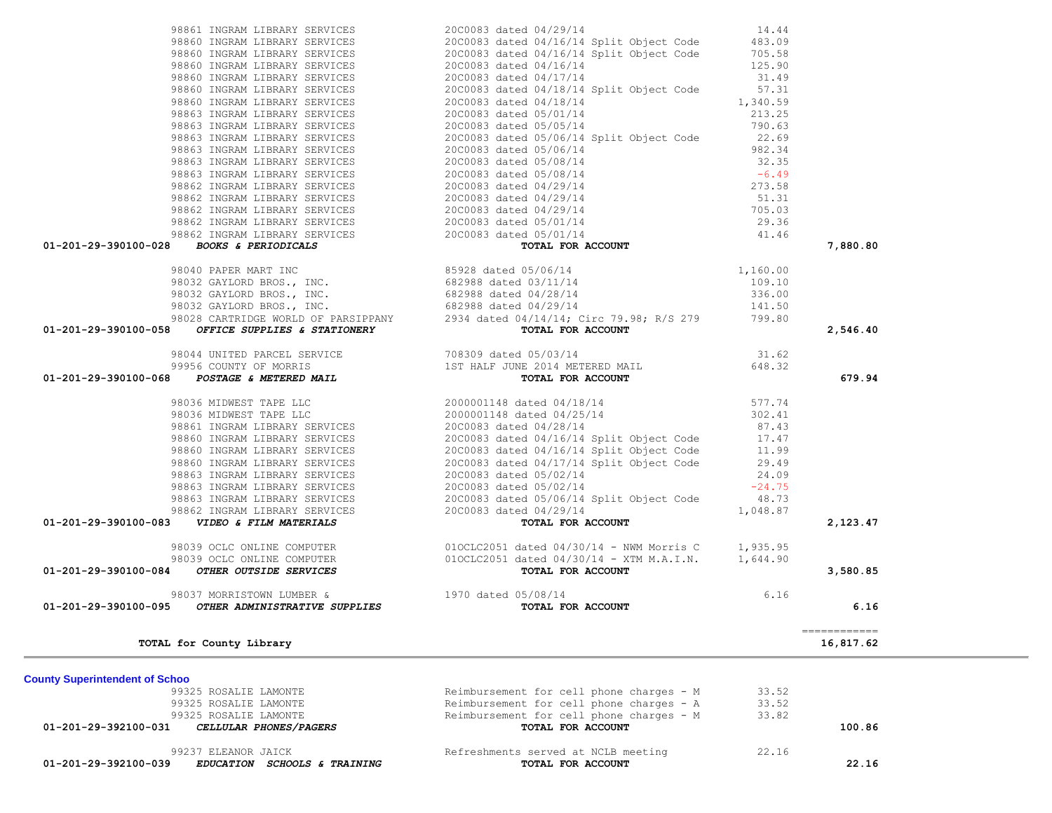| Account | Vendor | Description | Amount | Total |
|---|---|---|---|---|
| | 98861 INGRAM LIBRARY SERVICES | 20C0083 dated 04/29/14 | 14.44 | |
| | 98860 INGRAM LIBRARY SERVICES | 20C0083 dated 04/16/14 Split Object Code | 483.09 | |
| | 98860 INGRAM LIBRARY SERVICES | 20C0083 dated 04/16/14 Split Object Code | 705.58 | |
| | 98860 INGRAM LIBRARY SERVICES | 20C0083 dated 04/16/14 | 125.90 | |
| | 98860 INGRAM LIBRARY SERVICES | 20C0083 dated 04/17/14 | 31.49 | |
| | 98860 INGRAM LIBRARY SERVICES | 20C0083 dated 04/18/14 Split Object Code | 57.31 | |
| | 98860 INGRAM LIBRARY SERVICES | 20C0083 dated 04/18/14 | 1,340.59 | |
| | 98863 INGRAM LIBRARY SERVICES | 20C0083 dated 05/01/14 | 213.25 | |
| | 98863 INGRAM LIBRARY SERVICES | 20C0083 dated 05/05/14 | 790.63 | |
| | 98863 INGRAM LIBRARY SERVICES | 20C0083 dated 05/06/14 Split Object Code | 22.69 | |
| | 98863 INGRAM LIBRARY SERVICES | 20C0083 dated 05/06/14 | 982.34 | |
| | 98863 INGRAM LIBRARY SERVICES | 20C0083 dated 05/08/14 | 32.35 | |
| | 98863 INGRAM LIBRARY SERVICES | 20C0083 dated 05/08/14 | -6.49 | |
| | 98862 INGRAM LIBRARY SERVICES | 20C0083 dated 04/29/14 | 273.58 | |
| | 98862 INGRAM LIBRARY SERVICES | 20C0083 dated 04/29/14 | 51.31 | |
| | 98862 INGRAM LIBRARY SERVICES | 20C0083 dated 04/29/14 | 705.03 | |
| | 98862 INGRAM LIBRARY SERVICES | 20C0083 dated 05/01/14 | 29.36 | |
| | 98862 INGRAM LIBRARY SERVICES | 20C0083 dated 05/01/14 | 41.46 | |
| **01-201-29-390100-028** | ***BOOKS & PERIODICALS*** | **TOTAL FOR ACCOUNT** | | **7,880.80** |
| | 98040 PAPER MART INC | 85928 dated 05/06/14 | 1,160.00 | |
| | 98032 GAYLORD BROS., INC. | 682988 dated 03/11/14 | 109.10 | |
| | 98032 GAYLORD BROS., INC. | 682988 dated 04/28/14 | 336.00 | |
| | 98032 GAYLORD BROS., INC. | 682988 dated 04/29/14 | 141.50 | |
| | 98028 CARTRIDGE WORLD OF PARSIPPANY | 2934 dated 04/14/14; Circ 79.98; R/S 279 | 799.80 | |
| **01-201-29-390100-058** | ***OFFICE SUPPLIES & STATIONERY*** | **TOTAL FOR ACCOUNT** | | **2,546.40** |
| | 98044 UNITED PARCEL SERVICE | 708309 dated 05/03/14 | 31.62 | |
| | 99956 COUNTY OF MORRIS | 1ST HALF JUNE 2014 METERED MAIL | 648.32 | |
| **01-201-29-390100-068** | ***POSTAGE & METERED MAIL*** | **TOTAL FOR ACCOUNT** | | **679.94** |
| | 98036 MIDWEST TAPE LLC | 2000001148 dated 04/18/14 | 577.74 | |
| | 98036 MIDWEST TAPE LLC | 2000001148 dated 04/25/14 | 302.41 | |
| | 98861 INGRAM LIBRARY SERVICES | 20C0083 dated 04/28/14 | 87.43 | |
| | 98860 INGRAM LIBRARY SERVICES | 20C0083 dated 04/16/14 Split Object Code | 17.47 | |
| | 98860 INGRAM LIBRARY SERVICES | 20C0083 dated 04/16/14 Split Object Code | 11.99 | |
| | 98860 INGRAM LIBRARY SERVICES | 20C0083 dated 04/17/14 Split Object Code | 29.49 | |
| | 98863 INGRAM LIBRARY SERVICES | 20C0083 dated 05/02/14 | 24.09 | |
| | 98863 INGRAM LIBRARY SERVICES | 20C0083 dated 05/02/14 | -24.75 | |
| | 98863 INGRAM LIBRARY SERVICES | 20C0083 dated 05/06/14 Split Object Code | 48.73 | |
| | 98862 INGRAM LIBRARY SERVICES | 20C0083 dated 04/29/14 | 1,048.87 | |
| **01-201-29-390100-083** | ***VIDEO & FILM MATERIALS*** | **TOTAL FOR ACCOUNT** | | **2,123.47** |
| | 98039 OCLC ONLINE COMPUTER | 01OCLC2051 dated 04/30/14 - NWM Morris C | 1,935.95 | |
| | 98039 OCLC ONLINE COMPUTER | 01OCLC2051 dated 04/30/14 - XTM M.A.I.N. | 1,644.90 | |
| **01-201-29-390100-084** | ***OTHER OUTSIDE SERVICES*** | **TOTAL FOR ACCOUNT** | | **3,580.85** |
| | 98037 MORRISTOWN LUMBER & | 1970 dated 05/08/14 | 6.16 | |
| **01-201-29-390100-095** | ***OTHER ADMINISTRATIVE SUPPLIES*** | **TOTAL FOR ACCOUNT** | | **6.16** |
| | | | | ============ |
| | **TOTAL for County Library** | | | **16,817.62** |

**County Superintendent of Schoo**

| Account | Vendor | Description | Amount | Total |
|---|---|---|---|---|
| | 99325 ROSALIE LAMONTE | Reimbursement for cell phone charges - M | 33.52 | |
| | 99325 ROSALIE LAMONTE | Reimbursement for cell phone charges - A | 33.52 | |
| | 99325 ROSALIE LAMONTE | Reimbursement for cell phone charges - M | 33.82 | |
| **01-201-29-392100-031** | ***CELLULAR PHONES/PAGERS*** | **TOTAL FOR ACCOUNT** | | **100.86** |
| | 99237 ELEANOR JAICK | Refreshments served at NCLB meeting | 22.16 | |
| **01-201-29-392100-039** | ***EDUCATION SCHOOLS & TRAINING*** | **TOTAL FOR ACCOUNT** | | **22.16** |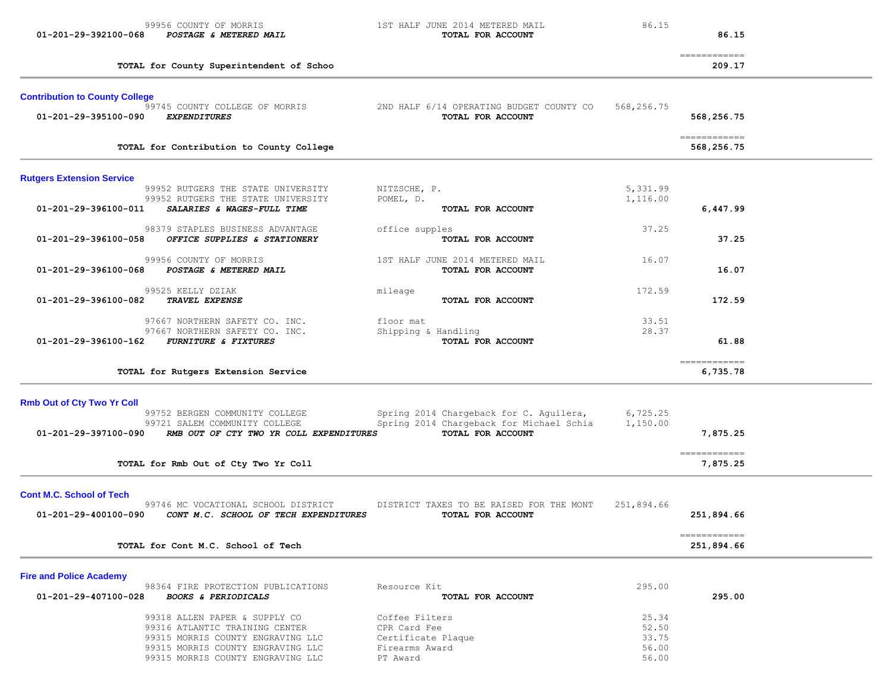| Account | Description | Vendor / Detail | Amount | Total |
|---|---|---|---|---|
| | | 99956 COUNTY OF MORRIS — 1ST HALF JUNE 2014 METERED MAIL | 86.15 | |
| 01-201-29-392100-068 | ***POSTAGE & METERED MAIL*** | **TOTAL FOR ACCOUNT** | | **86.15** |
| | **TOTAL for County Superintendent of Schoo** | | | ============ **209.17** |

## Contribution to County College

| Account | Description | Vendor / Detail | Amount | Total |
|---|---|---|---|---|
| | | 99745 COUNTY COLLEGE OF MORRIS — 2ND HALF 6/14 OPERATING BUDGET COUNTY CO | 568,256.75 | |
| 01-201-29-395100-090 | ***EXPENDITURES*** | **TOTAL FOR ACCOUNT** | | **568,256.75** |
| | **TOTAL for Contribution to County College** | | | ============ **568,256.75** |

## Rutgers Extension Service

| Account | Description | Vendor / Detail | Amount | Total |
|---|---|---|---|---|
| | | 99952 RUTGERS THE STATE UNIVERSITY — NITZSCHE, P. | 5,331.99 | |
| | | 99952 RUTGERS THE STATE UNIVERSITY — POMEL, D. | 1,116.00 | |
| 01-201-29-396100-011 | ***SALARIES & WAGES-FULL TIME*** | **TOTAL FOR ACCOUNT** | | **6,447.99** |
| | | 98379 STAPLES BUSINESS ADVANTAGE — office supples | 37.25 | |
| 01-201-29-396100-058 | ***OFFICE SUPPLIES & STATIONERY*** | **TOTAL FOR ACCOUNT** | | **37.25** |
| | | 99956 COUNTY OF MORRIS — 1ST HALF JUNE 2014 METERED MAIL | 16.07 | |
| 01-201-29-396100-068 | ***POSTAGE & METERED MAIL*** | **TOTAL FOR ACCOUNT** | | **16.07** |
| | | 99525 KELLY DZIAK — mileage | 172.59 | |
| 01-201-29-396100-082 | ***TRAVEL EXPENSE*** | **TOTAL FOR ACCOUNT** | | **172.59** |
| | | 97667 NORTHERN SAFETY CO. INC. — floor mat | 33.51 | |
| | | 97667 NORTHERN SAFETY CO. INC. — Shipping & Handling | 28.37 | |
| 01-201-29-396100-162 | ***FURNITURE & FIXTURES*** | **TOTAL FOR ACCOUNT** | | **61.88** |
| | **TOTAL for Rutgers Extension Service** | | | ============ **6,735.78** |

## Rmb Out of Cty Two Yr Coll

| Account | Description | Vendor / Detail | Amount | Total |
|---|---|---|---|---|
| | | 99752 BERGEN COMMUNITY COLLEGE — Spring 2014 Chargeback for C. Aguilera, | 6,725.25 | |
| | | 99721 SALEM COMMUNITY COLLEGE — Spring 2014 Chargeback for Michael Schia | 1,150.00 | |
| 01-201-29-397100-090 | ***RMB OUT OF CTY TWO YR COLL EXPENDITURES*** | **TOTAL FOR ACCOUNT** | | **7,875.25** |
| | **TOTAL for Rmb Out of Cty Two Yr Coll** | | | ============ **7,875.25** |

## Cont M.C. School of Tech

| Account | Description | Vendor / Detail | Amount | Total |
|---|---|---|---|---|
| | | 99746 MC VOCATIONAL SCHOOL DISTRICT — DISTRICT TAXES TO BE RAISED FOR THE MONT | 251,894.66 | |
| 01-201-29-400100-090 | ***CONT M.C. SCHOOL OF TECH EXPENDITURES*** | **TOTAL FOR ACCOUNT** | | **251,894.66** |
| | **TOTAL for Cont M.C. School of Tech** | | | ============ **251,894.66** |

## Fire and Police Academy

| Account | Description | Vendor / Detail | Amount | Total |
|---|---|---|---|---|
| | | 98364 FIRE PROTECTION PUBLICATIONS — Resource Kit | 295.00 | |
| 01-201-29-407100-028 | ***BOOKS & PERIODICALS*** | **TOTAL FOR ACCOUNT** | | **295.00** |
| | | 99318 ALLEN PAPER & SUPPLY CO — Coffee Filters | 25.34 | |
| | | 99316 ATLANTIC TRAINING CENTER — CPR Card Fee | 52.50 | |
| | | 99315 MORRIS COUNTY ENGRAVING LLC — Certificate Plaque | 33.75 | |
| | | 99315 MORRIS COUNTY ENGRAVING LLC — Firearms Award | 56.00 | |
| | | 99315 MORRIS COUNTY ENGRAVING LLC — PT Award | 56.00 | |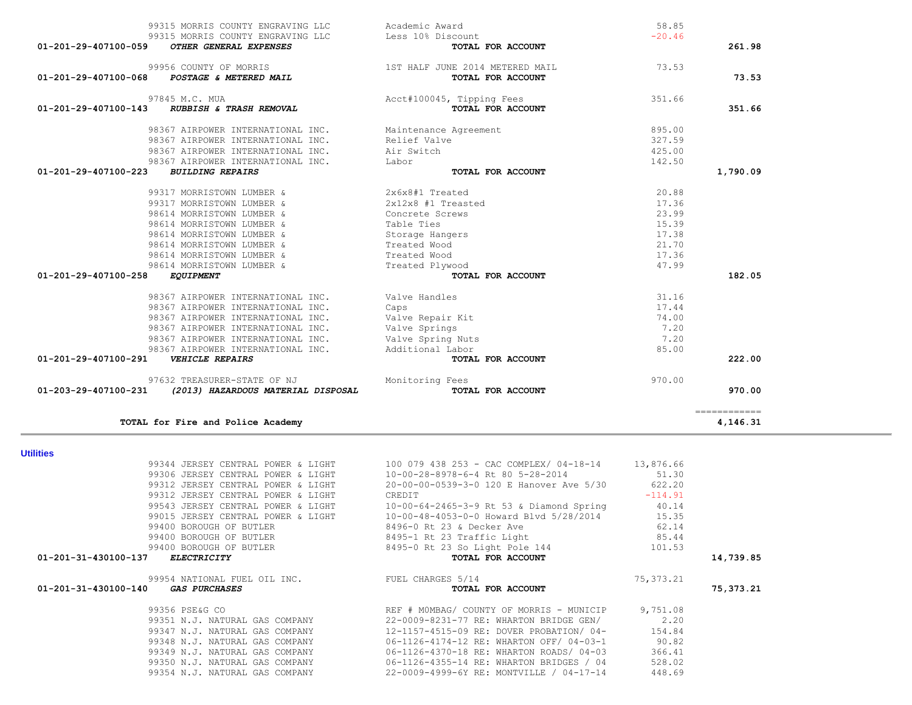| Account | Vendor | Description | Amount | Total |
|---|---|---|---|---|
| | 99315 MORRIS COUNTY ENGRAVING LLC | Academic Award | 58.85 | |
| | 99315 MORRIS COUNTY ENGRAVING LLC | Less 10% Discount | -20.46 | |
| 01-201-29-407100-059 | ***OTHER GENERAL EXPENSES*** | **TOTAL FOR ACCOUNT** | | **261.98** |
| | 99956 COUNTY OF MORRIS | 1ST HALF JUNE 2014 METERED MAIL | 73.53 | |
| 01-201-29-407100-068 | ***POSTAGE & METERED MAIL*** | **TOTAL FOR ACCOUNT** | | **73.53** |
| | 97845 M.C. MUA | Acct#100045, Tipping Fees | 351.66 | |
| 01-201-29-407100-143 | ***RUBBISH & TRASH REMOVAL*** | **TOTAL FOR ACCOUNT** | | **351.66** |
| | 98367 AIRPOWER INTERNATIONAL INC. | Maintenance Agreement | 895.00 | |
| | 98367 AIRPOWER INTERNATIONAL INC. | Relief Valve | 327.59 | |
| | 98367 AIRPOWER INTERNATIONAL INC. | Air Switch | 425.00 | |
| | 98367 AIRPOWER INTERNATIONAL INC. | Labor | 142.50 | |
| 01-201-29-407100-223 | ***BUILDING REPAIRS*** | **TOTAL FOR ACCOUNT** | | **1,790.09** |
| | 99317 MORRISTOWN LUMBER & | 2x6x8#1 Treated | 20.88 | |
| | 99317 MORRISTOWN LUMBER & | 2x12x8 #1 Treasted | 17.36 | |
| | 98614 MORRISTOWN LUMBER & | Concrete Screws | 23.99 | |
| | 98614 MORRISTOWN LUMBER & | Table Ties | 15.39 | |
| | 98614 MORRISTOWN LUMBER & | Storage Hangers | 17.38 | |
| | 98614 MORRISTOWN LUMBER & | Treated Wood | 21.70 | |
| | 98614 MORRISTOWN LUMBER & | Treated Wood | 17.36 | |
| | 98614 MORRISTOWN LUMBER & | Treated Plywood | 47.99 | |
| 01-201-29-407100-258 | ***EQUIPMENT*** | **TOTAL FOR ACCOUNT** | | **182.05** |
| | 98367 AIRPOWER INTERNATIONAL INC. | Valve Handles | 31.16 | |
| | 98367 AIRPOWER INTERNATIONAL INC. | Caps | 17.44 | |
| | 98367 AIRPOWER INTERNATIONAL INC. | Valve Repair Kit | 74.00 | |
| | 98367 AIRPOWER INTERNATIONAL INC. | Valve Springs | 7.20 | |
| | 98367 AIRPOWER INTERNATIONAL INC. | Valve Spring Nuts | 7.20 | |
| | 98367 AIRPOWER INTERNATIONAL INC. | Additional Labor | 85.00 | |
| 01-201-29-407100-291 | ***VEHICLE REPAIRS*** | **TOTAL FOR ACCOUNT** | | **222.00** |
| | 97632 TREASURER-STATE OF NJ | Monitoring Fees | 970.00 | |
| 01-203-29-407100-231 | ***(2013) HAZARDOUS MATERIAL DISPOSAL*** | **TOTAL FOR ACCOUNT** | | **970.00** |
| | **TOTAL for Fire and Police Academy** | | | **4,146.31** |

## Utilities

| Account | Vendor | Description | Amount | Total |
|---|---|---|---|---|
| | 99344 JERSEY CENTRAL POWER & LIGHT | 100 079 438 253 - CAC COMPLEX/ 04-18-14 | 13,876.66 | |
| | 99306 JERSEY CENTRAL POWER & LIGHT | 10-00-28-8978-6-4 Rt 80 5-28-2014 | 51.30 | |
| | 99312 JERSEY CENTRAL POWER & LIGHT | 20-00-00-0539-3-0 120 E Hanover Ave 5/30 | 622.20 | |
| | 99312 JERSEY CENTRAL POWER & LIGHT | CREDIT | -114.91 | |
| | 99543 JERSEY CENTRAL POWER & LIGHT | 10-00-64-2465-3-9 Rt 53 & Diamond Spring | 40.14 | |
| | 99015 JERSEY CENTRAL POWER & LIGHT | 10-00-48-4053-0-0 Howard Blvd 5/28/2014 | 15.35 | |
| | 99400 BOROUGH OF BUTLER | 8496-0 Rt 23 & Decker Ave | 62.14 | |
| | 99400 BOROUGH OF BUTLER | 8495-1 Rt 23 Traffic Light | 85.44 | |
| | 99400 BOROUGH OF BUTLER | 8495-0 Rt 23 So Light Pole 144 | 101.53 | |
| 01-201-31-430100-137 | ***ELECTRICITY*** | **TOTAL FOR ACCOUNT** | | **14,739.85** |
| | 99954 NATIONAL FUEL OIL INC. | FUEL CHARGES 5/14 | 75,373.21 | |
| 01-201-31-430100-140 | ***GAS PURCHASES*** | **TOTAL FOR ACCOUNT** | | **75,373.21** |
| | 99356 PSE&G CO | REF # MOMBAG/ COUNTY OF MORRIS - MUNICIP | 9,751.08 | |
| | 99351 N.J. NATURAL GAS COMPANY | 22-0009-8231-77 RE: WHARTON BRIDGE GEN/ | 2.20 | |
| | 99347 N.J. NATURAL GAS COMPANY | 12-1157-4515-09 RE: DOVER PROBATION/ 04- | 154.84 | |
| | 99348 N.J. NATURAL GAS COMPANY | 06-1126-4174-12 RE: WHARTON OFF/ 04-03-1 | 90.82 | |
| | 99349 N.J. NATURAL GAS COMPANY | 06-1126-4370-18 RE: WHARTON ROADS/ 04-03 | 366.41 | |
| | 99350 N.J. NATURAL GAS COMPANY | 06-1126-4355-14 RE: WHARTON BRIDGES / 04 | 528.02 | |
| | 99354 N.J. NATURAL GAS COMPANY | 22-0009-4999-6Y RE: MONTVILLE / 04-17-14 | 448.69 | |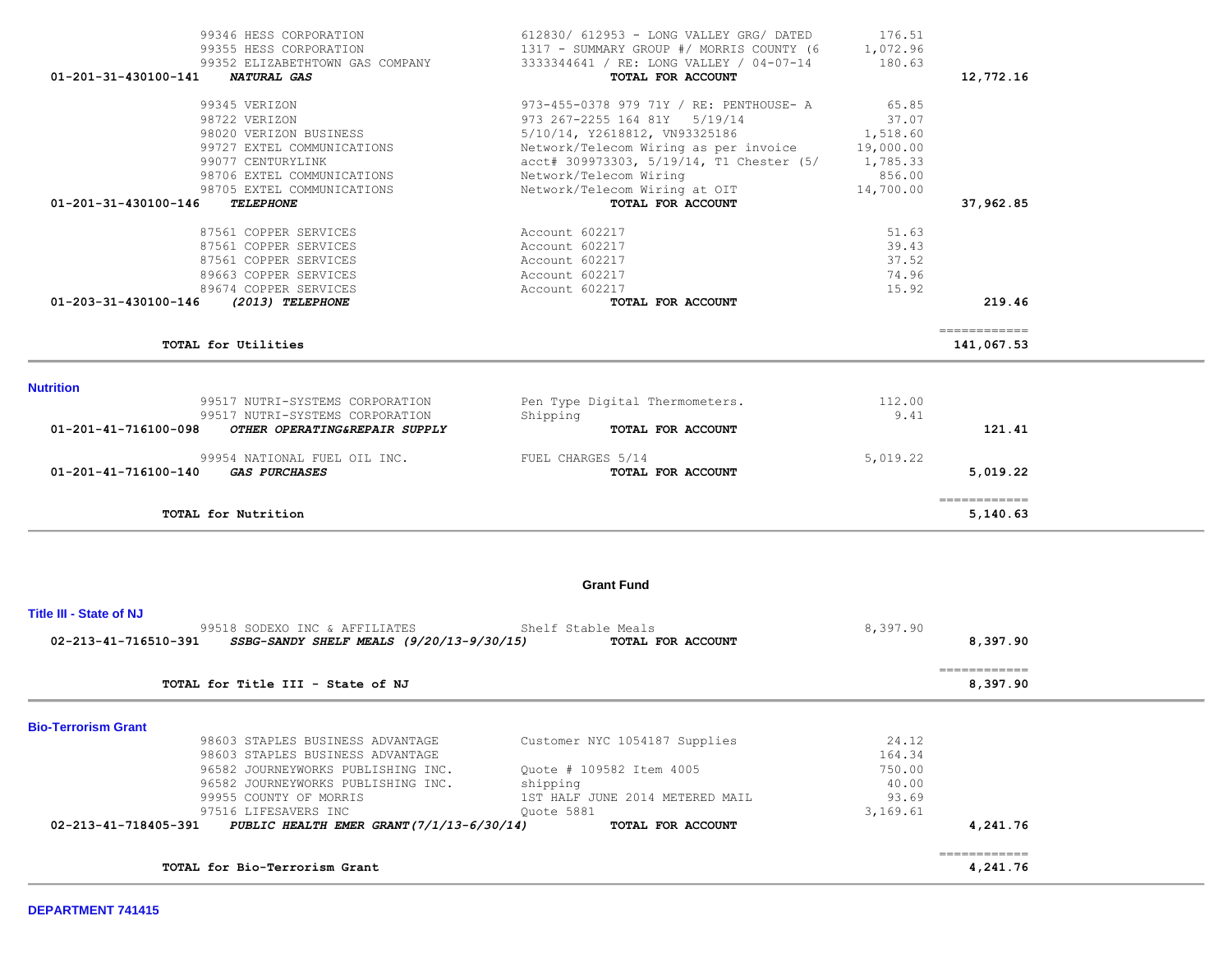| Account | Vendor | Description | Amount | Total |
|---|---|---|---|---|
| | 99346 HESS CORPORATION | 612830/ 612953 - LONG VALLEY GRG/ DATED | 176.51 | |
| | 99355 HESS CORPORATION | 1317 - SUMMARY GROUP #/ MORRIS COUNTY (6 | 1,072.96 | |
| | 99352 ELIZABETHTOWN GAS COMPANY | 3333344641 / RE: LONG VALLEY / 04-07-14 | 180.63 | |
| **01-201-31-430100-141** | ***NATURAL GAS*** | **TOTAL FOR ACCOUNT** | | **12,772.16** |
| | 99345 VERIZON | 973-455-0378 979 71Y / RE: PENTHOUSE- A | 65.85 | |
| | 98722 VERIZON | 973 267-2255 164 81Y 5/19/14 | 37.07 | |
| | 98020 VERIZON BUSINESS | 5/10/14, Y2618812, VN93325186 | 1,518.60 | |
| | 99727 EXTEL COMMUNICATIONS | Network/Telecom Wiring as per invoice | 19,000.00 | |
| | 99077 CENTURYLINK | acct# 309973303, 5/19/14, T1 Chester (5/ | 1,785.33 | |
| | 98706 EXTEL COMMUNICATIONS | Network/Telecom Wiring | 856.00 | |
| | 98705 EXTEL COMMUNICATIONS | Network/Telecom Wiring at OIT | 14,700.00 | |
| **01-201-31-430100-146** | ***TELEPHONE*** | **TOTAL FOR ACCOUNT** | | **37,962.85** |
| | 87561 COPPER SERVICES | Account 602217 | 51.63 | |
| | 87561 COPPER SERVICES | Account 602217 | 39.43 | |
| | 87561 COPPER SERVICES | Account 602217 | 37.52 | |
| | 89663 COPPER SERVICES | Account 602217 | 74.96 | |
| | 89674 COPPER SERVICES | Account 602217 | 15.92 | |
| **01-203-31-430100-146** | ***(2013) TELEPHONE*** | **TOTAL FOR ACCOUNT** | | **219.46** |
| | | | | ============ |
| | **TOTAL for Utilities** | | | **141,067.53** |

**Nutrition**

| Account | Vendor | Description | Amount | Total |
|---|---|---|---|---|
| | 99517 NUTRI-SYSTEMS CORPORATION | Pen Type Digital Thermometers. | 112.00 | |
| | 99517 NUTRI-SYSTEMS CORPORATION | Shipping | 9.41 | |
| **01-201-41-716100-098** | ***OTHER OPERATING&REPAIR SUPPLY*** | **TOTAL FOR ACCOUNT** | | **121.41** |
| | 99954 NATIONAL FUEL OIL INC. | FUEL CHARGES 5/14 | 5,019.22 | |
| **01-201-41-716100-140** | ***GAS PURCHASES*** | **TOTAL FOR ACCOUNT** | | **5,019.22** |
| | | | | ============ |
| | **TOTAL for Nutrition** | | | **5,140.63** |

## Grant Fund

**Title III - State of NJ**

| Account | Vendor | Description | Amount | Total |
|---|---|---|---|---|
| | 99518 SODEXO INC & AFFILIATES | Shelf Stable Meals | 8,397.90 | |
| **02-213-41-716510-391** | ***SSBG-SANDY SHELF MEALS (9/20/13-9/30/15)*** | **TOTAL FOR ACCOUNT** | | **8,397.90** |
| | | | | ============ |
| | **TOTAL for Title III - State of NJ** | | | **8,397.90** |

**Bio-Terrorism Grant**

| Account | Vendor | Description | Amount | Total |
|---|---|---|---|---|
| | 98603 STAPLES BUSINESS ADVANTAGE | Customer NYC 1054187 Supplies | 24.12 | |
| | 98603 STAPLES BUSINESS ADVANTAGE | | 164.34 | |
| | 96582 JOURNEYWORKS PUBLISHING INC. | Quote # 109582 Item 4005 | 750.00 | |
| | 96582 JOURNEYWORKS PUBLISHING INC. | shipping | 40.00 | |
| | 99955 COUNTY OF MORRIS | 1ST HALF JUNE 2014 METERED MAIL | 93.69 | |
| | 97516 LIFESAVERS INC | Quote 5881 | 3,169.61 | |
| **02-213-41-718405-391** | ***PUBLIC HEALTH EMER GRANT(7/1/13-6/30/14)*** | **TOTAL FOR ACCOUNT** | | **4,241.76** |
| | | | | ============ |
| | **TOTAL for Bio-Terrorism Grant** | | | **4,241.76** |

**DEPARTMENT 741415**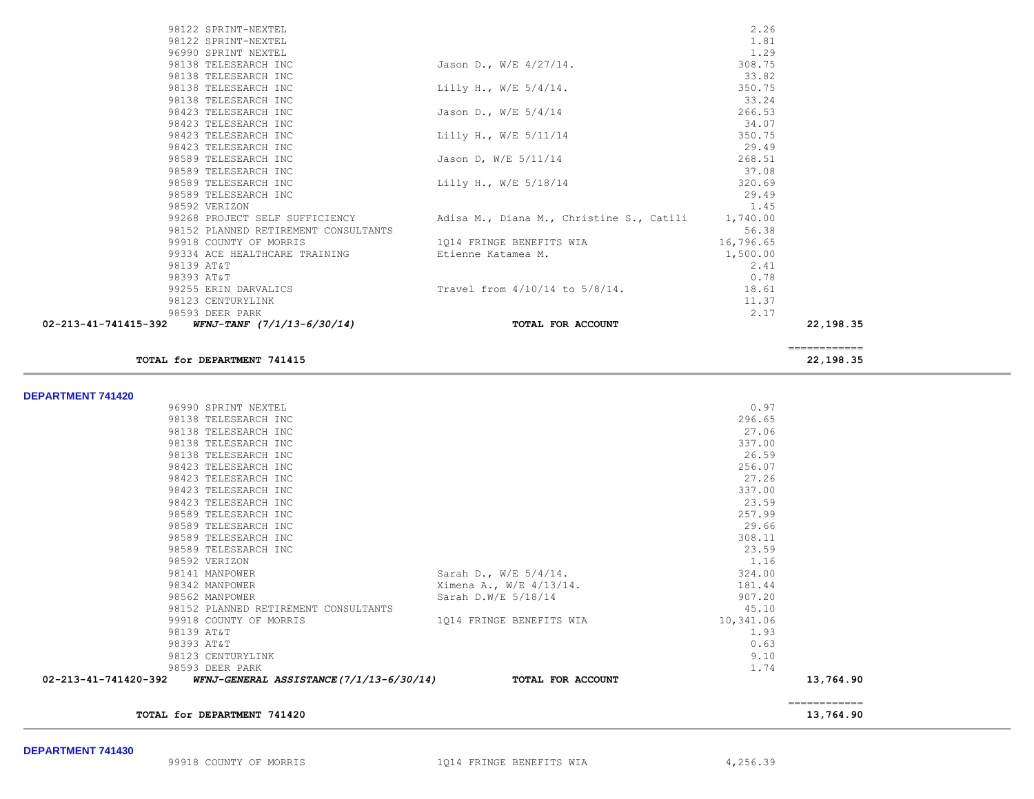| Vendor | Description | Amount | Total |
|---|---|---|---|
| 98122 SPRINT-NEXTEL | | 2.26 | |
| 98122 SPRINT-NEXTEL | | 1.81 | |
| 96990 SPRINT NEXTEL | | 1.29 | |
| 98138 TELESEARCH INC | Jason D., W/E 4/27/14. | 308.75 | |
| 98138 TELESEARCH INC | | 33.82 | |
| 98138 TELESEARCH INC | Lilly H., W/E 5/4/14. | 350.75 | |
| 98138 TELESEARCH INC | | 33.24 | |
| 98423 TELESEARCH INC | Jason D., W/E 5/4/14 | 266.53 | |
| 98423 TELESEARCH INC | | 34.07 | |
| 98423 TELESEARCH INC | Lilly H., W/E 5/11/14 | 350.75 | |
| 98423 TELESEARCH INC | | 29.49 | |
| 98589 TELESEARCH INC | Jason D, W/E 5/11/14 | 268.51 | |
| 98589 TELESEARCH INC | | 37.08 | |
| 98589 TELESEARCH INC | Lilly H., W/E 5/18/14 | 320.69 | |
| 98589 TELESEARCH INC | | 29.49 | |
| 98592 VERIZON | | 1.45 | |
| 99268 PROJECT SELF SUFFICIENCY | Adisa M., Diana M., Christine S., Catili | 1,740.00 | |
| 98152 PLANNED RETIREMENT CONSULTANTS | | 56.38 | |
| 99918 COUNTY OF MORRIS | 1Q14 FRINGE BENEFITS WIA | 16,796.65 | |
| 99334 ACE HEALTHCARE TRAINING | Etienne Katamea M. | 1,500.00 | |
| 98139 AT&T | | 2.41 | |
| 98393 AT&T | | 0.78 | |
| 99255 ERIN DARVALICS | Travel from 4/10/14 to 5/8/14. | 18.61 | |
| 98123 CENTURYLINK | | 11.37 | |
| 98593 DEER PARK | | 2.17 | |
| **02-213-41-741415-392 *WFNJ-TANF (7/1/13-6/30/14)*** | **TOTAL FOR ACCOUNT** | | **22,198.35** |
| **TOTAL for DEPARTMENT 741415** | | | **22,198.35** |

## DEPARTMENT 741420

| Vendor | Description | Amount | Total |
|---|---|---|---|
| 96990 SPRINT NEXTEL | | 0.97 | |
| 98138 TELESEARCH INC | | 296.65 | |
| 98138 TELESEARCH INC | | 27.06 | |
| 98138 TELESEARCH INC | | 337.00 | |
| 98138 TELESEARCH INC | | 26.59 | |
| 98423 TELESEARCH INC | | 256.07 | |
| 98423 TELESEARCH INC | | 27.26 | |
| 98423 TELESEARCH INC | | 337.00 | |
| 98423 TELESEARCH INC | | 23.59 | |
| 98589 TELESEARCH INC | | 257.99 | |
| 98589 TELESEARCH INC | | 29.66 | |
| 98589 TELESEARCH INC | | 308.11 | |
| 98589 TELESEARCH INC | | 23.59 | |
| 98592 VERIZON | | 1.16 | |
| 98141 MANPOWER | Sarah D., W/E 5/4/14. | 324.00 | |
| 98342 MANPOWER | Ximena A., W/E 4/13/14. | 181.44 | |
| 98562 MANPOWER | Sarah D.W/E 5/18/14 | 907.20 | |
| 98152 PLANNED RETIREMENT CONSULTANTS | | 45.10 | |
| 99918 COUNTY OF MORRIS | 1Q14 FRINGE BENEFITS WIA | 10,341.06 | |
| 98139 AT&T | | 1.93 | |
| 98393 AT&T | | 0.63 | |
| 98123 CENTURYLINK | | 9.10 | |
| 98593 DEER PARK | | 1.74 | |
| **02-213-41-741420-392 *WFNJ-GENERAL ASSISTANCE(7/1/13-6/30/14)*** | **TOTAL FOR ACCOUNT** | | **13,764.90** |
| **TOTAL for DEPARTMENT 741420** | | | **13,764.90** |

## DEPARTMENT 741430

| Vendor | Description | Amount | Total |
|---|---|---|---|
| 99918 COUNTY OF MORRIS | 1Q14 FRINGE BENEFITS WIA | 4,256.39 | |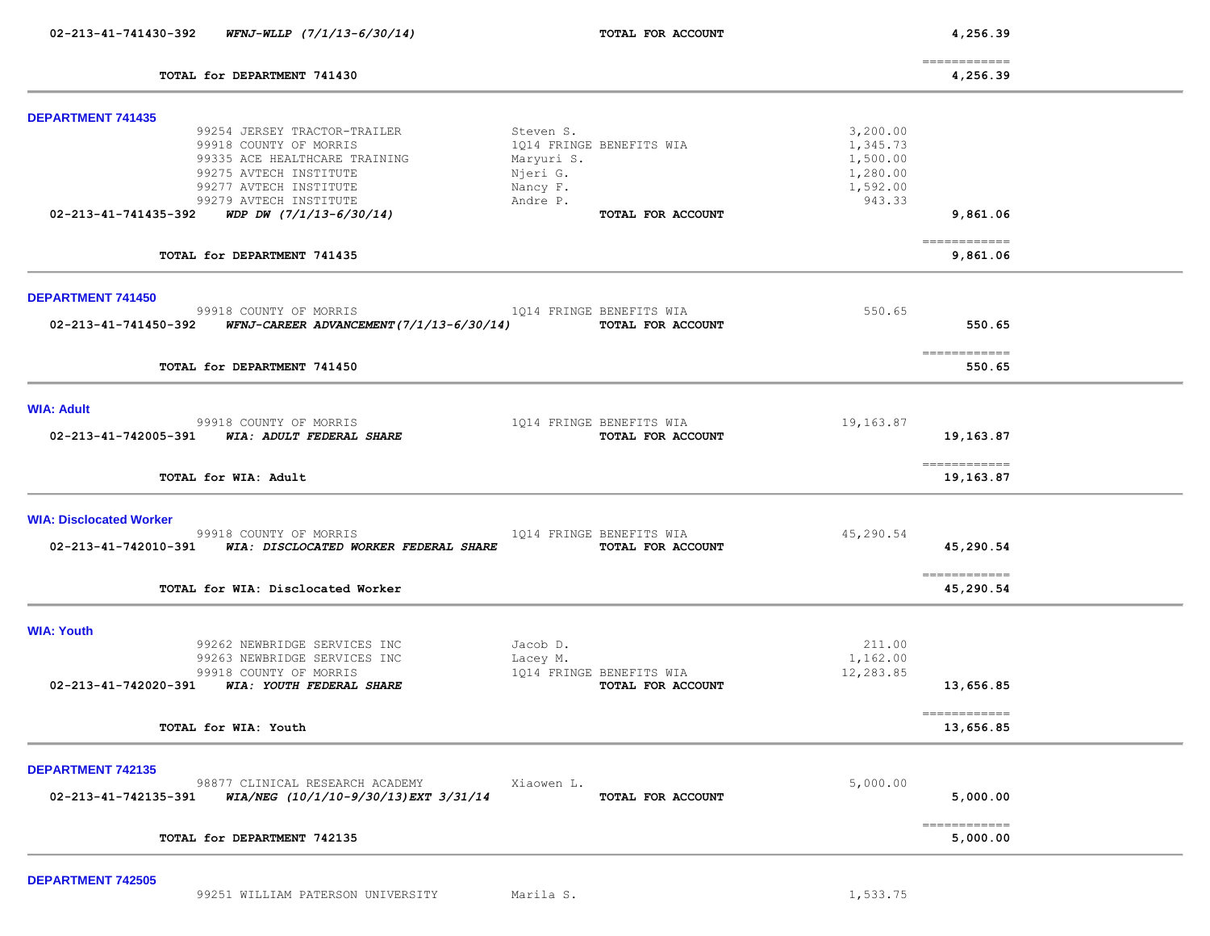**02-213-41-741430-392** ***WFNJ-WLLP (7/1/13-6/30/14)*** **TOTAL FOR ACCOUNT** **4,256.39**

============

**TOTAL for DEPARTMENT 741430** **4,256.39**

---

### DEPARTMENT 741435

| | | | |
|---|---|---|---|
| 99254 JERSEY TRACTOR-TRAILER | Steven S. | 3,200.00 | |
| 99918 COUNTY OF MORRIS | 1Q14 FRINGE BENEFITS WIA | 1,345.73 | |
| 99335 ACE HEALTHCARE TRAINING | Maryuri S. | 1,500.00 | |
| 99275 AVTECH INSTITUTE | Njeri G. | 1,280.00 | |
| 99277 AVTECH INSTITUTE | Nancy F. | 1,592.00 | |
| 99279 AVTECH INSTITUTE | Andre P. | 943.33 | |
| **02-213-41-741435-392** ***WDP DW (7/1/13-6/30/14)*** | **TOTAL FOR ACCOUNT** | | **9,861.06** |

============

**TOTAL for DEPARTMENT 741435** **9,861.06**

---

### DEPARTMENT 741450

| | | | |
|---|---|---|---|
| 99918 COUNTY OF MORRIS | 1Q14 FRINGE BENEFITS WIA | 550.65 | |
| **02-213-41-741450-392** ***WFNJ-CAREER ADVANCEMENT(7/1/13-6/30/14)*** | **TOTAL FOR ACCOUNT** | | **550.65** |

============

**TOTAL for DEPARTMENT 741450** **550.65**

---

### WIA: Adult

| | | | |
|---|---|---|---|
| 99918 COUNTY OF MORRIS | 1Q14 FRINGE BENEFITS WIA | 19,163.87 | |
| **02-213-41-742005-391** ***WIA: ADULT FEDERAL SHARE*** | **TOTAL FOR ACCOUNT** | | **19,163.87** |

============

**TOTAL for WIA: Adult** **19,163.87**

---

### WIA: Disclocated Worker

| | | | |
|---|---|---|---|
| 99918 COUNTY OF MORRIS | 1Q14 FRINGE BENEFITS WIA | 45,290.54 | |
| **02-213-41-742010-391** ***WIA: DISCLOCATED WORKER FEDERAL SHARE*** | **TOTAL FOR ACCOUNT** | | **45,290.54** |

============

**TOTAL for WIA: Disclocated Worker** **45,290.54**

---

### WIA: Youth

| | | | |
|---|---|---|---|
| 99262 NEWBRIDGE SERVICES INC | Jacob D. | 211.00 | |
| 99263 NEWBRIDGE SERVICES INC | Lacey M. | 1,162.00 | |
| 99918 COUNTY OF MORRIS | 1Q14 FRINGE BENEFITS WIA | 12,283.85 | |
| **02-213-41-742020-391** ***WIA: YOUTH FEDERAL SHARE*** | **TOTAL FOR ACCOUNT** | | **13,656.85** |

============

**TOTAL for WIA: Youth** **13,656.85**

---

### DEPARTMENT 742135

| | | | |
|---|---|---|---|
| 98877 CLINICAL RESEARCH ACADEMY | Xiaowen L. | 5,000.00 | |
| **02-213-41-742135-391** ***WIA/NEG (10/1/10-9/30/13)EXT 3/31/14*** | **TOTAL FOR ACCOUNT** | | **5,000.00** |

============

**TOTAL for DEPARTMENT 742135** **5,000.00**

---

### DEPARTMENT 742505

| | | | |
|---|---|---|---|
| 99251 WILLIAM PATERSON UNIVERSITY | Marila S. | 1,533.75 | |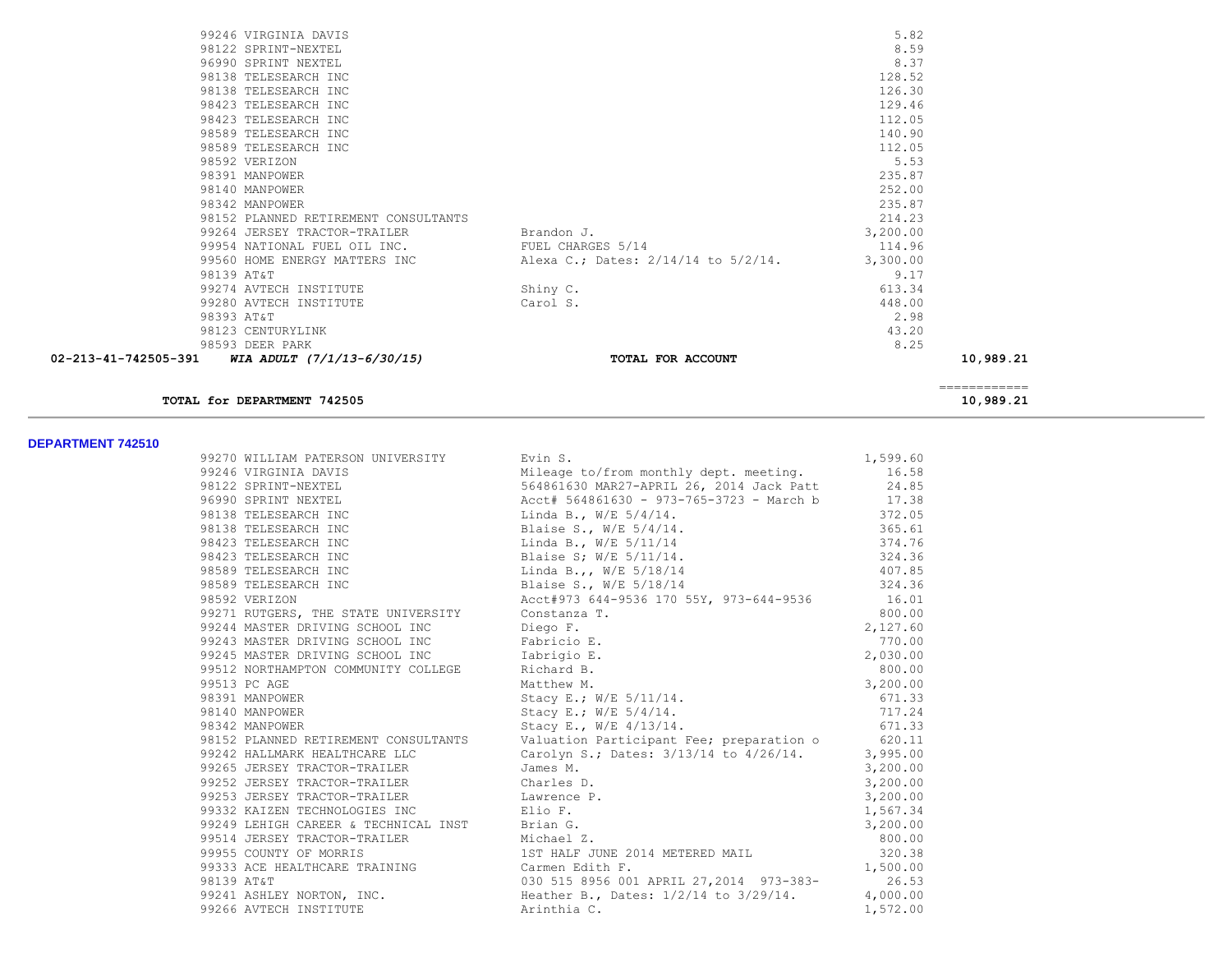| Vendor | Description | Amount | Total |
|---|---|---|---|
| 99246 VIRGINIA DAVIS | | 5.82 | |
| 98122 SPRINT-NEXTEL | | 8.59 | |
| 96990 SPRINT NEXTEL | | 8.37 | |
| 98138 TELESEARCH INC | | 128.52 | |
| 98138 TELESEARCH INC | | 126.30 | |
| 98423 TELESEARCH INC | | 129.46 | |
| 98423 TELESEARCH INC | | 112.05 | |
| 98589 TELESEARCH INC | | 140.90 | |
| 98589 TELESEARCH INC | | 112.05 | |
| 98592 VERIZON | | 5.53 | |
| 98391 MANPOWER | | 235.87 | |
| 98140 MANPOWER | | 252.00 | |
| 98342 MANPOWER | | 235.87 | |
| 98152 PLANNED RETIREMENT CONSULTANTS | | 214.23 | |
| 99264 JERSEY TRACTOR-TRAILER | Brandon J. | 3,200.00 | |
| 99954 NATIONAL FUEL OIL INC. | FUEL CHARGES 5/14 | 114.96 | |
| 99560 HOME ENERGY MATTERS INC | Alexa C.; Dates: 2/14/14 to 5/2/14. | 3,300.00 | |
| 98139 AT&T | | 9.17 | |
| 99274 AVTECH INSTITUTE | Shiny C. | 613.34 | |
| 99280 AVTECH INSTITUTE | Carol S. | 448.00 | |
| 98393 AT&T | | 2.98 | |
| 98123 CENTURYLINK | | 43.20 | |
| 98593 DEER PARK | | 8.25 | |
| **02-213-41-742505-391** ***WIA ADULT (7/1/13-6/30/15)*** | **TOTAL FOR ACCOUNT** | | **10,989.21** |

**TOTAL for DEPARTMENT 742505** ============ **10,989.21**

**DEPARTMENT 742510**

| Vendor | Description | Amount |
|---|---|---|
| 99270 WILLIAM PATERSON UNIVERSITY | Evin S. | 1,599.60 |
| 99246 VIRGINIA DAVIS | Mileage to/from monthly dept. meeting. | 16.58 |
| 98122 SPRINT-NEXTEL | 564861630 MAR27-APRIL 26, 2014 Jack Patt | 24.85 |
| 96990 SPRINT NEXTEL | Acct# 564861630 - 973-765-3723 - March b | 17.38 |
| 98138 TELESEARCH INC | Linda B., W/E 5/4/14. | 372.05 |
| 98138 TELESEARCH INC | Blaise S., W/E 5/4/14. | 365.61 |
| 98423 TELESEARCH INC | Linda B., W/E 5/11/14 | 374.76 |
| 98423 TELESEARCH INC | Blaise S; W/E 5/11/14. | 324.36 |
| 98589 TELESEARCH INC | Linda B.,, W/E 5/18/14 | 407.85 |
| 98589 TELESEARCH INC | Blaise S., W/E 5/18/14 | 324.36 |
| 98592 VERIZON | Acct#973 644-9536 170 55Y, 973-644-9536 | 16.01 |
| 99271 RUTGERS, THE STATE UNIVERSITY | Constanza T. | 800.00 |
| 99244 MASTER DRIVING SCHOOL INC | Diego F. | 2,127.60 |
| 99243 MASTER DRIVING SCHOOL INC | Fabricio E. | 770.00 |
| 99245 MASTER DRIVING SCHOOL INC | Iabrigio E. | 2,030.00 |
| 99512 NORTHAMPTON COMMUNITY COLLEGE | Richard B. | 800.00 |
| 99513 PC AGE | Matthew M. | 3,200.00 |
| 98391 MANPOWER | Stacy E.; W/E 5/11/14. | 671.33 |
| 98140 MANPOWER | Stacy E.; W/E 5/4/14. | 717.24 |
| 98342 MANPOWER | Stacy E., W/E 4/13/14. | 671.33 |
| 98152 PLANNED RETIREMENT CONSULTANTS | Valuation Participant Fee; preparation o | 620.11 |
| 99242 HALLMARK HEALTHCARE LLC | Carolyn S.; Dates: 3/13/14 to 4/26/14. | 3,995.00 |
| 99265 JERSEY TRACTOR-TRAILER | James M. | 3,200.00 |
| 99252 JERSEY TRACTOR-TRAILER | Charles D. | 3,200.00 |
| 99253 JERSEY TRACTOR-TRAILER | Lawrence P. | 3,200.00 |
| 99332 KAIZEN TECHNOLOGIES INC | Elio F. | 1,567.34 |
| 99249 LEHIGH CAREER & TECHNICAL INST | Brian G. | 3,200.00 |
| 99514 JERSEY TRACTOR-TRAILER | Michael Z. | 800.00 |
| 99955 COUNTY OF MORRIS | 1ST HALF JUNE 2014 METERED MAIL | 320.38 |
| 99333 ACE HEALTHCARE TRAINING | Carmen Edith F. | 1,500.00 |
| 98139 AT&T | 030 515 8956 001 APRIL 27,2014 973-383- | 26.53 |
| 99241 ASHLEY NORTON, INC. | Heather B., Dates: 1/2/14 to 3/29/14. | 4,000.00 |
| 99266 AVTECH INSTITUTE | Arinthia C. | 1,572.00 |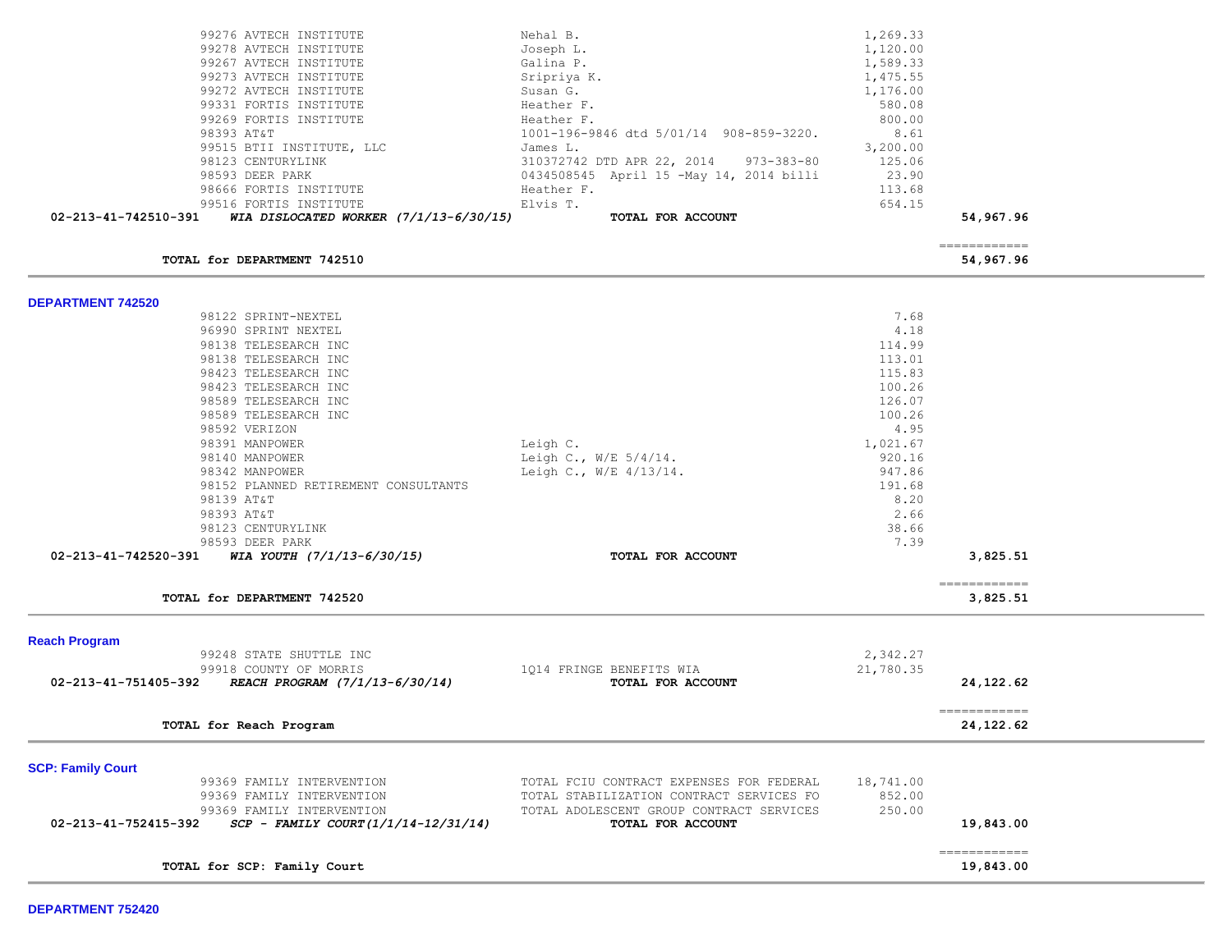| | | | | |
|---|---|---|---|---|
| | 99276 AVTECH INSTITUTE | Nehal B. | 1,269.33 | |
| | 99278 AVTECH INSTITUTE | Joseph L. | 1,120.00 | |
| | 99267 AVTECH INSTITUTE | Galina P. | 1,589.33 | |
| | 99273 AVTECH INSTITUTE | Sripriya K. | 1,475.55 | |
| | 99272 AVTECH INSTITUTE | Susan G. | 1,176.00 | |
| | 99331 FORTIS INSTITUTE | Heather F. | 580.08 | |
| | 99269 FORTIS INSTITUTE | Heather F. | 800.00 | |
| | 98393 AT&T | 1001-196-9846 dtd 5/01/14 908-859-3220. | 8.61 | |
| | 99515 BTII INSTITUTE, LLC | James L. | 3,200.00 | |
| | 98123 CENTURYLINK | 310372742 DTD APR 22, 2014 973-383-80 | 125.06 | |
| | 98593 DEER PARK | 0434508545 April 15 -May 14, 2014 billi | 23.90 | |
| | 98666 FORTIS INSTITUTE | Heather F. | 113.68 | |
| | 99516 FORTIS INSTITUTE | Elvis T. | 654.15 | |
| **02-213-41-742510-391** | ***WIA DISLOCATED WORKER (7/1/13-6/30/15)*** | **TOTAL FOR ACCOUNT** | | **54,967.96** |

**TOTAL for DEPARTMENT 742510** — **54,967.96**

## DEPARTMENT 742520

| | | | | |
|---|---|---|---|---|
| | 98122 SPRINT-NEXTEL | | 7.68 | |
| | 96990 SPRINT NEXTEL | | 4.18 | |
| | 98138 TELESEARCH INC | | 114.99 | |
| | 98138 TELESEARCH INC | | 113.01 | |
| | 98423 TELESEARCH INC | | 115.83 | |
| | 98423 TELESEARCH INC | | 100.26 | |
| | 98589 TELESEARCH INC | | 126.07 | |
| | 98589 TELESEARCH INC | | 100.26 | |
| | 98592 VERIZON | | 4.95 | |
| | 98391 MANPOWER | Leigh C. | 1,021.67 | |
| | 98140 MANPOWER | Leigh C., W/E 5/4/14. | 920.16 | |
| | 98342 MANPOWER | Leigh C., W/E 4/13/14. | 947.86 | |
| | 98152 PLANNED RETIREMENT CONSULTANTS | | 191.68 | |
| | 98139 AT&T | | 8.20 | |
| | 98393 AT&T | | 2.66 | |
| | 98123 CENTURYLINK | | 38.66 | |
| | 98593 DEER PARK | | 7.39 | |
| **02-213-41-742520-391** | ***WIA YOUTH (7/1/13-6/30/15)*** | **TOTAL FOR ACCOUNT** | | **3,825.51** |

**TOTAL for DEPARTMENT 742520** — **3,825.51**

## Reach Program

| | | | | |
|---|---|---|---|---|
| | 99248 STATE SHUTTLE INC | | 2,342.27 | |
| | 99918 COUNTY OF MORRIS | 1Q14 FRINGE BENEFITS WIA | 21,780.35 | |
| **02-213-41-751405-392** | ***REACH PROGRAM (7/1/13-6/30/14)*** | **TOTAL FOR ACCOUNT** | | **24,122.62** |

**TOTAL for Reach Program** — **24,122.62**

## SCP: Family Court

| | | | | |
|---|---|---|---|---|
| | 99369 FAMILY INTERVENTION | TOTAL FCIU CONTRACT EXPENSES FOR FEDERAL | 18,741.00 | |
| | 99369 FAMILY INTERVENTION | TOTAL STABILIZATION CONTRACT SERVICES FO | 852.00 | |
| | 99369 FAMILY INTERVENTION | TOTAL ADOLESCENT GROUP CONTRACT SERVICES | 250.00 | |
| **02-213-41-752415-392** | ***SCP - FAMILY COURT(1/1/14-12/31/14)*** | **TOTAL FOR ACCOUNT** | | **19,843.00** |

**TOTAL for SCP: Family Court** — **19,843.00**

## DEPARTMENT 752420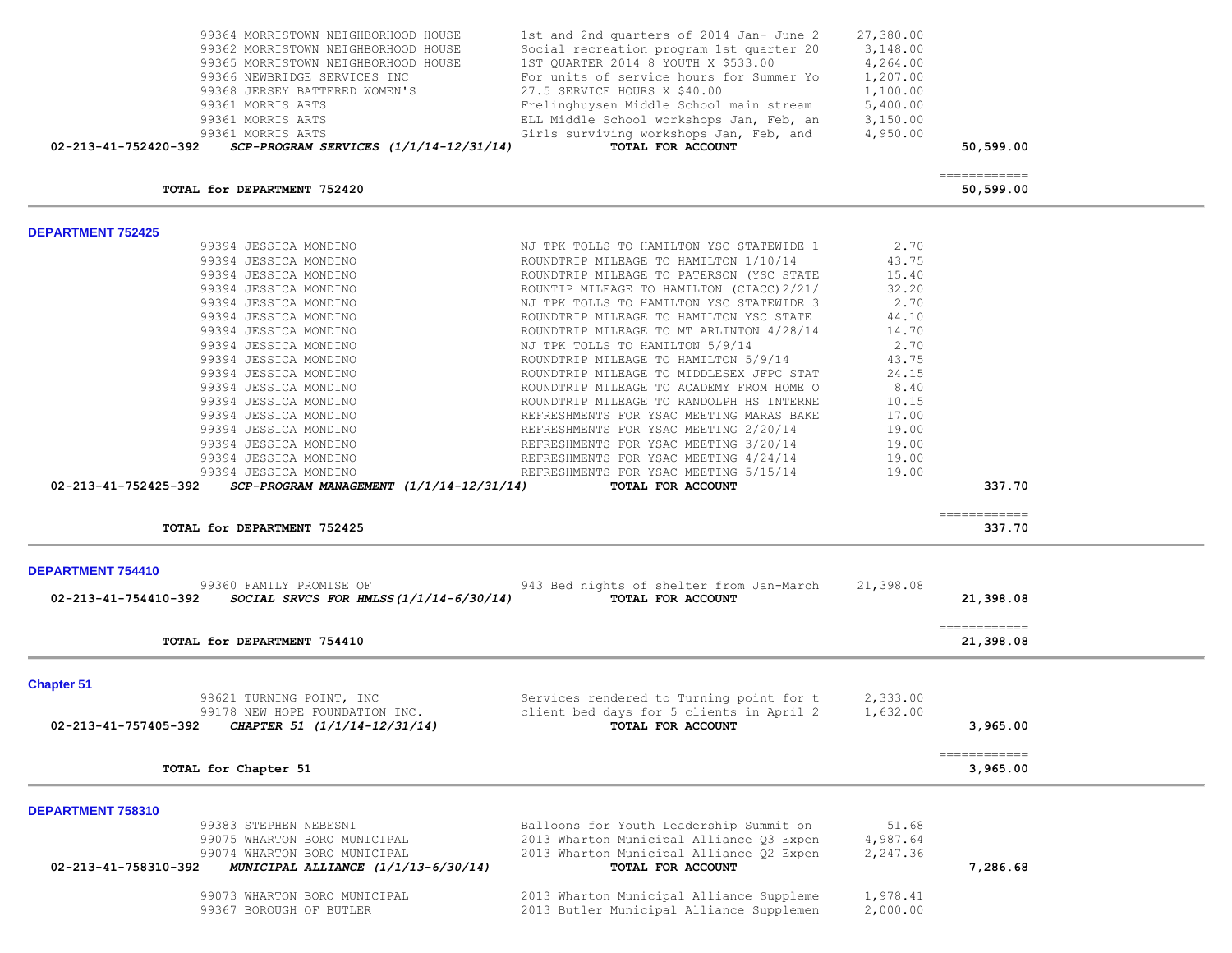| Account | Vendor | Description | Amount | Total |
|---|---|---|---|---|
| | 99364 MORRISTOWN NEIGHBORHOOD HOUSE | 1st and 2nd quarters of 2014 Jan- June 2 | 27,380.00 | |
| | 99362 MORRISTOWN NEIGHBORHOOD HOUSE | Social recreation program 1st quarter 20 | 3,148.00 | |
| | 99365 MORRISTOWN NEIGHBORHOOD HOUSE | 1ST QUARTER 2014 8 YOUTH X $533.00 | 4,264.00 | |
| | 99366 NEWBRIDGE SERVICES INC | For units of service hours for Summer Yo | 1,207.00 | |
| | 99368 JERSEY BATTERED WOMEN'S | 27.5 SERVICE HOURS X $40.00 | 1,100.00 | |
| | 99361 MORRIS ARTS | Frelinghuysen Middle School main stream | 5,400.00 | |
| | 99361 MORRIS ARTS | ELL Middle School workshops Jan, Feb, an | 3,150.00 | |
| | 99361 MORRIS ARTS | Girls surviving workshops Jan, Feb, and | 4,950.00 | |
| **02-213-41-752420-392** | ***SCP-PROGRAM SERVICES (1/1/14-12/31/14)*** | **TOTAL FOR ACCOUNT** | | **50,599.00** |

**TOTAL for DEPARTMENT 752420** — **50,599.00**

## DEPARTMENT 752425

| Account | Vendor | Description | Amount | Total |
|---|---|---|---|---|
| | 99394 JESSICA MONDINO | NJ TPK TOLLS TO HAMILTON YSC STATEWIDE 1 | 2.70 | |
| | 99394 JESSICA MONDINO | ROUNDTRIP MILEAGE TO HAMILTON 1/10/14 | 43.75 | |
| | 99394 JESSICA MONDINO | ROUNDTRIP MILEAGE TO PATERSON (YSC STATE | 15.40 | |
| | 99394 JESSICA MONDINO | ROUNTIP MILEAGE TO HAMILTON (CIACC)2/21/ | 32.20 | |
| | 99394 JESSICA MONDINO | NJ TPK TOLLS TO HAMILTON YSC STATEWIDE 3 | 2.70 | |
| | 99394 JESSICA MONDINO | ROUNDTRIP MILEAGE TO HAMILTON YSC STATE | 44.10 | |
| | 99394 JESSICA MONDINO | ROUNDTRIP MILEAGE TO MT ARLINTON 4/28/14 | 14.70 | |
| | 99394 JESSICA MONDINO | NJ TPK TOLLS TO HAMILTON 5/9/14 | 2.70 | |
| | 99394 JESSICA MONDINO | ROUNDTRIP MILEAGE TO HAMILTON 5/9/14 | 43.75 | |
| | 99394 JESSICA MONDINO | ROUNDTRIP MILEAGE TO MIDDLESEX JFPC STAT | 24.15 | |
| | 99394 JESSICA MONDINO | ROUNDTRIP MILEAGE TO ACADEMY FROM HOME O | 8.40 | |
| | 99394 JESSICA MONDINO | ROUNDTRIP MILEAGE TO RANDOLPH HS INTERNE | 10.15 | |
| | 99394 JESSICA MONDINO | REFRESHMENTS FOR YSAC MEETING MARAS BAKE | 17.00 | |
| | 99394 JESSICA MONDINO | REFRESHMENTS FOR YSAC MEETING 2/20/14 | 19.00 | |
| | 99394 JESSICA MONDINO | REFRESHMENTS FOR YSAC MEETING 3/20/14 | 19.00 | |
| | 99394 JESSICA MONDINO | REFRESHMENTS FOR YSAC MEETING 4/24/14 | 19.00 | |
| | 99394 JESSICA MONDINO | REFRESHMENTS FOR YSAC MEETING 5/15/14 | 19.00 | |
| **02-213-41-752425-392** | ***SCP-PROGRAM MANAGEMENT (1/1/14-12/31/14)*** | **TOTAL FOR ACCOUNT** | | **337.70** |

**TOTAL for DEPARTMENT 752425** — **337.70**

## DEPARTMENT 754410

| Account | Vendor | Description | Amount | Total |
|---|---|---|---|---|
| | 99360 FAMILY PROMISE OF | 943 Bed nights of shelter from Jan-March | 21,398.08 | |
| **02-213-41-754410-392** | ***SOCIAL SRVCS FOR HMLSS(1/1/14-6/30/14)*** | **TOTAL FOR ACCOUNT** | | **21,398.08** |

**TOTAL for DEPARTMENT 754410** — **21,398.08**

## Chapter 51

| Account | Vendor | Description | Amount | Total |
|---|---|---|---|---|
| | 98621 TURNING POINT, INC | Services rendered to Turning point for t | 2,333.00 | |
| | 99178 NEW HOPE FOUNDATION INC. | client bed days for 5 clients in April 2 | 1,632.00 | |
| **02-213-41-757405-392** | ***CHAPTER 51 (1/1/14-12/31/14)*** | **TOTAL FOR ACCOUNT** | | **3,965.00** |

**TOTAL for Chapter 51** — **3,965.00**

## DEPARTMENT 758310

| Account | Vendor | Description | Amount | Total |
|---|---|---|---|---|
| | 99383 STEPHEN NEBESNI | Balloons for Youth Leadership Summit on | 51.68 | |
| | 99075 WHARTON BORO MUNICIPAL | 2013 Wharton Municipal Alliance Q3 Expen | 4,987.64 | |
| | 99074 WHARTON BORO MUNICIPAL | 2013 Wharton Municipal Alliance Q2 Expen | 2,247.36 | |
| **02-213-41-758310-392** | ***MUNICIPAL ALLIANCE (1/1/13-6/30/14)*** | **TOTAL FOR ACCOUNT** | | **7,286.68** |
| | 99073 WHARTON BORO MUNICIPAL | 2013 Wharton Municipal Alliance Suppleme | 1,978.41 | |
| | 99367 BOROUGH OF BUTLER | 2013 Butler Municipal Alliance Supplemen | 2,000.00 | |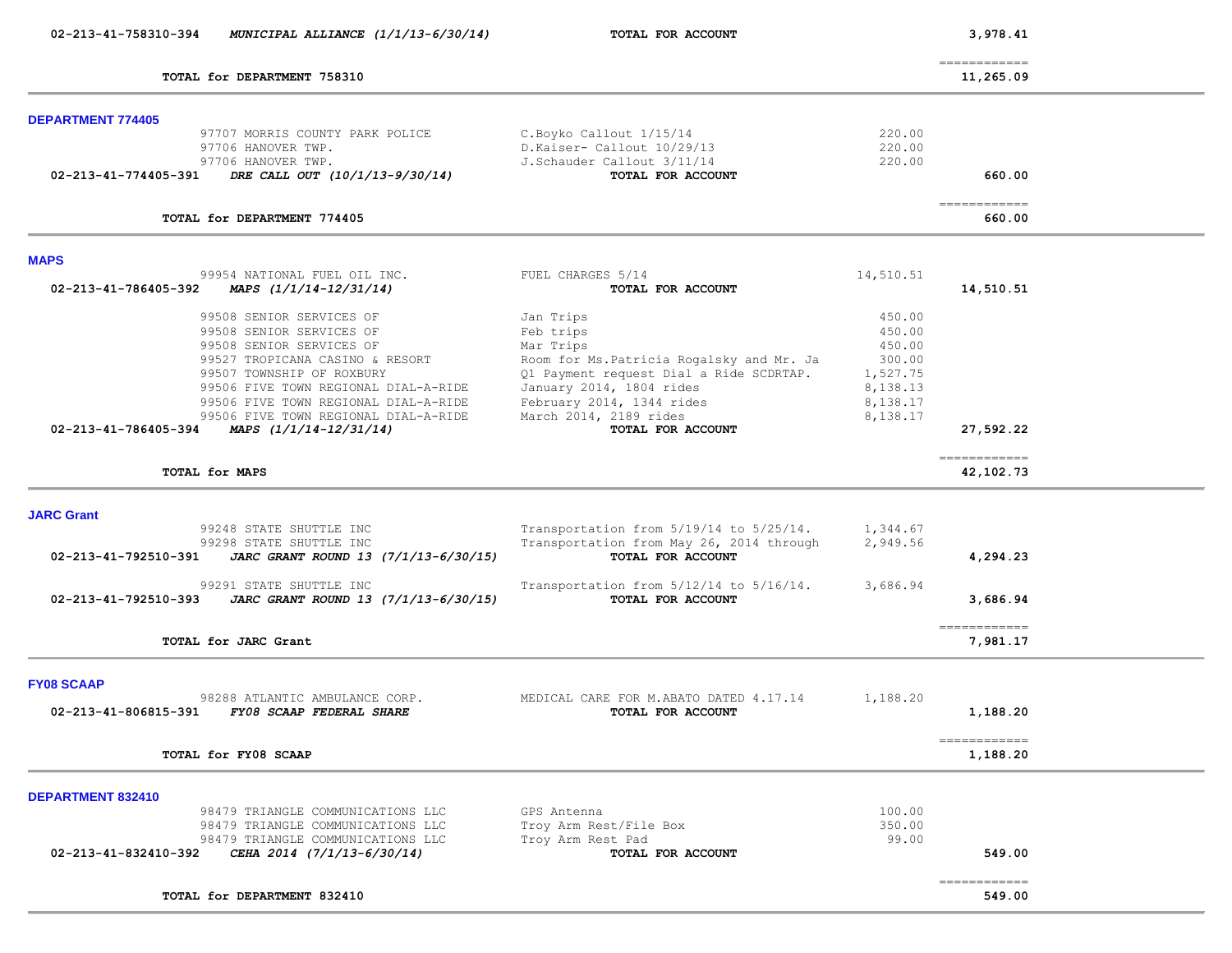| | | | | |
|---|---|---|---|---|
| 02-213-41-758310-394 | *MUNICIPAL ALLIANCE (1/1/13-6/30/14)* | **TOTAL FOR ACCOUNT** | | **3,978.41** |
| | **TOTAL for DEPARTMENT 758310** | | | **11,265.09** |

## DEPARTMENT 774405

| | | | | |
|---|---|---|---|---|
| | 97707 MORRIS COUNTY PARK POLICE | C.Boyko Callout 1/15/14 | 220.00 | |
| | 97706 HANOVER TWP. | D.Kaiser- Callout 10/29/13 | 220.00 | |
| | 97706 HANOVER TWP. | J.Schauder Callout 3/11/14 | 220.00 | |
| 02-213-41-774405-391 | *DRE CALL OUT (10/1/13-9/30/14)* | **TOTAL FOR ACCOUNT** | | **660.00** |
| | **TOTAL for DEPARTMENT 774405** | | | **660.00** |

## MAPS

| | | | | |
|---|---|---|---|---|
| | 99954 NATIONAL FUEL OIL INC. | FUEL CHARGES 5/14 | 14,510.51 | |
| 02-213-41-786405-392 | *MAPS (1/1/14-12/31/14)* | **TOTAL FOR ACCOUNT** | | **14,510.51** |
| | 99508 SENIOR SERVICES OF | Jan Trips | 450.00 | |
| | 99508 SENIOR SERVICES OF | Feb trips | 450.00 | |
| | 99508 SENIOR SERVICES OF | Mar Trips | 450.00 | |
| | 99527 TROPICANA CASINO & RESORT | Room for Ms.Patricia Rogalsky and Mr. Ja | 300.00 | |
| | 99507 TOWNSHIP OF ROXBURY | Q1 Payment request Dial a Ride SCDRTAP. | 1,527.75 | |
| | 99506 FIVE TOWN REGIONAL DIAL-A-RIDE | January 2014, 1804 rides | 8,138.13 | |
| | 99506 FIVE TOWN REGIONAL DIAL-A-RIDE | February 2014, 1344 rides | 8,138.17 | |
| | 99506 FIVE TOWN REGIONAL DIAL-A-RIDE | March 2014, 2189 rides | 8,138.17 | |
| 02-213-41-786405-394 | *MAPS (1/1/14-12/31/14)* | **TOTAL FOR ACCOUNT** | | **27,592.22** |
| | **TOTAL for MAPS** | | | **42,102.73** |

## JARC Grant

| | | | | |
|---|---|---|---|---|
| | 99248 STATE SHUTTLE INC | Transportation from 5/19/14 to 5/25/14. | 1,344.67 | |
| | 99298 STATE SHUTTLE INC | Transportation from May 26, 2014 through | 2,949.56 | |
| 02-213-41-792510-391 | *JARC GRANT ROUND 13 (7/1/13-6/30/15)* | **TOTAL FOR ACCOUNT** | | **4,294.23** |
| | 99291 STATE SHUTTLE INC | Transportation from 5/12/14 to 5/16/14. | 3,686.94 | |
| 02-213-41-792510-393 | *JARC GRANT ROUND 13 (7/1/13-6/30/15)* | **TOTAL FOR ACCOUNT** | | **3,686.94** |
| | **TOTAL for JARC Grant** | | | **7,981.17** |

## FY08 SCAAP

| | | | | |
|---|---|---|---|---|
| | 98288 ATLANTIC AMBULANCE CORP. | MEDICAL CARE FOR M.ABATO DATED 4.17.14 | 1,188.20 | |
| 02-213-41-806815-391 | *FY08 SCAAP FEDERAL SHARE* | **TOTAL FOR ACCOUNT** | | **1,188.20** |
| | **TOTAL for FY08 SCAAP** | | | **1,188.20** |

## DEPARTMENT 832410

| | | | | |
|---|---|---|---|---|
| | 98479 TRIANGLE COMMUNICATIONS LLC | GPS Antenna | 100.00 | |
| | 98479 TRIANGLE COMMUNICATIONS LLC | Troy Arm Rest/File Box | 350.00 | |
| | 98479 TRIANGLE COMMUNICATIONS LLC | Troy Arm Rest Pad | 99.00 | |
| 02-213-41-832410-392 | *CEHA 2014 (7/1/13-6/30/14)* | **TOTAL FOR ACCOUNT** | | **549.00** |
| | **TOTAL for DEPARTMENT 832410** | | | **549.00** |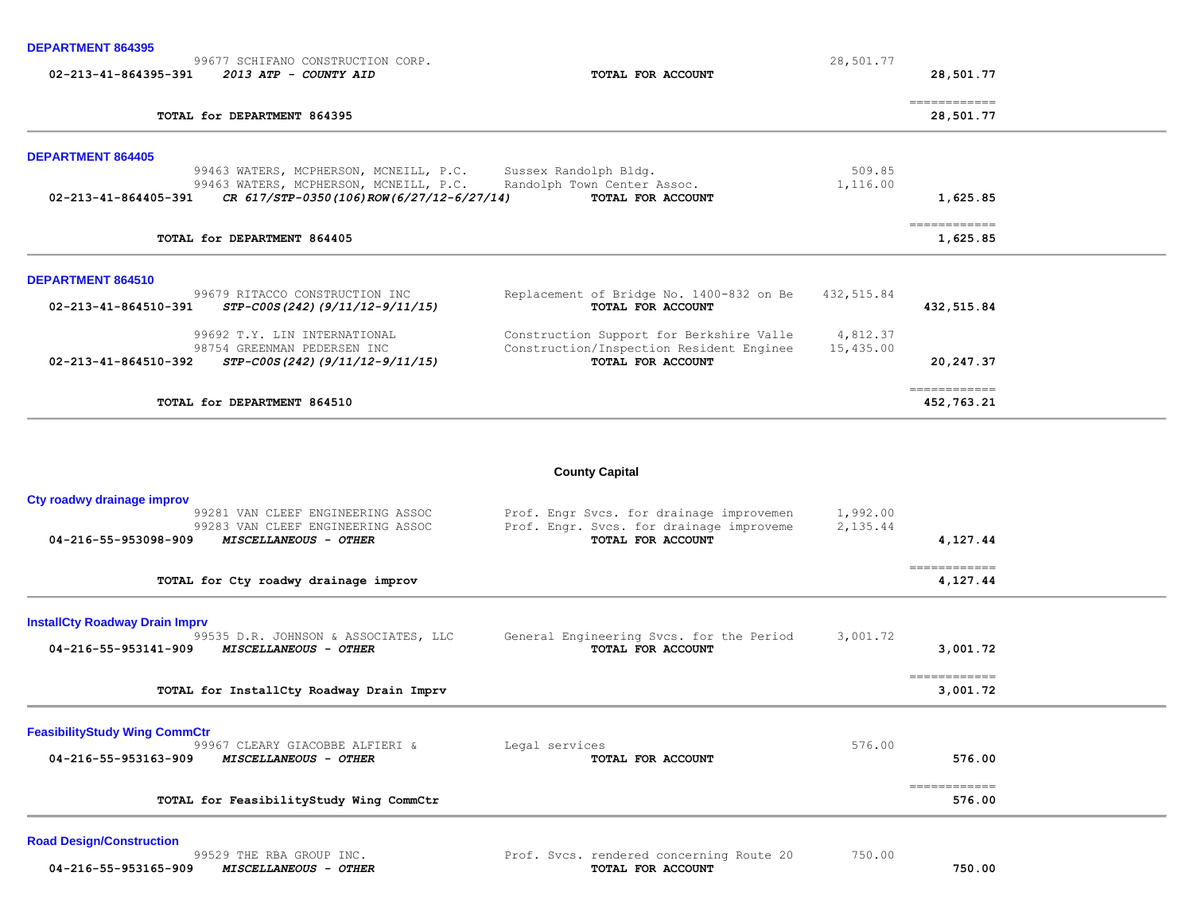### DEPARTMENT 864395

| Account | Vendor / Description | Detail | Amount | Total |
|---|---|---|---|---|
| | 99677 SCHIFANO CONSTRUCTION CORP. | | 28,501.77 | |
| 02-213-41-864395-391 | *2013 ATP - COUNTY AID* | **TOTAL FOR ACCOUNT** | | **28,501.77** |

| | | |
|---|---|---|
| **TOTAL for DEPARTMENT 864395** | | **28,501.77** |

### DEPARTMENT 864405

| Account | Vendor / Description | Detail | Amount | Total |
|---|---|---|---|---|
| | 99463 WATERS, MCPHERSON, MCNEILL, P.C. | Sussex Randolph Bldg. | 509.85 | |
| | 99463 WATERS, MCPHERSON, MCNEILL, P.C. | Randolph Town Center Assoc. | 1,116.00 | |
| 02-213-41-864405-391 | *CR 617/STP-0350(106)ROW(6/27/12-6/27/14)* | **TOTAL FOR ACCOUNT** | | **1,625.85** |

| | | |
|---|---|---|
| **TOTAL for DEPARTMENT 864405** | | **1,625.85** |

### DEPARTMENT 864510

| Account | Vendor / Description | Detail | Amount | Total |
|---|---|---|---|---|
| | 99679 RITACCO CONSTRUCTION INC | Replacement of Bridge No. 1400-832 on Be | 432,515.84 | |
| 02-213-41-864510-391 | *STP-C00S(242)(9/11/12-9/11/15)* | **TOTAL FOR ACCOUNT** | | **432,515.84** |
| | 99692 T.Y. LIN INTERNATIONAL | Construction Support for Berkshire Valle | 4,812.37 | |
| | 98754 GREENMAN PEDERSEN INC | Construction/Inspection Resident Enginee | 15,435.00 | |
| 02-213-41-864510-392 | *STP-C00S(242)(9/11/12-9/11/15)* | **TOTAL FOR ACCOUNT** | | **20,247.37** |

| | | |
|---|---|---|
| **TOTAL for DEPARTMENT 864510** | | **452,763.21** |

## County Capital

### Cty roadwy drainage improv

| Account | Vendor / Description | Detail | Amount | Total |
|---|---|---|---|---|
| | 99281 VAN CLEEF ENGINEERING ASSOC | Prof. Engr Svcs. for drainage improvemen | 1,992.00 | |
| | 99283 VAN CLEEF ENGINEERING ASSOC | Prof. Engr. Svcs. for drainage improveme | 2,135.44 | |
| 04-216-55-953098-909 | *MISCELLANEOUS - OTHER* | **TOTAL FOR ACCOUNT** | | **4,127.44** |

| | | |
|---|---|---|
| **TOTAL for Cty roadwy drainage improv** | | **4,127.44** |

### InstallCty Roadway Drain Imprv

| Account | Vendor / Description | Detail | Amount | Total |
|---|---|---|---|---|
| | 99535 D.R. JOHNSON & ASSOCIATES, LLC | General Engineering Svcs. for the Period | 3,001.72 | |
| 04-216-55-953141-909 | *MISCELLANEOUS - OTHER* | **TOTAL FOR ACCOUNT** | | **3,001.72** |

| | | |
|---|---|---|
| **TOTAL for InstallCty Roadway Drain Imprv** | | **3,001.72** |

### FeasibilityStudy Wing CommCtr

| Account | Vendor / Description | Detail | Amount | Total |
|---|---|---|---|---|
| | 99967 CLEARY GIACOBBE ALFIERI & | Legal services | 576.00 | |
| 04-216-55-953163-909 | *MISCELLANEOUS - OTHER* | **TOTAL FOR ACCOUNT** | | **576.00** |

| | | |
|---|---|---|
| **TOTAL for FeasibilityStudy Wing CommCtr** | | **576.00** |

### Road Design/Construction

| Account | Vendor / Description | Detail | Amount | Total |
|---|---|---|---|---|
| | 99529 THE RBA GROUP INC. | Prof. Svcs. rendered concerning Route 20 | 750.00 | |
| 04-216-55-953165-909 | *MISCELLANEOUS - OTHER* | **TOTAL FOR ACCOUNT** | | **750.00** |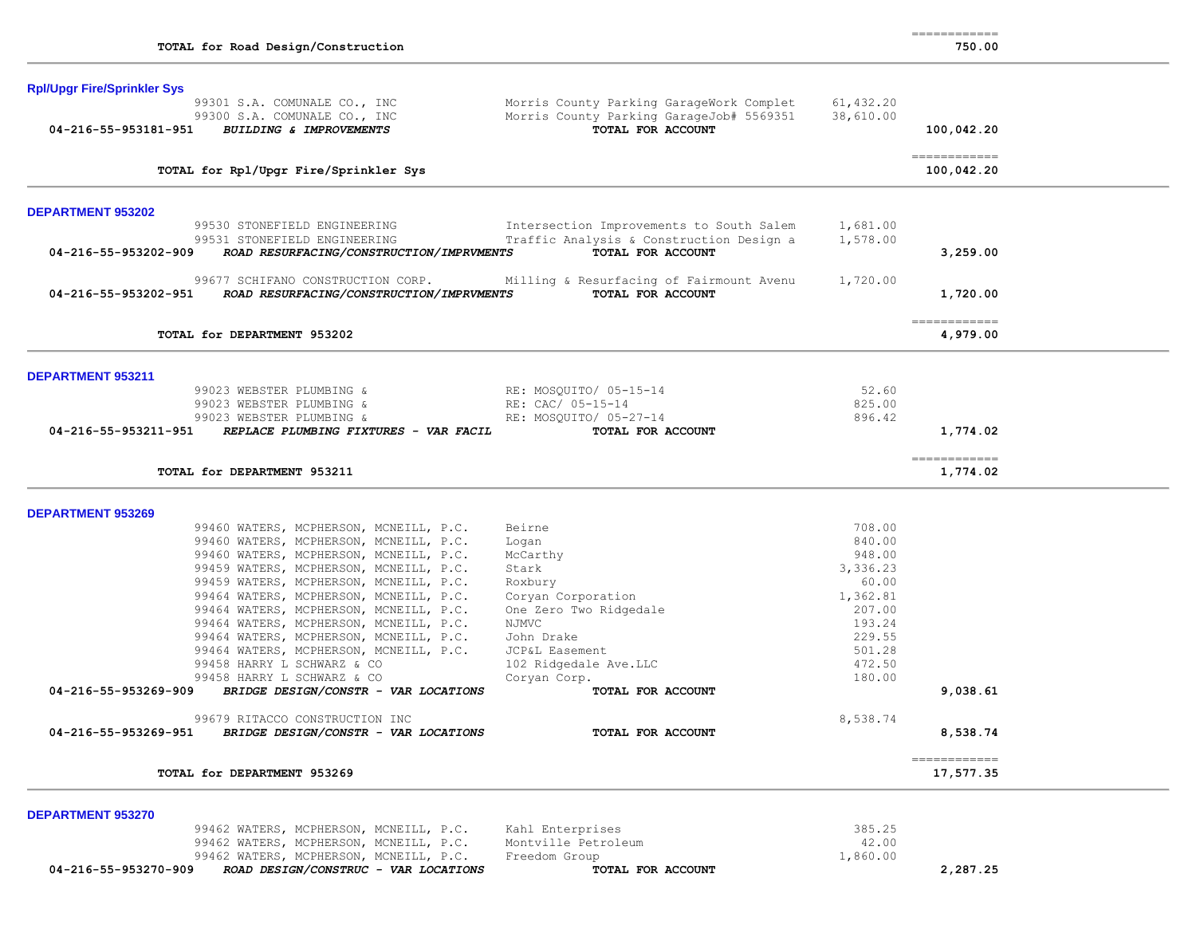| | | | | |
|---|---|---|---|---|
| | **TOTAL for Road Design/Construction** | | | ============ **750.00** |

**Rpl/Upgr Fire/Sprinkler Sys**

| Account | Vendor | Description | Amount | Total |
|---|---|---|---|---|
| | 99301 S.A. COMUNALE CO., INC | Morris County Parking GarageWork Complet | 61,432.20 | |
| | 99300 S.A. COMUNALE CO., INC | Morris County Parking GarageJob# 5569351 | 38,610.00 | |
| **04-216-55-953181-951** | ***BUILDING & IMPROVEMENTS*** | **TOTAL FOR ACCOUNT** | | **100,042.20** |
| | **TOTAL for Rpl/Upgr Fire/Sprinkler Sys** | | | ============ **100,042.20** |

**DEPARTMENT 953202**

| Account | Vendor | Description | Amount | Total |
|---|---|---|---|---|
| | 99530 STONEFIELD ENGINEERING | Intersection Improvements to South Salem | 1,681.00 | |
| | 99531 STONEFIELD ENGINEERING | Traffic Analysis & Construction Design a | 1,578.00 | |
| **04-216-55-953202-909** | ***ROAD RESURFACING/CONSTRUCTION/IMPRVMENTS*** | **TOTAL FOR ACCOUNT** | | **3,259.00** |
| | 99677 SCHIFANO CONSTRUCTION CORP. | Milling & Resurfacing of Fairmount Avenu | 1,720.00 | |
| **04-216-55-953202-951** | ***ROAD RESURFACING/CONSTRUCTION/IMPRVMENTS*** | **TOTAL FOR ACCOUNT** | | **1,720.00** |
| | **TOTAL for DEPARTMENT 953202** | | | ============ **4,979.00** |

**DEPARTMENT 953211**

| Account | Vendor | Description | Amount | Total |
|---|---|---|---|---|
| | 99023 WEBSTER PLUMBING & | RE: MOSQUITO/ 05-15-14 | 52.60 | |
| | 99023 WEBSTER PLUMBING & | RE: CAC/ 05-15-14 | 825.00 | |
| | 99023 WEBSTER PLUMBING & | RE: MOSQUITO/ 05-27-14 | 896.42 | |
| **04-216-55-953211-951** | ***REPLACE PLUMBING FIXTURES - VAR FACIL*** | **TOTAL FOR ACCOUNT** | | **1,774.02** |
| | **TOTAL for DEPARTMENT 953211** | | | ============ **1,774.02** |

**DEPARTMENT 953269**

| Account | Vendor | Description | Amount | Total |
|---|---|---|---|---|
| | 99460 WATERS, MCPHERSON, MCNEILL, P.C. | Beirne | 708.00 | |
| | 99460 WATERS, MCPHERSON, MCNEILL, P.C. | Logan | 840.00 | |
| | 99460 WATERS, MCPHERSON, MCNEILL, P.C. | McCarthy | 948.00 | |
| | 99459 WATERS, MCPHERSON, MCNEILL, P.C. | Stark | 3,336.23 | |
| | 99459 WATERS, MCPHERSON, MCNEILL, P.C. | Roxbury | 60.00 | |
| | 99464 WATERS, MCPHERSON, MCNEILL, P.C. | Coryan Corporation | 1,362.81 | |
| | 99464 WATERS, MCPHERSON, MCNEILL, P.C. | One Zero Two Ridgedale | 207.00 | |
| | 99464 WATERS, MCPHERSON, MCNEILL, P.C. | NJMVC | 193.24 | |
| | 99464 WATERS, MCPHERSON, MCNEILL, P.C. | John Drake | 229.55 | |
| | 99464 WATERS, MCPHERSON, MCNEILL, P.C. | JCP&L Easement | 501.28 | |
| | 99458 HARRY L SCHWARZ & CO | 102 Ridgedale Ave.LLC | 472.50 | |
| | 99458 HARRY L SCHWARZ & CO | Coryan Corp. | 180.00 | |
| **04-216-55-953269-909** | ***BRIDGE DESIGN/CONSTR - VAR LOCATIONS*** | **TOTAL FOR ACCOUNT** | | **9,038.61** |
| | 99679 RITACCO CONSTRUCTION INC | | 8,538.74 | |
| **04-216-55-953269-951** | ***BRIDGE DESIGN/CONSTR - VAR LOCATIONS*** | **TOTAL FOR ACCOUNT** | | **8,538.74** |
| | **TOTAL for DEPARTMENT 953269** | | | ============ **17,577.35** |

**DEPARTMENT 953270**

| Account | Vendor | Description | Amount | Total |
|---|---|---|---|---|
| | 99462 WATERS, MCPHERSON, MCNEILL, P.C. | Kahl Enterprises | 385.25 | |
| | 99462 WATERS, MCPHERSON, MCNEILL, P.C. | Montville Petroleum | 42.00 | |
| | 99462 WATERS, MCPHERSON, MCNEILL, P.C. | Freedom Group | 1,860.00 | |
| **04-216-55-953270-909** | ***ROAD DESIGN/CONSTRUC - VAR LOCATIONS*** | **TOTAL FOR ACCOUNT** | | **2,287.25** |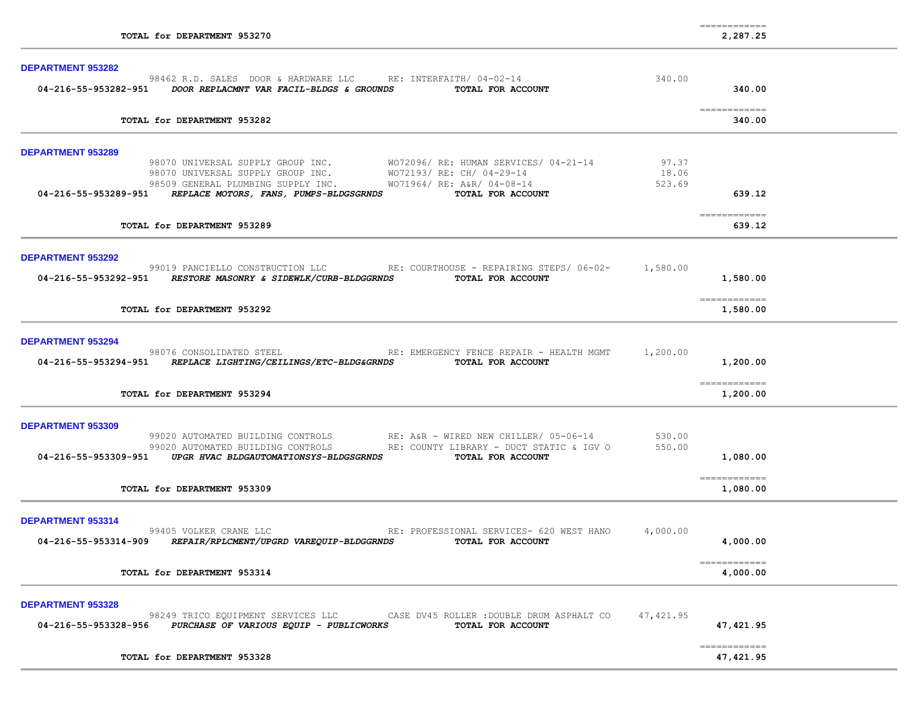| | | | | |
|---|---|---|---|---|
| **TOTAL for DEPARTMENT 953270** | | | | ============ **2,287.25** |

**DEPARTMENT 953282**

| Account | Vendor | Description | Amount | Total |
|---|---|---|---|---|
| | 98462 R.D. SALES DOOR & HARDWARE LLC | RE: INTERFAITH/ 04-02-14 | 340.00 | |
| **04-216-55-953282-951** | ***DOOR REPLACMNT VAR FACIL-BLDGS & GROUNDS*** | **TOTAL FOR ACCOUNT** | | **340.00** |
| | **TOTAL for DEPARTMENT 953282** | | | ============ **340.00** |

**DEPARTMENT 953289**

| Account | Vendor | Description | Amount | Total |
|---|---|---|---|---|
| | 98070 UNIVERSAL SUPPLY GROUP INC. | WO72096/ RE: HUMAN SERVICES/ 04-21-14 | 97.37 | |
| | 98070 UNIVERSAL SUPPLY GROUP INC. | WO72193/ RE: CH/ 04-29-14 | 18.06 | |
| | 98509 GENERAL PLUMBING SUPPLY INC. | WO71964/ RE: A&R/ 04-08-14 | 523.69 | |
| **04-216-55-953289-951** | ***REPLACE MOTORS, FANS, PUMPS-BLDGSGRNDS*** | **TOTAL FOR ACCOUNT** | | **639.12** |
| | **TOTAL for DEPARTMENT 953289** | | | ============ **639.12** |

**DEPARTMENT 953292**

| Account | Vendor | Description | Amount | Total |
|---|---|---|---|---|
| | 99019 PANCIELLO CONSTRUCTION LLC | RE: COURTHOUSE - REPAIRING STEPS/ 06-02- | 1,580.00 | |
| **04-216-55-953292-951** | ***RESTORE MASONRY & SIDEWLK/CURB-BLDGGRNDS*** | **TOTAL FOR ACCOUNT** | | **1,580.00** |
| | **TOTAL for DEPARTMENT 953292** | | | ============ **1,580.00** |

**DEPARTMENT 953294**

| Account | Vendor | Description | Amount | Total |
|---|---|---|---|---|
| | 98076 CONSOLIDATED STEEL | RE: EMERGENCY FENCE REPAIR - HEALTH MGMT | 1,200.00 | |
| **04-216-55-953294-951** | ***REPLACE LIGHTING/CEILINGS/ETC-BLDG&GRNDS*** | **TOTAL FOR ACCOUNT** | | **1,200.00** |
| | **TOTAL for DEPARTMENT 953294** | | | ============ **1,200.00** |

**DEPARTMENT 953309**

| Account | Vendor | Description | Amount | Total |
|---|---|---|---|---|
| | 99020 AUTOMATED BUILDING CONTROLS | RE: A&R - WIRED NEW CHILLER/ 05-06-14 | 530.00 | |
| | 99020 AUTOMATED BUILDING CONTROLS | RE: COUNTY LIBRARY - DUCT STATIC & IGV O | 550.00 | |
| **04-216-55-953309-951** | ***UPGR HVAC BLDGAUTOMATIONSYS-BLDGSGRNDS*** | **TOTAL FOR ACCOUNT** | | **1,080.00** |
| | **TOTAL for DEPARTMENT 953309** | | | ============ **1,080.00** |

**DEPARTMENT 953314**

| Account | Vendor | Description | Amount | Total |
|---|---|---|---|---|
| | 99405 VOLKER CRANE LLC | RE: PROFESSIONAL SERVICES- 620 WEST HANO | 4,000.00 | |
| **04-216-55-953314-909** | ***REPAIR/RPLCMENT/UPGRD VAREQUIP-BLDGGRNDS*** | **TOTAL FOR ACCOUNT** | | **4,000.00** |
| | **TOTAL for DEPARTMENT 953314** | | | ============ **4,000.00** |

**DEPARTMENT 953328**

| Account | Vendor | Description | Amount | Total |
|---|---|---|---|---|
| | 98249 TRICO EQUIPMENT SERVICES LLC | CASE DV45 ROLLER :DOUBLE DRUM ASPHALT CO | 47,421.95 | |
| **04-216-55-953328-956** | ***PURCHASE OF VARIOUS EQUIP - PUBLICWORKS*** | **TOTAL FOR ACCOUNT** | | **47,421.95** |
| | **TOTAL for DEPARTMENT 953328** | | | ============ **47,421.95** |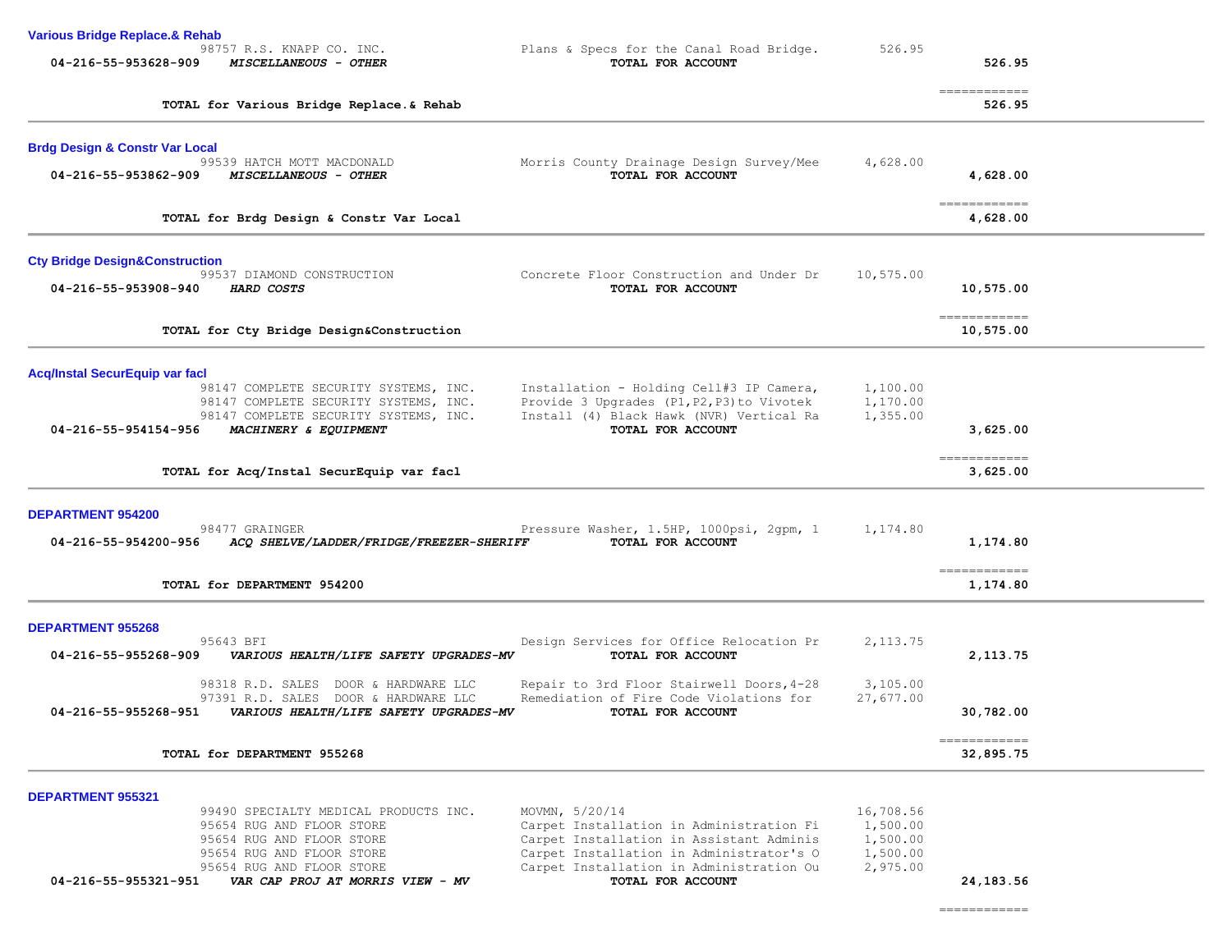**Various Bridge Replace.& Rehab**

| Account | Vendor / Description | Detail | Amount | Total |
|---|---|---|---|---|
| | 98757 R.S. KNAPP CO. INC. | Plans & Specs for the Canal Road Bridge. | 526.95 | |
| 04-216-55-953628-909 | *MISCELLANEOUS - OTHER* | **TOTAL FOR ACCOUNT** | | **526.95** |
| | **TOTAL for Various Bridge Replace.& Rehab** | | | **526.95** |

**Brdg Design & Constr Var Local**

| Account | Vendor / Description | Detail | Amount | Total |
|---|---|---|---|---|
| | 99539 HATCH MOTT MACDONALD | Morris County Drainage Design Survey/Mee | 4,628.00 | |
| 04-216-55-953862-909 | *MISCELLANEOUS - OTHER* | **TOTAL FOR ACCOUNT** | | **4,628.00** |
| | **TOTAL for Brdg Design & Constr Var Local** | | | **4,628.00** |

**Cty Bridge Design&Construction**

| Account | Vendor / Description | Detail | Amount | Total |
|---|---|---|---|---|
| | 99537 DIAMOND CONSTRUCTION | Concrete Floor Construction and Under Dr | 10,575.00 | |
| 04-216-55-953908-940 | *HARD COSTS* | **TOTAL FOR ACCOUNT** | | **10,575.00** |
| | **TOTAL for Cty Bridge Design&Construction** | | | **10,575.00** |

**Acq/Instal SecurEquip var facl**

| Account | Vendor / Description | Detail | Amount | Total |
|---|---|---|---|---|
| | 98147 COMPLETE SECURITY SYSTEMS, INC. | Installation - Holding Cell#3 IP Camera, | 1,100.00 | |
| | 98147 COMPLETE SECURITY SYSTEMS, INC. | Provide 3 Upgrades (P1,P2,P3)to Vivotek | 1,170.00 | |
| | 98147 COMPLETE SECURITY SYSTEMS, INC. | Install (4) Black Hawk (NVR) Vertical Ra | 1,355.00 | |
| 04-216-55-954154-956 | *MACHINERY & EQUIPMENT* | **TOTAL FOR ACCOUNT** | | **3,625.00** |
| | **TOTAL for Acq/Instal SecurEquip var facl** | | | **3,625.00** |

**DEPARTMENT 954200**

| Account | Vendor / Description | Detail | Amount | Total |
|---|---|---|---|---|
| | 98477 GRAINGER | Pressure Washer, 1.5HP, 1000psi, 2gpm, 1 | 1,174.80 | |
| 04-216-55-954200-956 | *ACQ SHELVE/LADDER/FRIDGE/FREEZER-SHERIFF* | **TOTAL FOR ACCOUNT** | | **1,174.80** |
| | **TOTAL for DEPARTMENT 954200** | | | **1,174.80** |

**DEPARTMENT 955268**

| Account | Vendor / Description | Detail | Amount | Total |
|---|---|---|---|---|
| | 95643 BFI | Design Services for Office Relocation Pr | 2,113.75 | |
| 04-216-55-955268-909 | *VARIOUS HEALTH/LIFE SAFETY UPGRADES-MV* | **TOTAL FOR ACCOUNT** | | **2,113.75** |
| | 98318 R.D. SALES DOOR & HARDWARE LLC | Repair to 3rd Floor Stairwell Doors,4-28 | 3,105.00 | |
| | 97391 R.D. SALES DOOR & HARDWARE LLC | Remediation of Fire Code Violations for | 27,677.00 | |
| 04-216-55-955268-951 | *VARIOUS HEALTH/LIFE SAFETY UPGRADES-MV* | **TOTAL FOR ACCOUNT** | | **30,782.00** |
| | **TOTAL for DEPARTMENT 955268** | | | **32,895.75** |

**DEPARTMENT 955321**

| Account | Vendor / Description | Detail | Amount | Total |
|---|---|---|---|---|
| | 99490 SPECIALTY MEDICAL PRODUCTS INC. | MOVMN, 5/20/14 | 16,708.56 | |
| | 95654 RUG AND FLOOR STORE | Carpet Installation in Administration Fi | 1,500.00 | |
| | 95654 RUG AND FLOOR STORE | Carpet Installation in Assistant Adminis | 1,500.00 | |
| | 95654 RUG AND FLOOR STORE | Carpet Installation in Administrator's O | 1,500.00 | |
| | 95654 RUG AND FLOOR STORE | Carpet Installation in Administration Ou | 2,975.00 | |
| 04-216-55-955321-951 | *VAR CAP PROJ AT MORRIS VIEW - MV* | **TOTAL FOR ACCOUNT** | | **24,183.56** |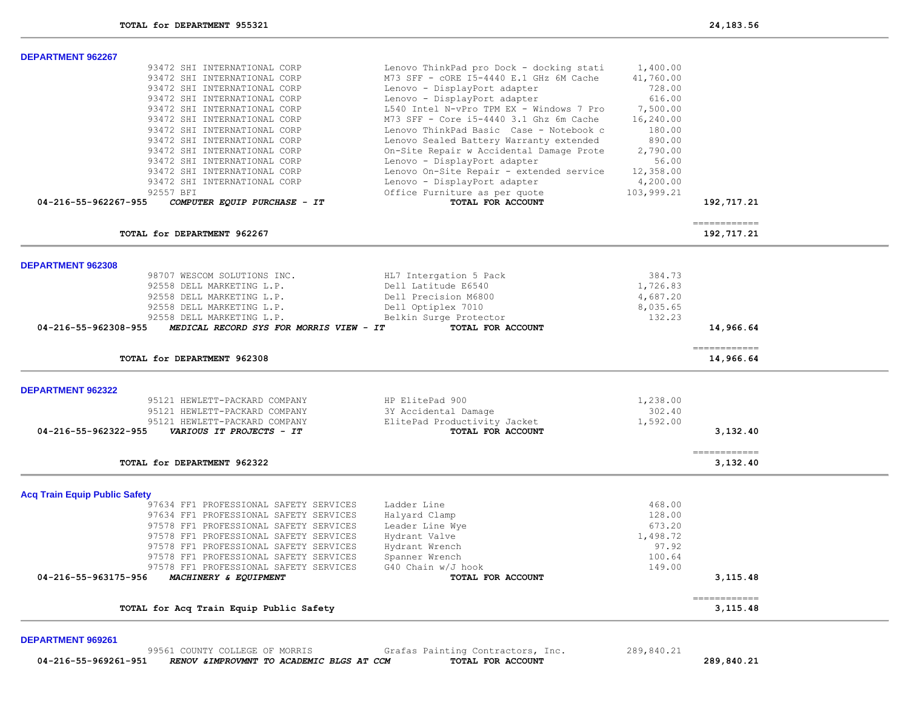**TOTAL for DEPARTMENT 955321** 24,183.56

## DEPARTMENT 962267

| Vendor | Description | Amount | Total |
|---|---|---|---|
| 93472 SHI INTERNATIONAL CORP | Lenovo ThinkPad pro Dock - docking stati | 1,400.00 | |
| 93472 SHI INTERNATIONAL CORP | M73 SFF - cORE I5-4440 E.1 GHz 6M Cache | 41,760.00 | |
| 93472 SHI INTERNATIONAL CORP | Lenovo - DisplayPort adapter | 728.00 | |
| 93472 SHI INTERNATIONAL CORP | Lenovo - DisplayPort adapter | 616.00 | |
| 93472 SHI INTERNATIONAL CORP | L540 Intel N-vPro TPM EX - Windows 7 Pro | 7,500.00 | |
| 93472 SHI INTERNATIONAL CORP | M73 SFF - Core i5-4440 3.1 Ghz 6m Cache | 16,240.00 | |
| 93472 SHI INTERNATIONAL CORP | Lenovo ThinkPad Basic Case - Notebook c | 180.00 | |
| 93472 SHI INTERNATIONAL CORP | Lenovo Sealed Battery Warranty extended | 890.00 | |
| 93472 SHI INTERNATIONAL CORP | On-Site Repair w Accidental Damage Prote | 2,790.00 | |
| 93472 SHI INTERNATIONAL CORP | Lenovo - DisplayPort adapter | 56.00 | |
| 93472 SHI INTERNATIONAL CORP | Lenovo On-Site Repair - extended service | 12,358.00 | |
| 93472 SHI INTERNATIONAL CORP | Lenovo - DisplayPort adapter | 4,200.00 | |
| 92557 BFI | Office Furniture as per quote | 103,999.21 | |
| **04-216-55-962267-955** ***COMPUTER EQUIP PURCHASE - IT*** | **TOTAL FOR ACCOUNT** | | **192,717.21** |

**TOTAL for DEPARTMENT 962267** 192,717.21

## DEPARTMENT 962308

| Vendor | Description | Amount | Total |
|---|---|---|---|
| 98707 WESCOM SOLUTIONS INC. | HL7 Intergation 5 Pack | 384.73 | |
| 92558 DELL MARKETING L.P. | Dell Latitude E6540 | 1,726.83 | |
| 92558 DELL MARKETING L.P. | Dell Precision M6800 | 4,687.20 | |
| 92558 DELL MARKETING L.P. | Dell Optiplex 7010 | 8,035.65 | |
| 92558 DELL MARKETING L.P. | Belkin Surge Protector | 132.23 | |
| **04-216-55-962308-955** ***MEDICAL RECORD SYS FOR MORRIS VIEW - IT*** | **TOTAL FOR ACCOUNT** | | **14,966.64** |

**TOTAL for DEPARTMENT 962308** 14,966.64

## DEPARTMENT 962322

| Vendor | Description | Amount | Total |
|---|---|---|---|
| 95121 HEWLETT-PACKARD COMPANY | HP ElitePad 900 | 1,238.00 | |
| 95121 HEWLETT-PACKARD COMPANY | 3Y Accidental Damage | 302.40 | |
| 95121 HEWLETT-PACKARD COMPANY | ElitePad Productivity Jacket | 1,592.00 | |
| **04-216-55-962322-955** ***VARIOUS IT PROJECTS - IT*** | **TOTAL FOR ACCOUNT** | | **3,132.40** |

**TOTAL for DEPARTMENT 962322** 3,132.40

## Acq Train Equip Public Safety

| Vendor | Description | Amount | Total |
|---|---|---|---|
| 97634 FF1 PROFESSIONAL SAFETY SERVICES | Ladder Line | 468.00 | |
| 97634 FF1 PROFESSIONAL SAFETY SERVICES | Halyard Clamp | 128.00 | |
| 97578 FF1 PROFESSIONAL SAFETY SERVICES | Leader Line Wye | 673.20 | |
| 97578 FF1 PROFESSIONAL SAFETY SERVICES | Hydrant Valve | 1,498.72 | |
| 97578 FF1 PROFESSIONAL SAFETY SERVICES | Hydrant Wrench | 97.92 | |
| 97578 FF1 PROFESSIONAL SAFETY SERVICES | Spanner Wrench | 100.64 | |
| 97578 FF1 PROFESSIONAL SAFETY SERVICES | G40 Chain w/J hook | 149.00 | |
| **04-216-55-963175-956** ***MACHINERY & EQUIPMENT*** | **TOTAL FOR ACCOUNT** | | **3,115.48** |

**TOTAL for Acq Train Equip Public Safety** 3,115.48

## DEPARTMENT 969261

| Vendor | Description | Amount | Total |
|---|---|---|---|
| 99561 COUNTY COLLEGE OF MORRIS | Grafas Painting Contractors, Inc. | 289,840.21 | |
| **04-216-55-969261-951** ***RENOV &IMPROVMNT TO ACADEMIC BLGS AT CCM*** | **TOTAL FOR ACCOUNT** | | **289,840.21** |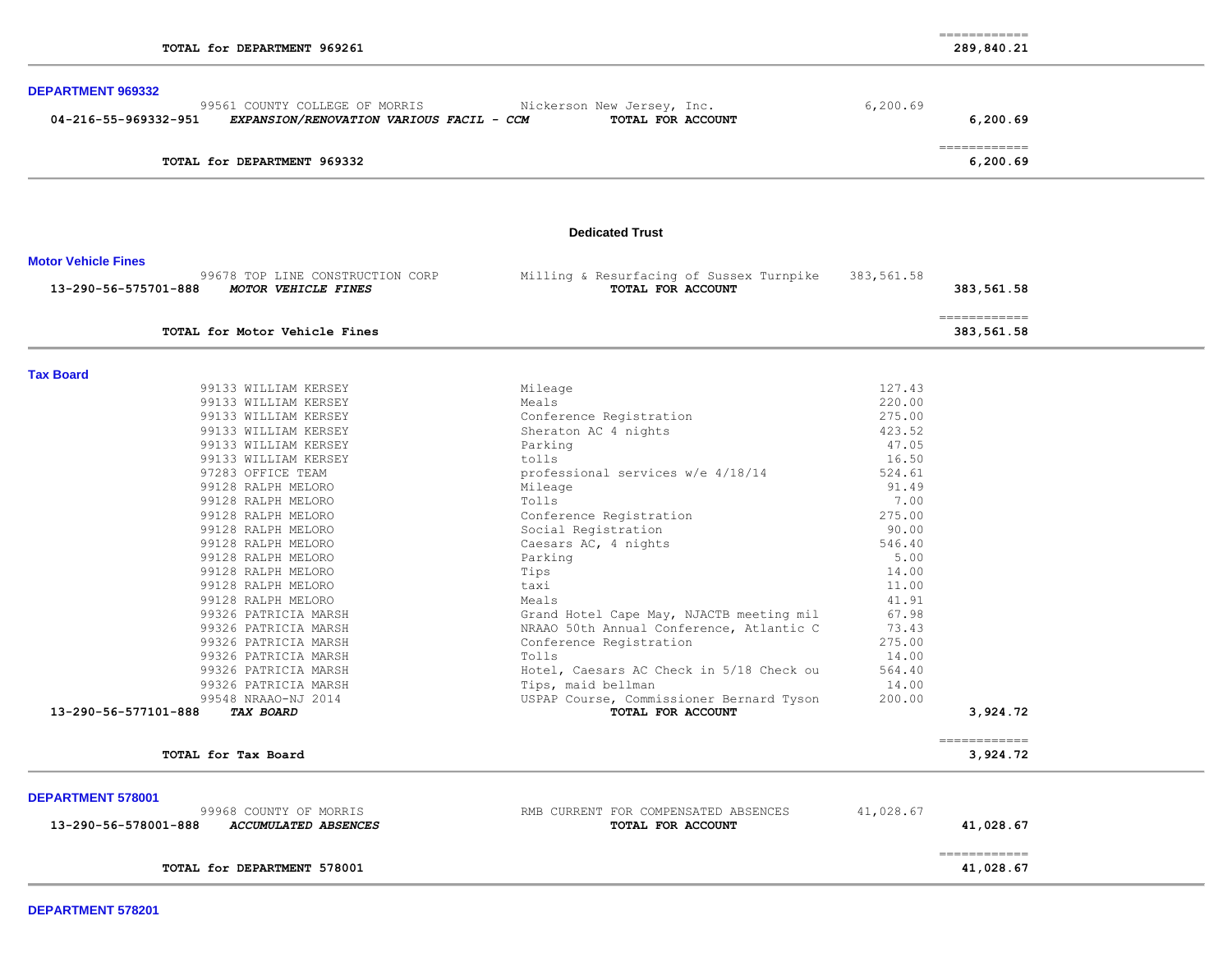| | | | | |
|---|---|---|---|---|
| | **TOTAL for DEPARTMENT 969261** | | | ============ **289,840.21** |

**DEPARTMENT 969332**

| Account | Vendor / Description | Detail | Amount | Total |
|---|---|---|---|---|
| | 99561 COUNTY COLLEGE OF MORRIS | Nickerson New Jersey, Inc. | 6,200.69 | |
| 04-216-55-969332-951 | ***EXPANSION/RENOVATION VARIOUS FACIL - CCM*** | **TOTAL FOR ACCOUNT** | | **6,200.69** |
| | **TOTAL for DEPARTMENT 969332** | | | ============ **6,200.69** |

**Dedicated Trust**

**Motor Vehicle Fines**

| Account | Vendor / Description | Detail | Amount | Total |
|---|---|---|---|---|
| | 99678 TOP LINE CONSTRUCTION CORP | Milling & Resurfacing of Sussex Turnpike | 383,561.58 | |
| 13-290-56-575701-888 | ***MOTOR VEHICLE FINES*** | **TOTAL FOR ACCOUNT** | | **383,561.58** |
| | **TOTAL for Motor Vehicle Fines** | | | ============ **383,561.58** |

**Tax Board**

| Account | Vendor / Description | Detail | Amount | Total |
|---|---|---|---|---|
| | 99133 WILLIAM KERSEY | Mileage | 127.43 | |
| | 99133 WILLIAM KERSEY | Meals | 220.00 | |
| | 99133 WILLIAM KERSEY | Conference Registration | 275.00 | |
| | 99133 WILLIAM KERSEY | Sheraton AC 4 nights | 423.52 | |
| | 99133 WILLIAM KERSEY | Parking | 47.05 | |
| | 99133 WILLIAM KERSEY | tolls | 16.50 | |
| | 97283 OFFICE TEAM | professional services w/e 4/18/14 | 524.61 | |
| | 99128 RALPH MELORO | Mileage | 91.49 | |
| | 99128 RALPH MELORO | Tolls | 7.00 | |
| | 99128 RALPH MELORO | Conference Registration | 275.00 | |
| | 99128 RALPH MELORO | Social Registration | 90.00 | |
| | 99128 RALPH MELORO | Caesars AC, 4 nights | 546.40 | |
| | 99128 RALPH MELORO | Parking | 5.00 | |
| | 99128 RALPH MELORO | Tips | 14.00 | |
| | 99128 RALPH MELORO | taxi | 11.00 | |
| | 99128 RALPH MELORO | Meals | 41.91 | |
| | 99326 PATRICIA MARSH | Grand Hotel Cape May, NJACTB meeting mil | 67.98 | |
| | 99326 PATRICIA MARSH | NRAAO 50th Annual Conference, Atlantic C | 73.43 | |
| | 99326 PATRICIA MARSH | Conference Registration | 275.00 | |
| | 99326 PATRICIA MARSH | Tolls | 14.00 | |
| | 99326 PATRICIA MARSH | Hotel, Caesars AC Check in 5/18 Check ou | 564.40 | |
| | 99326 PATRICIA MARSH | Tips, maid bellman | 14.00 | |
| | 99548 NRAAO-NJ 2014 | USPAP Course, Commissioner Bernard Tyson | 200.00 | |
| 13-290-56-577101-888 | ***TAX BOARD*** | **TOTAL FOR ACCOUNT** | | **3,924.72** |
| | **TOTAL for Tax Board** | | | ============ **3,924.72** |

**DEPARTMENT 578001**

| Account | Vendor / Description | Detail | Amount | Total |
|---|---|---|---|---|
| | 99968 COUNTY OF MORRIS | RMB CURRENT FOR COMPENSATED ABSENCES | 41,028.67 | |
| 13-290-56-578001-888 | ***ACCUMULATED ABSENCES*** | **TOTAL FOR ACCOUNT** | | **41,028.67** |
| | **TOTAL for DEPARTMENT 578001** | | | ============ **41,028.67** |

**DEPARTMENT 578201**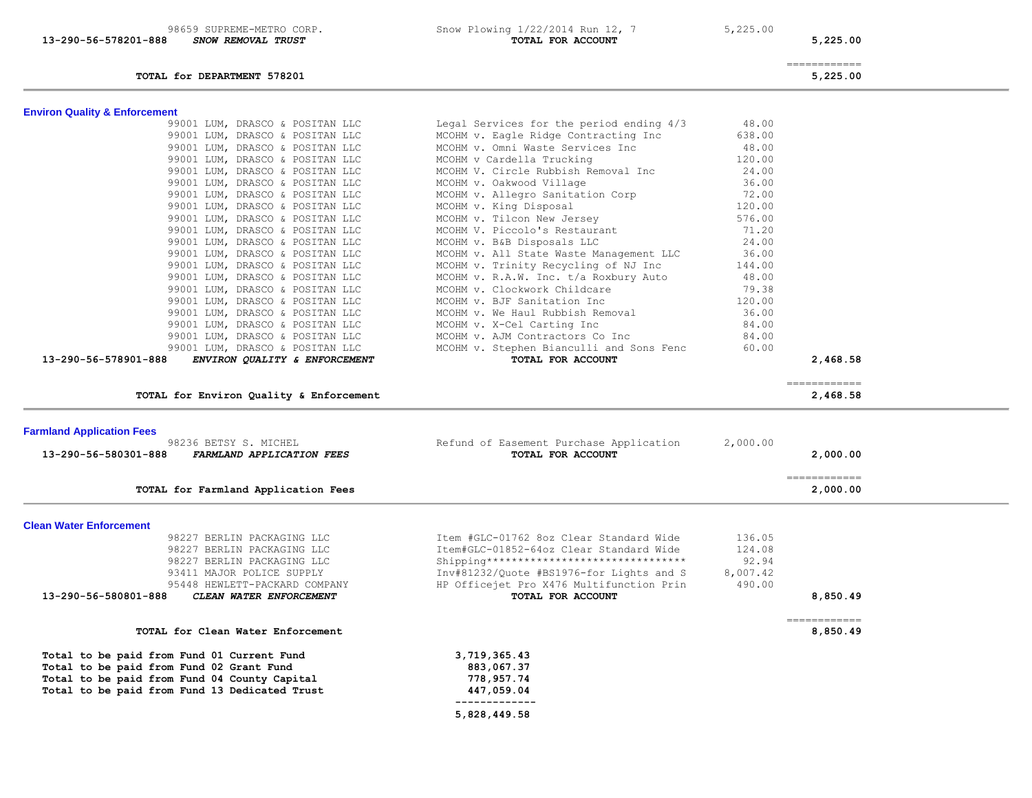| | | | | |
|---|---|---|---|---|
| | 98659 SUPREME-METRO CORP. | Snow Plowing 1/22/2014 Run 12, 7 | 5,225.00 | |
| 13-290-56-578201-888 | ***SNOW REMOVAL TRUST*** | **TOTAL FOR ACCOUNT** | | **5,225.00** |
| | | | | ============ |
| | **TOTAL for DEPARTMENT 578201** | | | **5,225.00** |

## Environ Quality & Enforcement

| | | | | |
|---|---|---|---|---|
| | 99001 LUM, DRASCO & POSITAN LLC | Legal Services for the period ending 4/3 | 48.00 | |
| | 99001 LUM, DRASCO & POSITAN LLC | MCOHM v. Eagle Ridge Contracting Inc | 638.00 | |
| | 99001 LUM, DRASCO & POSITAN LLC | MCOHM v. Omni Waste Services Inc | 48.00 | |
| | 99001 LUM, DRASCO & POSITAN LLC | MCOHM v Cardella Trucking | 120.00 | |
| | 99001 LUM, DRASCO & POSITAN LLC | MCOHM V. Circle Rubbish Removal Inc | 24.00 | |
| | 99001 LUM, DRASCO & POSITAN LLC | MCOHM v. Oakwood Village | 36.00 | |
| | 99001 LUM, DRASCO & POSITAN LLC | MCOHM v. Allegro Sanitation Corp | 72.00 | |
| | 99001 LUM, DRASCO & POSITAN LLC | MCOHM v. King Disposal | 120.00 | |
| | 99001 LUM, DRASCO & POSITAN LLC | MCOHM v. Tilcon New Jersey | 576.00 | |
| | 99001 LUM, DRASCO & POSITAN LLC | MCOHM V. Piccolo's Restaurant | 71.20 | |
| | 99001 LUM, DRASCO & POSITAN LLC | MCOHM v. B&B Disposals LLC | 24.00 | |
| | 99001 LUM, DRASCO & POSITAN LLC | MCOHM v. All State Waste Management LLC | 36.00 | |
| | 99001 LUM, DRASCO & POSITAN LLC | MCOHM v. Trinity Recycling of NJ Inc | 144.00 | |
| | 99001 LUM, DRASCO & POSITAN LLC | MCOHM v. R.A.W. Inc. t/a Roxbury Auto | 48.00 | |
| | 99001 LUM, DRASCO & POSITAN LLC | MCOHM v. Clockwork Childcare | 79.38 | |
| | 99001 LUM, DRASCO & POSITAN LLC | MCOHM v. BJF Sanitation Inc | 120.00 | |
| | 99001 LUM, DRASCO & POSITAN LLC | MCOHM v. We Haul Rubbish Removal | 36.00 | |
| | 99001 LUM, DRASCO & POSITAN LLC | MCOHM v. X-Cel Carting Inc | 84.00 | |
| | 99001 LUM, DRASCO & POSITAN LLC | MCOHM v. AJM Contractors Co Inc | 84.00 | |
| | 99001 LUM, DRASCO & POSITAN LLC | MCOHM v. Stephen Bianculli and Sons Fenc | 60.00 | |
| 13-290-56-578901-888 | ***ENVIRON QUALITY & ENFORCEMENT*** | **TOTAL FOR ACCOUNT** | | **2,468.58** |
| | | | | ============ |
| | **TOTAL for Environ Quality & Enforcement** | | | **2,468.58** |

## Farmland Application Fees

| | | | | |
|---|---|---|---|---|
| | 98236 BETSY S. MICHEL | Refund of Easement Purchase Application | 2,000.00 | |
| 13-290-56-580301-888 | ***FARMLAND APPLICATION FEES*** | **TOTAL FOR ACCOUNT** | | **2,000.00** |
| | | | | ============ |
| | **TOTAL for Farmland Application Fees** | | | **2,000.00** |

## Clean Water Enforcement

| | | | | |
|---|---|---|---|---|
| | 98227 BERLIN PACKAGING LLC | Item #GLC-01762 8oz Clear Standard Wide | 136.05 | |
| | 98227 BERLIN PACKAGING LLC | Item#GLC-01852-64oz Clear Standard Wide | 124.08 | |
| | 98227 BERLIN PACKAGING LLC | Shipping********************************** | 92.94 | |
| | 93411 MAJOR POLICE SUPPLY | Inv#81232/Quote #BS1976-for Lights and S | 8,007.42 | |
| | 95448 HEWLETT-PACKARD COMPANY | HP Officejet Pro X476 Multifunction Prin | 490.00 | |
| 13-290-56-580801-888 | ***CLEAN WATER ENFORCEMENT*** | **TOTAL FOR ACCOUNT** | | **8,850.49** |
| | | | | ============ |
| | **TOTAL for Clean Water Enforcement** | | | **8,850.49** |

| | |
|---|---|
| **Total to be paid from Fund 01 Current Fund** | **3,719,365.43** |
| **Total to be paid from Fund 02 Grant Fund** | **883,067.37** |
| **Total to be paid from Fund 04 County Capital** | **778,957.74** |
| **Total to be paid from Fund 13 Dedicated Trust** | **447,059.04** |
| | ------------- |
| | **5,828,449.58** |